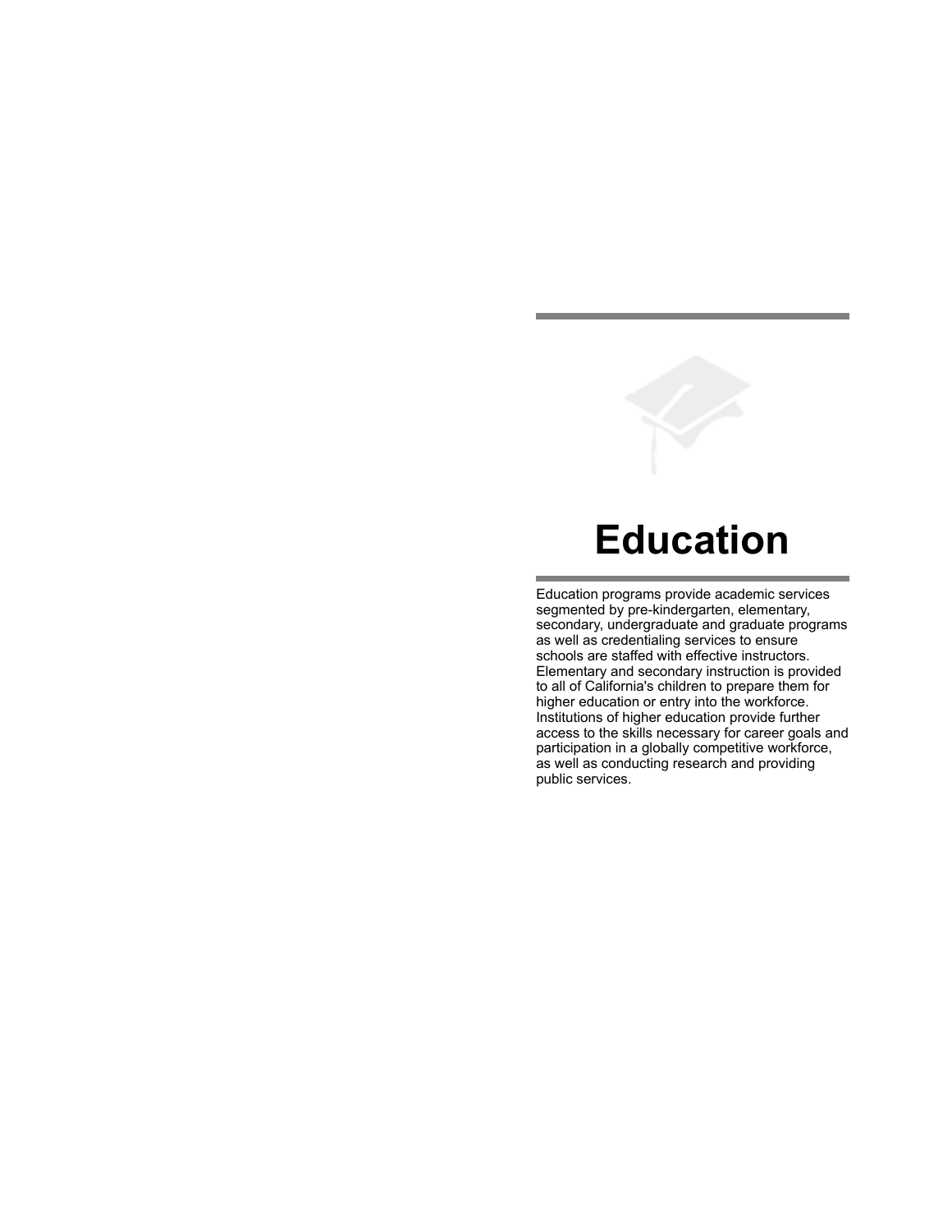# Education

Education programs provide academic services segmented by pre-kindergarten, elementary, secondary, undergraduate and graduate programs as well as credentialing services to ensure schools are staffed with effective instructors. Elementary and secondary instruction is provided to all of California's children to prepare them for higher education or entry into the workforce. Institutions of higher education provide further access to the skills necessary for career goals and participation in a globally competitive workforce, as well as conducting research and providing public services.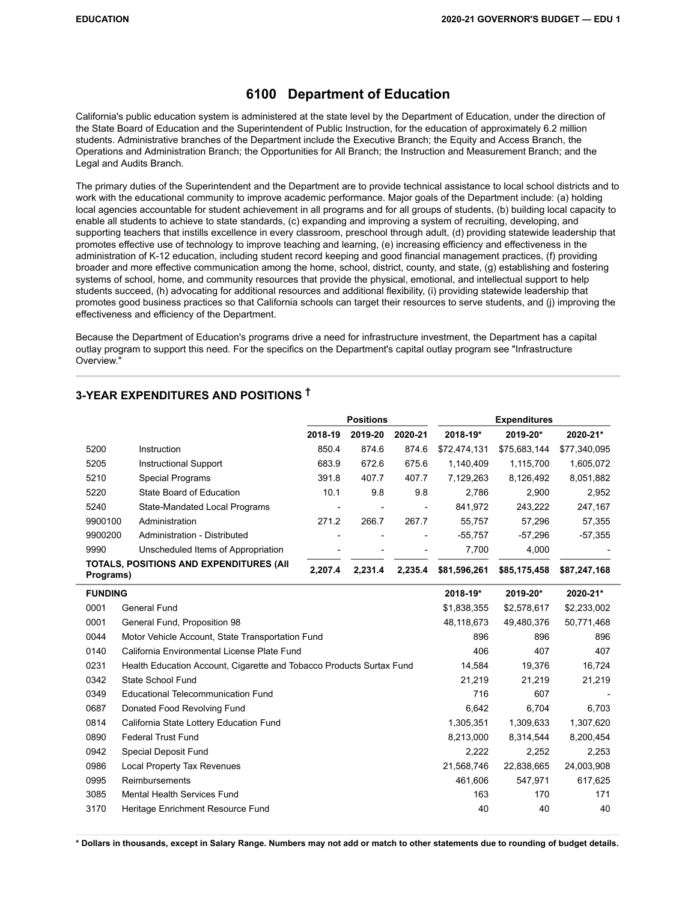# 6100 Department of Education

California's public education system is administered at the state level by the Department of Education, under the direction of the State Board of Education and the Superintendent of Public Instruction, for the education of approximately 6.2 million students. Administrative branches of the Department include the Executive Branch; the Equity and Access Branch, the Operations and Administration Branch; the Opportunities for All Branch; the Instruction and Measurement Branch; and the Legal and Audits Branch.

The primary duties of the Superintendent and the Department are to provide technical assistance to local school districts and to work with the educational community to improve academic performance. Major goals of the Department include: (a) holding local agencies accountable for student achievement in all programs and for all groups of students, (b) building local capacity to enable all students to achieve to state standards, (c) expanding and improving a system of recruiting, developing, and supporting teachers that instills excellence in every classroom, preschool through adult, (d) providing statewide leadership that promotes effective use of technology to improve teaching and learning, (e) increasing efficiency and effectiveness in the administration of K-12 education, including student record keeping and good financial management practices, (f) providing broader and more effective communication among the home, school, district, county, and state, (g) establishing and fostering systems of school, home, and community resources that provide the physical, emotional, and intellectual support to help students succeed, (h) advocating for additional resources and additional flexibility, (i) providing statewide leadership that promotes good business practices so that California schools can target their resources to serve students, and (j) improving the effectiveness and efficiency of the Department.

Because the Department of Education's programs drive a need for infrastructure investment, the Department has a capital outlay program to support this need. For the specifics on the Department's capital outlay program see "Infrastructure Overview."

## 3-YEAR EXPENDITURES AND POSITIONS †

| | | Positions | | | Expenditures | | |
|---|---|---|---|---|---|---|---|
| | | 2018-19 | 2019-20 | 2020-21 | 2018-19* | 2019-20* | 2020-21* |
| 5200 | Instruction | 850.4 | 874.6 | 874.6 | $72,474,131 | $75,683,144 | $77,340,095 |
| 5205 | Instructional Support | 683.9 | 672.6 | 675.6 | 1,140,409 | 1,115,700 | 1,605,072 |
| 5210 | Special Programs | 391.8 | 407.7 | 407.7 | 7,129,263 | 8,126,492 | 8,051,882 |
| 5220 | State Board of Education | 10.1 | 9.8 | 9.8 | 2,786 | 2,900 | 2,952 |
| 5240 | State-Mandated Local Programs | - | - | - | 841,972 | 243,222 | 247,167 |
| 9900100 | Administration | 271.2 | 266.7 | 267.7 | 55,757 | 57,296 | 57,355 |
| 9900200 | Administration - Distributed | - | - | - | -55,757 | -57,296 | -57,355 |
| 9990 | Unscheduled Items of Appropriation | - | - | - | 7,700 | 4,000 | - |
| **TOTALS, POSITIONS AND EXPENDITURES (All Programs)** | | **2,207.4** | **2,231.4** | **2,235.4** | **$81,596,261** | **$85,175,458** | **$87,247,168** |

| FUNDING | | 2018-19* | 2019-20* | 2020-21* |
|---|---|---|---|---|
| 0001 | General Fund | $1,838,355 | $2,578,617 | $2,233,002 |
| 0001 | General Fund, Proposition 98 | 48,118,673 | 49,480,376 | 50,771,468 |
| 0044 | Motor Vehicle Account, State Transportation Fund | 896 | 896 | 896 |
| 0140 | California Environmental License Plate Fund | 406 | 407 | 407 |
| 0231 | Health Education Account, Cigarette and Tobacco Products Surtax Fund | 14,584 | 19,376 | 16,724 |
| 0342 | State School Fund | 21,219 | 21,219 | 21,219 |
| 0349 | Educational Telecommunication Fund | 716 | 607 | - |
| 0687 | Donated Food Revolving Fund | 6,642 | 6,704 | 6,703 |
| 0814 | California State Lottery Education Fund | 1,305,351 | 1,309,633 | 1,307,620 |
| 0890 | Federal Trust Fund | 8,213,000 | 8,314,544 | 8,200,454 |
| 0942 | Special Deposit Fund | 2,222 | 2,252 | 2,253 |
| 0986 | Local Property Tax Revenues | 21,568,746 | 22,838,665 | 24,003,908 |
| 0995 | Reimbursements | 461,606 | 547,971 | 617,625 |
| 3085 | Mental Health Services Fund | 163 | 170 | 171 |
| 3170 | Heritage Enrichment Resource Fund | 40 | 40 | 40 |

**\* Dollars in thousands, except in Salary Range. Numbers may not add or match to other statements due to rounding of budget details.**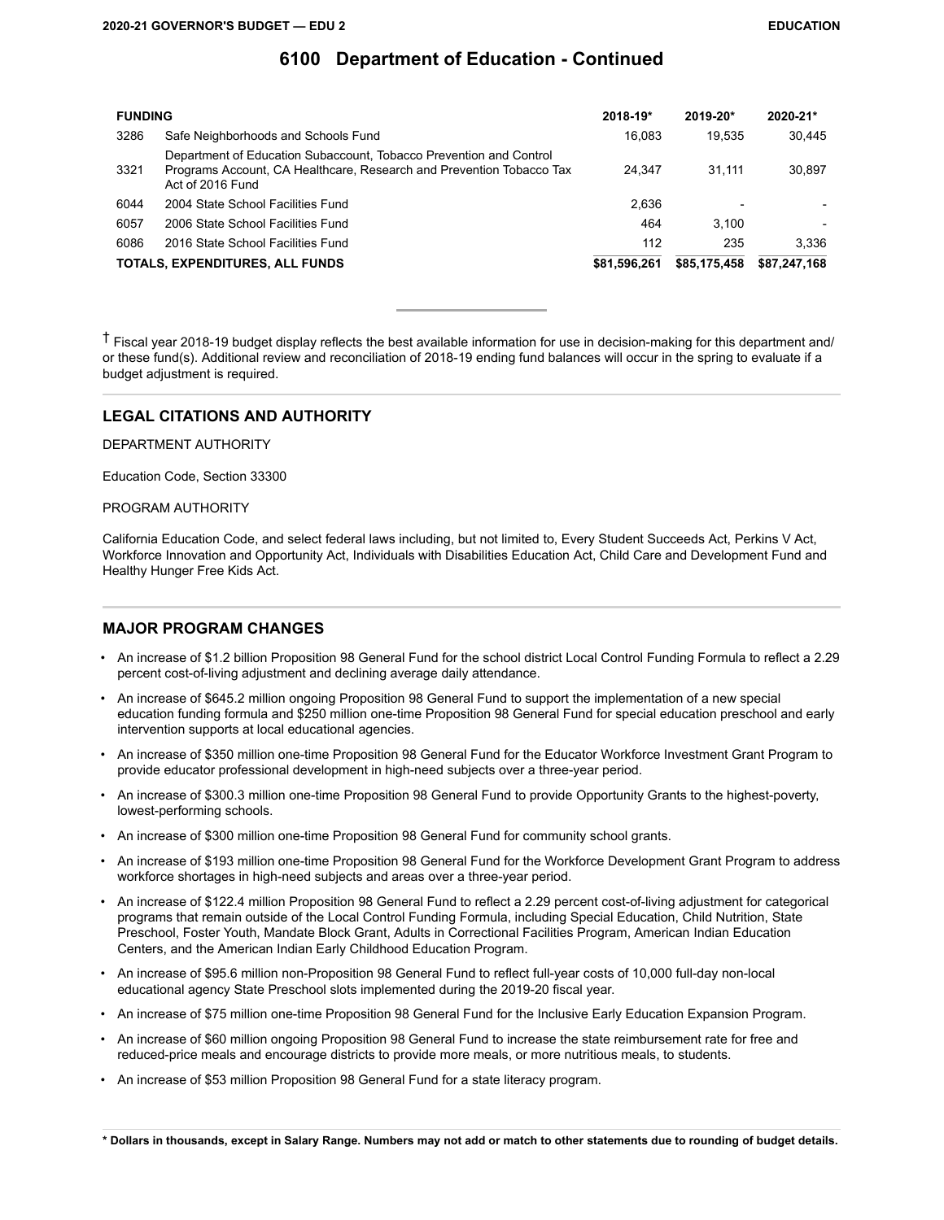# 6100 Department of Education - Continued

| FUNDING | | 2018-19* | 2019-20* | 2020-21* |
|---|---|---|---|---|
| 3286 | Safe Neighborhoods and Schools Fund | 16,083 | 19,535 | 30,445 |
| 3321 | Department of Education Subaccount, Tobacco Prevention and Control Programs Account, CA Healthcare, Research and Prevention Tobacco Tax Act of 2016 Fund | 24,347 | 31,111 | 30,897 |
| 6044 | 2004 State School Facilities Fund | 2,636 | - | - |
| 6057 | 2006 State School Facilities Fund | 464 | 3,100 | - |
| 6086 | 2016 State School Facilities Fund | 112 | 235 | 3,336 |
| **TOTALS, EXPENDITURES, ALL FUNDS** | | **$81,596,261** | **$85,175,458** | **$87,247,168** |

† Fiscal year 2018-19 budget display reflects the best available information for use in decision-making for this department and/ or these fund(s). Additional review and reconciliation of 2018-19 ending fund balances will occur in the spring to evaluate if a budget adjustment is required.

## LEGAL CITATIONS AND AUTHORITY

DEPARTMENT AUTHORITY

Education Code, Section 33300

PROGRAM AUTHORITY

California Education Code, and select federal laws including, but not limited to, Every Student Succeeds Act, Perkins V Act, Workforce Innovation and Opportunity Act, Individuals with Disabilities Education Act, Child Care and Development Fund and Healthy Hunger Free Kids Act.

## MAJOR PROGRAM CHANGES

- An increase of $1.2 billion Proposition 98 General Fund for the school district Local Control Funding Formula to reflect a 2.29 percent cost-of-living adjustment and declining average daily attendance.
- An increase of $645.2 million ongoing Proposition 98 General Fund to support the implementation of a new special education funding formula and $250 million one-time Proposition 98 General Fund for special education preschool and early intervention supports at local educational agencies.
- An increase of $350 million one-time Proposition 98 General Fund for the Educator Workforce Investment Grant Program to provide educator professional development in high-need subjects over a three-year period.
- An increase of $300.3 million one-time Proposition 98 General Fund to provide Opportunity Grants to the highest-poverty, lowest-performing schools.
- An increase of $300 million one-time Proposition 98 General Fund for community school grants.
- An increase of $193 million one-time Proposition 98 General Fund for the Workforce Development Grant Program to address workforce shortages in high-need subjects and areas over a three-year period.
- An increase of $122.4 million Proposition 98 General Fund to reflect a 2.29 percent cost-of-living adjustment for categorical programs that remain outside of the Local Control Funding Formula, including Special Education, Child Nutrition, State Preschool, Foster Youth, Mandate Block Grant, Adults in Correctional Facilities Program, American Indian Education Centers, and the American Indian Early Childhood Education Program.
- An increase of $95.6 million non-Proposition 98 General Fund to reflect full-year costs of 10,000 full-day non-local educational agency State Preschool slots implemented during the 2019-20 fiscal year.
- An increase of $75 million one-time Proposition 98 General Fund for the Inclusive Early Education Expansion Program.
- An increase of $60 million ongoing Proposition 98 General Fund to increase the state reimbursement rate for free and reduced-price meals and encourage districts to provide more meals, or more nutritious meals, to students.
- An increase of $53 million Proposition 98 General Fund for a state literacy program.

**\* Dollars in thousands, except in Salary Range. Numbers may not add or match to other statements due to rounding of budget details.**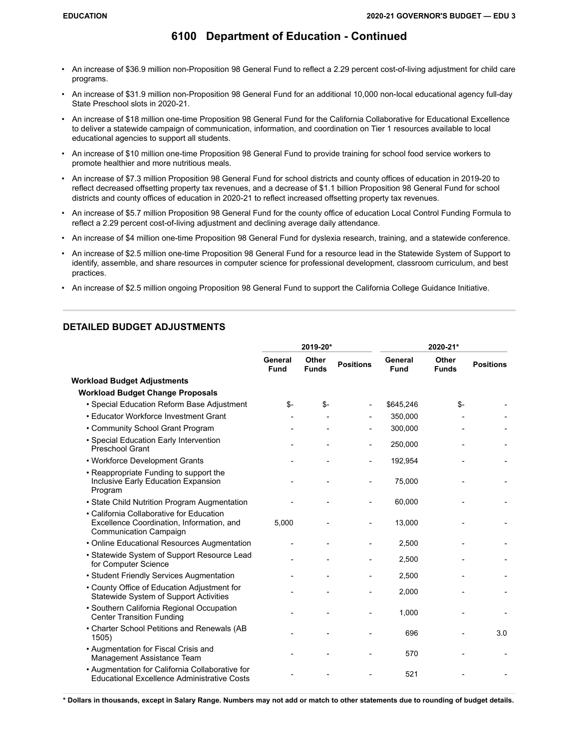# 6100 Department of Education - Continued

- An increase of $36.9 million non-Proposition 98 General Fund to reflect a 2.29 percent cost-of-living adjustment for child care programs.
- An increase of $31.9 million non-Proposition 98 General Fund for an additional 10,000 non-local educational agency full-day State Preschool slots in 2020-21.
- An increase of $18 million one-time Proposition 98 General Fund for the California Collaborative for Educational Excellence to deliver a statewide campaign of communication, information, and coordination on Tier 1 resources available to local educational agencies to support all students.
- An increase of $10 million one-time Proposition 98 General Fund to provide training for school food service workers to promote healthier and more nutritious meals.
- An increase of $7.3 million Proposition 98 General Fund for school districts and county offices of education in 2019-20 to reflect decreased offsetting property tax revenues, and a decrease of $1.1 billion Proposition 98 General Fund for school districts and county offices of education in 2020-21 to reflect increased offsetting property tax revenues.
- An increase of $5.7 million Proposition 98 General Fund for the county office of education Local Control Funding Formula to reflect a 2.29 percent cost-of-living adjustment and declining average daily attendance.
- An increase of $4 million one-time Proposition 98 General Fund for dyslexia research, training, and a statewide conference.
- An increase of $2.5 million one-time Proposition 98 General Fund for a resource lead in the Statewide System of Support to identify, assemble, and share resources in computer science for professional development, classroom curriculum, and best practices.
- An increase of $2.5 million ongoing Proposition 98 General Fund to support the California College Guidance Initiative.

## DETAILED BUDGET ADJUSTMENTS

| | 2019-20* | | | 2020-21* | | |
|---|---|---|---|---|---|---|
| | General Fund | Other Funds | Positions | General Fund | Other Funds | Positions |
| **Workload Budget Adjustments** | | | | | | |
| **Workload Budget Change Proposals** | | | | | | |
| • Special Education Reform Base Adjustment | $- | $- | - | $645,246 | $- | - |
| • Educator Workforce Investment Grant | - | - | - | 350,000 | - | - |
| • Community School Grant Program | - | - | - | 300,000 | - | - |
| • Special Education Early Intervention Preschool Grant | - | - | - | 250,000 | - | - |
| • Workforce Development Grants | - | - | - | 192,954 | - | - |
| • Reappropriate Funding to support the Inclusive Early Education Expansion Program | - | - | - | 75,000 | - | - |
| • State Child Nutrition Program Augmentation | - | - | - | 60,000 | - | - |
| • California Collaborative for Education Excellence Coordination, Information, and Communication Campaign | 5,000 | - | - | 13,000 | - | - |
| • Online Educational Resources Augmentation | - | - | - | 2,500 | - | - |
| • Statewide System of Support Resource Lead for Computer Science | - | - | - | 2,500 | - | - |
| • Student Friendly Services Augmentation | - | - | - | 2,500 | - | - |
| • County Office of Education Adjustment for Statewide System of Support Activities | - | - | - | 2,000 | - | - |
| • Southern California Regional Occupation Center Transition Funding | - | - | - | 1,000 | - | - |
| • Charter School Petitions and Renewals (AB 1505) | - | - | - | 696 | - | 3.0 |
| • Augmentation for Fiscal Crisis and Management Assistance Team | - | - | - | 570 | - | - |
| • Augmentation for California Collaborative for Educational Excellence Administrative Costs | - | - | - | 521 | - | - |

**\* Dollars in thousands, except in Salary Range. Numbers may not add or match to other statements due to rounding of budget details.**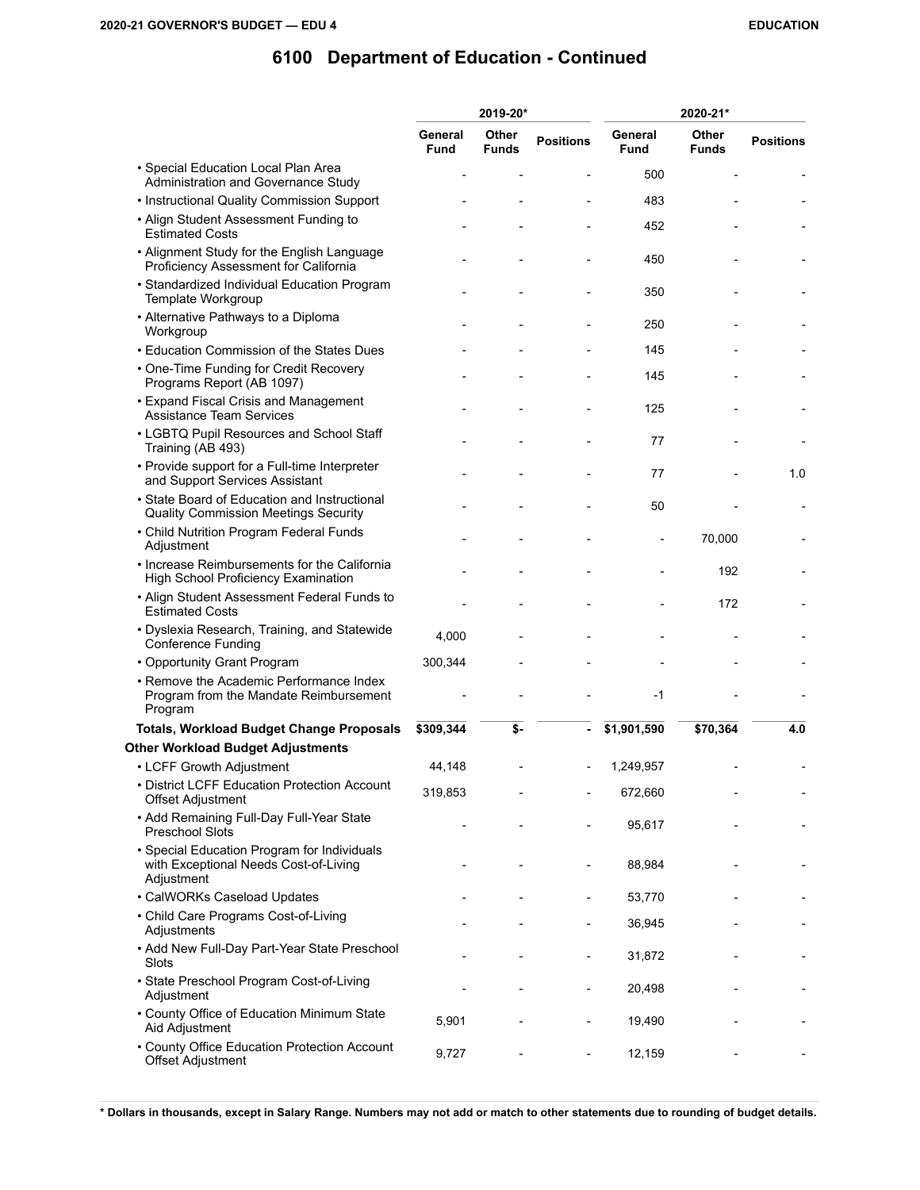# 6100 Department of Education - Continued

| | 2019-20* | | | 2020-21* | | |
|---|---|---|---|---|---|---|
| | General Fund | Other Funds | Positions | General Fund | Other Funds | Positions |
| • Special Education Local Plan Area Administration and Governance Study | - | - | - | 500 | - | - |
| • Instructional Quality Commission Support | - | - | - | 483 | - | - |
| • Align Student Assessment Funding to Estimated Costs | - | - | - | 452 | - | - |
| • Alignment Study for the English Language Proficiency Assessment for California | - | - | - | 450 | - | - |
| • Standardized Individual Education Program Template Workgroup | - | - | - | 350 | - | - |
| • Alternative Pathways to a Diploma Workgroup | - | - | - | 250 | - | - |
| • Education Commission of the States Dues | - | - | - | 145 | - | - |
| • One-Time Funding for Credit Recovery Programs Report (AB 1097) | - | - | - | 145 | - | - |
| • Expand Fiscal Crisis and Management Assistance Team Services | - | - | - | 125 | - | - |
| • LGBTQ Pupil Resources and School Staff Training (AB 493) | - | - | - | 77 | - | - |
| • Provide support for a Full-time Interpreter and Support Services Assistant | - | - | - | 77 | - | 1.0 |
| • State Board of Education and Instructional Quality Commission Meetings Security | - | - | - | 50 | - | - |
| • Child Nutrition Program Federal Funds Adjustment | - | - | - | - | 70,000 | - |
| • Increase Reimbursements for the California High School Proficiency Examination | - | - | - | - | 192 | - |
| • Align Student Assessment Federal Funds to Estimated Costs | - | - | - | - | 172 | - |
| • Dyslexia Research, Training, and Statewide Conference Funding | 4,000 | - | - | - | - | - |
| • Opportunity Grant Program | 300,344 | - | - | - | - | - |
| • Remove the Academic Performance Index Program from the Mandate Reimbursement Program | - | - | - | -1 | - | - |
| **Totals, Workload Budget Change Proposals** | **$309,344** | **$-** | **-** | **$1,901,590** | **$70,364** | **4.0** |
| **Other Workload Budget Adjustments** | | | | | | |
| • LCFF Growth Adjustment | 44,148 | - | - | 1,249,957 | - | - |
| • District LCFF Education Protection Account Offset Adjustment | 319,853 | - | - | 672,660 | - | - |
| • Add Remaining Full-Day Full-Year State Preschool Slots | - | - | - | 95,617 | - | - |
| • Special Education Program for Individuals with Exceptional Needs Cost-of-Living Adjustment | - | - | - | 88,984 | - | - |
| • CalWORKs Caseload Updates | - | - | - | 53,770 | - | - |
| • Child Care Programs Cost-of-Living Adjustments | - | - | - | 36,945 | - | - |
| • Add New Full-Day Part-Year State Preschool Slots | - | - | - | 31,872 | - | - |
| • State Preschool Program Cost-of-Living Adjustment | - | - | - | 20,498 | - | - |
| • County Office of Education Minimum State Aid Adjustment | 5,901 | - | - | 19,490 | - | - |
| • County Office Education Protection Account Offset Adjustment | 9,727 | - | - | 12,159 | - | - |

**\* Dollars in thousands, except in Salary Range. Numbers may not add or match to other statements due to rounding of budget details.**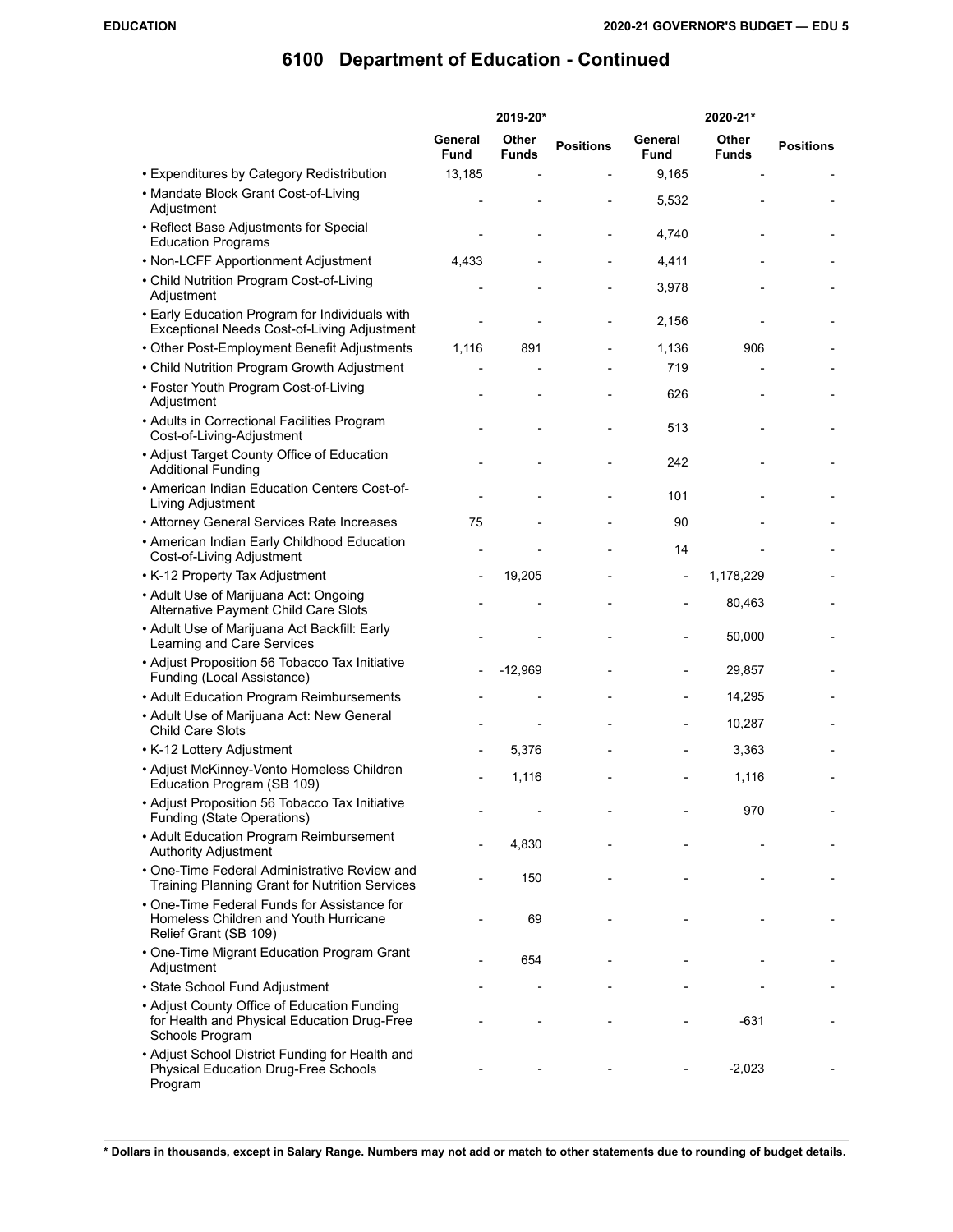# 6100 Department of Education - Continued

| | 2019-20* | | | 2020-21* | | |
|---|---|---|---|---|---|---|
| | General Fund | Other Funds | Positions | General Fund | Other Funds | Positions |
| • Expenditures by Category Redistribution | 13,185 | - | - | 9,165 | - | - |
| • Mandate Block Grant Cost-of-Living Adjustment | - | - | - | 5,532 | - | - |
| • Reflect Base Adjustments for Special Education Programs | - | - | - | 4,740 | - | - |
| • Non-LCFF Apportionment Adjustment | 4,433 | - | - | 4,411 | - | - |
| • Child Nutrition Program Cost-of-Living Adjustment | - | - | - | 3,978 | - | - |
| • Early Education Program for Individuals with Exceptional Needs Cost-of-Living Adjustment | - | - | - | 2,156 | - | - |
| • Other Post-Employment Benefit Adjustments | 1,116 | 891 | - | 1,136 | 906 | - |
| • Child Nutrition Program Growth Adjustment | - | - | - | 719 | - | - |
| • Foster Youth Program Cost-of-Living Adjustment | - | - | - | 626 | - | - |
| • Adults in Correctional Facilities Program Cost-of-Living-Adjustment | - | - | - | 513 | - | - |
| • Adjust Target County Office of Education Additional Funding | - | - | - | 242 | - | - |
| • American Indian Education Centers Cost-of-Living Adjustment | - | - | - | 101 | - | - |
| • Attorney General Services Rate Increases | 75 | - | - | 90 | - | - |
| • American Indian Early Childhood Education Cost-of-Living Adjustment | - | - | - | 14 | - | - |
| • K-12 Property Tax Adjustment | - | 19,205 | - | - | 1,178,229 | - |
| • Adult Use of Marijuana Act: Ongoing Alternative Payment Child Care Slots | - | - | - | - | 80,463 | - |
| • Adult Use of Marijuana Act Backfill: Early Learning and Care Services | - | - | - | - | 50,000 | - |
| • Adjust Proposition 56 Tobacco Tax Initiative Funding (Local Assistance) | - | -12,969 | - | - | 29,857 | - |
| • Adult Education Program Reimbursements | - | - | - | - | 14,295 | - |
| • Adult Use of Marijuana Act: New General Child Care Slots | - | - | - | - | 10,287 | - |
| • K-12 Lottery Adjustment | - | 5,376 | - | - | 3,363 | - |
| • Adjust McKinney-Vento Homeless Children Education Program (SB 109) | - | 1,116 | - | - | 1,116 | - |
| • Adjust Proposition 56 Tobacco Tax Initiative Funding (State Operations) | - | - | - | - | 970 | - |
| • Adult Education Program Reimbursement Authority Adjustment | - | 4,830 | - | - | - | - |
| • One-Time Federal Administrative Review and Training Planning Grant for Nutrition Services | - | 150 | - | - | - | - |
| • One-Time Federal Funds for Assistance for Homeless Children and Youth Hurricane Relief Grant (SB 109) | - | 69 | - | - | - | - |
| • One-Time Migrant Education Program Grant Adjustment | - | 654 | - | - | - | - |
| • State School Fund Adjustment | - | - | - | - | - | - |
| • Adjust County Office of Education Funding for Health and Physical Education Drug-Free Schools Program | - | - | - | - | -631 | - |
| • Adjust School District Funding for Health and Physical Education Drug-Free Schools Program | - | - | - | - | -2,023 | - |

**\* Dollars in thousands, except in Salary Range. Numbers may not add or match to other statements due to rounding of budget details.**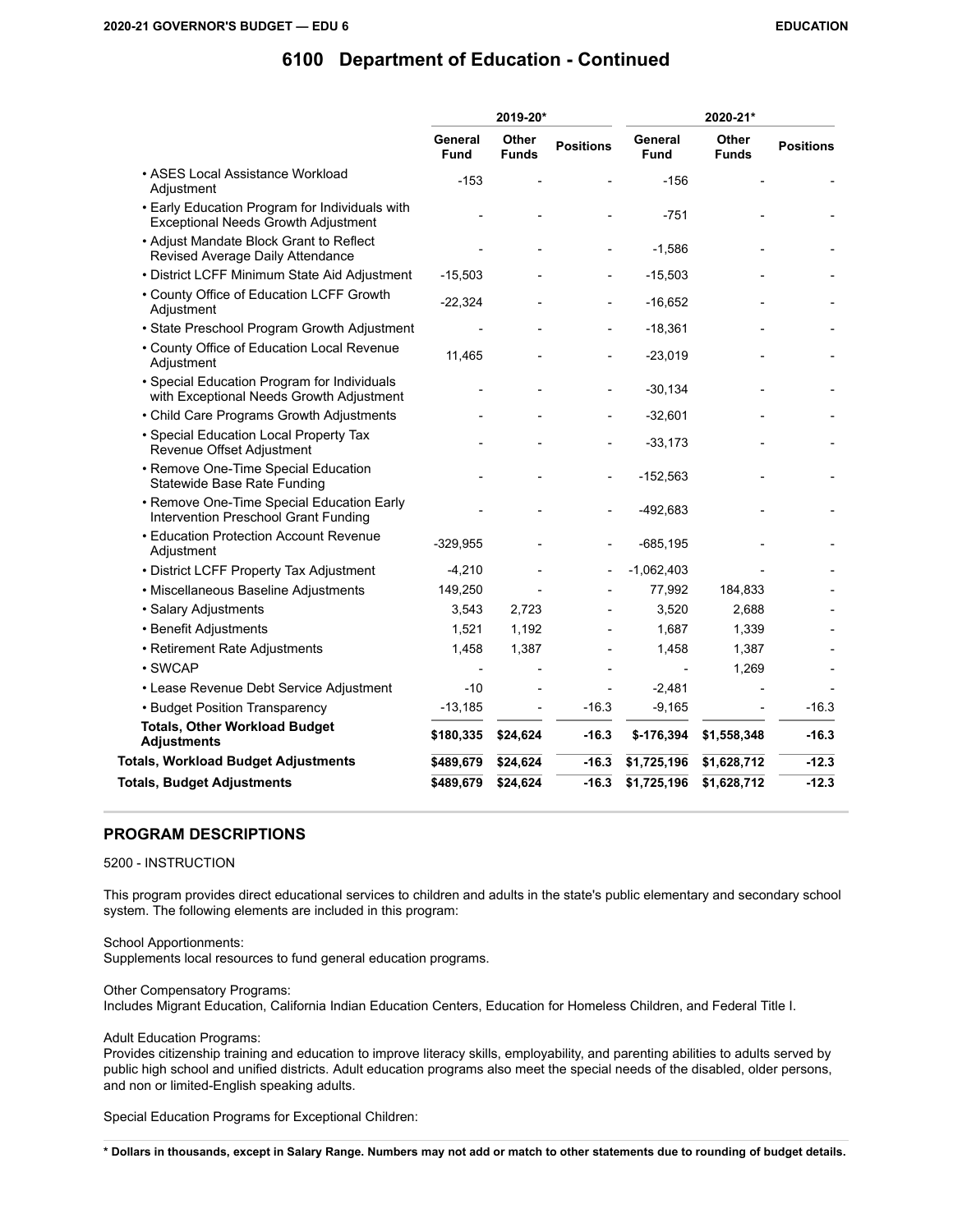# 6100 Department of Education - Continued

| | 2019-20* | | | 2020-21* | | |
|---|---|---|---|---|---|---|
| | General Fund | Other Funds | Positions | General Fund | Other Funds | Positions |
| • ASES Local Assistance Workload Adjustment | -153 | - | - | -156 | - | - |
| • Early Education Program for Individuals with Exceptional Needs Growth Adjustment | - | - | - | -751 | - | - |
| • Adjust Mandate Block Grant to Reflect Revised Average Daily Attendance | - | - | - | -1,586 | - | - |
| • District LCFF Minimum State Aid Adjustment | -15,503 | - | - | -15,503 | - | - |
| • County Office of Education LCFF Growth Adjustment | -22,324 | - | - | -16,652 | - | - |
| • State Preschool Program Growth Adjustment | - | - | - | -18,361 | - | - |
| • County Office of Education Local Revenue Adjustment | 11,465 | - | - | -23,019 | - | - |
| • Special Education Program for Individuals with Exceptional Needs Growth Adjustment | - | - | - | -30,134 | - | - |
| • Child Care Programs Growth Adjustments | - | - | - | -32,601 | - | - |
| • Special Education Local Property Tax Revenue Offset Adjustment | - | - | - | -33,173 | - | - |
| • Remove One-Time Special Education Statewide Base Rate Funding | - | - | - | -152,563 | - | - |
| • Remove One-Time Special Education Early Intervention Preschool Grant Funding | - | - | - | -492,683 | - | - |
| • Education Protection Account Revenue Adjustment | -329,955 | - | - | -685,195 | - | - |
| • District LCFF Property Tax Adjustment | -4,210 | - | - | -1,062,403 | - | - |
| • Miscellaneous Baseline Adjustments | 149,250 | - | - | 77,992 | 184,833 | - |
| • Salary Adjustments | 3,543 | 2,723 | - | 3,520 | 2,688 | - |
| • Benefit Adjustments | 1,521 | 1,192 | - | 1,687 | 1,339 | - |
| • Retirement Rate Adjustments | 1,458 | 1,387 | - | 1,458 | 1,387 | - |
| • SWCAP | - | - | - | - | 1,269 | - |
| • Lease Revenue Debt Service Adjustment | -10 | - | - | -2,481 | - | - |
| • Budget Position Transparency | -13,185 | - | -16.3 | -9,165 | - | -16.3 |
| **Totals, Other Workload Budget Adjustments** | **$180,335** | **$24,624** | **-16.3** | **$-176,394** | **$1,558,348** | **-16.3** |
| **Totals, Workload Budget Adjustments** | **$489,679** | **$24,624** | **-16.3** | **$1,725,196** | **$1,628,712** | **-12.3** |
| **Totals, Budget Adjustments** | **$489,679** | **$24,624** | **-16.3** | **$1,725,196** | **$1,628,712** | **-12.3** |

## PROGRAM DESCRIPTIONS

5200 - INSTRUCTION

This program provides direct educational services to children and adults in the state's public elementary and secondary school system. The following elements are included in this program:

School Apportionments:
Supplements local resources to fund general education programs.

Other Compensatory Programs:
Includes Migrant Education, California Indian Education Centers, Education for Homeless Children, and Federal Title I.

Adult Education Programs:
Provides citizenship training and education to improve literacy skills, employability, and parenting abilities to adults served by public high school and unified districts. Adult education programs also meet the special needs of the disabled, older persons, and non or limited-English speaking adults.

Special Education Programs for Exceptional Children:

**\* Dollars in thousands, except in Salary Range. Numbers may not add or match to other statements due to rounding of budget details.**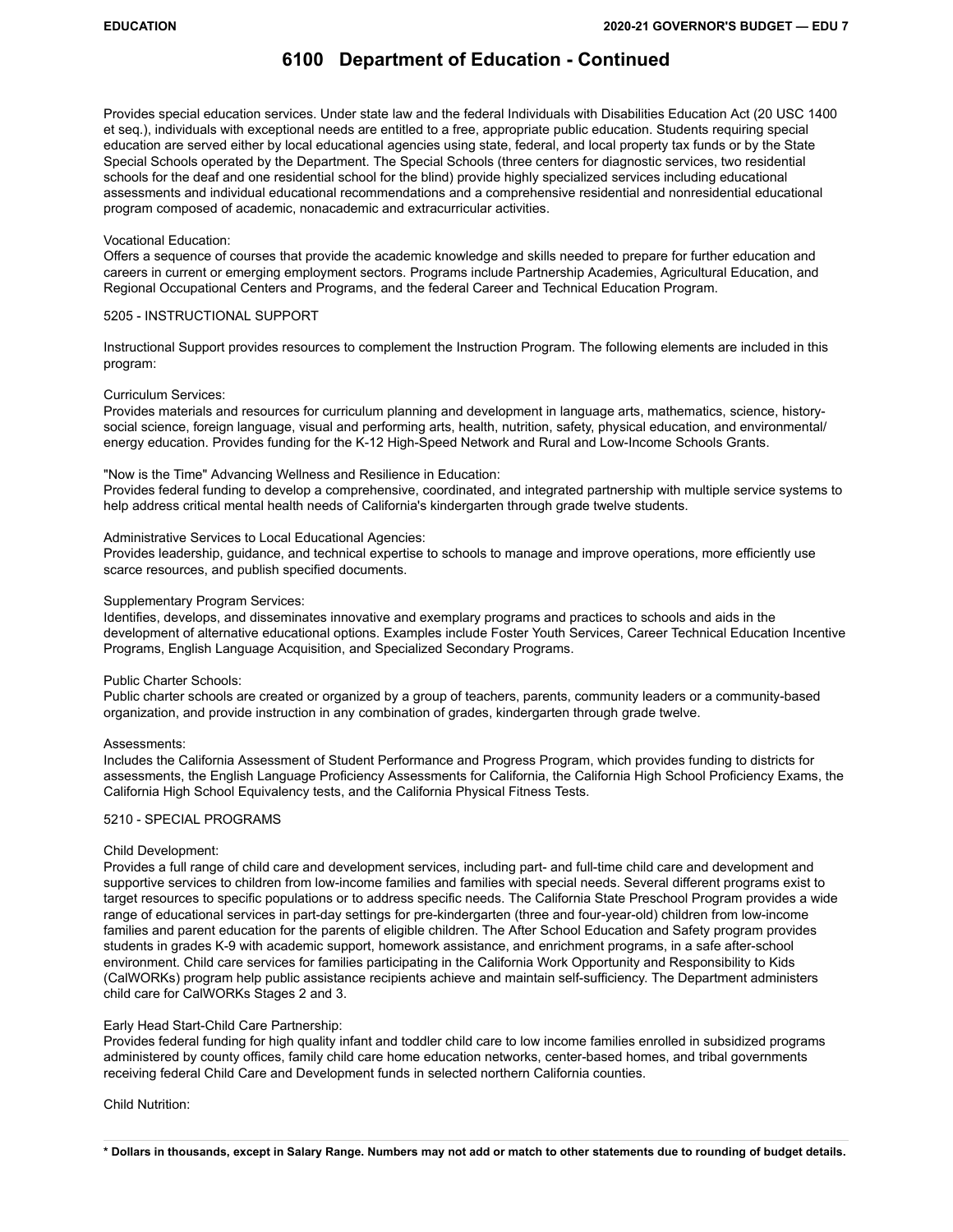## 6100 Department of Education - Continued

Provides special education services. Under state law and the federal Individuals with Disabilities Education Act (20 USC 1400 et seq.), individuals with exceptional needs are entitled to a free, appropriate public education. Students requiring special education are served either by local educational agencies using state, federal, and local property tax funds or by the State Special Schools operated by the Department. The Special Schools (three centers for diagnostic services, two residential schools for the deaf and one residential school for the blind) provide highly specialized services including educational assessments and individual educational recommendations and a comprehensive residential and nonresidential educational program composed of academic, nonacademic and extracurricular activities.

Vocational Education:
Offers a sequence of courses that provide the academic knowledge and skills needed to prepare for further education and careers in current or emerging employment sectors. Programs include Partnership Academies, Agricultural Education, and Regional Occupational Centers and Programs, and the federal Career and Technical Education Program.

5205 - INSTRUCTIONAL SUPPORT

Instructional Support provides resources to complement the Instruction Program. The following elements are included in this program:

Curriculum Services:
Provides materials and resources for curriculum planning and development in language arts, mathematics, science, history-social science, foreign language, visual and performing arts, health, nutrition, safety, physical education, and environmental/energy education. Provides funding for the K-12 High-Speed Network and Rural and Low-Income Schools Grants.

"Now is the Time" Advancing Wellness and Resilience in Education:
Provides federal funding to develop a comprehensive, coordinated, and integrated partnership with multiple service systems to help address critical mental health needs of California's kindergarten through grade twelve students.

Administrative Services to Local Educational Agencies:
Provides leadership, guidance, and technical expertise to schools to manage and improve operations, more efficiently use scarce resources, and publish specified documents.

Supplementary Program Services:
Identifies, develops, and disseminates innovative and exemplary programs and practices to schools and aids in the development of alternative educational options. Examples include Foster Youth Services, Career Technical Education Incentive Programs, English Language Acquisition, and Specialized Secondary Programs.

Public Charter Schools:
Public charter schools are created or organized by a group of teachers, parents, community leaders or a community-based organization, and provide instruction in any combination of grades, kindergarten through grade twelve.

Assessments:
Includes the California Assessment of Student Performance and Progress Program, which provides funding to districts for assessments, the English Language Proficiency Assessments for California, the California High School Proficiency Exams, the California High School Equivalency tests, and the California Physical Fitness Tests.

5210 - SPECIAL PROGRAMS

Child Development:
Provides a full range of child care and development services, including part- and full-time child care and development and supportive services to children from low-income families and families with special needs. Several different programs exist to target resources to specific populations or to address specific needs. The California State Preschool Program provides a wide range of educational services in part-day settings for pre-kindergarten (three and four-year-old) children from low-income families and parent education for the parents of eligible children. The After School Education and Safety program provides students in grades K-9 with academic support, homework assistance, and enrichment programs, in a safe after-school environment. Child care services for families participating in the California Work Opportunity and Responsibility to Kids (CalWORKs) program help public assistance recipients achieve and maintain self-sufficiency. The Department administers child care for CalWORKs Stages 2 and 3.

Early Head Start-Child Care Partnership:
Provides federal funding for high quality infant and toddler child care to low income families enrolled in subsidized programs administered by county offices, family child care home education networks, center-based homes, and tribal governments receiving federal Child Care and Development funds in selected northern California counties.

Child Nutrition:

**\* Dollars in thousands, except in Salary Range. Numbers may not add or match to other statements due to rounding of budget details.**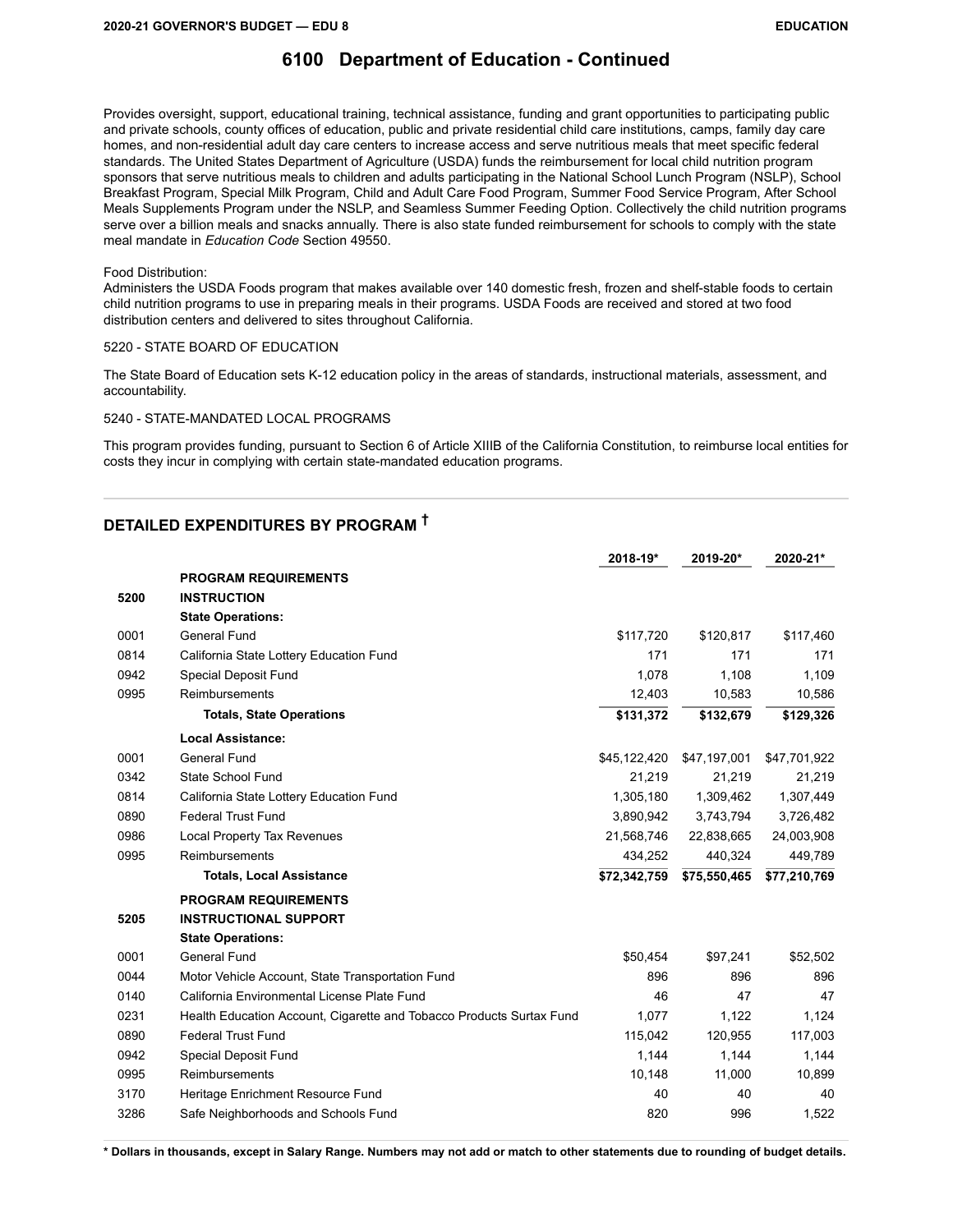# 6100 Department of Education - Continued

Provides oversight, support, educational training, technical assistance, funding and grant opportunities to participating public and private schools, county offices of education, public and private residential child care institutions, camps, family day care homes, and non-residential adult day care centers to increase access and serve nutritious meals that meet specific federal standards. The United States Department of Agriculture (USDA) funds the reimbursement for local child nutrition program sponsors that serve nutritious meals to children and adults participating in the National School Lunch Program (NSLP), School Breakfast Program, Special Milk Program, Child and Adult Care Food Program, Summer Food Service Program, After School Meals Supplements Program under the NSLP, and Seamless Summer Feeding Option. Collectively the child nutrition programs serve over a billion meals and snacks annually. There is also state funded reimbursement for schools to comply with the state meal mandate in *Education Code* Section 49550.

Food Distribution:
Administers the USDA Foods program that makes available over 140 domestic fresh, frozen and shelf-stable foods to certain child nutrition programs to use in preparing meals in their programs. USDA Foods are received and stored at two food distribution centers and delivered to sites throughout California.

5220 - STATE BOARD OF EDUCATION

The State Board of Education sets K-12 education policy in the areas of standards, instructional materials, assessment, and accountability.

5240 - STATE-MANDATED LOCAL PROGRAMS

This program provides funding, pursuant to Section 6 of Article XIIIB of the California Constitution, to reimburse local entities for costs they incur in complying with certain state-mandated education programs.

## DETAILED EXPENDITURES BY PROGRAM †

| | | 2018-19* | 2019-20* | 2020-21* |
|---|---|---|---|---|
| | **PROGRAM REQUIREMENTS** | | | |
| 5200 | **INSTRUCTION** | | | |
| | **State Operations:** | | | |
| 0001 | General Fund | $117,720 | $120,817 | $117,460 |
| 0814 | California State Lottery Education Fund | 171 | 171 | 171 |
| 0942 | Special Deposit Fund | 1,078 | 1,108 | 1,109 |
| 0995 | Reimbursements | 12,403 | 10,583 | 10,586 |
| | **Totals, State Operations** | **$131,372** | **$132,679** | **$129,326** |
| | **Local Assistance:** | | | |
| 0001 | General Fund | $45,122,420 | $47,197,001 | $47,701,922 |
| 0342 | State School Fund | 21,219 | 21,219 | 21,219 |
| 0814 | California State Lottery Education Fund | 1,305,180 | 1,309,462 | 1,307,449 |
| 0890 | Federal Trust Fund | 3,890,942 | 3,743,794 | 3,726,482 |
| 0986 | Local Property Tax Revenues | 21,568,746 | 22,838,665 | 24,003,908 |
| 0995 | Reimbursements | 434,252 | 440,324 | 449,789 |
| | **Totals, Local Assistance** | **$72,342,759** | **$75,550,465** | **$77,210,769** |
| | **PROGRAM REQUIREMENTS** | | | |
| 5205 | **INSTRUCTIONAL SUPPORT** | | | |
| | **State Operations:** | | | |
| 0001 | General Fund | $50,454 | $97,241 | $52,502 |
| 0044 | Motor Vehicle Account, State Transportation Fund | 896 | 896 | 896 |
| 0140 | California Environmental License Plate Fund | 46 | 47 | 47 |
| 0231 | Health Education Account, Cigarette and Tobacco Products Surtax Fund | 1,077 | 1,122 | 1,124 |
| 0890 | Federal Trust Fund | 115,042 | 120,955 | 117,003 |
| 0942 | Special Deposit Fund | 1,144 | 1,144 | 1,144 |
| 0995 | Reimbursements | 10,148 | 11,000 | 10,899 |
| 3170 | Heritage Enrichment Resource Fund | 40 | 40 | 40 |
| 3286 | Safe Neighborhoods and Schools Fund | 820 | 996 | 1,522 |

**\* Dollars in thousands, except in Salary Range. Numbers may not add or match to other statements due to rounding of budget details.**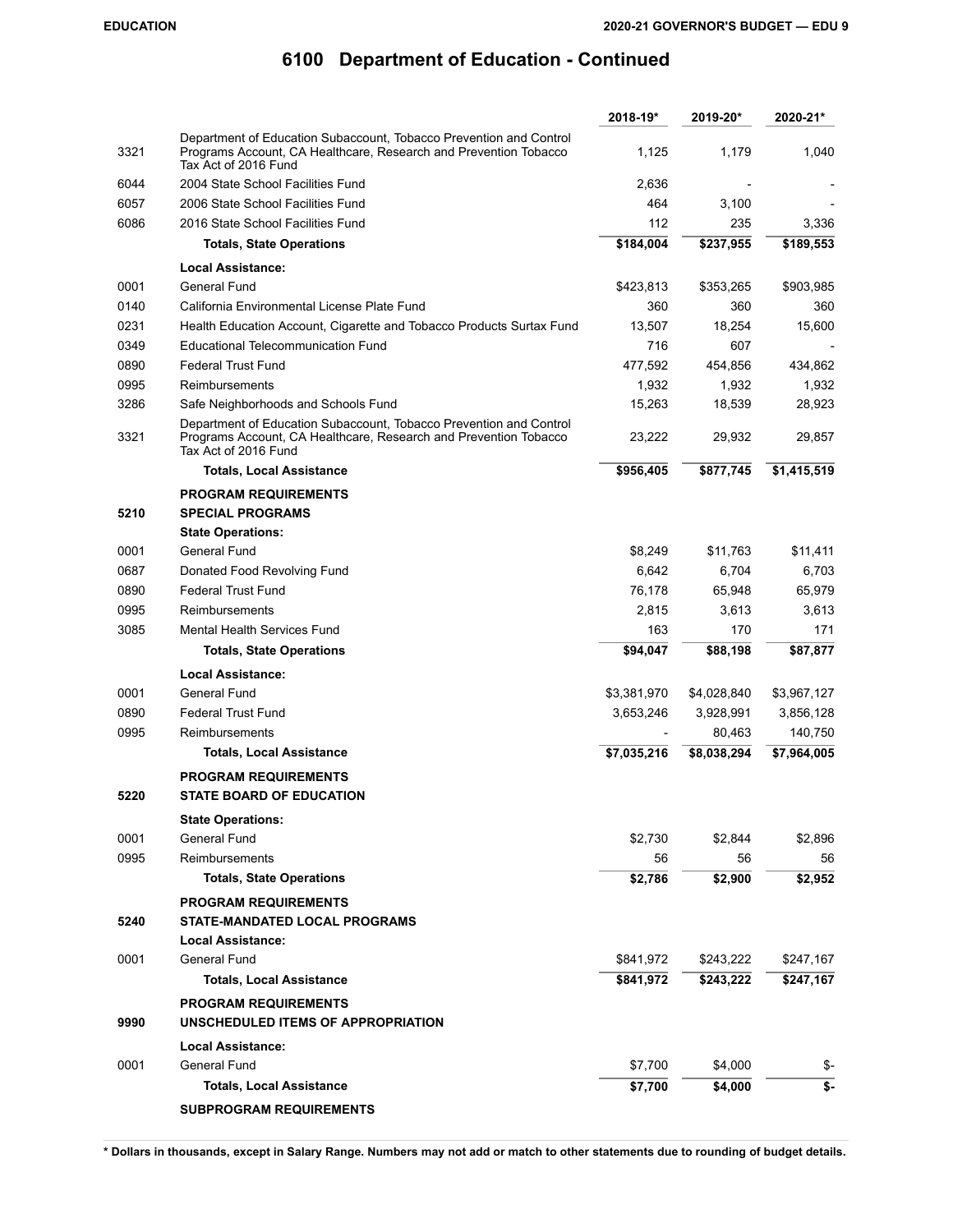# 6100 Department of Education - Continued

| | | 2018-19* | 2019-20* | 2020-21* |
|---|---|---|---|---|
| 3321 | Department of Education Subaccount, Tobacco Prevention and Control Programs Account, CA Healthcare, Research and Prevention Tobacco Tax Act of 2016 Fund | 1,125 | 1,179 | 1,040 |
| 6044 | 2004 State School Facilities Fund | 2,636 | - | - |
| 6057 | 2006 State School Facilities Fund | 464 | 3,100 | - |
| 6086 | 2016 State School Facilities Fund | 112 | 235 | 3,336 |
| | **Totals, State Operations** | **$184,004** | **$237,955** | **$189,553** |
| | **Local Assistance:** | | | |
| 0001 | General Fund | $423,813 | $353,265 | $903,985 |
| 0140 | California Environmental License Plate Fund | 360 | 360 | 360 |
| 0231 | Health Education Account, Cigarette and Tobacco Products Surtax Fund | 13,507 | 18,254 | 15,600 |
| 0349 | Educational Telecommunication Fund | 716 | 607 | - |
| 0890 | Federal Trust Fund | 477,592 | 454,856 | 434,862 |
| 0995 | Reimbursements | 1,932 | 1,932 | 1,932 |
| 3286 | Safe Neighborhoods and Schools Fund | 15,263 | 18,539 | 28,923 |
| 3321 | Department of Education Subaccount, Tobacco Prevention and Control Programs Account, CA Healthcare, Research and Prevention Tobacco Tax Act of 2016 Fund | 23,222 | 29,932 | 29,857 |
| | **Totals, Local Assistance** | **$956,405** | **$877,745** | **$1,415,519** |
| | **PROGRAM REQUIREMENTS** | | | |
| **5210** | **SPECIAL PROGRAMS** | | | |
| | **State Operations:** | | | |
| 0001 | General Fund | $8,249 | $11,763 | $11,411 |
| 0687 | Donated Food Revolving Fund | 6,642 | 6,704 | 6,703 |
| 0890 | Federal Trust Fund | 76,178 | 65,948 | 65,979 |
| 0995 | Reimbursements | 2,815 | 3,613 | 3,613 |
| 3085 | Mental Health Services Fund | 163 | 170 | 171 |
| | **Totals, State Operations** | **$94,047** | **$88,198** | **$87,877** |
| | **Local Assistance:** | | | |
| 0001 | General Fund | $3,381,970 | $4,028,840 | $3,967,127 |
| 0890 | Federal Trust Fund | 3,653,246 | 3,928,991 | 3,856,128 |
| 0995 | Reimbursements | - | 80,463 | 140,750 |
| | **Totals, Local Assistance** | **$7,035,216** | **$8,038,294** | **$7,964,005** |
| | **PROGRAM REQUIREMENTS** | | | |
| **5220** | **STATE BOARD OF EDUCATION** | | | |
| | **State Operations:** | | | |
| 0001 | General Fund | $2,730 | $2,844 | $2,896 |
| 0995 | Reimbursements | 56 | 56 | 56 |
| | **Totals, State Operations** | **$2,786** | **$2,900** | **$2,952** |
| | **PROGRAM REQUIREMENTS** | | | |
| **5240** | **STATE-MANDATED LOCAL PROGRAMS** | | | |
| | **Local Assistance:** | | | |
| 0001 | General Fund | $841,972 | $243,222 | $247,167 |
| | **Totals, Local Assistance** | **$841,972** | **$243,222** | **$247,167** |
| | **PROGRAM REQUIREMENTS** | | | |
| **9990** | **UNSCHEDULED ITEMS OF APPROPRIATION** | | | |
| | **Local Assistance:** | | | |
| 0001 | General Fund | $7,700 | $4,000 | $- |
| | **Totals, Local Assistance** | **$7,700** | **$4,000** | **$-** |
| | **SUBPROGRAM REQUIREMENTS** | | | |

**\* Dollars in thousands, except in Salary Range. Numbers may not add or match to other statements due to rounding of budget details.**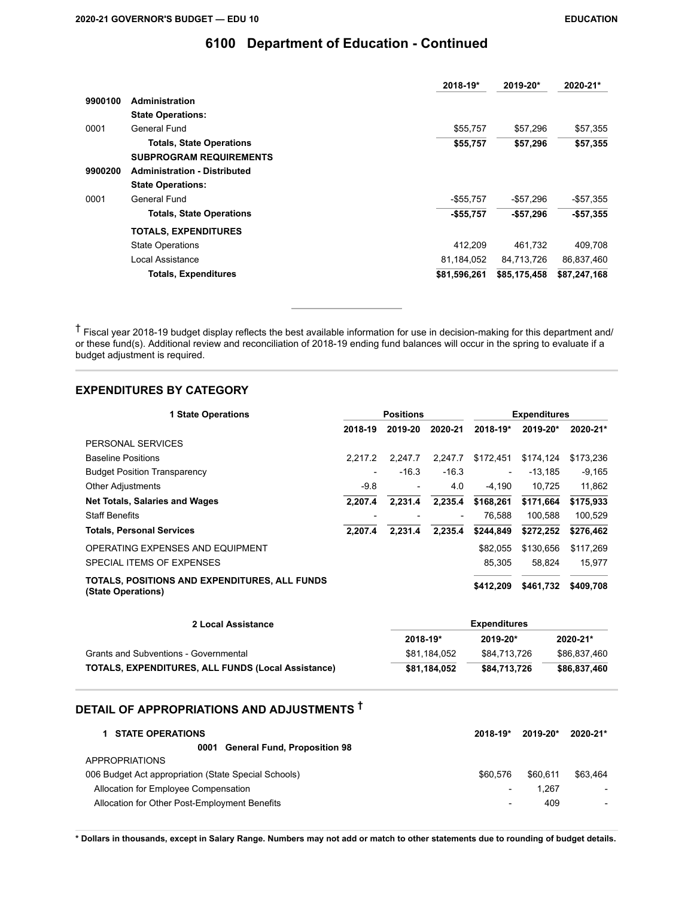## 6100 Department of Education - Continued

| | | 2018-19* | 2019-20* | 2020-21* |
|---|---|---|---|---|
| 9900100 | **Administration** | | | |
| | **State Operations:** | | | |
| 0001 | General Fund | $55,757 | $57,296 | $57,355 |
| | **Totals, State Operations** | **$55,757** | **$57,296** | **$57,355** |
| | **SUBPROGRAM REQUIREMENTS** | | | |
| 9900200 | **Administration - Distributed** | | | |
| | **State Operations:** | | | |
| 0001 | General Fund | -$55,757 | -$57,296 | -$57,355 |
| | **Totals, State Operations** | **-$55,757** | **-$57,296** | **-$57,355** |
| | **TOTALS, EXPENDITURES** | | | |
| | State Operations | 412,209 | 461,732 | 409,708 |
| | Local Assistance | 81,184,052 | 84,713,726 | 86,837,460 |
| | **Totals, Expenditures** | **$81,596,261** | **$85,175,458** | **$87,247,168** |

† Fiscal year 2018-19 budget display reflects the best available information for use in decision-making for this department and/or these fund(s). Additional review and reconciliation of 2018-19 ending fund balances will occur in the spring to evaluate if a budget adjustment is required.

## EXPENDITURES BY CATEGORY

| 1 State Operations | Positions | | | Expenditures | | |
|---|---|---|---|---|---|---|
| | 2018-19 | 2019-20 | 2020-21 | 2018-19* | 2019-20* | 2020-21* |
| PERSONAL SERVICES | | | | | | |
| Baseline Positions | 2,217.2 | 2,247.7 | 2,247.7 | $172,451 | $174,124 | $173,236 |
| Budget Position Transparency | - | -16.3 | -16.3 | - | -13,185 | -9,165 |
| Other Adjustments | -9.8 | - | 4.0 | -4,190 | 10,725 | 11,862 |
| **Net Totals, Salaries and Wages** | **2,207.4** | **2,231.4** | **2,235.4** | **$168,261** | **$171,664** | **$175,933** |
| Staff Benefits | - | - | - | 76,588 | 100,588 | 100,529 |
| **Totals, Personal Services** | **2,207.4** | **2,231.4** | **2,235.4** | **$244,849** | **$272,252** | **$276,462** |
| OPERATING EXPENSES AND EQUIPMENT | | | | $82,055 | $130,656 | $117,269 |
| SPECIAL ITEMS OF EXPENSES | | | | 85,305 | 58,824 | 15,977 |
| **TOTALS, POSITIONS AND EXPENDITURES, ALL FUNDS (State Operations)** | | | | **$412,209** | **$461,732** | **$409,708** |

| 2 Local Assistance | Expenditures | | |
|---|---|---|---|
| | 2018-19* | 2019-20* | 2020-21* |
| Grants and Subventions - Governmental | $81,184,052 | $84,713,726 | $86,837,460 |
| **TOTALS, EXPENDITURES, ALL FUNDS (Local Assistance)** | **$81,184,052** | **$84,713,726** | **$86,837,460** |

## DETAIL OF APPROPRIATIONS AND ADJUSTMENTS †

| 1 STATE OPERATIONS | 2018-19* | 2019-20* | 2020-21* |
|---|---|---|---|
| **0001 General Fund, Proposition 98** | | | |
| APPROPRIATIONS | | | |
| 006 Budget Act appropriation (State Special Schools) | $60,576 | $60,611 | $63,464 |
| Allocation for Employee Compensation | - | 1,267 | - |
| Allocation for Other Post-Employment Benefits | - | 409 | - |

**\* Dollars in thousands, except in Salary Range. Numbers may not add or match to other statements due to rounding of budget details.**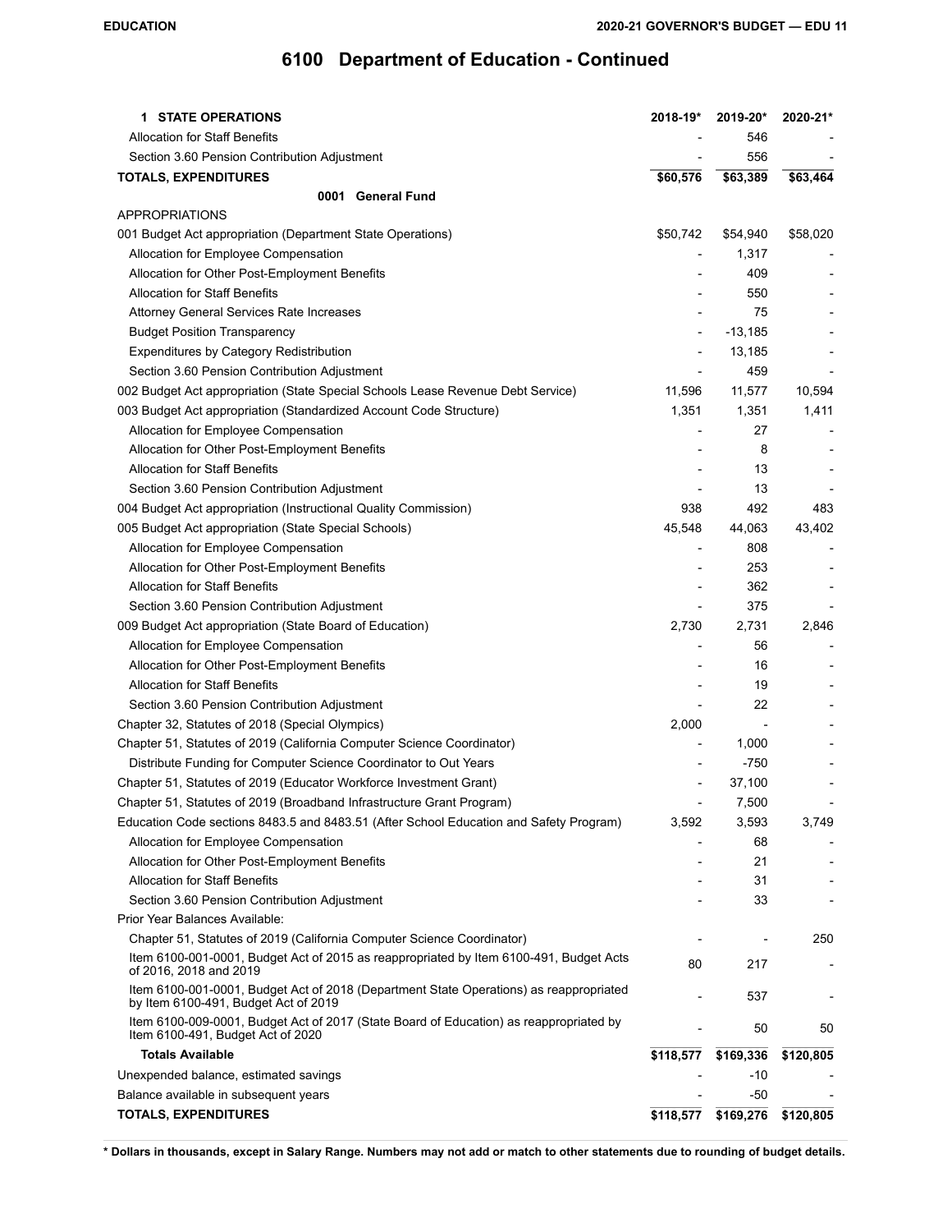# 6100 Department of Education - Continued

| 1 STATE OPERATIONS | 2018-19* | 2019-20* | 2020-21* |
|---|---|---|---|
| Allocation for Staff Benefits | - | 546 | - |
| Section 3.60 Pension Contribution Adjustment | - | 556 | - |
| **TOTALS, EXPENDITURES** | **$60,576** | **$63,389** | **$63,464** |
| **0001 General Fund** | | | |
| APPROPRIATIONS | | | |
| 001 Budget Act appropriation (Department State Operations) | $50,742 | $54,940 | $58,020 |
| Allocation for Employee Compensation | - | 1,317 | - |
| Allocation for Other Post-Employment Benefits | - | 409 | - |
| Allocation for Staff Benefits | - | 550 | - |
| Attorney General Services Rate Increases | - | 75 | - |
| Budget Position Transparency | - | -13,185 | - |
| Expenditures by Category Redistribution | - | 13,185 | - |
| Section 3.60 Pension Contribution Adjustment | - | 459 | - |
| 002 Budget Act appropriation (State Special Schools Lease Revenue Debt Service) | 11,596 | 11,577 | 10,594 |
| 003 Budget Act appropriation (Standardized Account Code Structure) | 1,351 | 1,351 | 1,411 |
| Allocation for Employee Compensation | - | 27 | - |
| Allocation for Other Post-Employment Benefits | - | 8 | - |
| Allocation for Staff Benefits | - | 13 | - |
| Section 3.60 Pension Contribution Adjustment | - | 13 | - |
| 004 Budget Act appropriation (Instructional Quality Commission) | 938 | 492 | 483 |
| 005 Budget Act appropriation (State Special Schools) | 45,548 | 44,063 | 43,402 |
| Allocation for Employee Compensation | - | 808 | - |
| Allocation for Other Post-Employment Benefits | - | 253 | - |
| Allocation for Staff Benefits | - | 362 | - |
| Section 3.60 Pension Contribution Adjustment | - | 375 | - |
| 009 Budget Act appropriation (State Board of Education) | 2,730 | 2,731 | 2,846 |
| Allocation for Employee Compensation | - | 56 | - |
| Allocation for Other Post-Employment Benefits | - | 16 | - |
| Allocation for Staff Benefits | - | 19 | - |
| Section 3.60 Pension Contribution Adjustment | - | 22 | - |
| Chapter 32, Statutes of 2018 (Special Olympics) | 2,000 | - | - |
| Chapter 51, Statutes of 2019 (California Computer Science Coordinator) | - | 1,000 | - |
| Distribute Funding for Computer Science Coordinator to Out Years | - | -750 | - |
| Chapter 51, Statutes of 2019 (Educator Workforce Investment Grant) | - | 37,100 | - |
| Chapter 51, Statutes of 2019 (Broadband Infrastructure Grant Program) | - | 7,500 | - |
| Education Code sections 8483.5 and 8483.51 (After School Education and Safety Program) | 3,592 | 3,593 | 3,749 |
| Allocation for Employee Compensation | - | 68 | - |
| Allocation for Other Post-Employment Benefits | - | 21 | - |
| Allocation for Staff Benefits | - | 31 | - |
| Section 3.60 Pension Contribution Adjustment | - | 33 | - |
| Prior Year Balances Available: | | | |
| Chapter 51, Statutes of 2019 (California Computer Science Coordinator) | - | - | 250 |
| Item 6100-001-0001, Budget Act of 2015 as reappropriated by Item 6100-491, Budget Acts of 2016, 2018 and 2019 | 80 | 217 | - |
| Item 6100-001-0001, Budget Act of 2018 (Department State Operations) as reappropriated by Item 6100-491, Budget Act of 2019 | - | 537 | - |
| Item 6100-009-0001, Budget Act of 2017 (State Board of Education) as reappropriated by Item 6100-491, Budget Act of 2020 | - | 50 | 50 |
| **Totals Available** | **$118,577** | **$169,336** | **$120,805** |
| Unexpended balance, estimated savings | - | -10 | - |
| Balance available in subsequent years | - | -50 | - |
| **TOTALS, EXPENDITURES** | **$118,577** | **$169,276** | **$120,805** |

**\* Dollars in thousands, except in Salary Range. Numbers may not add or match to other statements due to rounding of budget details.**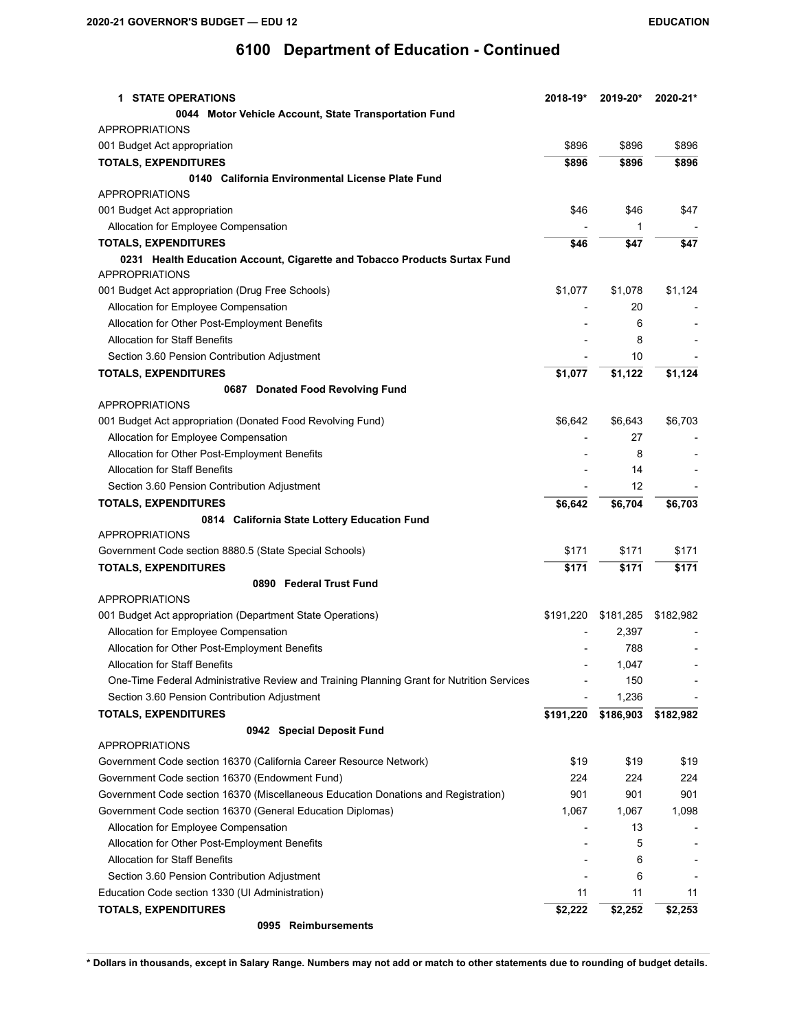# 6100 Department of Education - Continued

| 1 STATE OPERATIONS | 2018-19* | 2019-20* | 2020-21* |
|---|---|---|---|
| **0044 Motor Vehicle Account, State Transportation Fund** | | | |
| APPROPRIATIONS | | | |
| 001 Budget Act appropriation | $896 | $896 | $896 |
| **TOTALS, EXPENDITURES** | **$896** | **$896** | **$896** |
| **0140 California Environmental License Plate Fund** | | | |
| APPROPRIATIONS | | | |
| 001 Budget Act appropriation | $46 | $46 | $47 |
| Allocation for Employee Compensation | - | 1 | - |
| **TOTALS, EXPENDITURES** | **$46** | **$47** | **$47** |
| **0231 Health Education Account, Cigarette and Tobacco Products Surtax Fund** | | | |
| APPROPRIATIONS | | | |
| 001 Budget Act appropriation (Drug Free Schools) | $1,077 | $1,078 | $1,124 |
| Allocation for Employee Compensation | - | 20 | - |
| Allocation for Other Post-Employment Benefits | - | 6 | - |
| Allocation for Staff Benefits | - | 8 | - |
| Section 3.60 Pension Contribution Adjustment | - | 10 | - |
| **TOTALS, EXPENDITURES** | **$1,077** | **$1,122** | **$1,124** |
| **0687 Donated Food Revolving Fund** | | | |
| APPROPRIATIONS | | | |
| 001 Budget Act appropriation (Donated Food Revolving Fund) | $6,642 | $6,643 | $6,703 |
| Allocation for Employee Compensation | - | 27 | - |
| Allocation for Other Post-Employment Benefits | - | 8 | - |
| Allocation for Staff Benefits | - | 14 | - |
| Section 3.60 Pension Contribution Adjustment | - | 12 | - |
| **TOTALS, EXPENDITURES** | **$6,642** | **$6,704** | **$6,703** |
| **0814 California State Lottery Education Fund** | | | |
| APPROPRIATIONS | | | |
| Government Code section 8880.5 (State Special Schools) | $171 | $171 | $171 |
| **TOTALS, EXPENDITURES** | **$171** | **$171** | **$171** |
| **0890 Federal Trust Fund** | | | |
| APPROPRIATIONS | | | |
| 001 Budget Act appropriation (Department State Operations) | $191,220 | $181,285 | $182,982 |
| Allocation for Employee Compensation | - | 2,397 | - |
| Allocation for Other Post-Employment Benefits | - | 788 | - |
| Allocation for Staff Benefits | - | 1,047 | - |
| One-Time Federal Administrative Review and Training Planning Grant for Nutrition Services | - | 150 | - |
| Section 3.60 Pension Contribution Adjustment | - | 1,236 | - |
| **TOTALS, EXPENDITURES** | **$191,220** | **$186,903** | **$182,982** |
| **0942 Special Deposit Fund** | | | |
| APPROPRIATIONS | | | |
| Government Code section 16370 (California Career Resource Network) | $19 | $19 | $19 |
| Government Code section 16370 (Endowment Fund) | 224 | 224 | 224 |
| Government Code section 16370 (Miscellaneous Education Donations and Registration) | 901 | 901 | 901 |
| Government Code section 16370 (General Education Diplomas) | 1,067 | 1,067 | 1,098 |
| Allocation for Employee Compensation | - | 13 | - |
| Allocation for Other Post-Employment Benefits | - | 5 | - |
| Allocation for Staff Benefits | - | 6 | - |
| Section 3.60 Pension Contribution Adjustment | - | 6 | - |
| Education Code section 1330 (UI Administration) | 11 | 11 | 11 |
| **TOTALS, EXPENDITURES** | **$2,222** | **$2,252** | **$2,253** |
| **0995 Reimbursements** | | | |

**\* Dollars in thousands, except in Salary Range. Numbers may not add or match to other statements due to rounding of budget details.**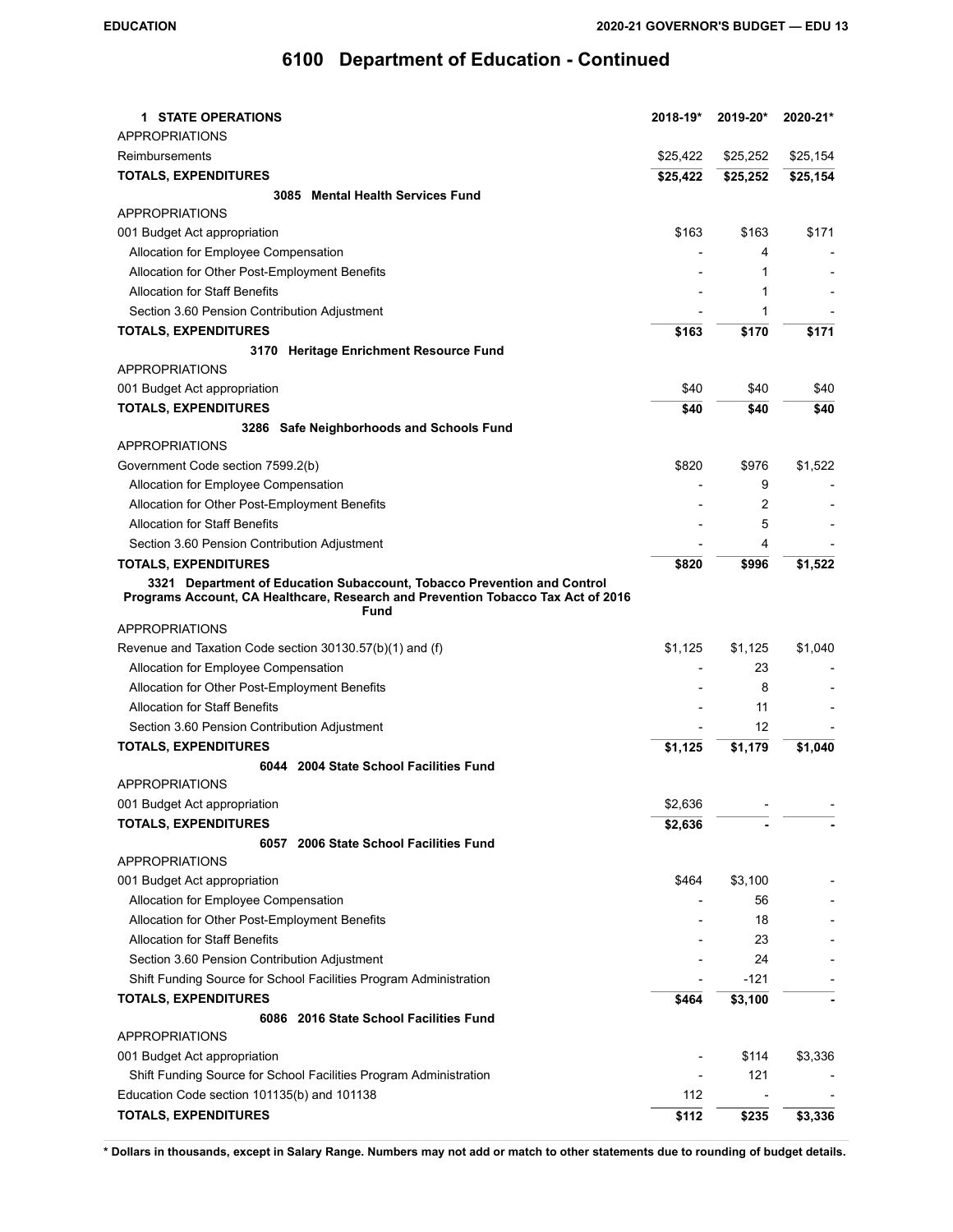# 6100 Department of Education - Continued

| 1 STATE OPERATIONS | 2018-19* | 2019-20* | 2020-21* |
|---|---|---|---|
| APPROPRIATIONS | | | |
| Reimbursements | $25,422 | $25,252 | $25,154 |
| **TOTALS, EXPENDITURES** | **$25,422** | **$25,252** | **$25,154** |
| **3085 Mental Health Services Fund** | | | |
| APPROPRIATIONS | | | |
| 001 Budget Act appropriation | $163 | $163 | $171 |
| Allocation for Employee Compensation | - | 4 | - |
| Allocation for Other Post-Employment Benefits | - | 1 | - |
| Allocation for Staff Benefits | - | 1 | - |
| Section 3.60 Pension Contribution Adjustment | - | 1 | - |
| **TOTALS, EXPENDITURES** | **$163** | **$170** | **$171** |
| **3170 Heritage Enrichment Resource Fund** | | | |
| APPROPRIATIONS | | | |
| 001 Budget Act appropriation | $40 | $40 | $40 |
| **TOTALS, EXPENDITURES** | **$40** | **$40** | **$40** |
| **3286 Safe Neighborhoods and Schools Fund** | | | |
| APPROPRIATIONS | | | |
| Government Code section 7599.2(b) | $820 | $976 | $1,522 |
| Allocation for Employee Compensation | - | 9 | - |
| Allocation for Other Post-Employment Benefits | - | 2 | - |
| Allocation for Staff Benefits | - | 5 | - |
| Section 3.60 Pension Contribution Adjustment | - | 4 | - |
| **TOTALS, EXPENDITURES** | **$820** | **$996** | **$1,522** |
| **3321 Department of Education Subaccount, Tobacco Prevention and Control Programs Account, CA Healthcare, Research and Prevention Tobacco Tax Act of 2016 Fund** | | | |
| APPROPRIATIONS | | | |
| Revenue and Taxation Code section 30130.57(b)(1) and (f) | $1,125 | $1,125 | $1,040 |
| Allocation for Employee Compensation | - | 23 | - |
| Allocation for Other Post-Employment Benefits | - | 8 | - |
| Allocation for Staff Benefits | - | 11 | - |
| Section 3.60 Pension Contribution Adjustment | - | 12 | - |
| **TOTALS, EXPENDITURES** | **$1,125** | **$1,179** | **$1,040** |
| **6044 2004 State School Facilities Fund** | | | |
| APPROPRIATIONS | | | |
| 001 Budget Act appropriation | $2,636 | - | - |
| **TOTALS, EXPENDITURES** | **$2,636** | **-** | **-** |
| **6057 2006 State School Facilities Fund** | | | |
| APPROPRIATIONS | | | |
| 001 Budget Act appropriation | $464 | $3,100 | - |
| Allocation for Employee Compensation | - | 56 | - |
| Allocation for Other Post-Employment Benefits | - | 18 | - |
| Allocation for Staff Benefits | - | 23 | - |
| Section 3.60 Pension Contribution Adjustment | - | 24 | - |
| Shift Funding Source for School Facilities Program Administration | - | -121 | - |
| **TOTALS, EXPENDITURES** | **$464** | **$3,100** | **-** |
| **6086 2016 State School Facilities Fund** | | | |
| APPROPRIATIONS | | | |
| 001 Budget Act appropriation | - | $114 | $3,336 |
| Shift Funding Source for School Facilities Program Administration | - | 121 | - |
| Education Code section 101135(b) and 101138 | 112 | - | - |
| **TOTALS, EXPENDITURES** | **$112** | **$235** | **$3,336** |

**\* Dollars in thousands, except in Salary Range. Numbers may not add or match to other statements due to rounding of budget details.**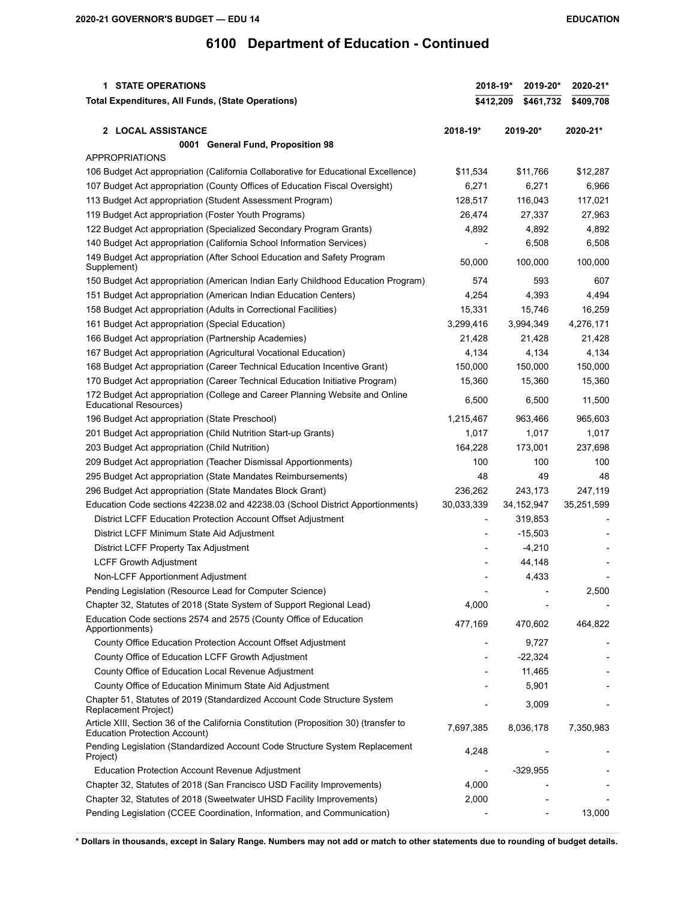# 6100 Department of Education - Continued

| 1 STATE OPERATIONS | 2018-19* | 2019-20* | 2020-21* |
|---|---|---|---|
| Total Expenditures, All Funds, (State Operations) | $412,209 | $461,732 | $409,708 |

| 2 LOCAL ASSISTANCE | 2018-19* | 2019-20* | 2020-21* |
|---|---|---|---|
| **0001 General Fund, Proposition 98** | | | |
| APPROPRIATIONS | | | |
| 106 Budget Act appropriation (California Collaborative for Educational Excellence) | $11,534 | $11,766 | $12,287 |
| 107 Budget Act appropriation (County Offices of Education Fiscal Oversight) | 6,271 | 6,271 | 6,966 |
| 113 Budget Act appropriation (Student Assessment Program) | 128,517 | 116,043 | 117,021 |
| 119 Budget Act appropriation (Foster Youth Programs) | 26,474 | 27,337 | 27,963 |
| 122 Budget Act appropriation (Specialized Secondary Program Grants) | 4,892 | 4,892 | 4,892 |
| 140 Budget Act appropriation (California School Information Services) | - | 6,508 | 6,508 |
| 149 Budget Act appropriation (After School Education and Safety Program Supplement) | 50,000 | 100,000 | 100,000 |
| 150 Budget Act appropriation (American Indian Early Childhood Education Program) | 574 | 593 | 607 |
| 151 Budget Act appropriation (American Indian Education Centers) | 4,254 | 4,393 | 4,494 |
| 158 Budget Act appropriation (Adults in Correctional Facilities) | 15,331 | 15,746 | 16,259 |
| 161 Budget Act appropriation (Special Education) | 3,299,416 | 3,994,349 | 4,276,171 |
| 166 Budget Act appropriation (Partnership Academies) | 21,428 | 21,428 | 21,428 |
| 167 Budget Act appropriation (Agricultural Vocational Education) | 4,134 | 4,134 | 4,134 |
| 168 Budget Act appropriation (Career Technical Education Incentive Grant) | 150,000 | 150,000 | 150,000 |
| 170 Budget Act appropriation (Career Technical Education Initiative Program) | 15,360 | 15,360 | 15,360 |
| 172 Budget Act appropriation (College and Career Planning Website and Online Educational Resources) | 6,500 | 6,500 | 11,500 |
| 196 Budget Act appropriation (State Preschool) | 1,215,467 | 963,466 | 965,603 |
| 201 Budget Act appropriation (Child Nutrition Start-up Grants) | 1,017 | 1,017 | 1,017 |
| 203 Budget Act appropriation (Child Nutrition) | 164,228 | 173,001 | 237,698 |
| 209 Budget Act appropriation (Teacher Dismissal Apportionments) | 100 | 100 | 100 |
| 295 Budget Act appropriation (State Mandates Reimbursements) | 48 | 49 | 48 |
| 296 Budget Act appropriation (State Mandates Block Grant) | 236,262 | 243,173 | 247,119 |
| Education Code sections 42238.02 and 42238.03 (School District Apportionments) | 30,033,339 | 34,152,947 | 35,251,599 |
| District LCFF Education Protection Account Offset Adjustment | - | 319,853 | - |
| District LCFF Minimum State Aid Adjustment | - | -15,503 | - |
| District LCFF Property Tax Adjustment | - | -4,210 | - |
| LCFF Growth Adjustment | - | 44,148 | - |
| Non-LCFF Apportionment Adjustment | - | 4,433 | - |
| Pending Legislation (Resource Lead for Computer Science) | - | - | 2,500 |
| Chapter 32, Statutes of 2018 (State System of Support Regional Lead) | 4,000 | - | - |
| Education Code sections 2574 and 2575 (County Office of Education Apportionments) | 477,169 | 470,602 | 464,822 |
| County Office Education Protection Account Offset Adjustment | - | 9,727 | - |
| County Office of Education LCFF Growth Adjustment | - | -22,324 | - |
| County Office of Education Local Revenue Adjustment | - | 11,465 | - |
| County Office of Education Minimum State Aid Adjustment | - | 5,901 | - |
| Chapter 51, Statutes of 2019 (Standardized Account Code Structure System Replacement Project) | - | 3,009 | - |
| Article XIII, Section 36 of the California Constitution (Proposition 30) (transfer to Education Protection Account) | 7,697,385 | 8,036,178 | 7,350,983 |
| Pending Legislation (Standardized Account Code Structure System Replacement Project) | 4,248 | - | - |
| Education Protection Account Revenue Adjustment | - | -329,955 | - |
| Chapter 32, Statutes of 2018 (San Francisco USD Facility Improvements) | 4,000 | - | - |
| Chapter 32, Statutes of 2018 (Sweetwater UHSD Facility Improvements) | 2,000 | - | - |
| Pending Legislation (CCEE Coordination, Information, and Communication) | - | - | 13,000 |

**\* Dollars in thousands, except in Salary Range. Numbers may not add or match to other statements due to rounding of budget details.**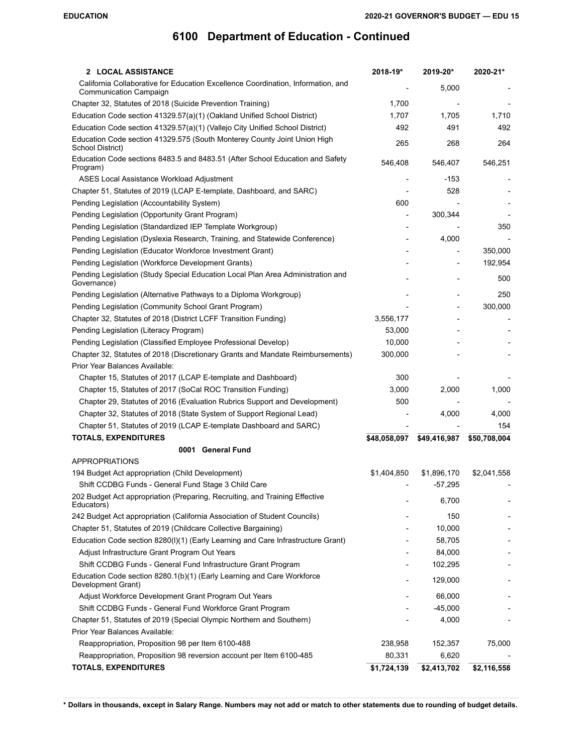# 6100 Department of Education - Continued

| 2 LOCAL ASSISTANCE | 2018-19* | 2019-20* | 2020-21* |
|---|---|---|---|
| California Collaborative for Education Excellence Coordination, Information, and Communication Campaign | - | 5,000 | - |
| Chapter 32, Statutes of 2018 (Suicide Prevention Training) | 1,700 | - | - |
| Education Code section 41329.57(a)(1) (Oakland Unified School District) | 1,707 | 1,705 | 1,710 |
| Education Code section 41329.57(a)(1) (Vallejo City Unified School District) | 492 | 491 | 492 |
| Education Code section 41329.575 (South Monterey County Joint Union High School District) | 265 | 268 | 264 |
| Education Code sections 8483.5 and 8483.51 (After School Education and Safety Program) | 546,408 | 546,407 | 546,251 |
| ASES Local Assistance Workload Adjustment | - | -153 | - |
| Chapter 51, Statutes of 2019 (LCAP E-template, Dashboard, and SARC) | - | 528 | - |
| Pending Legislation (Accountability System) | 600 | - | - |
| Pending Legislation (Opportunity Grant Program) | - | 300,344 | - |
| Pending Legislation (Standardized IEP Template Workgroup) | - | - | 350 |
| Pending Legislation (Dyslexia Research, Training, and Statewide Conference) | - | 4,000 | - |
| Pending Legislation (Educator Workforce Investment Grant) | - | - | 350,000 |
| Pending Legislation (Workforce Development Grants) | - | - | 192,954 |
| Pending Legislation (Study Special Education Local Plan Area Administration and Governance) | - | - | 500 |
| Pending Legislation (Alternative Pathways to a Diploma Workgroup) | - | - | 250 |
| Pending Legislation (Community School Grant Program) | - | - | 300,000 |
| Chapter 32, Statutes of 2018 (District LCFF Transition Funding) | 3,556,177 | - | - |
| Pending Legislation (Literacy Program) | 53,000 | - | - |
| Pending Legislation (Classified Employee Professional Develop) | 10,000 | - | - |
| Chapter 32, Statutes of 2018 (Discretionary Grants and Mandate Reimbursements) | 300,000 | - | - |
| Prior Year Balances Available: | | | |
| Chapter 15, Statutes of 2017 (LCAP E-template and Dashboard) | 300 | - | - |
| Chapter 15, Statutes of 2017 (SoCal ROC Transition Funding) | 3,000 | 2,000 | 1,000 |
| Chapter 29, Statutes of 2016 (Evaluation Rubrics Support and Development) | 500 | - | - |
| Chapter 32, Statutes of 2018 (State System of Support Regional Lead) | - | 4,000 | 4,000 |
| Chapter 51, Statutes of 2019 (LCAP E-template Dashboard and SARC) | - | - | 154 |
| **TOTALS, EXPENDITURES** | **$48,058,097** | **$49,416,987** | **$50,708,004** |
| **0001 General Fund** | | | |
| APPROPRIATIONS | | | |
| 194 Budget Act appropriation (Child Development) | $1,404,850 | $1,896,170 | $2,041,558 |
| Shift CCDBG Funds - General Fund Stage 3 Child Care | - | -57,295 | - |
| 202 Budget Act appropriation (Preparing, Recruiting, and Training Effective Educators) | - | 6,700 | - |
| 242 Budget Act appropriation (California Association of Student Councils) | - | 150 | - |
| Chapter 51, Statutes of 2019 (Childcare Collective Bargaining) | - | 10,000 | - |
| Education Code section 8280(l)(1) (Early Learning and Care Infrastructure Grant) | - | 58,705 | - |
| Adjust Infrastructure Grant Program Out Years | - | 84,000 | - |
| Shift CCDBG Funds - General Fund Infrastructure Grant Program | - | 102,295 | - |
| Education Code section 8280.1(b)(1) (Early Learning and Care Workforce Development Grant) | - | 129,000 | - |
| Adjust Workforce Development Grant Program Out Years | - | 66,000 | - |
| Shift CCDBG Funds - General Fund Workforce Grant Program | - | -45,000 | - |
| Chapter 51, Statutes of 2019 (Special Olympic Northern and Southern) | - | 4,000 | - |
| Prior Year Balances Available: | | | |
| Reappropriation, Proposition 98 per Item 6100-488 | 238,958 | 152,357 | 75,000 |
| Reappropriation, Proposition 98 reversion account per Item 6100-485 | 80,331 | 6,620 | - |
| **TOTALS, EXPENDITURES** | **$1,724,139** | **$2,413,702** | **$2,116,558** |

**\* Dollars in thousands, except in Salary Range. Numbers may not add or match to other statements due to rounding of budget details.**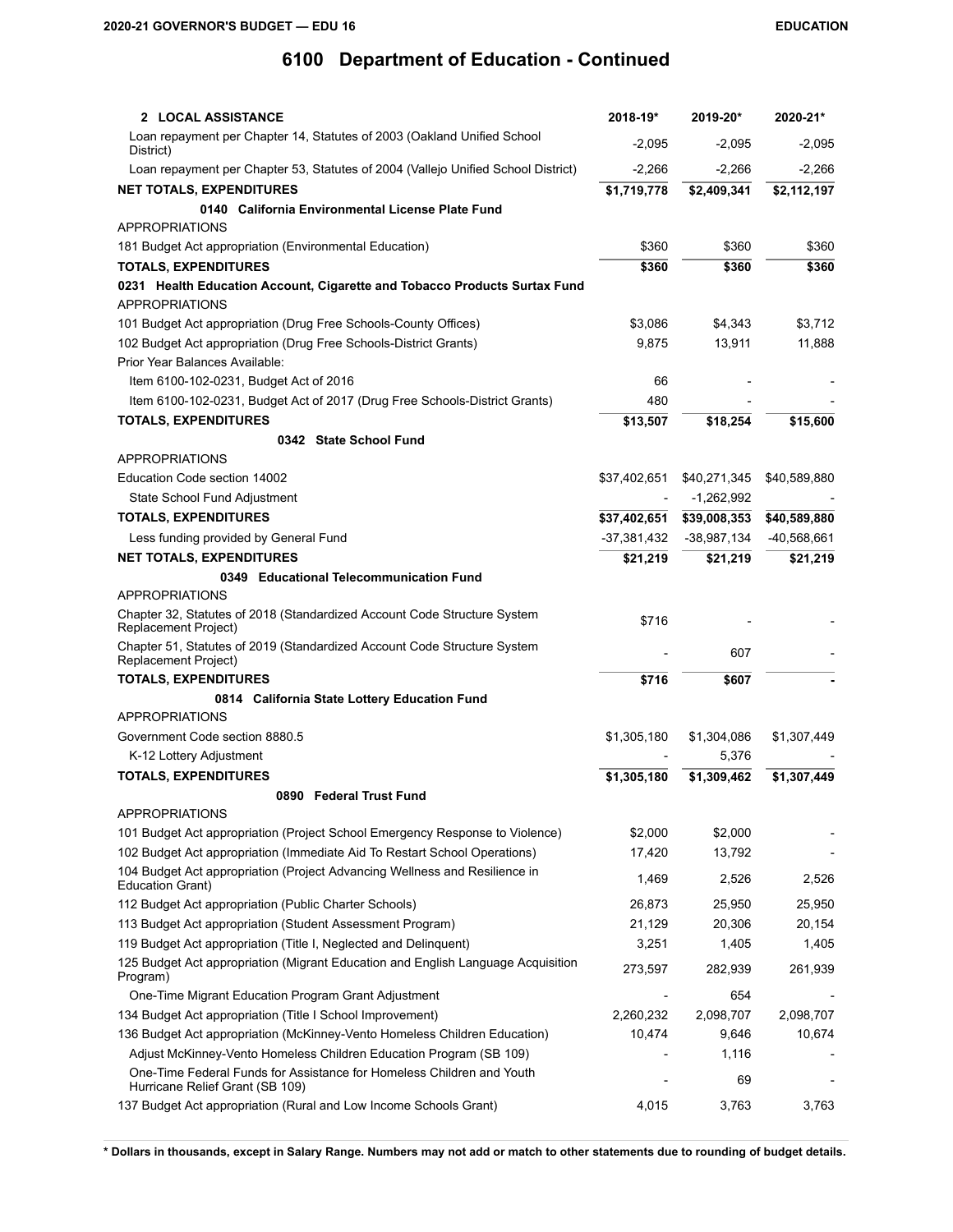# 6100 Department of Education - Continued

| 2 LOCAL ASSISTANCE | 2018-19* | 2019-20* | 2020-21* |
|---|---|---|---|
| Loan repayment per Chapter 14, Statutes of 2003 (Oakland Unified School District) | -2,095 | -2,095 | -2,095 |
| Loan repayment per Chapter 53, Statutes of 2004 (Vallejo Unified School District) | -2,266 | -2,266 | -2,266 |
| **NET TOTALS, EXPENDITURES** | **$1,719,778** | **$2,409,341** | **$2,112,197** |
| **0140 California Environmental License Plate Fund** | | | |
| APPROPRIATIONS | | | |
| 181 Budget Act appropriation (Environmental Education) | $360 | $360 | $360 |
| **TOTALS, EXPENDITURES** | **$360** | **$360** | **$360** |
| **0231 Health Education Account, Cigarette and Tobacco Products Surtax Fund** | | | |
| APPROPRIATIONS | | | |
| 101 Budget Act appropriation (Drug Free Schools-County Offices) | $3,086 | $4,343 | $3,712 |
| 102 Budget Act appropriation (Drug Free Schools-District Grants) | 9,875 | 13,911 | 11,888 |
| Prior Year Balances Available: | | | |
| Item 6100-102-0231, Budget Act of 2016 | 66 | - | - |
| Item 6100-102-0231, Budget Act of 2017 (Drug Free Schools-District Grants) | 480 | - | - |
| **TOTALS, EXPENDITURES** | **$13,507** | **$18,254** | **$15,600** |
| **0342 State School Fund** | | | |
| APPROPRIATIONS | | | |
| Education Code section 14002 | $37,402,651 | $40,271,345 | $40,589,880 |
| State School Fund Adjustment | - | -1,262,992 | - |
| **TOTALS, EXPENDITURES** | **$37,402,651** | **$39,008,353** | **$40,589,880** |
| Less funding provided by General Fund | -37,381,432 | -38,987,134 | -40,568,661 |
| **NET TOTALS, EXPENDITURES** | **$21,219** | **$21,219** | **$21,219** |
| **0349 Educational Telecommunication Fund** | | | |
| APPROPRIATIONS | | | |
| Chapter 32, Statutes of 2018 (Standardized Account Code Structure System Replacement Project) | $716 | - | - |
| Chapter 51, Statutes of 2019 (Standardized Account Code Structure System Replacement Project) | - | 607 | - |
| **TOTALS, EXPENDITURES** | **$716** | **$607** | **-** |
| **0814 California State Lottery Education Fund** | | | |
| APPROPRIATIONS | | | |
| Government Code section 8880.5 | $1,305,180 | $1,304,086 | $1,307,449 |
| K-12 Lottery Adjustment | - | 5,376 | - |
| **TOTALS, EXPENDITURES** | **$1,305,180** | **$1,309,462** | **$1,307,449** |
| **0890 Federal Trust Fund** | | | |
| APPROPRIATIONS | | | |
| 101 Budget Act appropriation (Project School Emergency Response to Violence) | $2,000 | $2,000 | - |
| 102 Budget Act appropriation (Immediate Aid To Restart School Operations) | 17,420 | 13,792 | - |
| 104 Budget Act appropriation (Project Advancing Wellness and Resilience in Education Grant) | 1,469 | 2,526 | 2,526 |
| 112 Budget Act appropriation (Public Charter Schools) | 26,873 | 25,950 | 25,950 |
| 113 Budget Act appropriation (Student Assessment Program) | 21,129 | 20,306 | 20,154 |
| 119 Budget Act appropriation (Title I, Neglected and Delinquent) | 3,251 | 1,405 | 1,405 |
| 125 Budget Act appropriation (Migrant Education and English Language Acquisition Program) | 273,597 | 282,939 | 261,939 |
| One-Time Migrant Education Program Grant Adjustment | - | 654 | - |
| 134 Budget Act appropriation (Title I School Improvement) | 2,260,232 | 2,098,707 | 2,098,707 |
| 136 Budget Act appropriation (McKinney-Vento Homeless Children Education) | 10,474 | 9,646 | 10,674 |
| Adjust McKinney-Vento Homeless Children Education Program (SB 109) | - | 1,116 | - |
| One-Time Federal Funds for Assistance for Homeless Children and Youth Hurricane Relief Grant (SB 109) | - | 69 | - |
| 137 Budget Act appropriation (Rural and Low Income Schools Grant) | 4,015 | 3,763 | 3,763 |

**\* Dollars in thousands, except in Salary Range. Numbers may not add or match to other statements due to rounding of budget details.**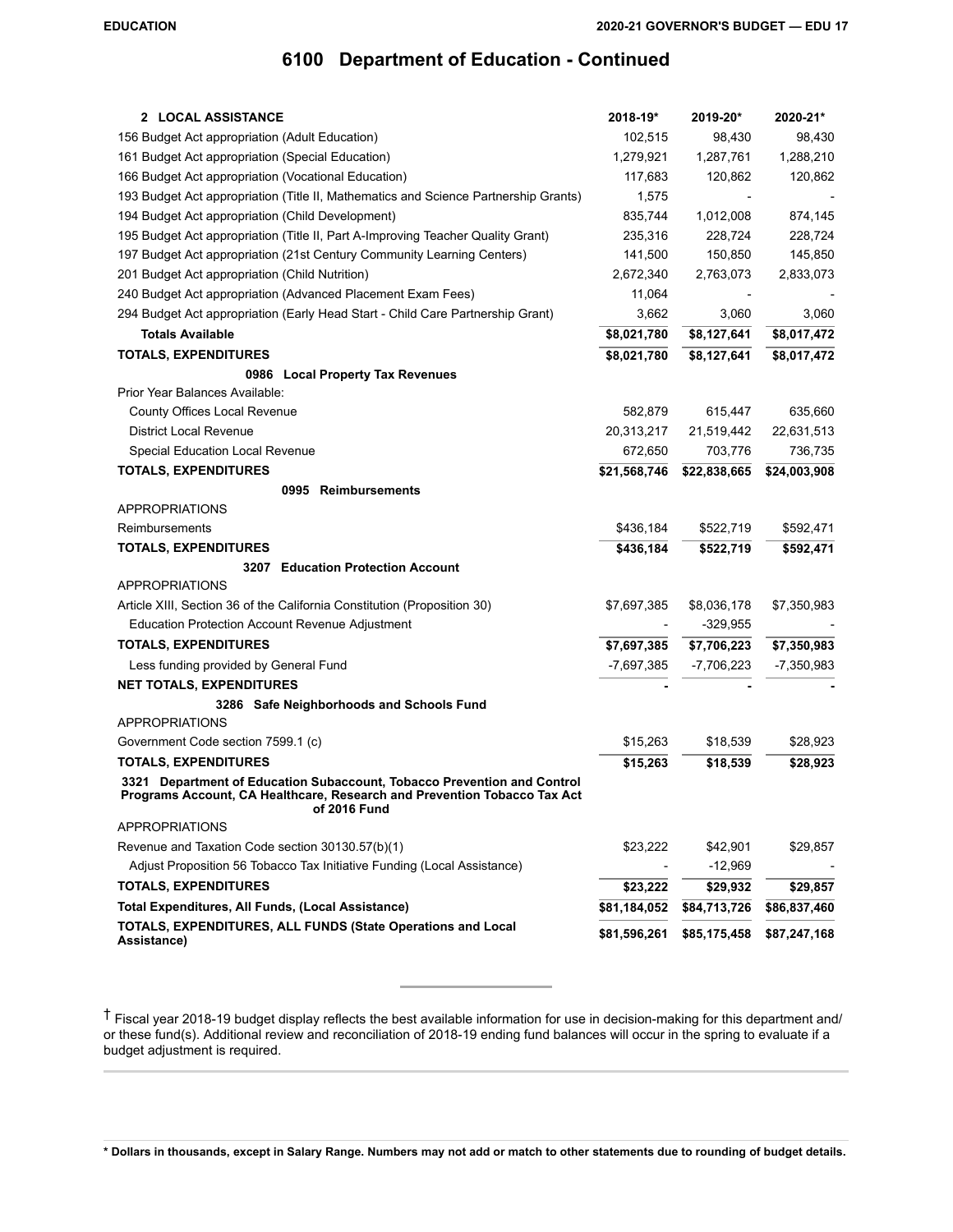## 6100 Department of Education - Continued

| 2 LOCAL ASSISTANCE | 2018-19* | 2019-20* | 2020-21* |
|---|---|---|---|
| 156 Budget Act appropriation (Adult Education) | 102,515 | 98,430 | 98,430 |
| 161 Budget Act appropriation (Special Education) | 1,279,921 | 1,287,761 | 1,288,210 |
| 166 Budget Act appropriation (Vocational Education) | 117,683 | 120,862 | 120,862 |
| 193 Budget Act appropriation (Title II, Mathematics and Science Partnership Grants) | 1,575 | - | - |
| 194 Budget Act appropriation (Child Development) | 835,744 | 1,012,008 | 874,145 |
| 195 Budget Act appropriation (Title II, Part A-Improving Teacher Quality Grant) | 235,316 | 228,724 | 228,724 |
| 197 Budget Act appropriation (21st Century Community Learning Centers) | 141,500 | 150,850 | 145,850 |
| 201 Budget Act appropriation (Child Nutrition) | 2,672,340 | 2,763,073 | 2,833,073 |
| 240 Budget Act appropriation (Advanced Placement Exam Fees) | 11,064 | - | - |
| 294 Budget Act appropriation (Early Head Start - Child Care Partnership Grant) | 3,662 | 3,060 | 3,060 |
| **Totals Available** | **$8,021,780** | **$8,127,641** | **$8,017,472** |
| **TOTALS, EXPENDITURES** | **$8,021,780** | **$8,127,641** | **$8,017,472** |
| **0986 Local Property Tax Revenues** | | | |
| Prior Year Balances Available: | | | |
| County Offices Local Revenue | 582,879 | 615,447 | 635,660 |
| District Local Revenue | 20,313,217 | 21,519,442 | 22,631,513 |
| Special Education Local Revenue | 672,650 | 703,776 | 736,735 |
| **TOTALS, EXPENDITURES** | **$21,568,746** | **$22,838,665** | **$24,003,908** |
| **0995 Reimbursements** | | | |
| APPROPRIATIONS | | | |
| Reimbursements | $436,184 | $522,719 | $592,471 |
| **TOTALS, EXPENDITURES** | **$436,184** | **$522,719** | **$592,471** |
| **3207 Education Protection Account** | | | |
| APPROPRIATIONS | | | |
| Article XIII, Section 36 of the California Constitution (Proposition 30) | $7,697,385 | $8,036,178 | $7,350,983 |
| Education Protection Account Revenue Adjustment | - | -329,955 | - |
| **TOTALS, EXPENDITURES** | **$7,697,385** | **$7,706,223** | **$7,350,983** |
| Less funding provided by General Fund | -7,697,385 | -7,706,223 | -7,350,983 |
| **NET TOTALS, EXPENDITURES** | - | - | - |
| **3286 Safe Neighborhoods and Schools Fund** | | | |
| APPROPRIATIONS | | | |
| Government Code section 7599.1 (c) | $15,263 | $18,539 | $28,923 |
| **TOTALS, EXPENDITURES** | **$15,263** | **$18,539** | **$28,923** |
| **3321 Department of Education Subaccount, Tobacco Prevention and Control Programs Account, CA Healthcare, Research and Prevention Tobacco Tax Act of 2016 Fund** | | | |
| APPROPRIATIONS | | | |
| Revenue and Taxation Code section 30130.57(b)(1) | $23,222 | $42,901 | $29,857 |
| Adjust Proposition 56 Tobacco Tax Initiative Funding (Local Assistance) | - | -12,969 | - |
| **TOTALS, EXPENDITURES** | **$23,222** | **$29,932** | **$29,857** |
| **Total Expenditures, All Funds, (Local Assistance)** | **$81,184,052** | **$84,713,726** | **$86,837,460** |
| **TOTALS, EXPENDITURES, ALL FUNDS (State Operations and Local Assistance)** | **$81,596,261** | **$85,175,458** | **$87,247,168** |

† Fiscal year 2018-19 budget display reflects the best available information for use in decision-making for this department and/or these fund(s). Additional review and reconciliation of 2018-19 ending fund balances will occur in the spring to evaluate if a budget adjustment is required.

**\* Dollars in thousands, except in Salary Range. Numbers may not add or match to other statements due to rounding of budget details.**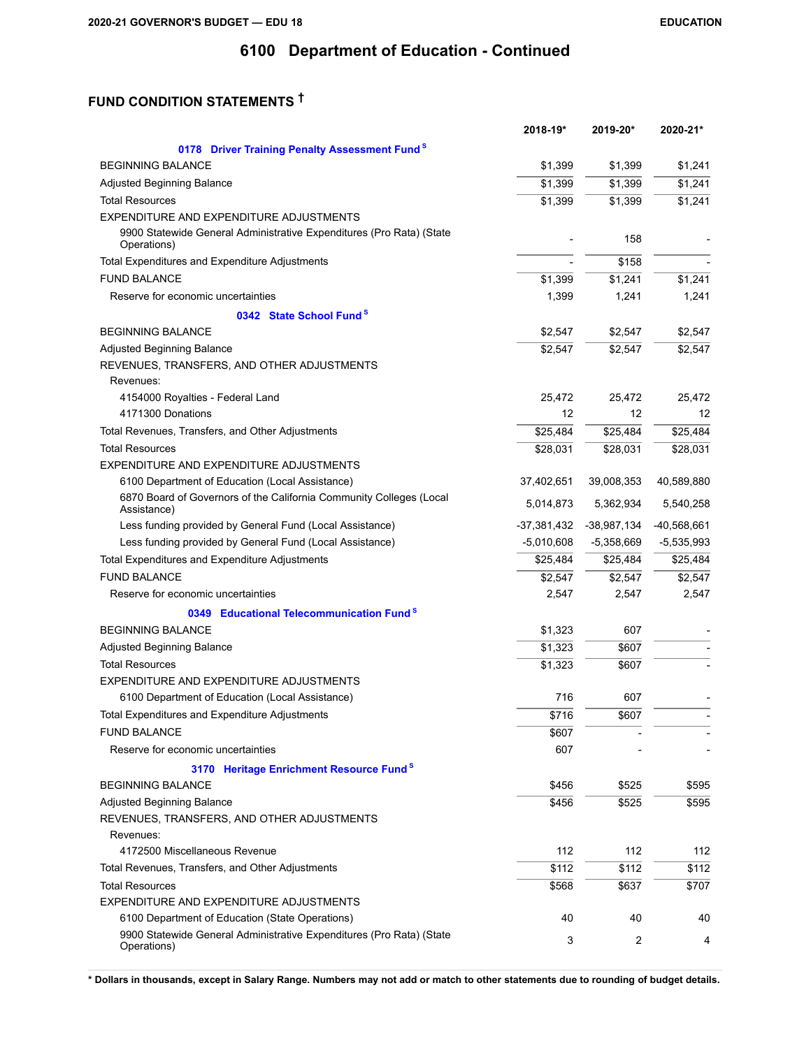# 6100 Department of Education - Continued

## FUND CONDITION STATEMENTS †

| | 2018-19* | 2019-20* | 2020-21* |
|---|---|---|---|
| **0178 Driver Training Penalty Assessment Fund** [S] | | | |
| BEGINNING BALANCE | $1,399 | $1,399 | $1,241 |
| Adjusted Beginning Balance | $1,399 | $1,399 | $1,241 |
| Total Resources | $1,399 | $1,399 | $1,241 |
| EXPENDITURE AND EXPENDITURE ADJUSTMENTS | | | |
| 9900 Statewide General Administrative Expenditures (Pro Rata) (State Operations) | - | 158 | - |
| Total Expenditures and Expenditure Adjustments | - | $158 | - |
| FUND BALANCE | $1,399 | $1,241 | $1,241 |
| Reserve for economic uncertainties | 1,399 | 1,241 | 1,241 |
| **0342 State School Fund** [S] | | | |
| BEGINNING BALANCE | $2,547 | $2,547 | $2,547 |
| Adjusted Beginning Balance | $2,547 | $2,547 | $2,547 |
| REVENUES, TRANSFERS, AND OTHER ADJUSTMENTS | | | |
| Revenues: | | | |
| 4154000 Royalties - Federal Land | 25,472 | 25,472 | 25,472 |
| 4171300 Donations | 12 | 12 | 12 |
| Total Revenues, Transfers, and Other Adjustments | $25,484 | $25,484 | $25,484 |
| Total Resources | $28,031 | $28,031 | $28,031 |
| EXPENDITURE AND EXPENDITURE ADJUSTMENTS | | | |
| 6100 Department of Education (Local Assistance) | 37,402,651 | 39,008,353 | 40,589,880 |
| 6870 Board of Governors of the California Community Colleges (Local Assistance) | 5,014,873 | 5,362,934 | 5,540,258 |
| Less funding provided by General Fund (Local Assistance) | -37,381,432 | -38,987,134 | -40,568,661 |
| Less funding provided by General Fund (Local Assistance) | -5,010,608 | -5,358,669 | -5,535,993 |
| Total Expenditures and Expenditure Adjustments | $25,484 | $25,484 | $25,484 |
| FUND BALANCE | $2,547 | $2,547 | $2,547 |
| Reserve for economic uncertainties | 2,547 | 2,547 | 2,547 |
| **0349 Educational Telecommunication Fund** [S] | | | |
| BEGINNING BALANCE | $1,323 | 607 | - |
| Adjusted Beginning Balance | $1,323 | $607 | - |
| Total Resources | $1,323 | $607 | - |
| EXPENDITURE AND EXPENDITURE ADJUSTMENTS | | | |
| 6100 Department of Education (Local Assistance) | 716 | 607 | - |
| Total Expenditures and Expenditure Adjustments | $716 | $607 | - |
| FUND BALANCE | $607 | - | - |
| Reserve for economic uncertainties | 607 | - | - |
| **3170 Heritage Enrichment Resource Fund** [S] | | | |
| BEGINNING BALANCE | $456 | $525 | $595 |
| Adjusted Beginning Balance | $456 | $525 | $595 |
| REVENUES, TRANSFERS, AND OTHER ADJUSTMENTS | | | |
| Revenues: | | | |
| 4172500 Miscellaneous Revenue | 112 | 112 | 112 |
| Total Revenues, Transfers, and Other Adjustments | $112 | $112 | $112 |
| Total Resources | $568 | $637 | $707 |
| EXPENDITURE AND EXPENDITURE ADJUSTMENTS | | | |
| 6100 Department of Education (State Operations) | 40 | 40 | 40 |
| 9900 Statewide General Administrative Expenditures (Pro Rata) (State Operations) | 3 | 2 | 4 |

**\* Dollars in thousands, except in Salary Range. Numbers may not add or match to other statements due to rounding of budget details.**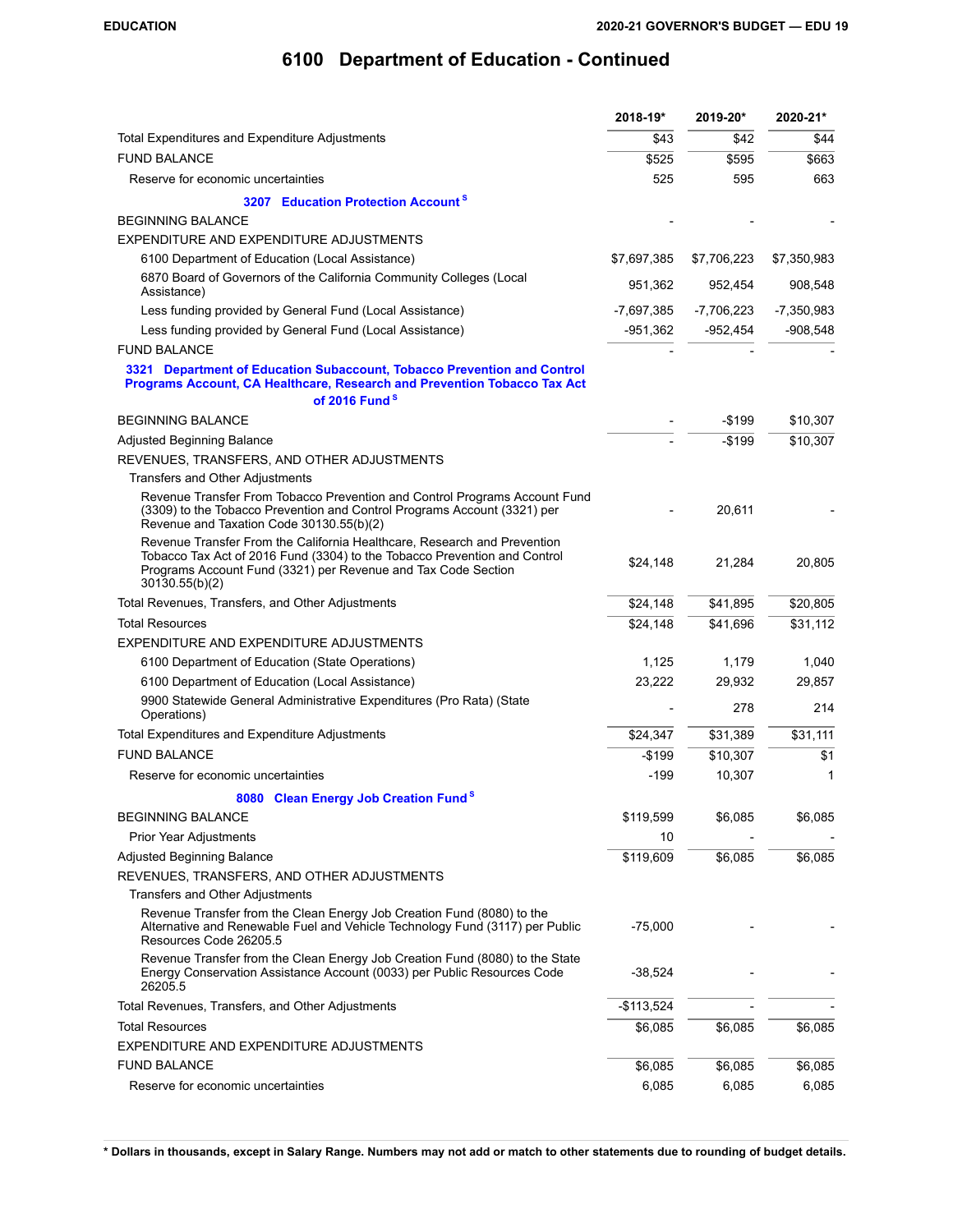# 6100 Department of Education - Continued

| | 2018-19* | 2019-20* | 2020-21* |
|---|---|---|---|
| Total Expenditures and Expenditure Adjustments | $43 | $42 | $44 |
| FUND BALANCE | $525 | $595 | $663 |
| Reserve for economic uncertainties | 525 | 595 | 663 |
| **3207 Education Protection Account [S]** | | | |
| BEGINNING BALANCE | - | - | - |
| EXPENDITURE AND EXPENDITURE ADJUSTMENTS | | | |
| 6100 Department of Education (Local Assistance) | $7,697,385 | $7,706,223 | $7,350,983 |
| 6870 Board of Governors of the California Community Colleges (Local Assistance) | 951,362 | 952,454 | 908,548 |
| Less funding provided by General Fund (Local Assistance) | -7,697,385 | -7,706,223 | -7,350,983 |
| Less funding provided by General Fund (Local Assistance) | -951,362 | -952,454 | -908,548 |
| FUND BALANCE | - | - | - |
| **3321 Department of Education Subaccount, Tobacco Prevention and Control Programs Account, CA Healthcare, Research and Prevention Tobacco Tax Act of 2016 Fund [S]** | | | |
| BEGINNING BALANCE | - | -$199 | $10,307 |
| Adjusted Beginning Balance | - | -$199 | $10,307 |
| REVENUES, TRANSFERS, AND OTHER ADJUSTMENTS | | | |
| Transfers and Other Adjustments | | | |
| Revenue Transfer From Tobacco Prevention and Control Programs Account Fund (3309) to the Tobacco Prevention and Control Programs Account (3321) per Revenue and Taxation Code 30130.55(b)(2) | - | 20,611 | - |
| Revenue Transfer From the California Healthcare, Research and Prevention Tobacco Tax Act of 2016 Fund (3304) to the Tobacco Prevention and Control Programs Account Fund (3321) per Revenue and Tax Code Section 30130.55(b)(2) | $24,148 | 21,284 | 20,805 |
| Total Revenues, Transfers, and Other Adjustments | $24,148 | $41,895 | $20,805 |
| Total Resources | $24,148 | $41,696 | $31,112 |
| EXPENDITURE AND EXPENDITURE ADJUSTMENTS | | | |
| 6100 Department of Education (State Operations) | 1,125 | 1,179 | 1,040 |
| 6100 Department of Education (Local Assistance) | 23,222 | 29,932 | 29,857 |
| 9900 Statewide General Administrative Expenditures (Pro Rata) (State Operations) | - | 278 | 214 |
| Total Expenditures and Expenditure Adjustments | $24,347 | $31,389 | $31,111 |
| FUND BALANCE | -$199 | $10,307 | $1 |
| Reserve for economic uncertainties | -199 | 10,307 | 1 |
| **8080 Clean Energy Job Creation Fund [S]** | | | |
| BEGINNING BALANCE | $119,599 | $6,085 | $6,085 |
| Prior Year Adjustments | 10 | - | - |
| Adjusted Beginning Balance | $119,609 | $6,085 | $6,085 |
| REVENUES, TRANSFERS, AND OTHER ADJUSTMENTS | | | |
| Transfers and Other Adjustments | | | |
| Revenue Transfer from the Clean Energy Job Creation Fund (8080) to the Alternative and Renewable Fuel and Vehicle Technology Fund (3117) per Public Resources Code 26205.5 | -75,000 | - | - |
| Revenue Transfer from the Clean Energy Job Creation Fund (8080) to the State Energy Conservation Assistance Account (0033) per Public Resources Code 26205.5 | -38,524 | - | - |
| Total Revenues, Transfers, and Other Adjustments | -$113,524 | - | - |
| Total Resources | $6,085 | $6,085 | $6,085 |
| EXPENDITURE AND EXPENDITURE ADJUSTMENTS | | | |
| FUND BALANCE | $6,085 | $6,085 | $6,085 |
| Reserve for economic uncertainties | 6,085 | 6,085 | 6,085 |

**\* Dollars in thousands, except in Salary Range. Numbers may not add or match to other statements due to rounding of budget details.**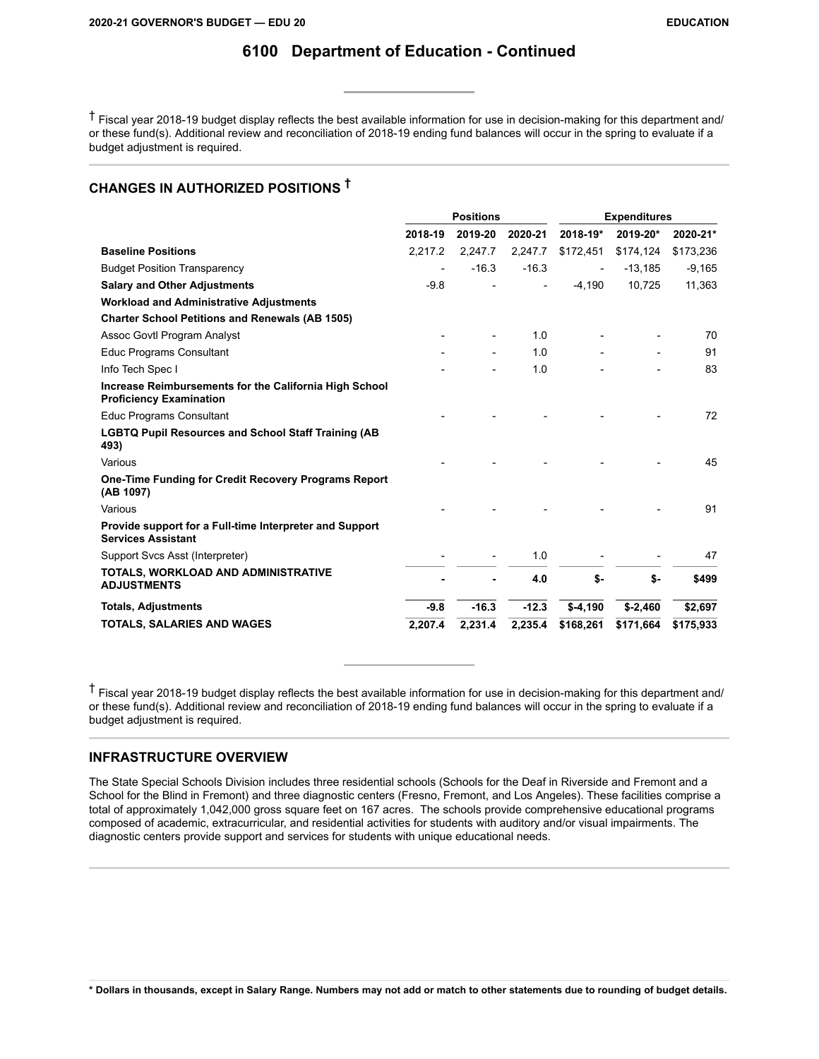# 6100 Department of Education - Continued

† Fiscal year 2018-19 budget display reflects the best available information for use in decision-making for this department and/ or these fund(s). Additional review and reconciliation of 2018-19 ending fund balances will occur in the spring to evaluate if a budget adjustment is required.

## CHANGES IN AUTHORIZED POSITIONS †

| | Positions | | | Expenditures | | |
|---|---|---|---|---|---|---|
| | 2018-19 | 2019-20 | 2020-21 | 2018-19* | 2019-20* | 2020-21* |
| **Baseline Positions** | 2,217.2 | 2,247.7 | 2,247.7 | $172,451 | $174,124 | $173,236 |
| Budget Position Transparency | - | -16.3 | -16.3 | - | -13,185 | -9,165 |
| **Salary and Other Adjustments** | -9.8 | - | - | -4,190 | 10,725 | 11,363 |
| **Workload and Administrative Adjustments** | | | | | | |
| **Charter School Petitions and Renewals (AB 1505)** | | | | | | |
| Assoc Govtl Program Analyst | - | - | 1.0 | - | - | 70 |
| Educ Programs Consultant | - | - | 1.0 | - | - | 91 |
| Info Tech Spec I | - | - | 1.0 | - | - | 83 |
| **Increase Reimbursements for the California High School Proficiency Examination** | | | | | | |
| Educ Programs Consultant | - | - | - | - | - | 72 |
| **LGBTQ Pupil Resources and School Staff Training (AB 493)** | | | | | | |
| Various | - | - | - | - | - | 45 |
| **One-Time Funding for Credit Recovery Programs Report (AB 1097)** | | | | | | |
| Various | - | - | - | - | - | 91 |
| **Provide support for a Full-time Interpreter and Support Services Assistant** | | | | | | |
| Support Svcs Asst (Interpreter) | - | - | 1.0 | - | - | 47 |
| **TOTALS, WORKLOAD AND ADMINISTRATIVE ADJUSTMENTS** | **-** | **-** | **4.0** | **$-** | **$-** | **$499** |
| **Totals, Adjustments** | **-9.8** | **-16.3** | **-12.3** | **$-4,190** | **$-2,460** | **$2,697** |
| **TOTALS, SALARIES AND WAGES** | **2,207.4** | **2,231.4** | **2,235.4** | **$168,261** | **$171,664** | **$175,933** |

† Fiscal year 2018-19 budget display reflects the best available information for use in decision-making for this department and/ or these fund(s). Additional review and reconciliation of 2018-19 ending fund balances will occur in the spring to evaluate if a budget adjustment is required.

## INFRASTRUCTURE OVERVIEW

The State Special Schools Division includes three residential schools (Schools for the Deaf in Riverside and Fremont and a School for the Blind in Fremont) and three diagnostic centers (Fresno, Fremont, and Los Angeles). These facilities comprise a total of approximately 1,042,000 gross square feet on 167 acres. The schools provide comprehensive educational programs composed of academic, extracurricular, and residential activities for students with auditory and/or visual impairments. The diagnostic centers provide support and services for students with unique educational needs.

* Dollars in thousands, except in Salary Range. Numbers may not add or match to other statements due to rounding of budget details.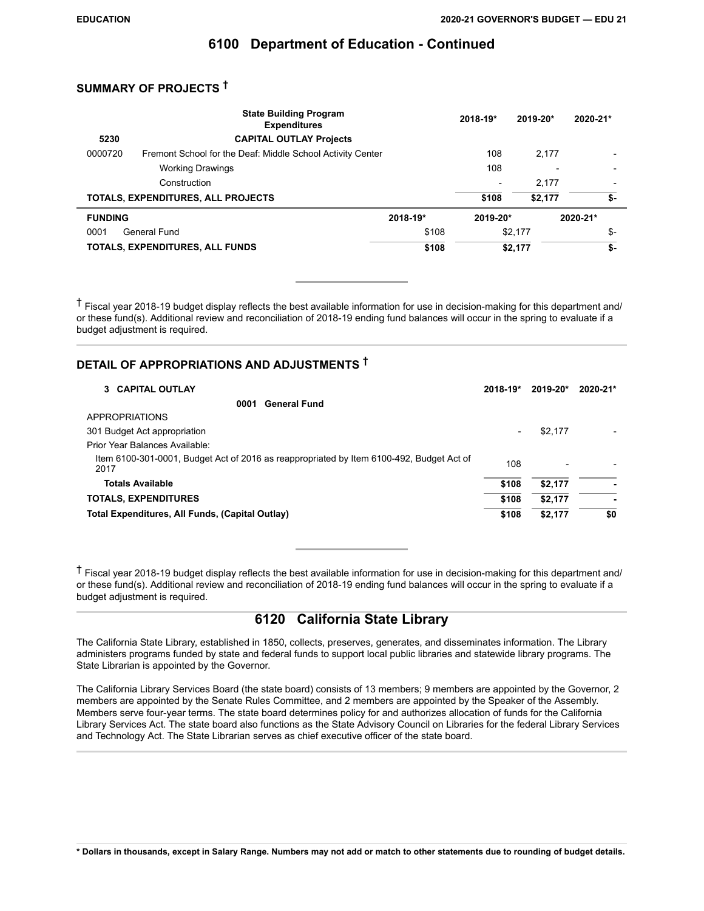## 6100 Department of Education - Continued

### SUMMARY OF PROJECTS †

| | State Building Program Expenditures | 2018-19* | 2019-20* | 2020-21* |
|---|---|---|---|---|
| 5230 | CAPITAL OUTLAY Projects | | | |
| 0000720 | Fremont School for the Deaf: Middle School Activity Center | 108 | 2,177 | - |
| | Working Drawings | 108 | - | - |
| | Construction | - | 2,177 | - |
| **TOTALS, EXPENDITURES, ALL PROJECTS** | | **$108** | **$2,177** | **$-** |

| FUNDING | | 2018-19* | 2019-20* | 2020-21* |
|---|---|---|---|---|
| 0001 | General Fund | $108 | $2,177 | $- |
| **TOTALS, EXPENDITURES, ALL FUNDS** | | **$108** | **$2,177** | **$-** |

† Fiscal year 2018-19 budget display reflects the best available information for use in decision-making for this department and/or these fund(s). Additional review and reconciliation of 2018-19 ending fund balances will occur in the spring to evaluate if a budget adjustment is required.

### DETAIL OF APPROPRIATIONS AND ADJUSTMENTS †

| 3 CAPITAL OUTLAY | 2018-19* | 2019-20* | 2020-21* |
|---|---|---|---|
| **0001 General Fund** | | | |
| APPROPRIATIONS | | | |
| 301 Budget Act appropriation | - | $2,177 | - |
| Prior Year Balances Available: | | | |
| Item 6100-301-0001, Budget Act of 2016 as reappropriated by Item 6100-492, Budget Act of 2017 | 108 | - | - |
| **Totals Available** | **$108** | **$2,177** | **-** |
| **TOTALS, EXPENDITURES** | **$108** | **$2,177** | **-** |
| **Total Expenditures, All Funds, (Capital Outlay)** | **$108** | **$2,177** | **$0** |

† Fiscal year 2018-19 budget display reflects the best available information for use in decision-making for this department and/or these fund(s). Additional review and reconciliation of 2018-19 ending fund balances will occur in the spring to evaluate if a budget adjustment is required.

## 6120 California State Library

The California State Library, established in 1850, collects, preserves, generates, and disseminates information. The Library administers programs funded by state and federal funds to support local public libraries and statewide library programs. The State Librarian is appointed by the Governor.

The California Library Services Board (the state board) consists of 13 members; 9 members are appointed by the Governor, 2 members are appointed by the Senate Rules Committee, and 2 members are appointed by the Speaker of the Assembly. Members serve four-year terms. The state board determines policy for and authorizes allocation of funds for the California Library Services Act. The state board also functions as the State Advisory Council on Libraries for the federal Library Services and Technology Act. The State Librarian serves as chief executive officer of the state board.

**\* Dollars in thousands, except in Salary Range. Numbers may not add or match to other statements due to rounding of budget details.**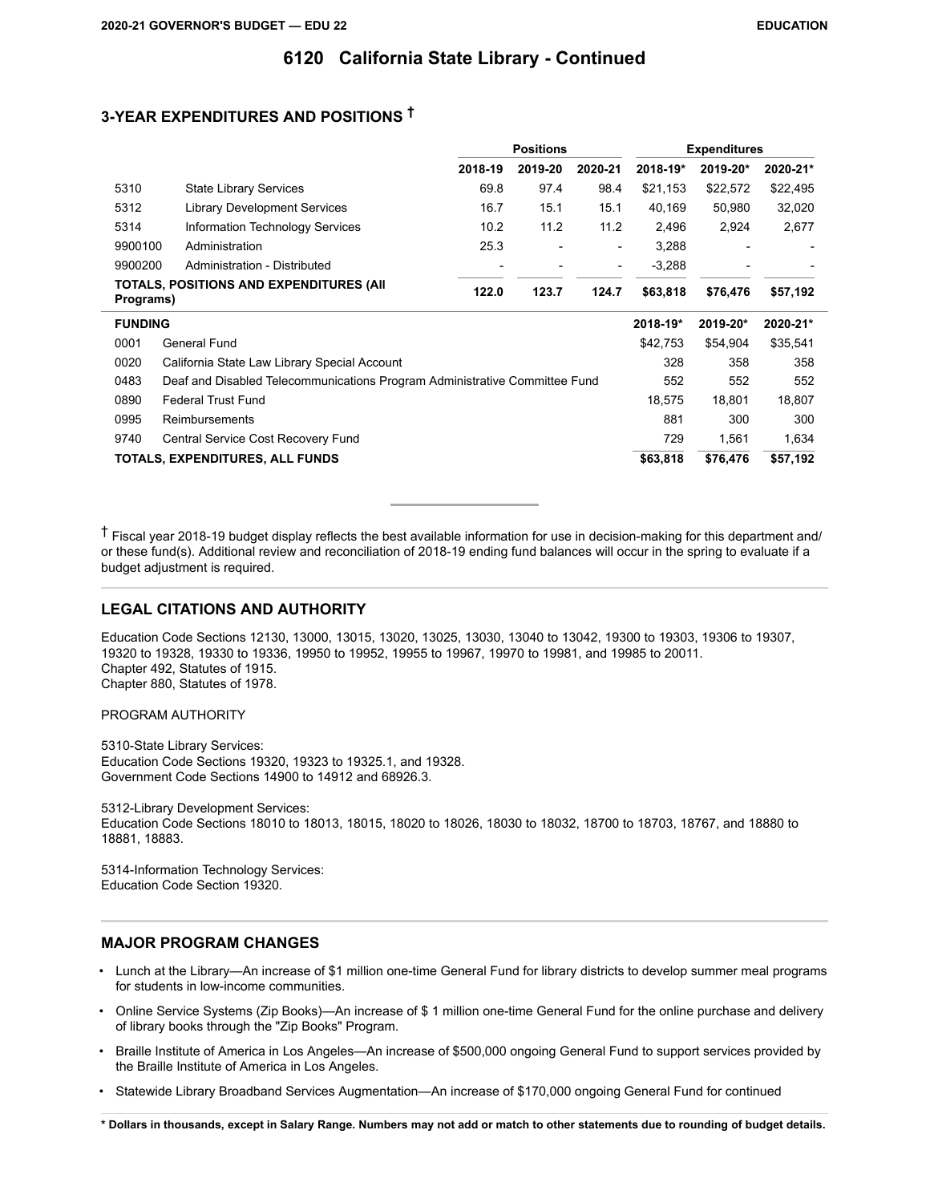# 6120 California State Library - Continued

## 3-YEAR EXPENDITURES AND POSITIONS †

| | | Positions | | | Expenditures | | |
|---|---|---|---|---|---|---|---|
| | | 2018-19 | 2019-20 | 2020-21 | 2018-19* | 2019-20* | 2020-21* |
| 5310 | State Library Services | 69.8 | 97.4 | 98.4 | $21,153 | $22,572 | $22,495 |
| 5312 | Library Development Services | 16.7 | 15.1 | 15.1 | 40,169 | 50,980 | 32,020 |
| 5314 | Information Technology Services | 10.2 | 11.2 | 11.2 | 2,496 | 2,924 | 2,677 |
| 9900100 | Administration | 25.3 | - | - | 3,288 | - | - |
| 9900200 | Administration - Distributed | - | - | - | -3,288 | - | - |
| **TOTALS, POSITIONS AND EXPENDITURES (All Programs)** | | **122.0** | **123.7** | **124.7** | **$63,818** | **$76,476** | **$57,192** |

| FUNDING | | 2018-19* | 2019-20* | 2020-21* |
|---|---|---|---|---|
| 0001 | General Fund | $42,753 | $54,904 | $35,541 |
| 0020 | California State Law Library Special Account | 328 | 358 | 358 |
| 0483 | Deaf and Disabled Telecommunications Program Administrative Committee Fund | 552 | 552 | 552 |
| 0890 | Federal Trust Fund | 18,575 | 18,801 | 18,807 |
| 0995 | Reimbursements | 881 | 300 | 300 |
| 9740 | Central Service Cost Recovery Fund | 729 | 1,561 | 1,634 |
| **TOTALS, EXPENDITURES, ALL FUNDS** | | **$63,818** | **$76,476** | **$57,192** |

† Fiscal year 2018-19 budget display reflects the best available information for use in decision-making for this department and/or these fund(s). Additional review and reconciliation of 2018-19 ending fund balances will occur in the spring to evaluate if a budget adjustment is required.

## LEGAL CITATIONS AND AUTHORITY

Education Code Sections 12130, 13000, 13015, 13020, 13025, 13030, 13040 to 13042, 19300 to 19303, 19306 to 19307, 19320 to 19328, 19330 to 19336, 19950 to 19952, 19955 to 19967, 19970 to 19981, and 19985 to 20011.
Chapter 492, Statutes of 1915.
Chapter 880, Statutes of 1978.

PROGRAM AUTHORITY

5310-State Library Services:
Education Code Sections 19320, 19323 to 19325.1, and 19328.
Government Code Sections 14900 to 14912 and 68926.3.

5312-Library Development Services:
Education Code Sections 18010 to 18013, 18015, 18020 to 18026, 18030 to 18032, 18700 to 18703, 18767, and 18880 to 18881, 18883.

5314-Information Technology Services:
Education Code Section 19320.

## MAJOR PROGRAM CHANGES

- Lunch at the Library—An increase of $1 million one-time General Fund for library districts to develop summer meal programs for students in low-income communities.
- Online Service Systems (Zip Books)—An increase of $ 1 million one-time General Fund for the online purchase and delivery of library books through the "Zip Books" Program.
- Braille Institute of America in Los Angeles—An increase of $500,000 ongoing General Fund to support services provided by the Braille Institute of America in Los Angeles.
- Statewide Library Broadband Services Augmentation—An increase of $170,000 ongoing General Fund for continued

**\* Dollars in thousands, except in Salary Range. Numbers may not add or match to other statements due to rounding of budget details.**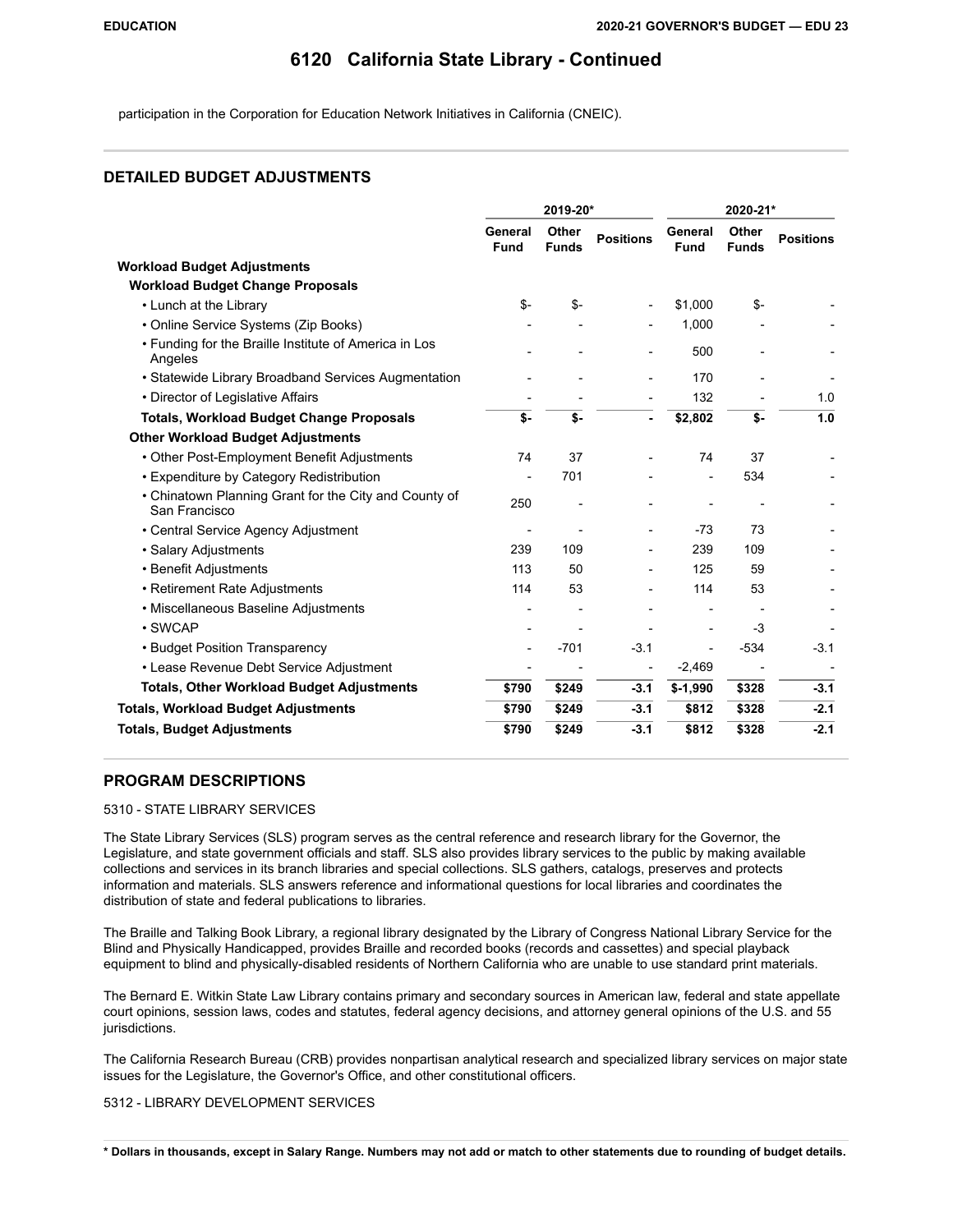## 6120 California State Library - Continued

participation in the Corporation for Education Network Initiatives in California (CNEIC).

### DETAILED BUDGET ADJUSTMENTS

| | 2019-20* | | | 2020-21* | | |
|---|---|---|---|---|---|---|
| | General Fund | Other Funds | Positions | General Fund | Other Funds | Positions |
| **Workload Budget Adjustments** | | | | | | |
| **Workload Budget Change Proposals** | | | | | | |
| • Lunch at the Library | $- | $- | - | $1,000 | $- | - |
| • Online Service Systems (Zip Books) | - | - | - | 1,000 | - | - |
| • Funding for the Braille Institute of America in Los Angeles | - | - | - | 500 | - | - |
| • Statewide Library Broadband Services Augmentation | - | - | - | 170 | - | - |
| • Director of Legislative Affairs | - | - | - | 132 | - | 1.0 |
| **Totals, Workload Budget Change Proposals** | **$-** | **$-** | **-** | **$2,802** | **$-** | **1.0** |
| **Other Workload Budget Adjustments** | | | | | | |
| • Other Post-Employment Benefit Adjustments | 74 | 37 | - | 74 | 37 | - |
| • Expenditure by Category Redistribution | - | 701 | - | - | 534 | - |
| • Chinatown Planning Grant for the City and County of San Francisco | 250 | - | - | - | - | - |
| • Central Service Agency Adjustment | - | - | - | -73 | 73 | - |
| • Salary Adjustments | 239 | 109 | - | 239 | 109 | - |
| • Benefit Adjustments | 113 | 50 | - | 125 | 59 | - |
| • Retirement Rate Adjustments | 114 | 53 | - | 114 | 53 | - |
| • Miscellaneous Baseline Adjustments | - | - | - | - | - | - |
| • SWCAP | - | - | - | - | -3 | - |
| • Budget Position Transparency | - | -701 | -3.1 | - | -534 | -3.1 |
| • Lease Revenue Debt Service Adjustment | - | - | - | -2,469 | - | - |
| **Totals, Other Workload Budget Adjustments** | **$790** | **$249** | **-3.1** | **$-1,990** | **$328** | **-3.1** |
| **Totals, Workload Budget Adjustments** | **$790** | **$249** | **-3.1** | **$812** | **$328** | **-2.1** |
| **Totals, Budget Adjustments** | **$790** | **$249** | **-3.1** | **$812** | **$328** | **-2.1** |

### PROGRAM DESCRIPTIONS

5310 - STATE LIBRARY SERVICES

The State Library Services (SLS) program serves as the central reference and research library for the Governor, the Legislature, and state government officials and staff. SLS also provides library services to the public by making available collections and services in its branch libraries and special collections. SLS gathers, catalogs, preserves and protects information and materials. SLS answers reference and informational questions for local libraries and coordinates the distribution of state and federal publications to libraries.

The Braille and Talking Book Library, a regional library designated by the Library of Congress National Library Service for the Blind and Physically Handicapped, provides Braille and recorded books (records and cassettes) and special playback equipment to blind and physically-disabled residents of Northern California who are unable to use standard print materials.

The Bernard E. Witkin State Law Library contains primary and secondary sources in American law, federal and state appellate court opinions, session laws, codes and statutes, federal agency decisions, and attorney general opinions of the U.S. and 55 jurisdictions.

The California Research Bureau (CRB) provides nonpartisan analytical research and specialized library services on major state issues for the Legislature, the Governor's Office, and other constitutional officers.

5312 - LIBRARY DEVELOPMENT SERVICES

**\* Dollars in thousands, except in Salary Range. Numbers may not add or match to other statements due to rounding of budget details.**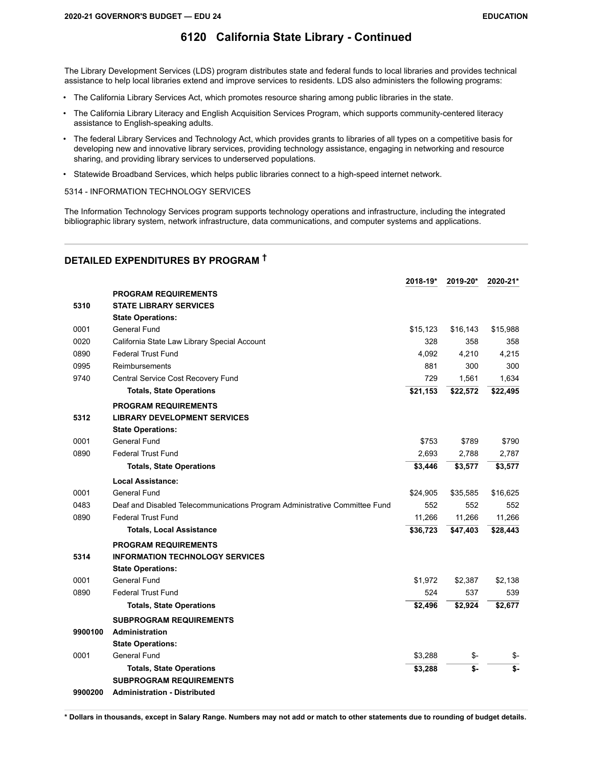# 6120 California State Library - Continued

The Library Development Services (LDS) program distributes state and federal funds to local libraries and provides technical assistance to help local libraries extend and improve services to residents. LDS also administers the following programs:

- The California Library Services Act, which promotes resource sharing among public libraries in the state.
- The California Library Literacy and English Acquisition Services Program, which supports community-centered literacy assistance to English-speaking adults.
- The federal Library Services and Technology Act, which provides grants to libraries of all types on a competitive basis for developing new and innovative library services, providing technology assistance, engaging in networking and resource sharing, and providing library services to underserved populations.
- Statewide Broadband Services, which helps public libraries connect to a high-speed internet network.

5314 - INFORMATION TECHNOLOGY SERVICES

The Information Technology Services program supports technology operations and infrastructure, including the integrated bibliographic library system, network infrastructure, data communications, and computer systems and applications.

## DETAILED EXPENDITURES BY PROGRAM †

| | | 2018-19* | 2019-20* | 2020-21* |
|---|---|---|---|---|
| | **PROGRAM REQUIREMENTS** | | | |
| **5310** | **STATE LIBRARY SERVICES** | | | |
| | **State Operations:** | | | |
| 0001 | General Fund | $15,123 | $16,143 | $15,988 |
| 0020 | California State Law Library Special Account | 328 | 358 | 358 |
| 0890 | Federal Trust Fund | 4,092 | 4,210 | 4,215 |
| 0995 | Reimbursements | 881 | 300 | 300 |
| 9740 | Central Service Cost Recovery Fund | 729 | 1,561 | 1,634 |
| | **Totals, State Operations** | **$21,153** | **$22,572** | **$22,495** |
| | **PROGRAM REQUIREMENTS** | | | |
| **5312** | **LIBRARY DEVELOPMENT SERVICES** | | | |
| | **State Operations:** | | | |
| 0001 | General Fund | $753 | $789 | $790 |
| 0890 | Federal Trust Fund | 2,693 | 2,788 | 2,787 |
| | **Totals, State Operations** | **$3,446** | **$3,577** | **$3,577** |
| | **Local Assistance:** | | | |
| 0001 | General Fund | $24,905 | $35,585 | $16,625 |
| 0483 | Deaf and Disabled Telecommunications Program Administrative Committee Fund | 552 | 552 | 552 |
| 0890 | Federal Trust Fund | 11,266 | 11,266 | 11,266 |
| | **Totals, Local Assistance** | **$36,723** | **$47,403** | **$28,443** |
| | **PROGRAM REQUIREMENTS** | | | |
| **5314** | **INFORMATION TECHNOLOGY SERVICES** | | | |
| | **State Operations:** | | | |
| 0001 | General Fund | $1,972 | $2,387 | $2,138 |
| 0890 | Federal Trust Fund | 524 | 537 | 539 |
| | **Totals, State Operations** | **$2,496** | **$2,924** | **$2,677** |
| | **SUBPROGRAM REQUIREMENTS** | | | |
| **9900100** | **Administration** | | | |
| | **State Operations:** | | | |
| 0001 | General Fund | $3,288 | $- | $- |
| | **Totals, State Operations** | **$3,288** | **$-** | **$-** |
| | **SUBPROGRAM REQUIREMENTS** | | | |
| **9900200** | **Administration - Distributed** | | | |

**\* Dollars in thousands, except in Salary Range. Numbers may not add or match to other statements due to rounding of budget details.**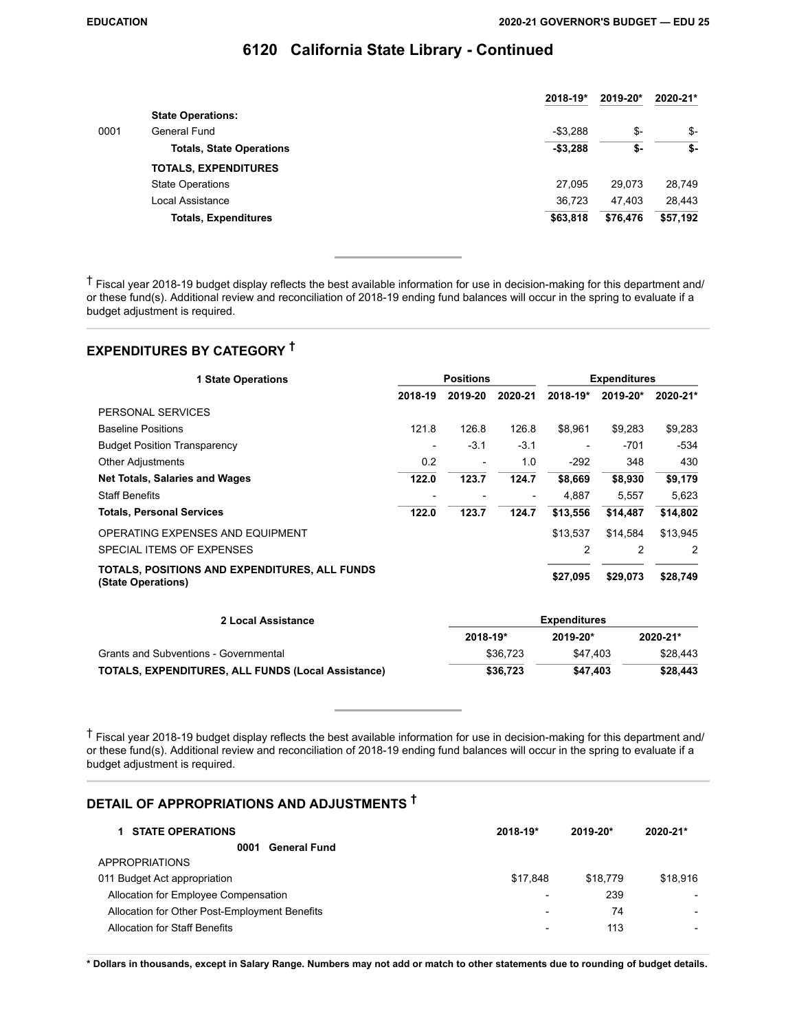# 6120 California State Library - Continued

| | | 2018-19* | 2019-20* | 2020-21* |
|---|---|---|---|---|
| | **State Operations:** | | | |
| 0001 | General Fund | -$3,288 | $- | $- |
| | **Totals, State Operations** | **-$3,288** | **$-** | **$-** |
| | **TOTALS, EXPENDITURES** | | | |
| | State Operations | 27,095 | 29,073 | 28,749 |
| | Local Assistance | 36,723 | 47,403 | 28,443 |
| | **Totals, Expenditures** | **$63,818** | **$76,476** | **$57,192** |

† Fiscal year 2018-19 budget display reflects the best available information for use in decision-making for this department and/or these fund(s). Additional review and reconciliation of 2018-19 ending fund balances will occur in the spring to evaluate if a budget adjustment is required.

## EXPENDITURES BY CATEGORY †

| 1 State Operations | Positions | | | Expenditures | | |
|---|---|---|---|---|---|---|
| | 2018-19 | 2019-20 | 2020-21 | 2018-19* | 2019-20* | 2020-21* |
| PERSONAL SERVICES | | | | | | |
| Baseline Positions | 121.8 | 126.8 | 126.8 | $8,961 | $9,283 | $9,283 |
| Budget Position Transparency | - | -3.1 | -3.1 | - | -701 | -534 |
| Other Adjustments | 0.2 | - | 1.0 | -292 | 348 | 430 |
| **Net Totals, Salaries and Wages** | **122.0** | **123.7** | **124.7** | **$8,669** | **$8,930** | **$9,179** |
| Staff Benefits | - | - | - | 4,887 | 5,557 | 5,623 |
| **Totals, Personal Services** | **122.0** | **123.7** | **124.7** | **$13,556** | **$14,487** | **$14,802** |
| OPERATING EXPENSES AND EQUIPMENT | | | | $13,537 | $14,584 | $13,945 |
| SPECIAL ITEMS OF EXPENSES | | | | 2 | 2 | 2 |
| **TOTALS, POSITIONS AND EXPENDITURES, ALL FUNDS (State Operations)** | | | | **$27,095** | **$29,073** | **$28,749** |

| 2 Local Assistance | Expenditures | | |
|---|---|---|---|
| | 2018-19* | 2019-20* | 2020-21* |
| Grants and Subventions - Governmental | $36,723 | $47,403 | $28,443 |
| **TOTALS, EXPENDITURES, ALL FUNDS (Local Assistance)** | **$36,723** | **$47,403** | **$28,443** |

† Fiscal year 2018-19 budget display reflects the best available information for use in decision-making for this department and/or these fund(s). Additional review and reconciliation of 2018-19 ending fund balances will occur in the spring to evaluate if a budget adjustment is required.

## DETAIL OF APPROPRIATIONS AND ADJUSTMENTS †

| 1 STATE OPERATIONS | 2018-19* | 2019-20* | 2020-21* |
|---|---|---|---|
| **0001 General Fund** | | | |
| APPROPRIATIONS | | | |
| 011 Budget Act appropriation | $17,848 | $18,779 | $18,916 |
| Allocation for Employee Compensation | - | 239 | - |
| Allocation for Other Post-Employment Benefits | - | 74 | - |
| Allocation for Staff Benefits | - | 113 | - |

**\* Dollars in thousands, except in Salary Range. Numbers may not add or match to other statements due to rounding of budget details.**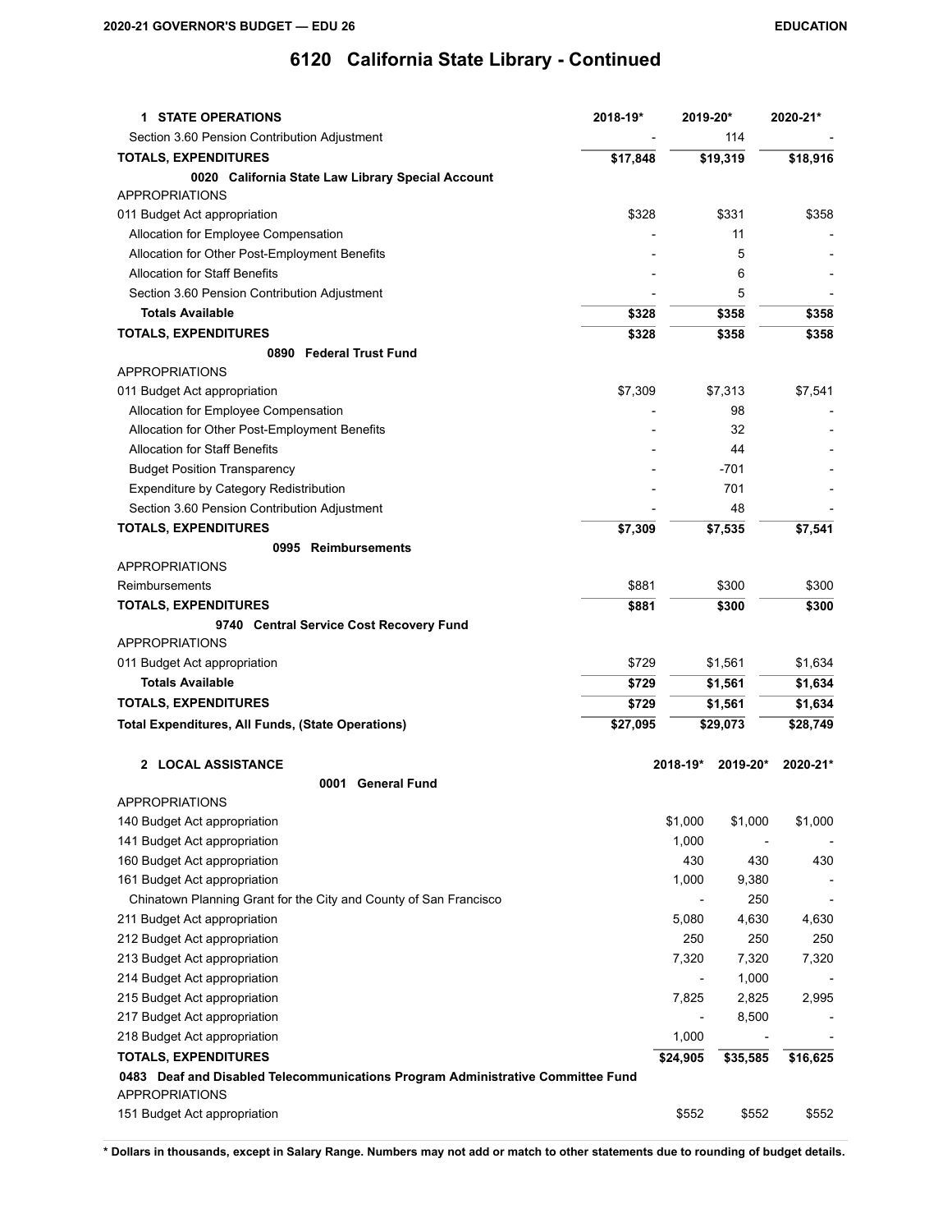# 6120 California State Library - Continued

| 1 STATE OPERATIONS | 2018-19* | 2019-20* | 2020-21* |
|---|---|---|---|
| Section 3.60 Pension Contribution Adjustment | - | 114 | - |
| **TOTALS, EXPENDITURES** | **$17,848** | **$19,319** | **$18,916** |
| **0020 California State Law Library Special Account** | | | |
| APPROPRIATIONS | | | |
| 011 Budget Act appropriation | $328 | $331 | $358 |
| Allocation for Employee Compensation | - | 11 | - |
| Allocation for Other Post-Employment Benefits | - | 5 | - |
| Allocation for Staff Benefits | - | 6 | - |
| Section 3.60 Pension Contribution Adjustment | - | 5 | - |
| **Totals Available** | **$328** | **$358** | **$358** |
| **TOTALS, EXPENDITURES** | **$328** | **$358** | **$358** |
| **0890 Federal Trust Fund** | | | |
| APPROPRIATIONS | | | |
| 011 Budget Act appropriation | $7,309 | $7,313 | $7,541 |
| Allocation for Employee Compensation | - | 98 | - |
| Allocation for Other Post-Employment Benefits | - | 32 | - |
| Allocation for Staff Benefits | - | 44 | - |
| Budget Position Transparency | - | -701 | - |
| Expenditure by Category Redistribution | - | 701 | - |
| Section 3.60 Pension Contribution Adjustment | - | 48 | - |
| **TOTALS, EXPENDITURES** | **$7,309** | **$7,535** | **$7,541** |
| **0995 Reimbursements** | | | |
| APPROPRIATIONS | | | |
| Reimbursements | $881 | $300 | $300 |
| **TOTALS, EXPENDITURES** | **$881** | **$300** | **$300** |
| **9740 Central Service Cost Recovery Fund** | | | |
| APPROPRIATIONS | | | |
| 011 Budget Act appropriation | $729 | $1,561 | $1,634 |
| **Totals Available** | **$729** | **$1,561** | **$1,634** |
| **TOTALS, EXPENDITURES** | **$729** | **$1,561** | **$1,634** |
| **Total Expenditures, All Funds, (State Operations)** | **$27,095** | **$29,073** | **$28,749** |

| 2 LOCAL ASSISTANCE | 2018-19* | 2019-20* | 2020-21* |
|---|---|---|---|
| **0001 General Fund** | | | |
| APPROPRIATIONS | | | |
| 140 Budget Act appropriation | $1,000 | $1,000 | $1,000 |
| 141 Budget Act appropriation | 1,000 | - | - |
| 160 Budget Act appropriation | 430 | 430 | 430 |
| 161 Budget Act appropriation | 1,000 | 9,380 | - |
| Chinatown Planning Grant for the City and County of San Francisco | - | 250 | - |
| 211 Budget Act appropriation | 5,080 | 4,630 | 4,630 |
| 212 Budget Act appropriation | 250 | 250 | 250 |
| 213 Budget Act appropriation | 7,320 | 7,320 | 7,320 |
| 214 Budget Act appropriation | - | 1,000 | - |
| 215 Budget Act appropriation | 7,825 | 2,825 | 2,995 |
| 217 Budget Act appropriation | - | 8,500 | - |
| 218 Budget Act appropriation | 1,000 | - | - |
| **TOTALS, EXPENDITURES** | **$24,905** | **$35,585** | **$16,625** |
| **0483 Deaf and Disabled Telecommunications Program Administrative Committee Fund** | | | |
| APPROPRIATIONS | | | |
| 151 Budget Act appropriation | $552 | $552 | $552 |

**\* Dollars in thousands, except in Salary Range. Numbers may not add or match to other statements due to rounding of budget details.**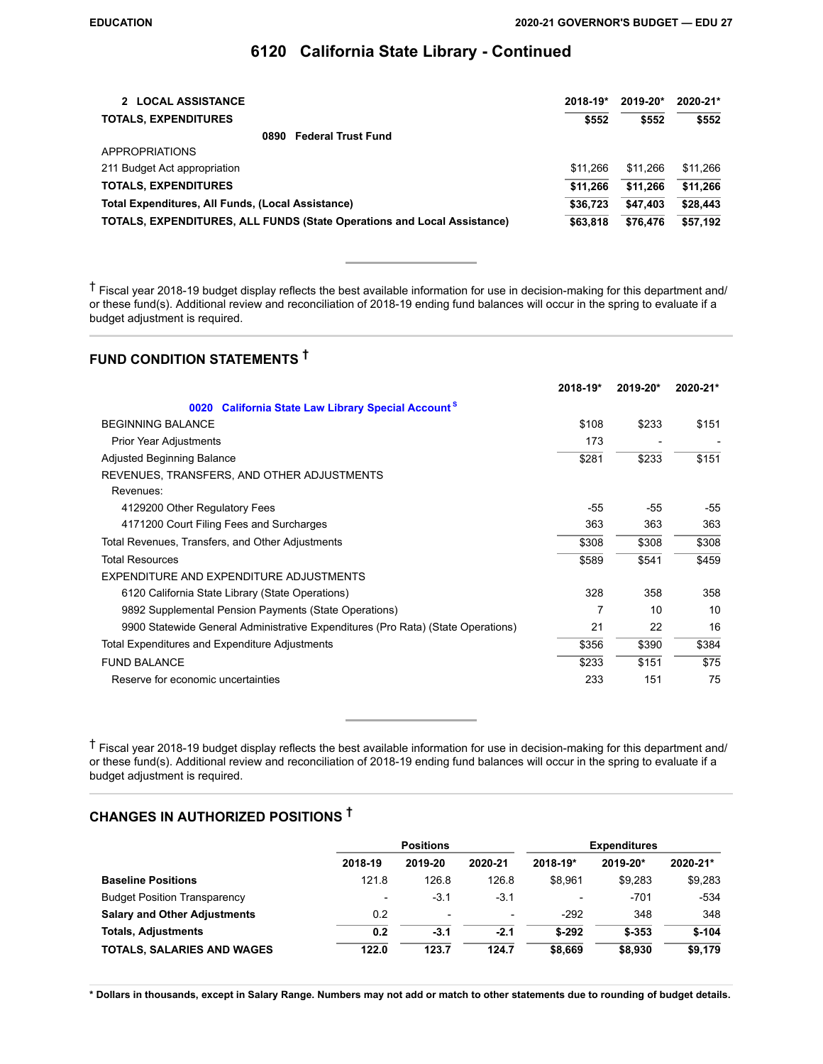## 6120 California State Library - Continued

| 2 LOCAL ASSISTANCE | 2018-19* | 2019-20* | 2020-21* |
|---|---|---|---|
| **TOTALS, EXPENDITURES** | **$552** | **$552** | **$552** |
| **0890 Federal Trust Fund** | | | |
| APPROPRIATIONS | | | |
| 211 Budget Act appropriation | $11,266 | $11,266 | $11,266 |
| **TOTALS, EXPENDITURES** | **$11,266** | **$11,266** | **$11,266** |
| **Total Expenditures, All Funds, (Local Assistance)** | **$36,723** | **$47,403** | **$28,443** |
| **TOTALS, EXPENDITURES, ALL FUNDS (State Operations and Local Assistance)** | **$63,818** | **$76,476** | **$57,192** |

† Fiscal year 2018-19 budget display reflects the best available information for use in decision-making for this department and/or these fund(s). Additional review and reconciliation of 2018-19 ending fund balances will occur in the spring to evaluate if a budget adjustment is required.

## FUND CONDITION STATEMENTS †

| | 2018-19* | 2019-20* | 2020-21* |
|---|---|---|---|
| **0020 California State Law Library Special Account** [S] | | | |
| BEGINNING BALANCE | $108 | $233 | $151 |
| Prior Year Adjustments | 173 | - | - |
| Adjusted Beginning Balance | $281 | $233 | $151 |
| REVENUES, TRANSFERS, AND OTHER ADJUSTMENTS | | | |
| Revenues: | | | |
| 4129200 Other Regulatory Fees | -55 | -55 | -55 |
| 4171200 Court Filing Fees and Surcharges | 363 | 363 | 363 |
| Total Revenues, Transfers, and Other Adjustments | $308 | $308 | $308 |
| Total Resources | $589 | $541 | $459 |
| EXPENDITURE AND EXPENDITURE ADJUSTMENTS | | | |
| 6120 California State Library (State Operations) | 328 | 358 | 358 |
| 9892 Supplemental Pension Payments (State Operations) | 7 | 10 | 10 |
| 9900 Statewide General Administrative Expenditures (Pro Rata) (State Operations) | 21 | 22 | 16 |
| Total Expenditures and Expenditure Adjustments | $356 | $390 | $384 |
| FUND BALANCE | $233 | $151 | $75 |
| Reserve for economic uncertainties | 233 | 151 | 75 |

† Fiscal year 2018-19 budget display reflects the best available information for use in decision-making for this department and/or these fund(s). Additional review and reconciliation of 2018-19 ending fund balances will occur in the spring to evaluate if a budget adjustment is required.

## CHANGES IN AUTHORIZED POSITIONS †

| | Positions | | | Expenditures | | |
|---|---|---|---|---|---|---|
| | 2018-19 | 2019-20 | 2020-21 | 2018-19* | 2019-20* | 2020-21* |
| **Baseline Positions** | 121.8 | 126.8 | 126.8 | $8,961 | $9,283 | $9,283 |
| Budget Position Transparency | - | -3.1 | -3.1 | - | -701 | -534 |
| **Salary and Other Adjustments** | 0.2 | - | - | -292 | 348 | 348 |
| **Totals, Adjustments** | **0.2** | **-3.1** | **-2.1** | **$-292** | **$-353** | **$-104** |
| **TOTALS, SALARIES AND WAGES** | **122.0** | **123.7** | **124.7** | **$8,669** | **$8,930** | **$9,179** |

**\* Dollars in thousands, except in Salary Range. Numbers may not add or match to other statements due to rounding of budget details.**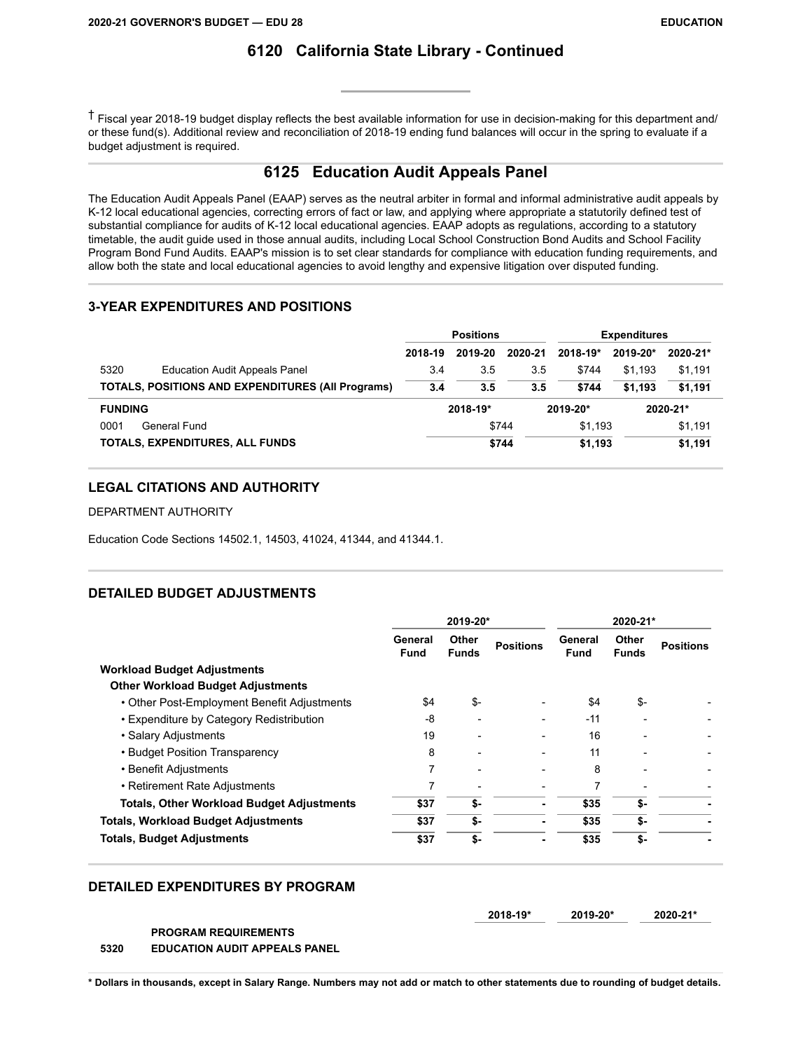## 6120 California State Library - Continued

† Fiscal year 2018-19 budget display reflects the best available information for use in decision-making for this department and/or these fund(s). Additional review and reconciliation of 2018-19 ending fund balances will occur in the spring to evaluate if a budget adjustment is required.

## 6125 Education Audit Appeals Panel

The Education Audit Appeals Panel (EAAP) serves as the neutral arbiter in formal and informal administrative audit appeals by K-12 local educational agencies, correcting errors of fact or law, and applying where appropriate a statutorily defined test of substantial compliance for audits of K-12 local educational agencies. EAAP adopts as regulations, according to a statutory timetable, the audit guide used in those annual audits, including Local School Construction Bond Audits and School Facility Program Bond Fund Audits. EAAP's mission is to set clear standards for compliance with education funding requirements, and allow both the state and local educational agencies to avoid lengthy and expensive litigation over disputed funding.

### 3-YEAR EXPENDITURES AND POSITIONS

| | | Positions | | | Expenditures | | |
|---|---|---|---|---|---|---|---|
| | | 2018-19 | 2019-20 | 2020-21 | 2018-19* | 2019-20* | 2020-21* |
| 5320 | Education Audit Appeals Panel | 3.4 | 3.5 | 3.5 | $744 | $1,193 | $1,191 |
| **TOTALS, POSITIONS AND EXPENDITURES (All Programs)** | | **3.4** | **3.5** | **3.5** | **$744** | **$1,193** | **$1,191** |

| FUNDING | | 2018-19* | 2019-20* | 2020-21* |
|---|---|---|---|---|
| 0001 | General Fund | $744 | $1,193 | $1,191 |
| **TOTALS, EXPENDITURES, ALL FUNDS** | | **$744** | **$1,193** | **$1,191** |

### LEGAL CITATIONS AND AUTHORITY

DEPARTMENT AUTHORITY

Education Code Sections 14502.1, 14503, 41024, 41344, and 41344.1.

### DETAILED BUDGET ADJUSTMENTS

| | 2019-20* | | | 2020-21* | | |
|---|---|---|---|---|---|---|
| | General Fund | Other Funds | Positions | General Fund | Other Funds | Positions |
| **Workload Budget Adjustments** | | | | | | |
| **Other Workload Budget Adjustments** | | | | | | |
| • Other Post-Employment Benefit Adjustments | $4 | $- | - | $4 | $- | - |
| • Expenditure by Category Redistribution | -8 | - | - | -11 | - | - |
| • Salary Adjustments | 19 | - | - | 16 | - | - |
| • Budget Position Transparency | 8 | - | - | 11 | - | - |
| • Benefit Adjustments | 7 | - | - | 8 | - | - |
| • Retirement Rate Adjustments | 7 | - | - | 7 | - | - |
| **Totals, Other Workload Budget Adjustments** | **$37** | **$-** | **-** | **$35** | **$-** | **-** |
| **Totals, Workload Budget Adjustments** | **$37** | **$-** | **-** | **$35** | **$-** | **-** |
| **Totals, Budget Adjustments** | **$37** | **$-** | **-** | **$35** | **$-** | **-** |

### DETAILED EXPENDITURES BY PROGRAM

| | | 2018-19* | 2019-20* | 2020-21* |
|---|---|---|---|---|
| | **PROGRAM REQUIREMENTS** | | | |
| **5320** | **EDUCATION AUDIT APPEALS PANEL** | | | |

**\* Dollars in thousands, except in Salary Range. Numbers may not add or match to other statements due to rounding of budget details.**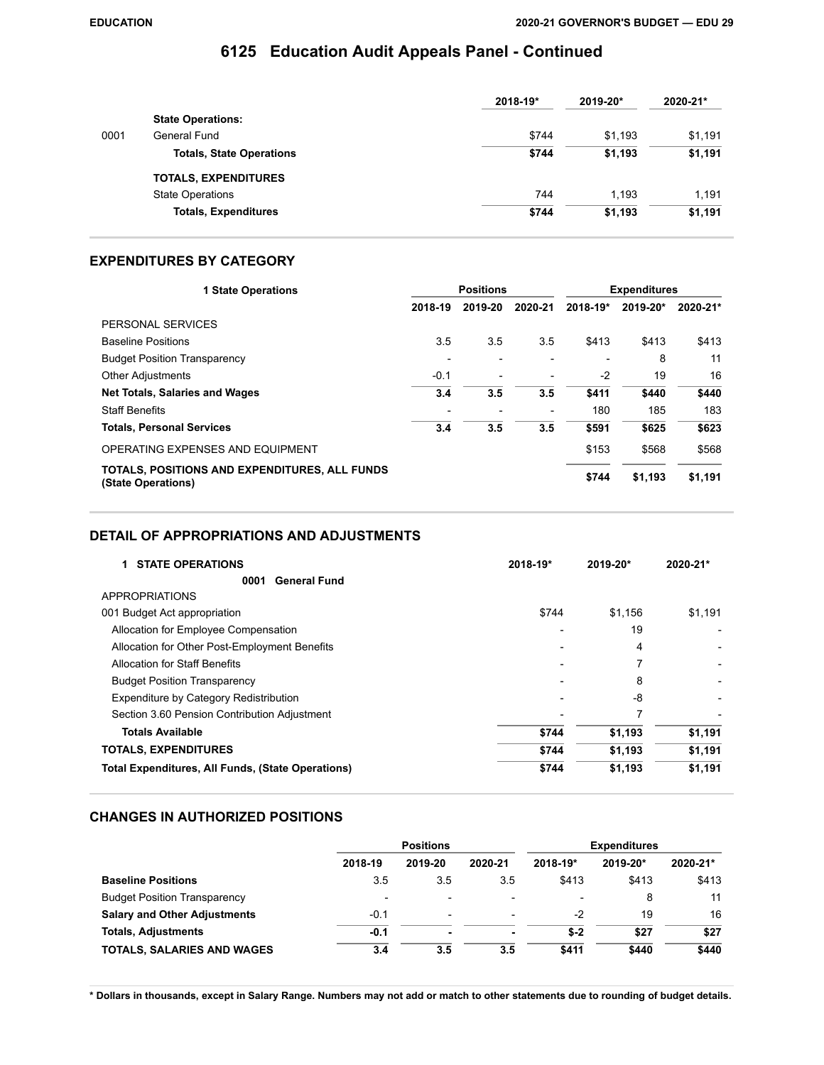# 6125 Education Audit Appeals Panel - Continued

| | | 2018-19* | 2019-20* | 2020-21* |
|---|---|---|---|---|
| | **State Operations:** | | | |
| 0001 | General Fund | $744 | $1,193 | $1,191 |
| | **Totals, State Operations** | **$744** | **$1,193** | **$1,191** |
| | **TOTALS, EXPENDITURES** | | | |
| | State Operations | 744 | 1,193 | 1,191 |
| | **Totals, Expenditures** | **$744** | **$1,193** | **$1,191** |

## EXPENDITURES BY CATEGORY

| 1 State Operations | Positions | | | Expenditures | | |
|---|---|---|---|---|---|---|
| | 2018-19 | 2019-20 | 2020-21 | 2018-19* | 2019-20* | 2020-21* |
| PERSONAL SERVICES | | | | | | |
| Baseline Positions | 3.5 | 3.5 | 3.5 | $413 | $413 | $413 |
| Budget Position Transparency | - | - | - | - | 8 | 11 |
| Other Adjustments | -0.1 | - | - | -2 | 19 | 16 |
| **Net Totals, Salaries and Wages** | **3.4** | **3.5** | **3.5** | **$411** | **$440** | **$440** |
| Staff Benefits | - | - | - | 180 | 185 | 183 |
| **Totals, Personal Services** | **3.4** | **3.5** | **3.5** | **$591** | **$625** | **$623** |
| OPERATING EXPENSES AND EQUIPMENT | | | | $153 | $568 | $568 |
| **TOTALS, POSITIONS AND EXPENDITURES, ALL FUNDS (State Operations)** | | | | **$744** | **$1,193** | **$1,191** |

## DETAIL OF APPROPRIATIONS AND ADJUSTMENTS

| 1 STATE OPERATIONS | 2018-19* | 2019-20* | 2020-21* |
|---|---|---|---|
| **0001 General Fund** | | | |
| APPROPRIATIONS | | | |
| 001 Budget Act appropriation | $744 | $1,156 | $1,191 |
| Allocation for Employee Compensation | - | 19 | - |
| Allocation for Other Post-Employment Benefits | - | 4 | - |
| Allocation for Staff Benefits | - | 7 | - |
| Budget Position Transparency | - | 8 | - |
| Expenditure by Category Redistribution | - | -8 | - |
| Section 3.60 Pension Contribution Adjustment | - | 7 | - |
| **Totals Available** | **$744** | **$1,193** | **$1,191** |
| **TOTALS, EXPENDITURES** | **$744** | **$1,193** | **$1,191** |
| **Total Expenditures, All Funds, (State Operations)** | **$744** | **$1,193** | **$1,191** |

## CHANGES IN AUTHORIZED POSITIONS

| | Positions | | | Expenditures | | |
|---|---|---|---|---|---|---|
| | 2018-19 | 2019-20 | 2020-21 | 2018-19* | 2019-20* | 2020-21* |
| **Baseline Positions** | 3.5 | 3.5 | 3.5 | $413 | $413 | $413 |
| Budget Position Transparency | - | - | - | - | 8 | 11 |
| **Salary and Other Adjustments** | -0.1 | - | - | -2 | 19 | 16 |
| **Totals, Adjustments** | **-0.1** | **-** | **-** | **$-2** | **$27** | **$27** |
| **TOTALS, SALARIES AND WAGES** | **3.4** | **3.5** | **3.5** | **$411** | **$440** | **$440** |

**\* Dollars in thousands, except in Salary Range. Numbers may not add or match to other statements due to rounding of budget details.**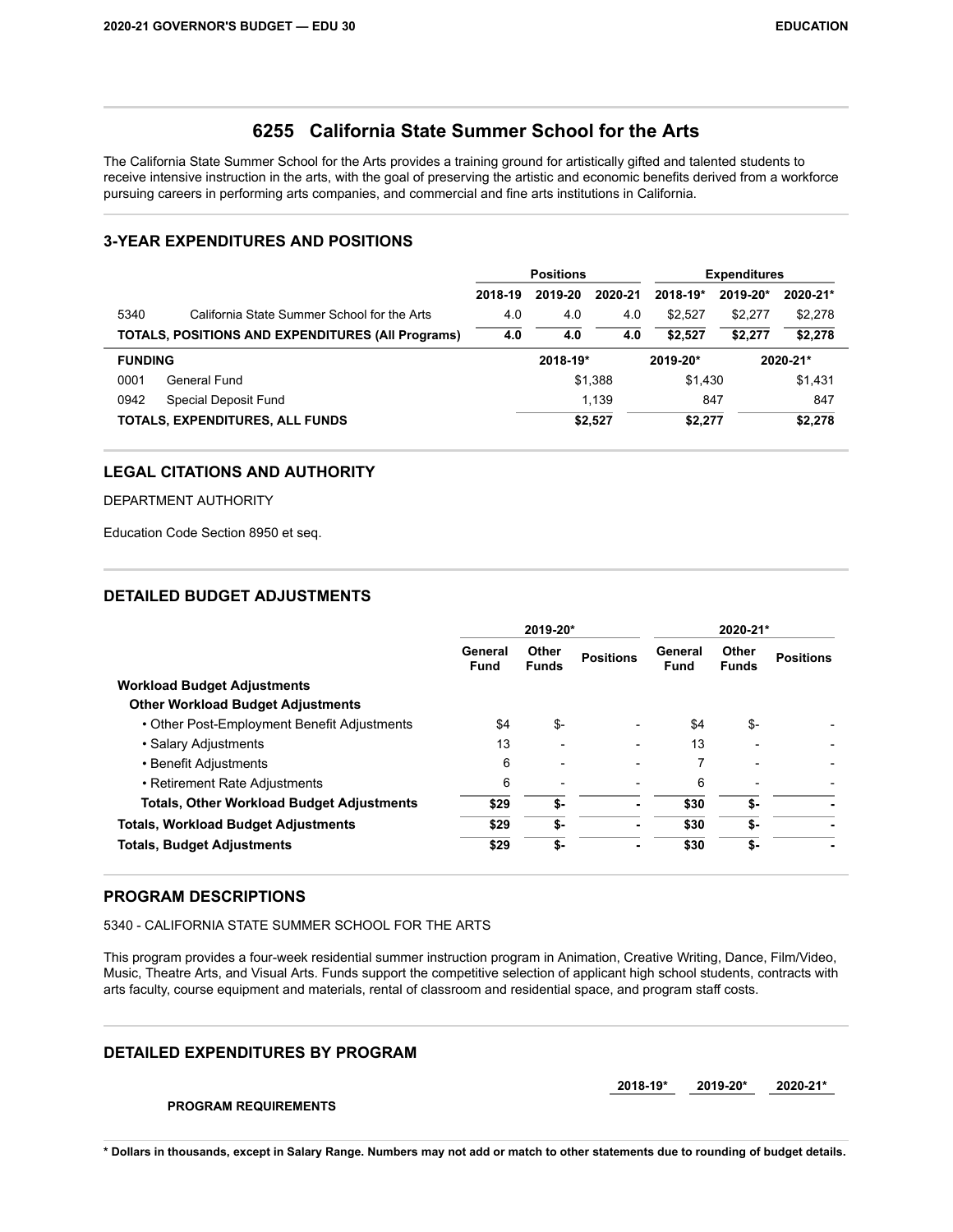## 6255 California State Summer School for the Arts

The California State Summer School for the Arts provides a training ground for artistically gifted and talented students to receive intensive instruction in the arts, with the goal of preserving the artistic and economic benefits derived from a workforce pursuing careers in performing arts companies, and commercial and fine arts institutions in California.

### 3-YEAR EXPENDITURES AND POSITIONS

| | | Positions | | | Expenditures | | |
|---|---|---|---|---|---|---|---|
| | | 2018-19 | 2019-20 | 2020-21 | 2018-19* | 2019-20* | 2020-21* |
| 5340 | California State Summer School for the Arts | 4.0 | 4.0 | 4.0 | $2,527 | $2,277 | $2,278 |
| **TOTALS, POSITIONS AND EXPENDITURES (All Programs)** | | **4.0** | **4.0** | **4.0** | **$2,527** | **$2,277** | **$2,278** |

| FUNDING | | 2018-19* | 2019-20* | 2020-21* |
|---|---|---|---|---|
| 0001 | General Fund | $1,388 | $1,430 | $1,431 |
| 0942 | Special Deposit Fund | 1,139 | 847 | 847 |
| **TOTALS, EXPENDITURES, ALL FUNDS** | | **$2,527** | **$2,277** | **$2,278** |

### LEGAL CITATIONS AND AUTHORITY

DEPARTMENT AUTHORITY

Education Code Section 8950 et seq.

### DETAILED BUDGET ADJUSTMENTS

| | 2019-20* | | | 2020-21* | | |
|---|---|---|---|---|---|---|
| | General Fund | Other Funds | Positions | General Fund | Other Funds | Positions |
| **Workload Budget Adjustments** | | | | | | |
| **Other Workload Budget Adjustments** | | | | | | |
| • Other Post-Employment Benefit Adjustments | $4 | $- | - | $4 | $- | - |
| • Salary Adjustments | 13 | - | - | 13 | - | - |
| • Benefit Adjustments | 6 | - | - | 7 | - | - |
| • Retirement Rate Adjustments | 6 | - | - | 6 | - | - |
| **Totals, Other Workload Budget Adjustments** | **$29** | **$-** | **-** | **$30** | **$-** | **-** |
| **Totals, Workload Budget Adjustments** | **$29** | **$-** | **-** | **$30** | **$-** | **-** |
| **Totals, Budget Adjustments** | **$29** | **$-** | **-** | **$30** | **$-** | **-** |

### PROGRAM DESCRIPTIONS

5340 - CALIFORNIA STATE SUMMER SCHOOL FOR THE ARTS

This program provides a four-week residential summer instruction program in Animation, Creative Writing, Dance, Film/Video, Music, Theatre Arts, and Visual Arts. Funds support the competitive selection of applicant high school students, contracts with arts faculty, course equipment and materials, rental of classroom and residential space, and program staff costs.

### DETAILED EXPENDITURES BY PROGRAM

| | 2018-19* | 2019-20* | 2020-21* |
|---|---|---|---|
| **PROGRAM REQUIREMENTS** | | | |

**\* Dollars in thousands, except in Salary Range. Numbers may not add or match to other statements due to rounding of budget details.**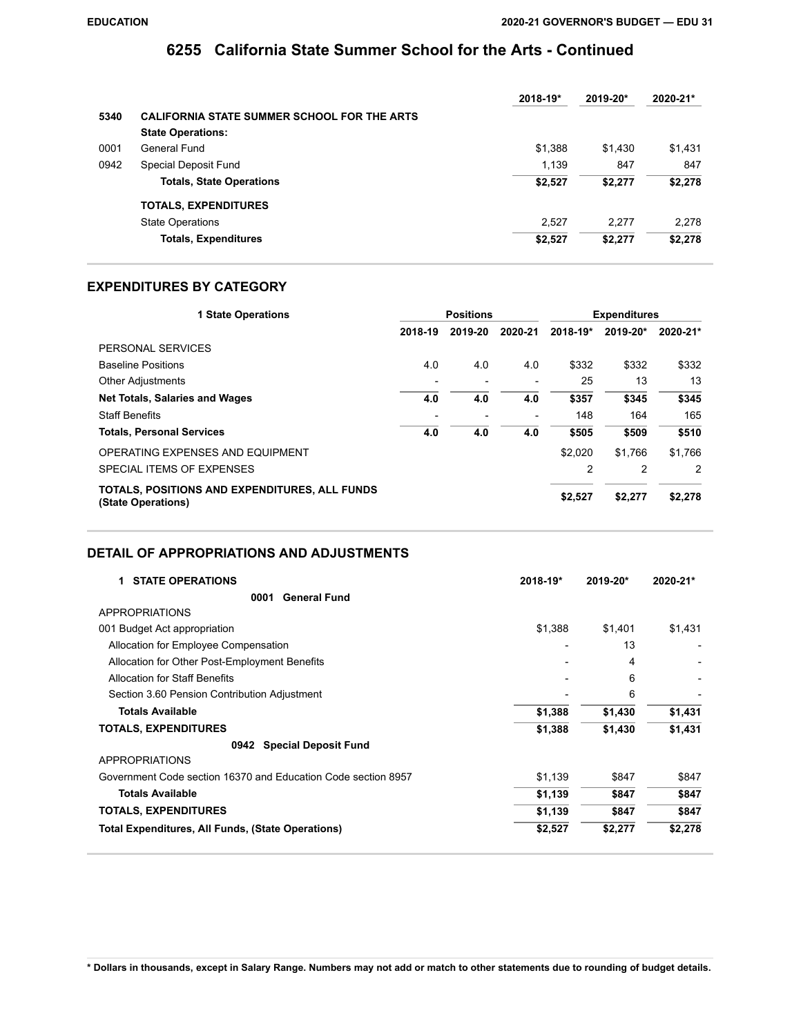# 6255 California State Summer School for the Arts - Continued

| | | 2018-19* | 2019-20* | 2020-21* |
|---|---|---|---|---|
| 5340 | **CALIFORNIA STATE SUMMER SCHOOL FOR THE ARTS** | | | |
| | **State Operations:** | | | |
| 0001 | General Fund | $1,388 | $1,430 | $1,431 |
| 0942 | Special Deposit Fund | 1,139 | 847 | 847 |
| | **Totals, State Operations** | **$2,527** | **$2,277** | **$2,278** |
| | **TOTALS, EXPENDITURES** | | | |
| | State Operations | 2,527 | 2,277 | 2,278 |
| | **Totals, Expenditures** | **$2,527** | **$2,277** | **$2,278** |

## EXPENDITURES BY CATEGORY

| 1 State Operations | Positions | | | Expenditures | | |
|---|---|---|---|---|---|---|
| | 2018-19 | 2019-20 | 2020-21 | 2018-19* | 2019-20* | 2020-21* |
| PERSONAL SERVICES | | | | | | |
| Baseline Positions | 4.0 | 4.0 | 4.0 | $332 | $332 | $332 |
| Other Adjustments | - | - | - | 25 | 13 | 13 |
| **Net Totals, Salaries and Wages** | **4.0** | **4.0** | **4.0** | **$357** | **$345** | **$345** |
| Staff Benefits | - | - | - | 148 | 164 | 165 |
| **Totals, Personal Services** | **4.0** | **4.0** | **4.0** | **$505** | **$509** | **$510** |
| OPERATING EXPENSES AND EQUIPMENT | | | | $2,020 | $1,766 | $1,766 |
| SPECIAL ITEMS OF EXPENSES | | | | 2 | 2 | 2 |
| **TOTALS, POSITIONS AND EXPENDITURES, ALL FUNDS (State Operations)** | | | | **$2,527** | **$2,277** | **$2,278** |

## DETAIL OF APPROPRIATIONS AND ADJUSTMENTS

| 1 STATE OPERATIONS | 2018-19* | 2019-20* | 2020-21* |
|---|---|---|---|
| **0001 General Fund** | | | |
| APPROPRIATIONS | | | |
| 001 Budget Act appropriation | $1,388 | $1,401 | $1,431 |
| Allocation for Employee Compensation | - | 13 | - |
| Allocation for Other Post-Employment Benefits | - | 4 | - |
| Allocation for Staff Benefits | - | 6 | - |
| Section 3.60 Pension Contribution Adjustment | - | 6 | - |
| **Totals Available** | **$1,388** | **$1,430** | **$1,431** |
| **TOTALS, EXPENDITURES** | **$1,388** | **$1,430** | **$1,431** |
| **0942 Special Deposit Fund** | | | |
| APPROPRIATIONS | | | |
| Government Code section 16370 and Education Code section 8957 | $1,139 | $847 | $847 |
| **Totals Available** | **$1,139** | **$847** | **$847** |
| **TOTALS, EXPENDITURES** | **$1,139** | **$847** | **$847** |
| **Total Expenditures, All Funds, (State Operations)** | **$2,527** | **$2,277** | **$2,278** |

**\* Dollars in thousands, except in Salary Range. Numbers may not add or match to other statements due to rounding of budget details.**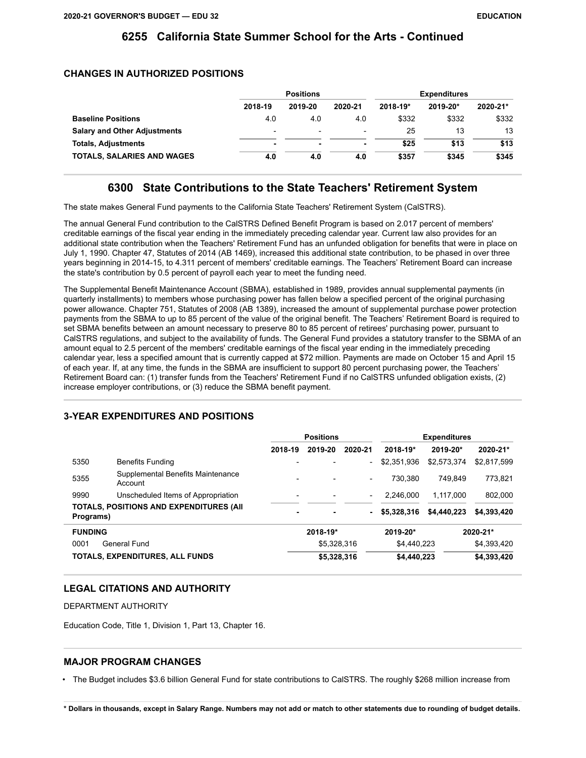## 6255 California State Summer School for the Arts - Continued

### CHANGES IN AUTHORIZED POSITIONS

| | Positions | | | Expenditures | | |
|---|---|---|---|---|---|---|
| | 2018-19 | 2019-20 | 2020-21 | 2018-19* | 2019-20* | 2020-21* |
| **Baseline Positions** | 4.0 | 4.0 | 4.0 | $332 | $332 | $332 |
| **Salary and Other Adjustments** | - | - | - | 25 | 13 | 13 |
| **Totals, Adjustments** | **-** | **-** | **-** | **$25** | **$13** | **$13** |
| **TOTALS, SALARIES AND WAGES** | **4.0** | **4.0** | **4.0** | **$357** | **$345** | **$345** |

## 6300 State Contributions to the State Teachers' Retirement System

The state makes General Fund payments to the California State Teachers' Retirement System (CalSTRS).

The annual General Fund contribution to the CalSTRS Defined Benefit Program is based on 2.017 percent of members' creditable earnings of the fiscal year ending in the immediately preceding calendar year. Current law also provides for an additional state contribution when the Teachers' Retirement Fund has an unfunded obligation for benefits that were in place on July 1, 1990. Chapter 47, Statutes of 2014 (AB 1469), increased this additional state contribution, to be phased in over three years beginning in 2014-15, to 4.311 percent of members' creditable earnings. The Teachers' Retirement Board can increase the state's contribution by 0.5 percent of payroll each year to meet the funding need.

The Supplemental Benefit Maintenance Account (SBMA), established in 1989, provides annual supplemental payments (in quarterly installments) to members whose purchasing power has fallen below a specified percent of the original purchasing power allowance. Chapter 751, Statutes of 2008 (AB 1389), increased the amount of supplemental purchase power protection payments from the SBMA to up to 85 percent of the value of the original benefit. The Teachers' Retirement Board is required to set SBMA benefits between an amount necessary to preserve 80 to 85 percent of retirees' purchasing power, pursuant to CalSTRS regulations, and subject to the availability of funds. The General Fund provides a statutory transfer to the SBMA of an amount equal to 2.5 percent of the members' creditable earnings of the fiscal year ending in the immediately preceding calendar year, less a specified amount that is currently capped at $72 million. Payments are made on October 15 and April 15 of each year. If, at any time, the funds in the SBMA are insufficient to support 80 percent purchasing power, the Teachers' Retirement Board can: (1) transfer funds from the Teachers' Retirement Fund if no CalSTRS unfunded obligation exists, (2) increase employer contributions, or (3) reduce the SBMA benefit payment.

### 3-YEAR EXPENDITURES AND POSITIONS

| | | Positions | | | Expenditures | | |
|---|---|---|---|---|---|---|---|
| | | 2018-19 | 2019-20 | 2020-21 | 2018-19* | 2019-20* | 2020-21* |
| 5350 | Benefits Funding | - | - | - | $2,351,936 | $2,573,374 | $2,817,599 |
| 5355 | Supplemental Benefits Maintenance Account | - | - | - | 730,380 | 749,849 | 773,821 |
| 9990 | Unscheduled Items of Appropriation | - | - | - | 2,246,000 | 1,117,000 | 802,000 |
| **TOTALS, POSITIONS AND EXPENDITURES (All Programs)** | | **-** | **-** | **-** | **$5,328,316** | **$4,440,223** | **$4,393,420** |

| FUNDING | | 2018-19* | 2019-20* | 2020-21* |
|---|---|---|---|---|
| 0001 | General Fund | $5,328,316 | $4,440,223 | $4,393,420 |
| **TOTALS, EXPENDITURES, ALL FUNDS** | | **$5,328,316** | **$4,440,223** | **$4,393,420** |

### LEGAL CITATIONS AND AUTHORITY

DEPARTMENT AUTHORITY

Education Code, Title 1, Division 1, Part 13, Chapter 16.

### MAJOR PROGRAM CHANGES

- The Budget includes $3.6 billion General Fund for state contributions to CalSTRS. The roughly $268 million increase from

**\* Dollars in thousands, except in Salary Range. Numbers may not add or match to other statements due to rounding of budget details.**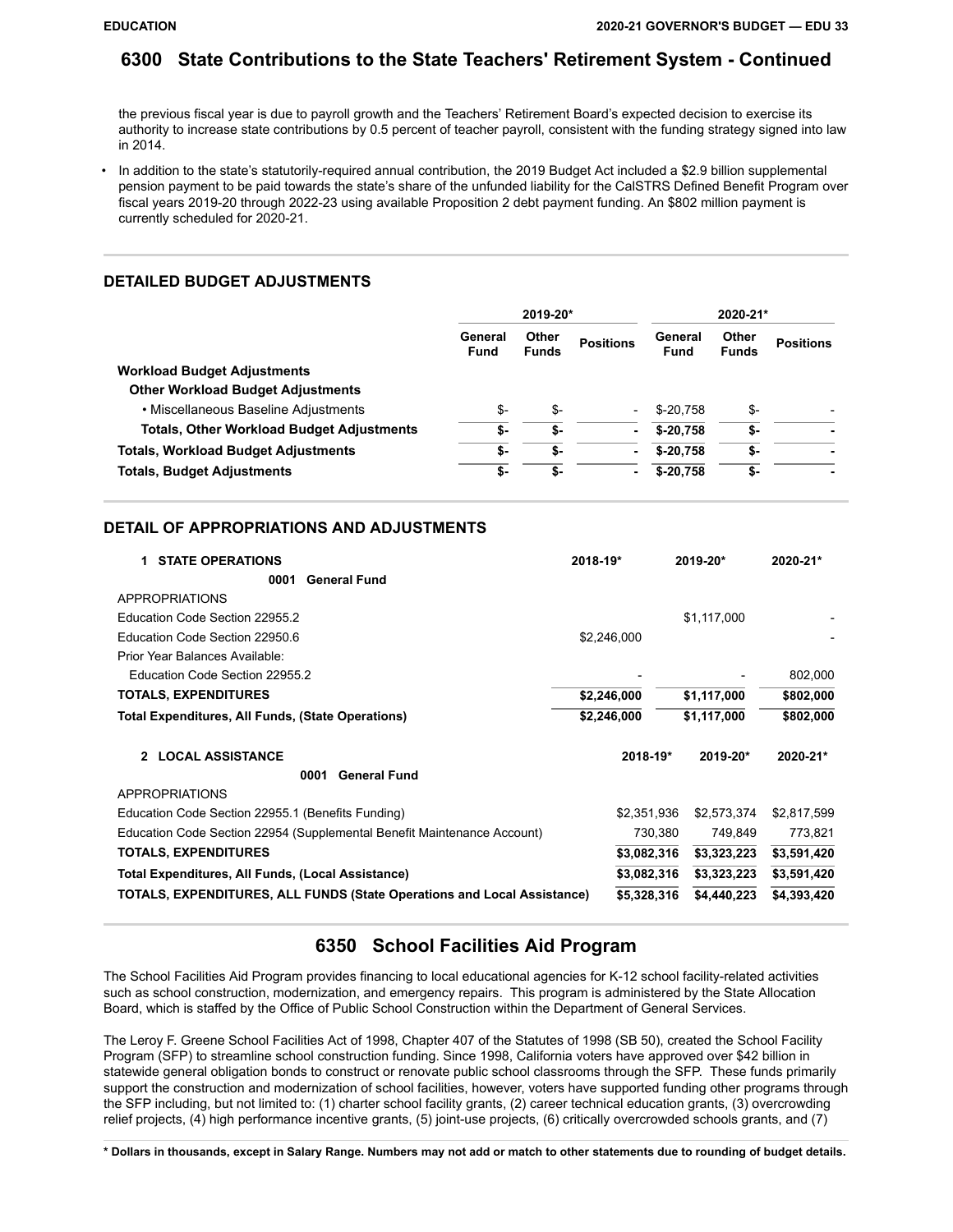## 6300 State Contributions to the State Teachers' Retirement System - Continued

the previous fiscal year is due to payroll growth and the Teachers' Retirement Board's expected decision to exercise its authority to increase state contributions by 0.5 percent of teacher payroll, consistent with the funding strategy signed into law in 2014.

- In addition to the state's statutorily-required annual contribution, the 2019 Budget Act included a $2.9 billion supplemental pension payment to be paid towards the state's share of the unfunded liability for the CalSTRS Defined Benefit Program over fiscal years 2019-20 through 2022-23 using available Proposition 2 debt payment funding. An $802 million payment is currently scheduled for 2020-21.

### DETAILED BUDGET ADJUSTMENTS

| | 2019-20* | | | 2020-21* | | |
|---|---|---|---|---|---|---|
| | General Fund | Other Funds | Positions | General Fund | Other Funds | Positions |
| **Workload Budget Adjustments** | | | | | | |
| **Other Workload Budget Adjustments** | | | | | | |
| • Miscellaneous Baseline Adjustments | $- | $- | - | $-20,758 | $- | - |
| **Totals, Other Workload Budget Adjustments** | **$-** | **$-** | **-** | **$-20,758** | **$-** | **-** |
| **Totals, Workload Budget Adjustments** | **$-** | **$-** | **-** | **$-20,758** | **$-** | **-** |
| **Totals, Budget Adjustments** | **$-** | **$-** | **-** | **$-20,758** | **$-** | **-** |

### DETAIL OF APPROPRIATIONS AND ADJUSTMENTS

| **1 STATE OPERATIONS** | **2018-19*** | **2019-20*** | **2020-21*** |
|---|---|---|---|
| **0001 General Fund** | | | |
| APPROPRIATIONS | | | |
| Education Code Section 22955.2 | | $1,117,000 | - |
| Education Code Section 22950.6 | $2,246,000 | | - |
| Prior Year Balances Available: | | | |
| Education Code Section 22955.2 | - | - | 802,000 |
| **TOTALS, EXPENDITURES** | **$2,246,000** | **$1,117,000** | **$802,000** |
| **Total Expenditures, All Funds, (State Operations)** | **$2,246,000** | **$1,117,000** | **$802,000** |

| **2 LOCAL ASSISTANCE** | **2018-19*** | **2019-20*** | **2020-21*** |
|---|---|---|---|
| **0001 General Fund** | | | |
| APPROPRIATIONS | | | |
| Education Code Section 22955.1 (Benefits Funding) | $2,351,936 | $2,573,374 | $2,817,599 |
| Education Code Section 22954 (Supplemental Benefit Maintenance Account) | 730,380 | 749,849 | 773,821 |
| **TOTALS, EXPENDITURES** | **$3,082,316** | **$3,323,223** | **$3,591,420** |
| **Total Expenditures, All Funds, (Local Assistance)** | **$3,082,316** | **$3,323,223** | **$3,591,420** |
| **TOTALS, EXPENDITURES, ALL FUNDS (State Operations and Local Assistance)** | **$5,328,316** | **$4,440,223** | **$4,393,420** |

## 6350 School Facilities Aid Program

The School Facilities Aid Program provides financing to local educational agencies for K-12 school facility-related activities such as school construction, modernization, and emergency repairs. This program is administered by the State Allocation Board, which is staffed by the Office of Public School Construction within the Department of General Services.

The Leroy F. Greene School Facilities Act of 1998, Chapter 407 of the Statutes of 1998 (SB 50), created the School Facility Program (SFP) to streamline school construction funding. Since 1998, California voters have approved over $42 billion in statewide general obligation bonds to construct or renovate public school classrooms through the SFP. These funds primarily support the construction and modernization of school facilities, however, voters have supported funding other programs through the SFP including, but not limited to: (1) charter school facility grants, (2) career technical education grants, (3) overcrowding relief projects, (4) high performance incentive grants, (5) joint-use projects, (6) critically overcrowded schools grants, and (7)

**\* Dollars in thousands, except in Salary Range. Numbers may not add or match to other statements due to rounding of budget details.**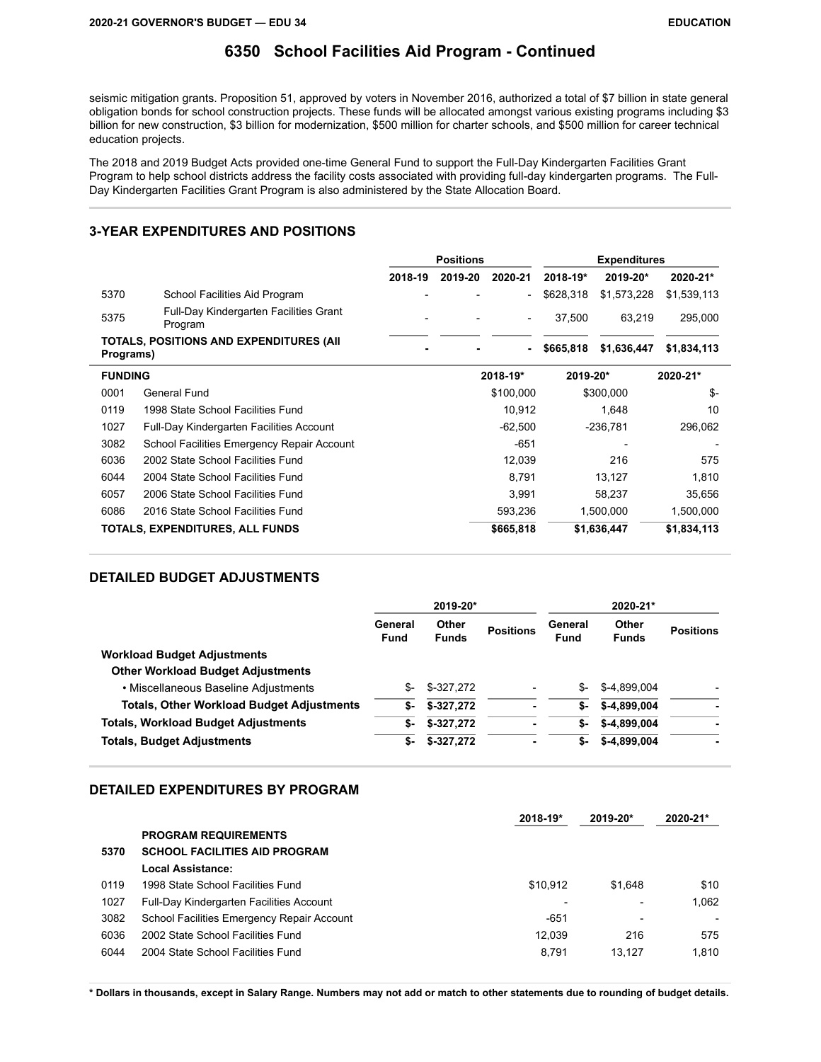# 6350 School Facilities Aid Program - Continued

seismic mitigation grants. Proposition 51, approved by voters in November 2016, authorized a total of $7 billion in state general obligation bonds for school construction projects. These funds will be allocated amongst various existing programs including $3 billion for new construction, $3 billion for modernization, $500 million for charter schools, and $500 million for career technical education projects.

The 2018 and 2019 Budget Acts provided one-time General Fund to support the Full-Day Kindergarten Facilities Grant Program to help school districts address the facility costs associated with providing full-day kindergarten programs. The Full-Day Kindergarten Facilities Grant Program is also administered by the State Allocation Board.

## 3-YEAR EXPENDITURES AND POSITIONS

| | | Positions | | | Expenditures | | |
|---|---|---|---|---|---|---|---|
| | | 2018-19 | 2019-20 | 2020-21 | 2018-19* | 2019-20* | 2020-21* |
| 5370 | School Facilities Aid Program | - | - | - | $628,318 | $1,573,228 | $1,539,113 |
| 5375 | Full-Day Kindergarten Facilities Grant Program | - | - | - | 37,500 | 63,219 | 295,000 |
| **TOTALS, POSITIONS AND EXPENDITURES (All Programs)** | | **-** | **-** | **-** | **$665,818** | **$1,636,447** | **$1,834,113** |

| FUNDING | | 2018-19* | 2019-20* | 2020-21* |
|---|---|---|---|---|
| 0001 | General Fund | $100,000 | $300,000 | $- |
| 0119 | 1998 State School Facilities Fund | 10,912 | 1,648 | 10 |
| 1027 | Full-Day Kindergarten Facilities Account | -62,500 | -236,781 | 296,062 |
| 3082 | School Facilities Emergency Repair Account | -651 | - | - |
| 6036 | 2002 State School Facilities Fund | 12,039 | 216 | 575 |
| 6044 | 2004 State School Facilities Fund | 8,791 | 13,127 | 1,810 |
| 6057 | 2006 State School Facilities Fund | 3,991 | 58,237 | 35,656 |
| 6086 | 2016 State School Facilities Fund | 593,236 | 1,500,000 | 1,500,000 |
| **TOTALS, EXPENDITURES, ALL FUNDS** | | **$665,818** | **$1,636,447** | **$1,834,113** |

## DETAILED BUDGET ADJUSTMENTS

| | 2019-20* | | | 2020-21* | | |
|---|---|---|---|---|---|---|
| | General Fund | Other Funds | Positions | General Fund | Other Funds | Positions |
| **Workload Budget Adjustments** | | | | | | |
| **Other Workload Budget Adjustments** | | | | | | |
| • Miscellaneous Baseline Adjustments | $- | $-327,272 | - | $- | $-4,899,004 | - |
| **Totals, Other Workload Budget Adjustments** | **$-** | **$-327,272** | **-** | **$-** | **$-4,899,004** | **-** |
| **Totals, Workload Budget Adjustments** | **$-** | **$-327,272** | **-** | **$-** | **$-4,899,004** | **-** |
| **Totals, Budget Adjustments** | **$-** | **$-327,272** | **-** | **$-** | **$-4,899,004** | **-** |

## DETAILED EXPENDITURES BY PROGRAM

| | | 2018-19* | 2019-20* | 2020-21* |
|---|---|---|---|---|
| | **PROGRAM REQUIREMENTS** | | | |
| **5370** | **SCHOOL FACILITIES AID PROGRAM** | | | |
| | **Local Assistance:** | | | |
| 0119 | 1998 State School Facilities Fund | $10,912 | $1,648 | $10 |
| 1027 | Full-Day Kindergarten Facilities Account | - | - | 1,062 |
| 3082 | School Facilities Emergency Repair Account | -651 | - | - |
| 6036 | 2002 State School Facilities Fund | 12,039 | 216 | 575 |
| 6044 | 2004 State School Facilities Fund | 8,791 | 13,127 | 1,810 |

**\* Dollars in thousands, except in Salary Range. Numbers may not add or match to other statements due to rounding of budget details.**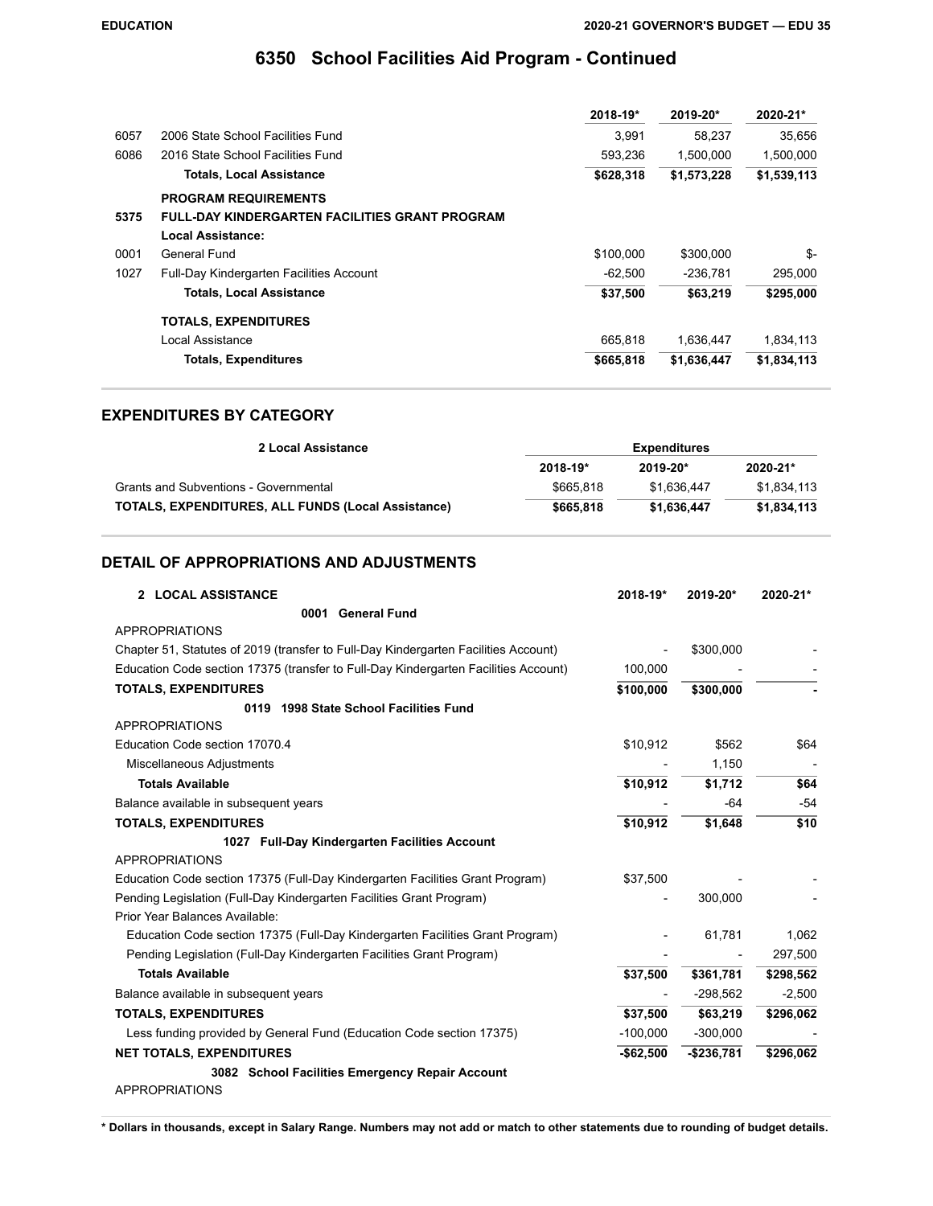# 6350 School Facilities Aid Program - Continued

| | | 2018-19* | 2019-20* | 2020-21* |
|---|---|---|---|---|
| 6057 | 2006 State School Facilities Fund | 3,991 | 58,237 | 35,656 |
| 6086 | 2016 State School Facilities Fund | 593,236 | 1,500,000 | 1,500,000 |
| | **Totals, Local Assistance** | **$628,318** | **$1,573,228** | **$1,539,113** |
| | **PROGRAM REQUIREMENTS** | | | |
| **5375** | **FULL-DAY KINDERGARTEN FACILITIES GRANT PROGRAM** | | | |
| | **Local Assistance:** | | | |
| 0001 | General Fund | $100,000 | $300,000 | $- |
| 1027 | Full-Day Kindergarten Facilities Account | -62,500 | -236,781 | 295,000 |
| | **Totals, Local Assistance** | **$37,500** | **$63,219** | **$295,000** |
| | **TOTALS, EXPENDITURES** | | | |
| | Local Assistance | 665,818 | 1,636,447 | 1,834,113 |
| | **Totals, Expenditures** | **$665,818** | **$1,636,447** | **$1,834,113** |

## EXPENDITURES BY CATEGORY

| 2 Local Assistance | Expenditures | | |
|---|---|---|---|
| | 2018-19* | 2019-20* | 2020-21* |
| Grants and Subventions - Governmental | $665,818 | $1,636,447 | $1,834,113 |
| **TOTALS, EXPENDITURES, ALL FUNDS (Local Assistance)** | **$665,818** | **$1,636,447** | **$1,834,113** |

## DETAIL OF APPROPRIATIONS AND ADJUSTMENTS

| 2 LOCAL ASSISTANCE | 2018-19* | 2019-20* | 2020-21* |
|---|---|---|---|
| **0001 General Fund** | | | |
| APPROPRIATIONS | | | |
| Chapter 51, Statutes of 2019 (transfer to Full-Day Kindergarten Facilities Account) | - | $300,000 | - |
| Education Code section 17375 (transfer to Full-Day Kindergarten Facilities Account) | 100,000 | - | - |
| **TOTALS, EXPENDITURES** | **$100,000** | **$300,000** | **-** |
| **0119 1998 State School Facilities Fund** | | | |
| APPROPRIATIONS | | | |
| Education Code section 17070.4 | $10,912 | $562 | $64 |
| Miscellaneous Adjustments | - | 1,150 | - |
| **Totals Available** | **$10,912** | **$1,712** | **$64** |
| Balance available in subsequent years | - | -64 | -54 |
| **TOTALS, EXPENDITURES** | **$10,912** | **$1,648** | **$10** |
| **1027 Full-Day Kindergarten Facilities Account** | | | |
| APPROPRIATIONS | | | |
| Education Code section 17375 (Full-Day Kindergarten Facilities Grant Program) | $37,500 | - | - |
| Pending Legislation (Full-Day Kindergarten Facilities Grant Program) | - | 300,000 | - |
| Prior Year Balances Available: | | | |
| Education Code section 17375 (Full-Day Kindergarten Facilities Grant Program) | - | 61,781 | 1,062 |
| Pending Legislation (Full-Day Kindergarten Facilities Grant Program) | - | - | 297,500 |
| **Totals Available** | **$37,500** | **$361,781** | **$298,562** |
| Balance available in subsequent years | - | -298,562 | -2,500 |
| **TOTALS, EXPENDITURES** | **$37,500** | **$63,219** | **$296,062** |
| Less funding provided by General Fund (Education Code section 17375) | -100,000 | -300,000 | - |
| **NET TOTALS, EXPENDITURES** | **-$62,500** | **-$236,781** | **$296,062** |
| **3082 School Facilities Emergency Repair Account** | | | |
| APPROPRIATIONS | | | |

**\* Dollars in thousands, except in Salary Range. Numbers may not add or match to other statements due to rounding of budget details.**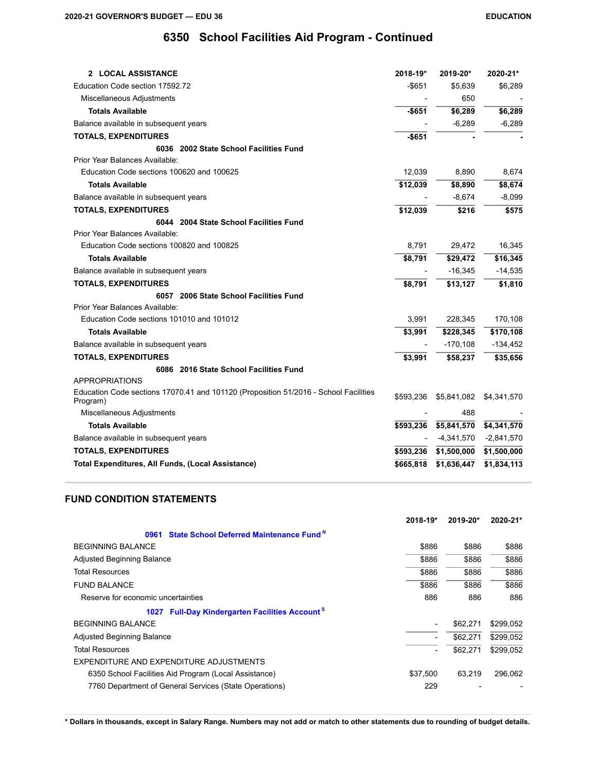## 6350 School Facilities Aid Program - Continued

| 2 LOCAL ASSISTANCE | 2018-19* | 2019-20* | 2020-21* |
|---|---|---|---|
| Education Code section 17592.72 | -$651 | $5,639 | $6,289 |
| Miscellaneous Adjustments | - | 650 | - |
| **Totals Available** | **-$651** | **$6,289** | **$6,289** |
| Balance available in subsequent years | - | -6,289 | -6,289 |
| **TOTALS, EXPENDITURES** | **-$651** | **-** | **-** |
| **6036 2002 State School Facilities Fund** | | | |
| Prior Year Balances Available: | | | |
| Education Code sections 100620 and 100625 | 12,039 | 8,890 | 8,674 |
| **Totals Available** | **$12,039** | **$8,890** | **$8,674** |
| Balance available in subsequent years | - | -8,674 | -8,099 |
| **TOTALS, EXPENDITURES** | **$12,039** | **$216** | **$575** |
| **6044 2004 State School Facilities Fund** | | | |
| Prior Year Balances Available: | | | |
| Education Code sections 100820 and 100825 | 8,791 | 29,472 | 16,345 |
| **Totals Available** | **$8,791** | **$29,472** | **$16,345** |
| Balance available in subsequent years | - | -16,345 | -14,535 |
| **TOTALS, EXPENDITURES** | **$8,791** | **$13,127** | **$1,810** |
| **6057 2006 State School Facilities Fund** | | | |
| Prior Year Balances Available: | | | |
| Education Code sections 101010 and 101012 | 3,991 | 228,345 | 170,108 |
| **Totals Available** | **$3,991** | **$228,345** | **$170,108** |
| Balance available in subsequent years | - | -170,108 | -134,452 |
| **TOTALS, EXPENDITURES** | **$3,991** | **$58,237** | **$35,656** |
| **6086 2016 State School Facilities Fund** | | | |
| APPROPRIATIONS | | | |
| Education Code sections 17070.41 and 101120 (Proposition 51/2016 - School Facilities Program) | $593,236 | $5,841,082 | $4,341,570 |
| Miscellaneous Adjustments | - | 488 | - |
| **Totals Available** | **$593,236** | **$5,841,570** | **$4,341,570** |
| Balance available in subsequent years | - | -4,341,570 | -2,841,570 |
| **TOTALS, EXPENDITURES** | **$593,236** | **$1,500,000** | **$1,500,000** |
| **Total Expenditures, All Funds, (Local Assistance)** | **$665,818** | **$1,636,447** | **$1,834,113** |

## FUND CONDITION STATEMENTS

| | 2018-19* | 2019-20* | 2020-21* |
|---|---|---|---|
| **0961 State School Deferred Maintenance Fund** [N] | | | |
| BEGINNING BALANCE | $886 | $886 | $886 |
| Adjusted Beginning Balance | $886 | $886 | $886 |
| Total Resources | $886 | $886 | $886 |
| FUND BALANCE | $886 | $886 | $886 |
| Reserve for economic uncertainties | 886 | 886 | 886 |
| **1027 Full-Day Kindergarten Facilities Account** [S] | | | |
| BEGINNING BALANCE | - | $62,271 | $299,052 |
| Adjusted Beginning Balance | - | $62,271 | $299,052 |
| Total Resources | - | $62,271 | $299,052 |
| EXPENDITURE AND EXPENDITURE ADJUSTMENTS | | | |
| 6350 School Facilities Aid Program (Local Assistance) | $37,500 | 63,219 | 296,062 |
| 7760 Department of General Services (State Operations) | 229 | - | - |

**\* Dollars in thousands, except in Salary Range. Numbers may not add or match to other statements due to rounding of budget details.**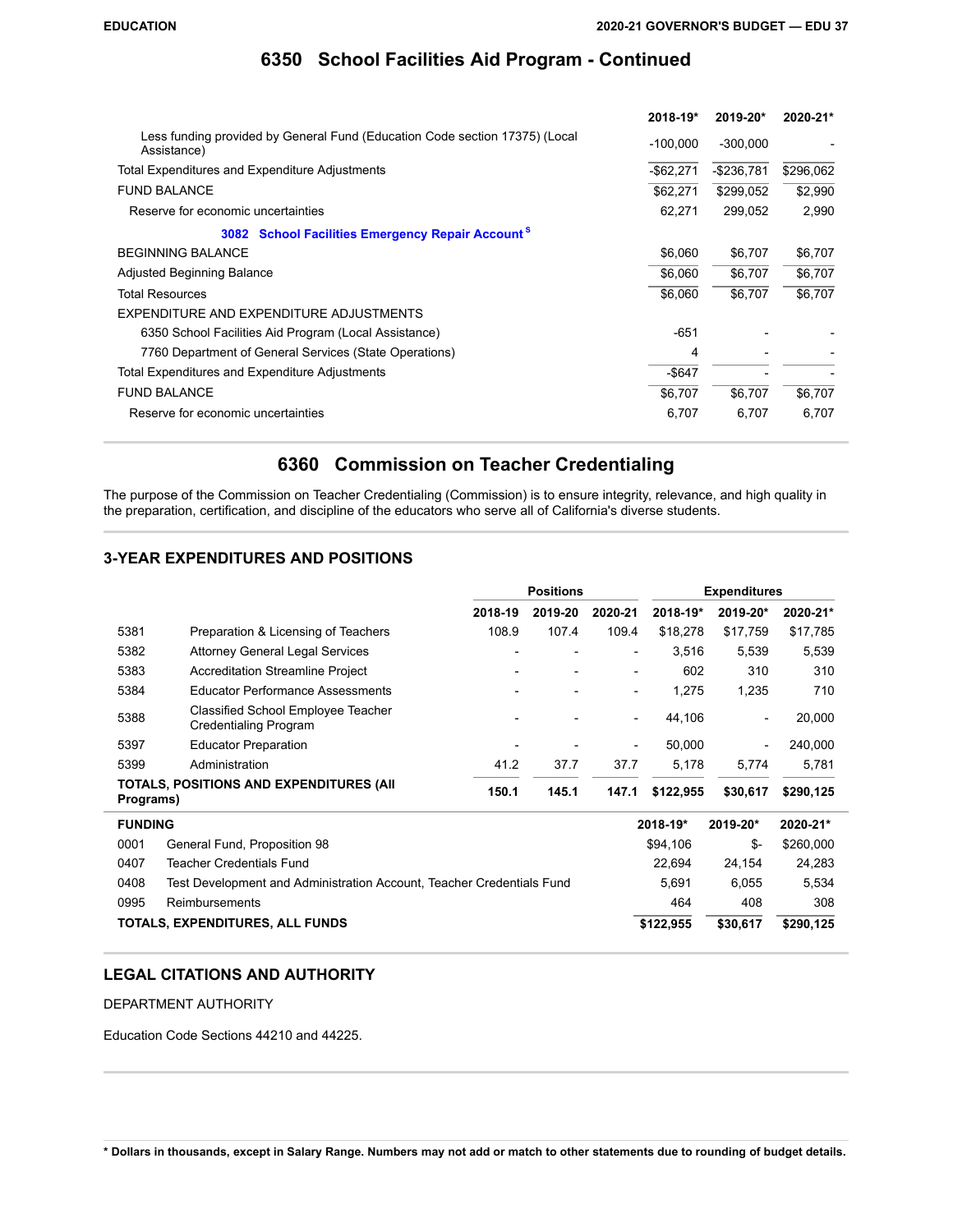## 6350 School Facilities Aid Program - Continued

| | 2018-19* | 2019-20* | 2020-21* |
|---|---|---|---|
| Less funding provided by General Fund (Education Code section 17375) (Local Assistance) | -100,000 | -300,000 | - |
| Total Expenditures and Expenditure Adjustments | -$62,271 | -$236,781 | $296,062 |
| FUND BALANCE | $62,271 | $299,052 | $2,990 |
| Reserve for economic uncertainties | 62,271 | 299,052 | 2,990 |
| **3082 School Facilities Emergency Repair Account S** | | | |
| BEGINNING BALANCE | $6,060 | $6,707 | $6,707 |
| Adjusted Beginning Balance | $6,060 | $6,707 | $6,707 |
| Total Resources | $6,060 | $6,707 | $6,707 |
| EXPENDITURE AND EXPENDITURE ADJUSTMENTS | | | |
| 6350 School Facilities Aid Program (Local Assistance) | -651 | - | - |
| 7760 Department of General Services (State Operations) | 4 | - | - |
| Total Expenditures and Expenditure Adjustments | -$647 | - | - |
| FUND BALANCE | $6,707 | $6,707 | $6,707 |
| Reserve for economic uncertainties | 6,707 | 6,707 | 6,707 |

## 6360 Commission on Teacher Credentialing

The purpose of the Commission on Teacher Credentialing (Commission) is to ensure integrity, relevance, and high quality in the preparation, certification, and discipline of the educators who serve all of California's diverse students.

### 3-YEAR EXPENDITURES AND POSITIONS

| | | Positions | | | Expenditures | | |
|---|---|---|---|---|---|---|---|
| | | 2018-19 | 2019-20 | 2020-21 | 2018-19* | 2019-20* | 2020-21* |
| 5381 | Preparation & Licensing of Teachers | 108.9 | 107.4 | 109.4 | $18,278 | $17,759 | $17,785 |
| 5382 | Attorney General Legal Services | - | - | - | 3,516 | 5,539 | 5,539 |
| 5383 | Accreditation Streamline Project | - | - | - | 602 | 310 | 310 |
| 5384 | Educator Performance Assessments | - | - | - | 1,275 | 1,235 | 710 |
| 5388 | Classified School Employee Teacher Credentialing Program | - | - | - | 44,106 | - | 20,000 |
| 5397 | Educator Preparation | - | - | - | 50,000 | - | 240,000 |
| 5399 | Administration | 41.2 | 37.7 | 37.7 | 5,178 | 5,774 | 5,781 |
| **TOTALS, POSITIONS AND EXPENDITURES (All Programs)** | | **150.1** | **145.1** | **147.1** | **$122,955** | **$30,617** | **$290,125** |

| FUNDING | | 2018-19* | 2019-20* | 2020-21* |
|---|---|---|---|---|
| 0001 | General Fund, Proposition 98 | $94,106 | $- | $260,000 |
| 0407 | Teacher Credentials Fund | 22,694 | 24,154 | 24,283 |
| 0408 | Test Development and Administration Account, Teacher Credentials Fund | 5,691 | 6,055 | 5,534 |
| 0995 | Reimbursements | 464 | 408 | 308 |
| **TOTALS, EXPENDITURES, ALL FUNDS** | | **$122,955** | **$30,617** | **$290,125** |

### LEGAL CITATIONS AND AUTHORITY

DEPARTMENT AUTHORITY

Education Code Sections 44210 and 44225.

**\* Dollars in thousands, except in Salary Range. Numbers may not add or match to other statements due to rounding of budget details.**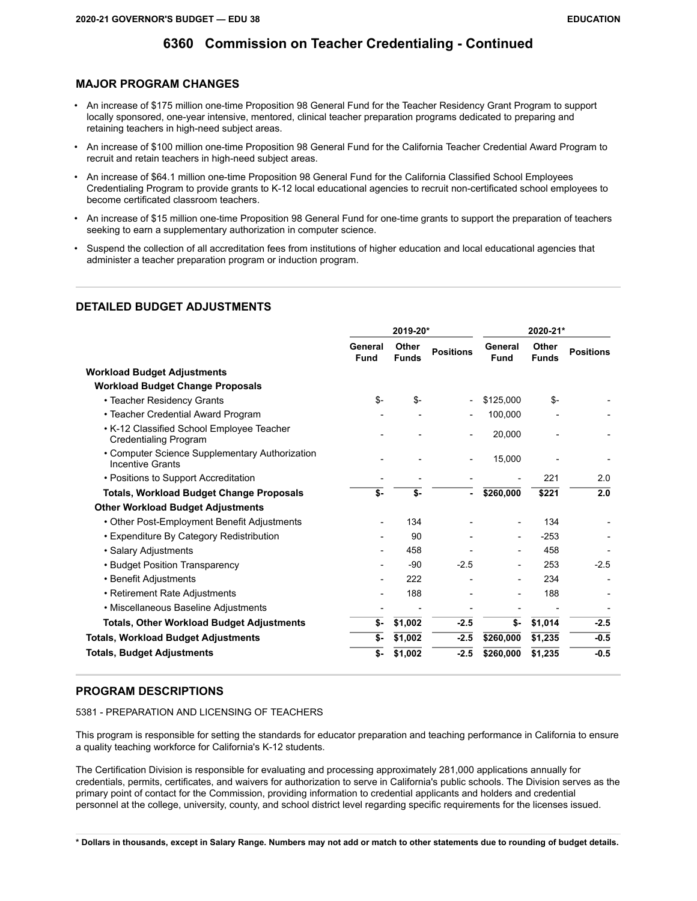# 6360 Commission on Teacher Credentialing - Continued

## MAJOR PROGRAM CHANGES

- An increase of $175 million one-time Proposition 98 General Fund for the Teacher Residency Grant Program to support locally sponsored, one-year intensive, mentored, clinical teacher preparation programs dedicated to preparing and retaining teachers in high-need subject areas.
- An increase of $100 million one-time Proposition 98 General Fund for the California Teacher Credential Award Program to recruit and retain teachers in high-need subject areas.
- An increase of $64.1 million one-time Proposition 98 General Fund for the California Classified School Employees Credentialing Program to provide grants to K-12 local educational agencies to recruit non-certificated school employees to become certificated classroom teachers.
- An increase of $15 million one-time Proposition 98 General Fund for one-time grants to support the preparation of teachers seeking to earn a supplementary authorization in computer science.
- Suspend the collection of all accreditation fees from institutions of higher education and local educational agencies that administer a teacher preparation program or induction program.

## DETAILED BUDGET ADJUSTMENTS

| | 2019-20* | | | 2020-21* | | |
|---|---|---|---|---|---|---|
| | General Fund | Other Funds | Positions | General Fund | Other Funds | Positions |
| **Workload Budget Adjustments** | | | | | | |
| **Workload Budget Change Proposals** | | | | | | |
| • Teacher Residency Grants | $- | $- | - | $125,000 | $- | - |
| • Teacher Credential Award Program | - | - | - | 100,000 | - | - |
| • K-12 Classified School Employee Teacher Credentialing Program | - | - | - | 20,000 | - | - |
| • Computer Science Supplementary Authorization Incentive Grants | - | - | - | 15,000 | - | - |
| • Positions to Support Accreditation | - | - | - | - | 221 | 2.0 |
| **Totals, Workload Budget Change Proposals** | **$-** | **$-** | **-** | **$260,000** | **$221** | **2.0** |
| **Other Workload Budget Adjustments** | | | | | | |
| • Other Post-Employment Benefit Adjustments | - | 134 | - | - | 134 | - |
| • Expenditure By Category Redistribution | - | 90 | - | - | -253 | - |
| • Salary Adjustments | - | 458 | - | - | 458 | - |
| • Budget Position Transparency | - | -90 | -2.5 | - | 253 | -2.5 |
| • Benefit Adjustments | - | 222 | - | - | 234 | - |
| • Retirement Rate Adjustments | - | 188 | - | - | 188 | - |
| • Miscellaneous Baseline Adjustments | - | - | - | - | - | - |
| **Totals, Other Workload Budget Adjustments** | **$-** | **$1,002** | **-2.5** | **$-** | **$1,014** | **-2.5** |
| **Totals, Workload Budget Adjustments** | **$-** | **$1,002** | **-2.5** | **$260,000** | **$1,235** | **-0.5** |
| **Totals, Budget Adjustments** | **$-** | **$1,002** | **-2.5** | **$260,000** | **$1,235** | **-0.5** |

## PROGRAM DESCRIPTIONS

5381 - PREPARATION AND LICENSING OF TEACHERS

This program is responsible for setting the standards for educator preparation and teaching performance in California to ensure a quality teaching workforce for California's K-12 students.

The Certification Division is responsible for evaluating and processing approximately 281,000 applications annually for credentials, permits, certificates, and waivers for authorization to serve in California's public schools. The Division serves as the primary point of contact for the Commission, providing information to credential applicants and holders and credential personnel at the college, university, county, and school district level regarding specific requirements for the licenses issued.

**\* Dollars in thousands, except in Salary Range. Numbers may not add or match to other statements due to rounding of budget details.**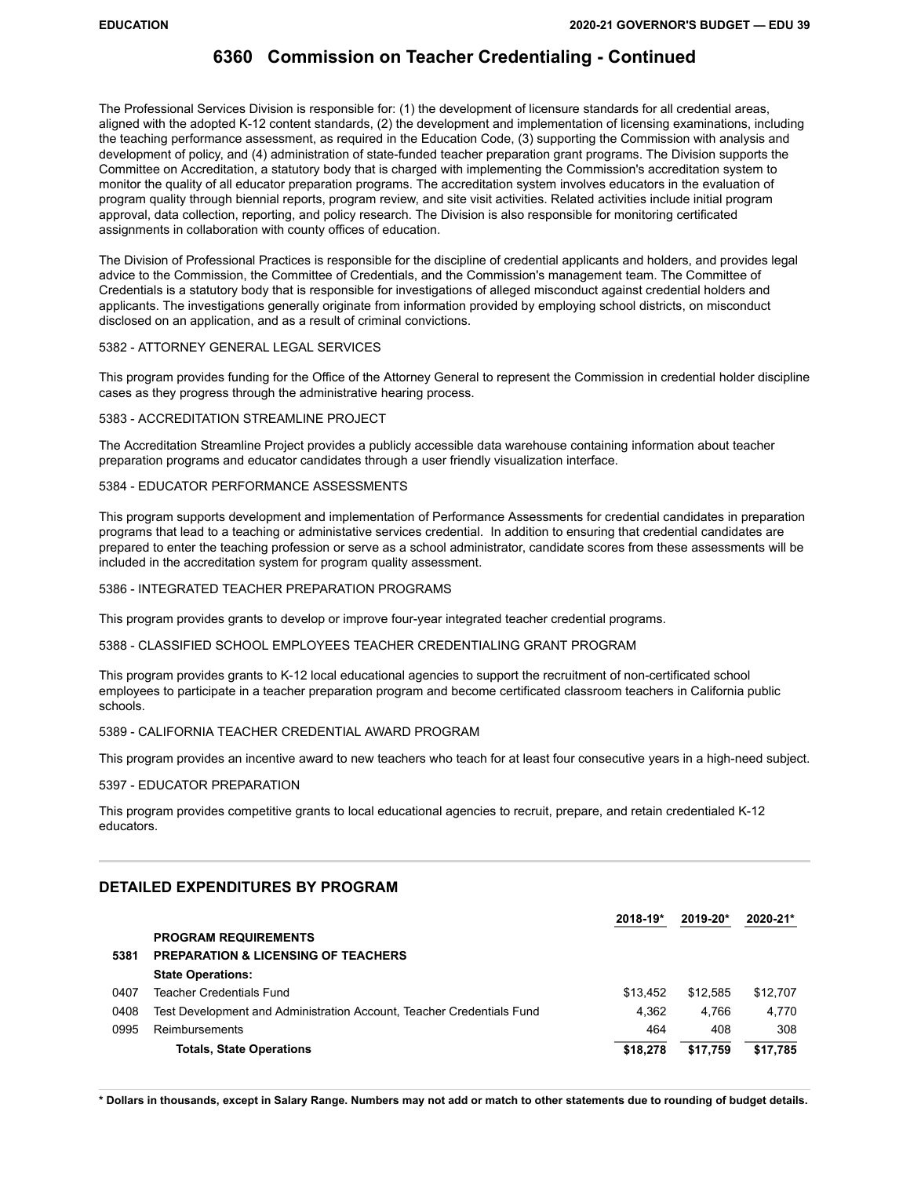# 6360 Commission on Teacher Credentialing - Continued

The Professional Services Division is responsible for: (1) the development of licensure standards for all credential areas, aligned with the adopted K-12 content standards, (2) the development and implementation of licensing examinations, including the teaching performance assessment, as required in the Education Code, (3) supporting the Commission with analysis and development of policy, and (4) administration of state-funded teacher preparation grant programs. The Division supports the Committee on Accreditation, a statutory body that is charged with implementing the Commission's accreditation system to monitor the quality of all educator preparation programs. The accreditation system involves educators in the evaluation of program quality through biennial reports, program review, and site visit activities. Related activities include initial program approval, data collection, reporting, and policy research. The Division is also responsible for monitoring certificated assignments in collaboration with county offices of education.

The Division of Professional Practices is responsible for the discipline of credential applicants and holders, and provides legal advice to the Commission, the Committee of Credentials, and the Commission's management team. The Committee of Credentials is a statutory body that is responsible for investigations of alleged misconduct against credential holders and applicants. The investigations generally originate from information provided by employing school districts, on misconduct disclosed on an application, and as a result of criminal convictions.

5382 - ATTORNEY GENERAL LEGAL SERVICES

This program provides funding for the Office of the Attorney General to represent the Commission in credential holder discipline cases as they progress through the administrative hearing process.

5383 - ACCREDITATION STREAMLINE PROJECT

The Accreditation Streamline Project provides a publicly accessible data warehouse containing information about teacher preparation programs and educator candidates through a user friendly visualization interface.

5384 - EDUCATOR PERFORMANCE ASSESSMENTS

This program supports development and implementation of Performance Assessments for credential candidates in preparation programs that lead to a teaching or administative services credential. In addition to ensuring that credential candidates are prepared to enter the teaching profession or serve as a school administrator, candidate scores from these assessments will be included in the accreditation system for program quality assessment.

5386 - INTEGRATED TEACHER PREPARATION PROGRAMS

This program provides grants to develop or improve four-year integrated teacher credential programs.

5388 - CLASSIFIED SCHOOL EMPLOYEES TEACHER CREDENTIALING GRANT PROGRAM

This program provides grants to K-12 local educational agencies to support the recruitment of non-certificated school employees to participate in a teacher preparation program and become certificated classroom teachers in California public schools.

5389 - CALIFORNIA TEACHER CREDENTIAL AWARD PROGRAM

This program provides an incentive award to new teachers who teach for at least four consecutive years in a high-need subject.

5397 - EDUCATOR PREPARATION

This program provides competitive grants to local educational agencies to recruit, prepare, and retain credentialed K-12 educators.

## DETAILED EXPENDITURES BY PROGRAM

| | | 2018-19* | 2019-20* | 2020-21* |
|---|---|---|---|---|
| | **PROGRAM REQUIREMENTS** | | | |
| **5381** | **PREPARATION & LICENSING OF TEACHERS** | | | |
| | **State Operations:** | | | |
| 0407 | Teacher Credentials Fund | $13,452 | $12,585 | $12,707 |
| 0408 | Test Development and Administration Account, Teacher Credentials Fund | 4,362 | 4,766 | 4,770 |
| 0995 | Reimbursements | 464 | 408 | 308 |
| | **Totals, State Operations** | **$18,278** | **$17,759** | **$17,785** |

**\* Dollars in thousands, except in Salary Range. Numbers may not add or match to other statements due to rounding of budget details.**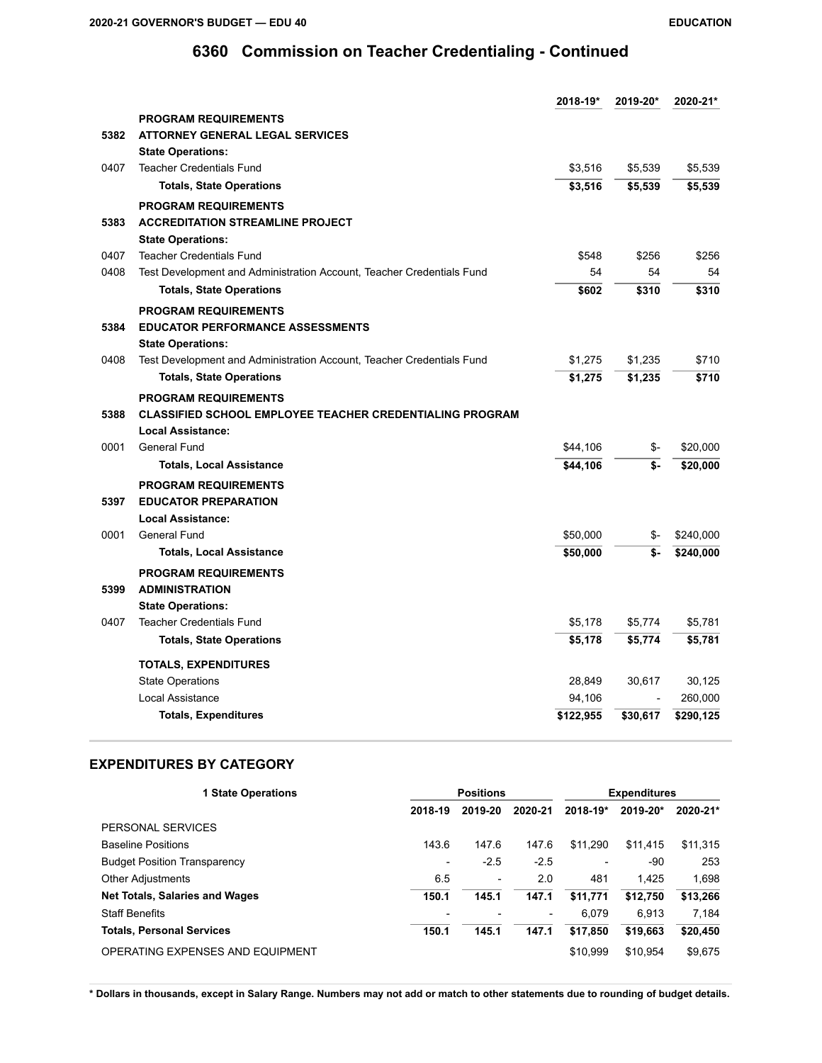## 6360 Commission on Teacher Credentialing - Continued

| | | 2018-19* | 2019-20* | 2020-21* |
|---|---|---|---|---|
| | **PROGRAM REQUIREMENTS** | | | |
| 5382 | **ATTORNEY GENERAL LEGAL SERVICES** | | | |
| | **State Operations:** | | | |
| 0407 | Teacher Credentials Fund | $3,516 | $5,539 | $5,539 |
| | **Totals, State Operations** | **$3,516** | **$5,539** | **$5,539** |
| | **PROGRAM REQUIREMENTS** | | | |
| 5383 | **ACCREDITATION STREAMLINE PROJECT** | | | |
| | **State Operations:** | | | |
| 0407 | Teacher Credentials Fund | $548 | $256 | $256 |
| 0408 | Test Development and Administration Account, Teacher Credentials Fund | 54 | 54 | 54 |
| | **Totals, State Operations** | **$602** | **$310** | **$310** |
| | **PROGRAM REQUIREMENTS** | | | |
| 5384 | **EDUCATOR PERFORMANCE ASSESSMENTS** | | | |
| | **State Operations:** | | | |
| 0408 | Test Development and Administration Account, Teacher Credentials Fund | $1,275 | $1,235 | $710 |
| | **Totals, State Operations** | **$1,275** | **$1,235** | **$710** |
| | **PROGRAM REQUIREMENTS** | | | |
| 5388 | **CLASSIFIED SCHOOL EMPLOYEE TEACHER CREDENTIALING PROGRAM** | | | |
| | **Local Assistance:** | | | |
| 0001 | General Fund | $44,106 | $- | $20,000 |
| | **Totals, Local Assistance** | **$44,106** | **$-** | **$20,000** |
| | **PROGRAM REQUIREMENTS** | | | |
| 5397 | **EDUCATOR PREPARATION** | | | |
| | **Local Assistance:** | | | |
| 0001 | General Fund | $50,000 | $- | $240,000 |
| | **Totals, Local Assistance** | **$50,000** | **$-** | **$240,000** |
| | **PROGRAM REQUIREMENTS** | | | |
| 5399 | **ADMINISTRATION** | | | |
| | **State Operations:** | | | |
| 0407 | Teacher Credentials Fund | $5,178 | $5,774 | $5,781 |
| | **Totals, State Operations** | **$5,178** | **$5,774** | **$5,781** |
| | **TOTALS, EXPENDITURES** | | | |
| | State Operations | 28,849 | 30,617 | 30,125 |
| | Local Assistance | 94,106 | - | 260,000 |
| | **Totals, Expenditures** | **$122,955** | **$30,617** | **$290,125** |

## EXPENDITURES BY CATEGORY

| 1 State Operations | Positions | | | Expenditures | | |
|---|---|---|---|---|---|---|
| | 2018-19 | 2019-20 | 2020-21 | 2018-19* | 2019-20* | 2020-21* |
| PERSONAL SERVICES | | | | | | |
| Baseline Positions | 143.6 | 147.6 | 147.6 | $11,290 | $11,415 | $11,315 |
| Budget Position Transparency | - | -2.5 | -2.5 | - | -90 | 253 |
| Other Adjustments | 6.5 | - | 2.0 | 481 | 1,425 | 1,698 |
| **Net Totals, Salaries and Wages** | **150.1** | **145.1** | **147.1** | **$11,771** | **$12,750** | **$13,266** |
| Staff Benefits | - | - | - | 6,079 | 6,913 | 7,184 |
| **Totals, Personal Services** | **150.1** | **145.1** | **147.1** | **$17,850** | **$19,663** | **$20,450** |
| OPERATING EXPENSES AND EQUIPMENT | | | | $10,999 | $10,954 | $9,675 |

**\* Dollars in thousands, except in Salary Range. Numbers may not add or match to other statements due to rounding of budget details.**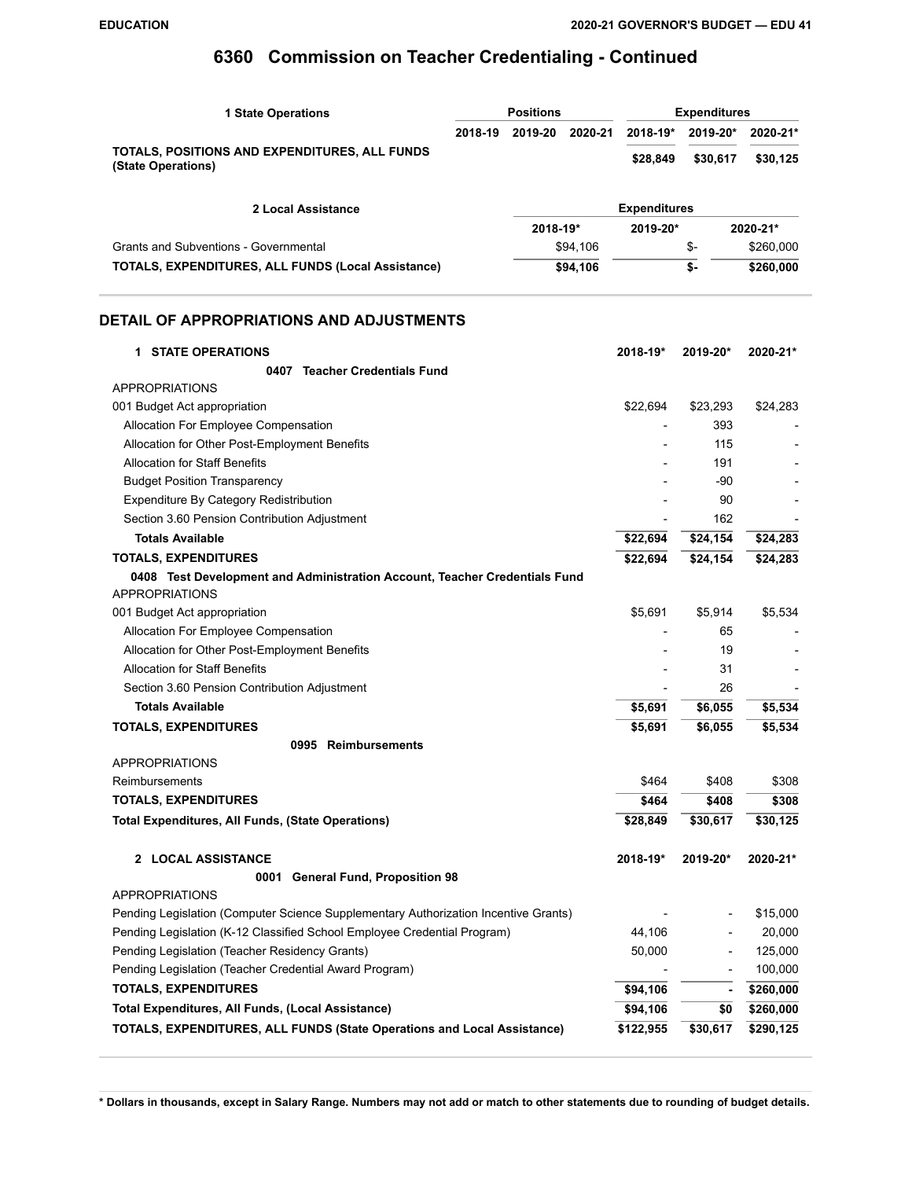# 6360 Commission on Teacher Credentialing - Continued

| 1 State Operations | Positions | | | Expenditures | | |
|---|---|---|---|---|---|---|
| | 2018-19 | 2019-20 | 2020-21 | 2018-19* | 2019-20* | 2020-21* |
| **TOTALS, POSITIONS AND EXPENDITURES, ALL FUNDS (State Operations)** | | | | **$28,849** | **$30,617** | **$30,125** |

| 2 Local Assistance | Expenditures | | |
|---|---|---|---|
| | 2018-19* | 2019-20* | 2020-21* |
| Grants and Subventions - Governmental | $94,106 | $- | $260,000 |
| **TOTALS, EXPENDITURES, ALL FUNDS (Local Assistance)** | **$94,106** | **$-** | **$260,000** |

## DETAIL OF APPROPRIATIONS AND ADJUSTMENTS

| 1 STATE OPERATIONS | 2018-19* | 2019-20* | 2020-21* |
|---|---|---|---|
| **0407 Teacher Credentials Fund** | | | |
| APPROPRIATIONS | | | |
| 001 Budget Act appropriation | $22,694 | $23,293 | $24,283 |
| Allocation For Employee Compensation | - | 393 | - |
| Allocation for Other Post-Employment Benefits | - | 115 | - |
| Allocation for Staff Benefits | - | 191 | - |
| Budget Position Transparency | - | -90 | - |
| Expenditure By Category Redistribution | - | 90 | - |
| Section 3.60 Pension Contribution Adjustment | - | 162 | - |
| **Totals Available** | **$22,694** | **$24,154** | **$24,283** |
| **TOTALS, EXPENDITURES** | **$22,694** | **$24,154** | **$24,283** |
| **0408 Test Development and Administration Account, Teacher Credentials Fund** | | | |
| APPROPRIATIONS | | | |
| 001 Budget Act appropriation | $5,691 | $5,914 | $5,534 |
| Allocation For Employee Compensation | - | 65 | - |
| Allocation for Other Post-Employment Benefits | - | 19 | - |
| Allocation for Staff Benefits | - | 31 | - |
| Section 3.60 Pension Contribution Adjustment | - | 26 | - |
| **Totals Available** | **$5,691** | **$6,055** | **$5,534** |
| **TOTALS, EXPENDITURES** | **$5,691** | **$6,055** | **$5,534** |
| **0995 Reimbursements** | | | |
| APPROPRIATIONS | | | |
| Reimbursements | $464 | $408 | $308 |
| **TOTALS, EXPENDITURES** | **$464** | **$408** | **$308** |
| **Total Expenditures, All Funds, (State Operations)** | **$28,849** | **$30,617** | **$30,125** |

| 2 LOCAL ASSISTANCE | 2018-19* | 2019-20* | 2020-21* |
|---|---|---|---|
| **0001 General Fund, Proposition 98** | | | |
| APPROPRIATIONS | | | |
| Pending Legislation (Computer Science Supplementary Authorization Incentive Grants) | - | - | $15,000 |
| Pending Legislation (K-12 Classified School Employee Credential Program) | 44,106 | - | 20,000 |
| Pending Legislation (Teacher Residency Grants) | 50,000 | - | 125,000 |
| Pending Legislation (Teacher Credential Award Program) | - | - | 100,000 |
| **TOTALS, EXPENDITURES** | **$94,106** | **-** | **$260,000** |
| **Total Expenditures, All Funds, (Local Assistance)** | **$94,106** | **$0** | **$260,000** |
| **TOTALS, EXPENDITURES, ALL FUNDS (State Operations and Local Assistance)** | **$122,955** | **$30,617** | **$290,125** |

**\* Dollars in thousands, except in Salary Range. Numbers may not add or match to other statements due to rounding of budget details.**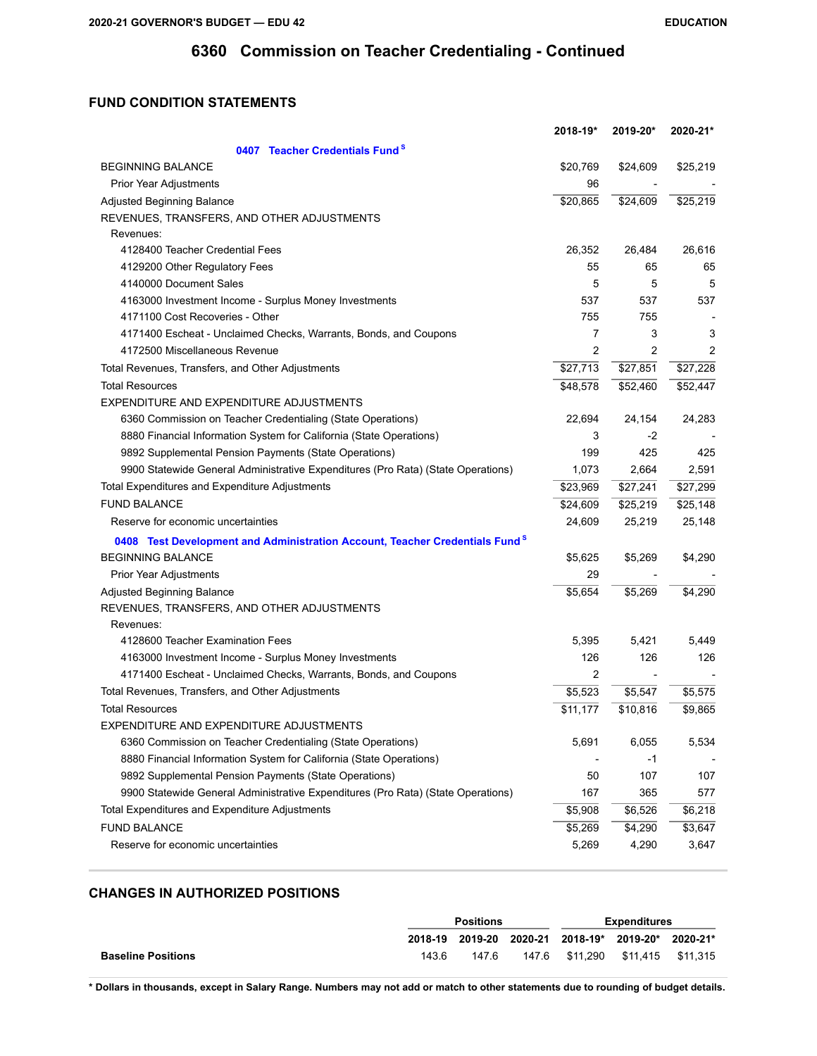# 6360 Commission on Teacher Credentialing - Continued

## FUND CONDITION STATEMENTS

| | 2018-19* | 2019-20* | 2020-21* |
|---|---|---|---|
| **0407 Teacher Credentials Fund [S]** | | | |
| BEGINNING BALANCE | $20,769 | $24,609 | $25,219 |
| Prior Year Adjustments | 96 | - | - |
| Adjusted Beginning Balance | $20,865 | $24,609 | $25,219 |
| REVENUES, TRANSFERS, AND OTHER ADJUSTMENTS | | | |
| Revenues: | | | |
| 4128400 Teacher Credential Fees | 26,352 | 26,484 | 26,616 |
| 4129200 Other Regulatory Fees | 55 | 65 | 65 |
| 4140000 Document Sales | 5 | 5 | 5 |
| 4163000 Investment Income - Surplus Money Investments | 537 | 537 | 537 |
| 4171100 Cost Recoveries - Other | 755 | 755 | - |
| 4171400 Escheat - Unclaimed Checks, Warrants, Bonds, and Coupons | 7 | 3 | 3 |
| 4172500 Miscellaneous Revenue | 2 | 2 | 2 |
| Total Revenues, Transfers, and Other Adjustments | $27,713 | $27,851 | $27,228 |
| Total Resources | $48,578 | $52,460 | $52,447 |
| EXPENDITURE AND EXPENDITURE ADJUSTMENTS | | | |
| 6360 Commission on Teacher Credentialing (State Operations) | 22,694 | 24,154 | 24,283 |
| 8880 Financial Information System for California (State Operations) | 3 | -2 | - |
| 9892 Supplemental Pension Payments (State Operations) | 199 | 425 | 425 |
| 9900 Statewide General Administrative Expenditures (Pro Rata) (State Operations) | 1,073 | 2,664 | 2,591 |
| Total Expenditures and Expenditure Adjustments | $23,969 | $27,241 | $27,299 |
| FUND BALANCE | $24,609 | $25,219 | $25,148 |
| Reserve for economic uncertainties | 24,609 | 25,219 | 25,148 |
| **0408 Test Development and Administration Account, Teacher Credentials Fund [S]** | | | |
| BEGINNING BALANCE | $5,625 | $5,269 | $4,290 |
| Prior Year Adjustments | 29 | - | - |
| Adjusted Beginning Balance | $5,654 | $5,269 | $4,290 |
| REVENUES, TRANSFERS, AND OTHER ADJUSTMENTS | | | |
| Revenues: | | | |
| 4128600 Teacher Examination Fees | 5,395 | 5,421 | 5,449 |
| 4163000 Investment Income - Surplus Money Investments | 126 | 126 | 126 |
| 4171400 Escheat - Unclaimed Checks, Warrants, Bonds, and Coupons | 2 | - | - |
| Total Revenues, Transfers, and Other Adjustments | $5,523 | $5,547 | $5,575 |
| Total Resources | $11,177 | $10,816 | $9,865 |
| EXPENDITURE AND EXPENDITURE ADJUSTMENTS | | | |
| 6360 Commission on Teacher Credentialing (State Operations) | 5,691 | 6,055 | 5,534 |
| 8880 Financial Information System for California (State Operations) | - | -1 | - |
| 9892 Supplemental Pension Payments (State Operations) | 50 | 107 | 107 |
| 9900 Statewide General Administrative Expenditures (Pro Rata) (State Operations) | 167 | 365 | 577 |
| Total Expenditures and Expenditure Adjustments | $5,908 | $6,526 | $6,218 |
| FUND BALANCE | $5,269 | $4,290 | $3,647 |
| Reserve for economic uncertainties | 5,269 | 4,290 | 3,647 |

## CHANGES IN AUTHORIZED POSITIONS

| | Positions | | | Expenditures | | |
|---|---|---|---|---|---|---|
| | 2018-19 | 2019-20 | 2020-21 | 2018-19* | 2019-20* | 2020-21* |
| **Baseline Positions** | 143.6 | 147.6 | 147.6 | $11,290 | $11,415 | $11,315 |

**\* Dollars in thousands, except in Salary Range. Numbers may not add or match to other statements due to rounding of budget details.**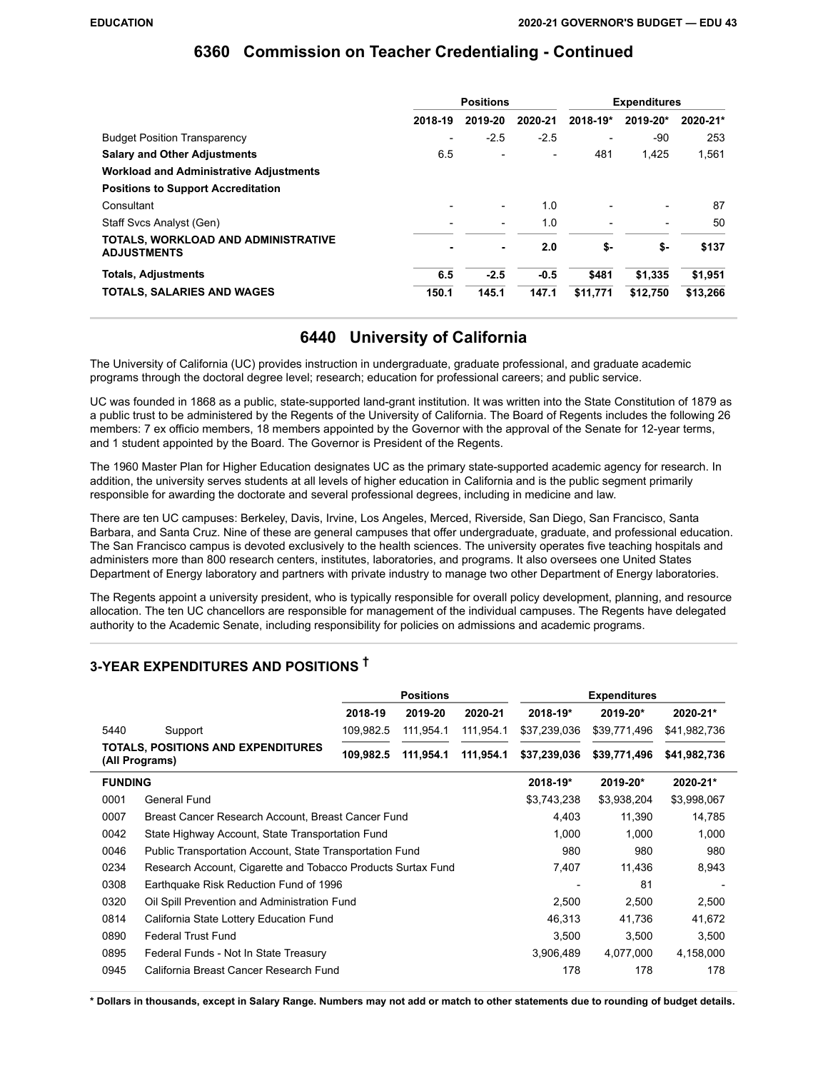## 6360 Commission on Teacher Credentialing - Continued

| | Positions | | | Expenditures | | |
|---|---|---|---|---|---|---|
| | 2018-19 | 2019-20 | 2020-21 | 2018-19* | 2019-20* | 2020-21* |
| Budget Position Transparency | - | -2.5 | -2.5 | - | -90 | 253 |
| **Salary and Other Adjustments** | 6.5 | - | - | 481 | 1,425 | 1,561 |
| **Workload and Administrative Adjustments** | | | | | | |
| **Positions to Support Accreditation** | | | | | | |
| Consultant | - | - | 1.0 | - | - | 87 |
| Staff Svcs Analyst (Gen) | - | - | 1.0 | - | - | 50 |
| **TOTALS, WORKLOAD AND ADMINISTRATIVE ADJUSTMENTS** | **-** | **-** | **2.0** | **$-** | **$-** | **$137** |
| **Totals, Adjustments** | **6.5** | **-2.5** | **-0.5** | **$481** | **$1,335** | **$1,951** |
| **TOTALS, SALARIES AND WAGES** | **150.1** | **145.1** | **147.1** | **$11,771** | **$12,750** | **$13,266** |

## 6440 University of California

The University of California (UC) provides instruction in undergraduate, graduate professional, and graduate academic programs through the doctoral degree level; research; education for professional careers; and public service.

UC was founded in 1868 as a public, state-supported land-grant institution. It was written into the State Constitution of 1879 as a public trust to be administered by the Regents of the University of California. The Board of Regents includes the following 26 members: 7 ex officio members, 18 members appointed by the Governor with the approval of the Senate for 12-year terms, and 1 student appointed by the Board. The Governor is President of the Regents.

The 1960 Master Plan for Higher Education designates UC as the primary state-supported academic agency for research. In addition, the university serves students at all levels of higher education in California and is the public segment primarily responsible for awarding the doctorate and several professional degrees, including in medicine and law.

There are ten UC campuses: Berkeley, Davis, Irvine, Los Angeles, Merced, Riverside, San Diego, San Francisco, Santa Barbara, and Santa Cruz. Nine of these are general campuses that offer undergraduate, graduate, and professional education. The San Francisco campus is devoted exclusively to the health sciences. The university operates five teaching hospitals and administers more than 800 research centers, institutes, laboratories, and programs. It also oversees one United States Department of Energy laboratory and partners with private industry to manage two other Department of Energy laboratories.

The Regents appoint a university president, who is typically responsible for overall policy development, planning, and resource allocation. The ten UC chancellors are responsible for management of the individual campuses. The Regents have delegated authority to the Academic Senate, including responsibility for policies on admissions and academic programs.

### 3-YEAR EXPENDITURES AND POSITIONS †

| | | Positions | | | Expenditures | | |
|---|---|---|---|---|---|---|---|
| | | 2018-19 | 2019-20 | 2020-21 | 2018-19* | 2019-20* | 2020-21* |
| 5440 | Support | 109,982.5 | 111,954.1 | 111,954.1 | $37,239,036 | $39,771,496 | $41,982,736 |
| **TOTALS, POSITIONS AND EXPENDITURES (All Programs)** | | **109,982.5** | **111,954.1** | **111,954.1** | **$37,239,036** | **$39,771,496** | **$41,982,736** |

| FUNDING | | 2018-19* | 2019-20* | 2020-21* |
|---|---|---|---|---|
| 0001 | General Fund | $3,743,238 | $3,938,204 | $3,998,067 |
| 0007 | Breast Cancer Research Account, Breast Cancer Fund | 4,403 | 11,390 | 14,785 |
| 0042 | State Highway Account, State Transportation Fund | 1,000 | 1,000 | 1,000 |
| 0046 | Public Transportation Account, State Transportation Fund | 980 | 980 | 980 |
| 0234 | Research Account, Cigarette and Tobacco Products Surtax Fund | 7,407 | 11,436 | 8,943 |
| 0308 | Earthquake Risk Reduction Fund of 1996 | - | 81 | - |
| 0320 | Oil Spill Prevention and Administration Fund | 2,500 | 2,500 | 2,500 |
| 0814 | California State Lottery Education Fund | 46,313 | 41,736 | 41,672 |
| 0890 | Federal Trust Fund | 3,500 | 3,500 | 3,500 |
| 0895 | Federal Funds - Not In State Treasury | 3,906,489 | 4,077,000 | 4,158,000 |
| 0945 | California Breast Cancer Research Fund | 178 | 178 | 178 |

**\* Dollars in thousands, except in Salary Range. Numbers may not add or match to other statements due to rounding of budget details.**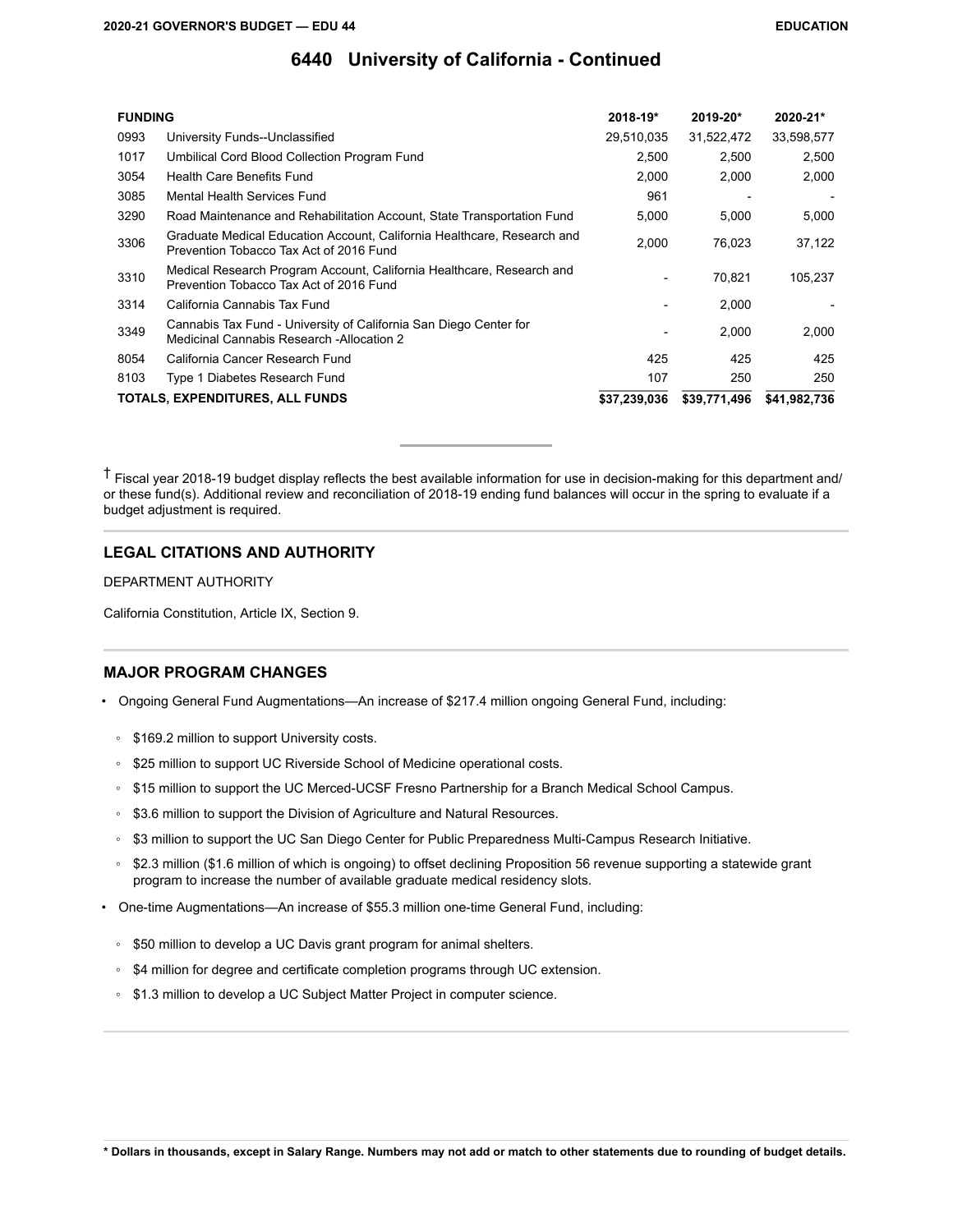# 6440 University of California - Continued

| FUNDING | | 2018-19* | 2019-20* | 2020-21* |
|---|---|---|---|---|
| 0993 | University Funds--Unclassified | 29,510,035 | 31,522,472 | 33,598,577 |
| 1017 | Umbilical Cord Blood Collection Program Fund | 2,500 | 2,500 | 2,500 |
| 3054 | Health Care Benefits Fund | 2,000 | 2,000 | 2,000 |
| 3085 | Mental Health Services Fund | 961 | - | - |
| 3290 | Road Maintenance and Rehabilitation Account, State Transportation Fund | 5,000 | 5,000 | 5,000 |
| 3306 | Graduate Medical Education Account, California Healthcare, Research and Prevention Tobacco Tax Act of 2016 Fund | 2,000 | 76,023 | 37,122 |
| 3310 | Medical Research Program Account, California Healthcare, Research and Prevention Tobacco Tax Act of 2016 Fund | - | 70,821 | 105,237 |
| 3314 | California Cannabis Tax Fund | - | 2,000 | - |
| 3349 | Cannabis Tax Fund - University of California San Diego Center for Medicinal Cannabis Research -Allocation 2 | - | 2,000 | 2,000 |
| 8054 | California Cancer Research Fund | 425 | 425 | 425 |
| 8103 | Type 1 Diabetes Research Fund | 107 | 250 | 250 |
| TOTALS, EXPENDITURES, ALL FUNDS | | $37,239,036 | $39,771,496 | $41,982,736 |

† Fiscal year 2018-19 budget display reflects the best available information for use in decision-making for this department and/or these fund(s). Additional review and reconciliation of 2018-19 ending fund balances will occur in the spring to evaluate if a budget adjustment is required.

## LEGAL CITATIONS AND AUTHORITY

DEPARTMENT AUTHORITY

California Constitution, Article IX, Section 9.

## MAJOR PROGRAM CHANGES

- Ongoing General Fund Augmentations—An increase of $217.4 million ongoing General Fund, including:
  - $169.2 million to support University costs.
  - $25 million to support UC Riverside School of Medicine operational costs.
  - $15 million to support the UC Merced-UCSF Fresno Partnership for a Branch Medical School Campus.
  - $3.6 million to support the Division of Agriculture and Natural Resources.
  - $3 million to support the UC San Diego Center for Public Preparedness Multi-Campus Research Initiative.
  - $2.3 million ($1.6 million of which is ongoing) to offset declining Proposition 56 revenue supporting a statewide grant program to increase the number of available graduate medical residency slots.
- One-time Augmentations—An increase of $55.3 million one-time General Fund, including:
  - $50 million to develop a UC Davis grant program for animal shelters.
  - $4 million for degree and certificate completion programs through UC extension.
  - $1.3 million to develop a UC Subject Matter Project in computer science.

\* Dollars in thousands, except in Salary Range. Numbers may not add or match to other statements due to rounding of budget details.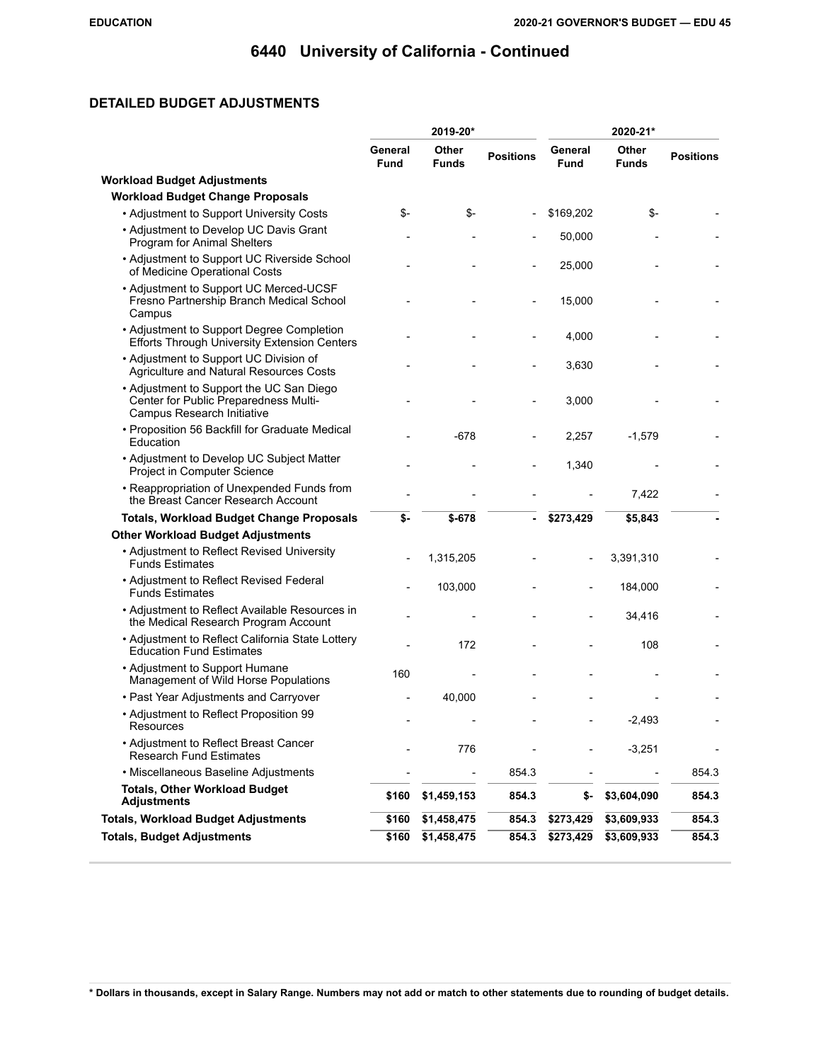# 6440 University of California - Continued

## DETAILED BUDGET ADJUSTMENTS

| | 2019-20* | | | 2020-21* | | |
|---|---|---|---|---|---|---|
| | General Fund | Other Funds | Positions | General Fund | Other Funds | Positions |
| **Workload Budget Adjustments** | | | | | | |
| **Workload Budget Change Proposals** | | | | | | |
| • Adjustment to Support University Costs | $- | $- | - | $169,202 | $- | - |
| • Adjustment to Develop UC Davis Grant Program for Animal Shelters | - | - | - | 50,000 | - | - |
| • Adjustment to Support UC Riverside School of Medicine Operational Costs | - | - | - | 25,000 | - | - |
| • Adjustment to Support UC Merced-UCSF Fresno Partnership Branch Medical School Campus | - | - | - | 15,000 | - | - |
| • Adjustment to Support Degree Completion Efforts Through University Extension Centers | - | - | - | 4,000 | - | - |
| • Adjustment to Support UC Division of Agriculture and Natural Resources Costs | - | - | - | 3,630 | - | - |
| • Adjustment to Support the UC San Diego Center for Public Preparedness Multi-Campus Research Initiative | - | - | - | 3,000 | - | - |
| • Proposition 56 Backfill for Graduate Medical Education | - | -678 | - | 2,257 | -1,579 | - |
| • Adjustment to Develop UC Subject Matter Project in Computer Science | - | - | - | 1,340 | - | - |
| • Reappropriation of Unexpended Funds from the Breast Cancer Research Account | - | - | - | - | 7,422 | - |
| **Totals, Workload Budget Change Proposals** | **$-** | **$-678** | **-** | **$273,429** | **$5,843** | **-** |
| **Other Workload Budget Adjustments** | | | | | | |
| • Adjustment to Reflect Revised University Funds Estimates | - | 1,315,205 | - | - | 3,391,310 | - |
| • Adjustment to Reflect Revised Federal Funds Estimates | - | 103,000 | - | - | 184,000 | - |
| • Adjustment to Reflect Available Resources in the Medical Research Program Account | - | - | - | - | 34,416 | - |
| • Adjustment to Reflect California State Lottery Education Fund Estimates | - | 172 | - | - | 108 | - |
| • Adjustment to Support Humane Management of Wild Horse Populations | 160 | - | - | - | - | - |
| • Past Year Adjustments and Carryover | - | 40,000 | - | - | - | - |
| • Adjustment to Reflect Proposition 99 Resources | - | - | - | - | -2,493 | - |
| • Adjustment to Reflect Breast Cancer Research Fund Estimates | - | 776 | - | - | -3,251 | - |
| • Miscellaneous Baseline Adjustments | - | - | 854.3 | - | - | 854.3 |
| **Totals, Other Workload Budget Adjustments** | **$160** | **$1,459,153** | **854.3** | **$-** | **$3,604,090** | **854.3** |
| **Totals, Workload Budget Adjustments** | **$160** | **$1,458,475** | **854.3** | **$273,429** | **$3,609,933** | **854.3** |
| **Totals, Budget Adjustments** | **$160** | **$1,458,475** | **854.3** | **$273,429** | **$3,609,933** | **854.3** |

**\* Dollars in thousands, except in Salary Range. Numbers may not add or match to other statements due to rounding of budget details.**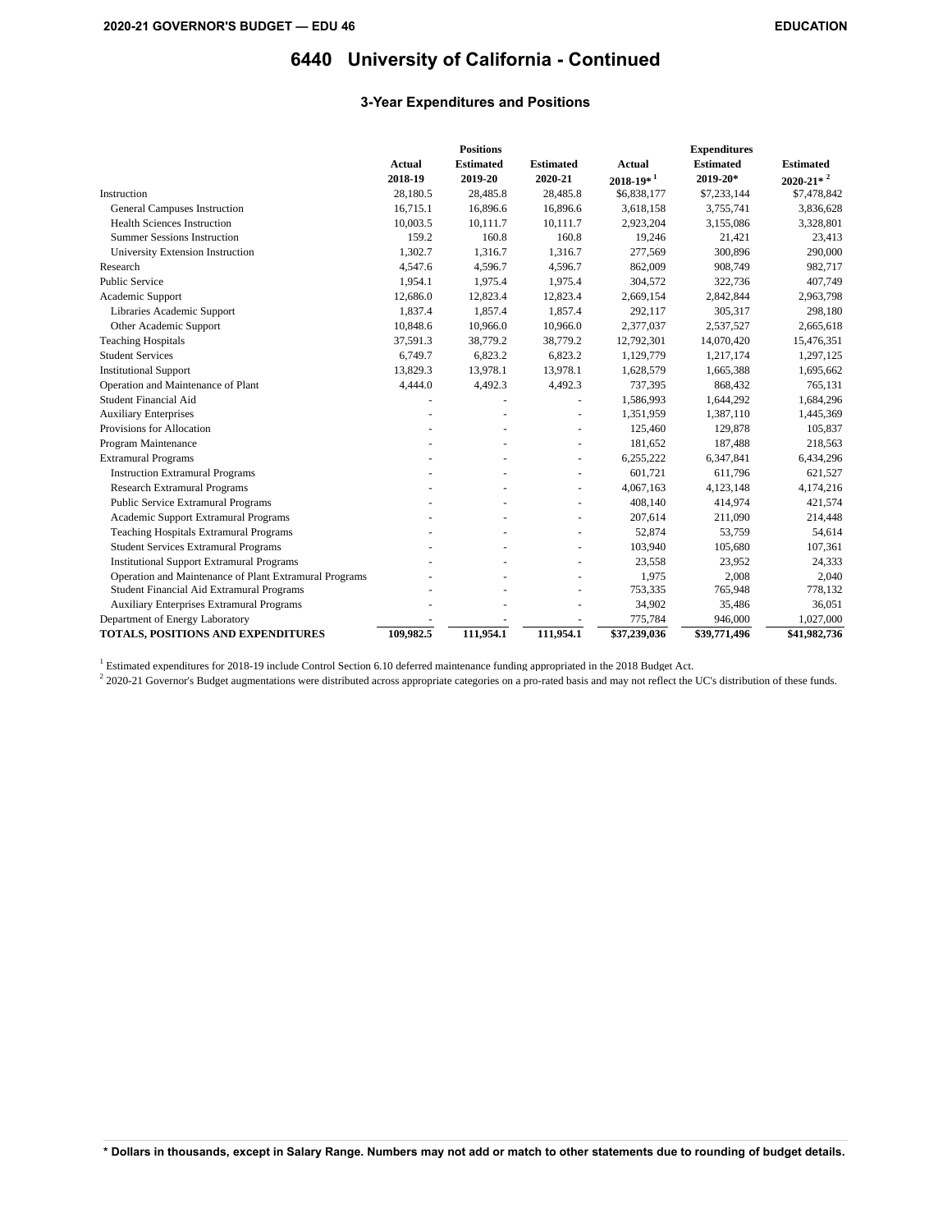# 6440 University of California - Continued

## 3-Year Expenditures and Positions

| | Positions | | | Expenditures | | |
|---|---|---|---|---|---|---|
| | Actual 2018-19 | Estimated 2019-20 | Estimated 2020-21 | Actual 2018-19* [1] | Estimated 2019-20* | Estimated 2020-21* [2] |
| Instruction | 28,180.5 | 28,485.8 | 28,485.8 | $6,838,177 | $7,233,144 | $7,478,842 |
| General Campuses Instruction | 16,715.1 | 16,896.6 | 16,896.6 | 3,618,158 | 3,755,741 | 3,836,628 |
| Health Sciences Instruction | 10,003.5 | 10,111.7 | 10,111.7 | 2,923,204 | 3,155,086 | 3,328,801 |
| Summer Sessions Instruction | 159.2 | 160.8 | 160.8 | 19,246 | 21,421 | 23,413 |
| University Extension Instruction | 1,302.7 | 1,316.7 | 1,316.7 | 277,569 | 300,896 | 290,000 |
| Research | 4,547.6 | 4,596.7 | 4,596.7 | 862,009 | 908,749 | 982,717 |
| Public Service | 1,954.1 | 1,975.4 | 1,975.4 | 304,572 | 322,736 | 407,749 |
| Academic Support | 12,686.0 | 12,823.4 | 12,823.4 | 2,669,154 | 2,842,844 | 2,963,798 |
| Libraries Academic Support | 1,837.4 | 1,857.4 | 1,857.4 | 292,117 | 305,317 | 298,180 |
| Other Academic Support | 10,848.6 | 10,966.0 | 10,966.0 | 2,377,037 | 2,537,527 | 2,665,618 |
| Teaching Hospitals | 37,591.3 | 38,779.2 | 38,779.2 | 12,792,301 | 14,070,420 | 15,476,351 |
| Student Services | 6,749.7 | 6,823.2 | 6,823.2 | 1,129,779 | 1,217,174 | 1,297,125 |
| Institutional Support | 13,829.3 | 13,978.1 | 13,978.1 | 1,628,579 | 1,665,388 | 1,695,662 |
| Operation and Maintenance of Plant | 4,444.0 | 4,492.3 | 4,492.3 | 737,395 | 868,432 | 765,131 |
| Student Financial Aid | - | - | - | 1,586,993 | 1,644,292 | 1,684,296 |
| Auxiliary Enterprises | - | - | - | 1,351,959 | 1,387,110 | 1,445,369 |
| Provisions for Allocation | - | - | - | 125,460 | 129,878 | 105,837 |
| Program Maintenance | - | - | - | 181,652 | 187,488 | 218,563 |
| Extramural Programs | - | - | - | 6,255,222 | 6,347,841 | 6,434,296 |
| Instruction Extramural Programs | - | - | - | 601,721 | 611,796 | 621,527 |
| Research Extramural Programs | - | - | - | 4,067,163 | 4,123,148 | 4,174,216 |
| Public Service Extramural Programs | - | - | - | 408,140 | 414,974 | 421,574 |
| Academic Support Extramural Programs | - | - | - | 207,614 | 211,090 | 214,448 |
| Teaching Hospitals Extramural Programs | - | - | - | 52,874 | 53,759 | 54,614 |
| Student Services Extramural Programs | - | - | - | 103,940 | 105,680 | 107,361 |
| Institutional Support Extramural Programs | - | - | - | 23,558 | 23,952 | 24,333 |
| Operation and Maintenance of Plant Extramural Programs | - | - | - | 1,975 | 2,008 | 2,040 |
| Student Financial Aid Extramural Programs | - | - | - | 753,335 | 765,948 | 778,132 |
| Auxiliary Enterprises Extramural Programs | - | - | - | 34,902 | 35,486 | 36,051 |
| Department of Energy Laboratory | - | - | - | 775,784 | 946,000 | 1,027,000 |
| **TOTALS, POSITIONS AND EXPENDITURES** | **109,982.5** | **111,954.1** | **111,954.1** | **$37,239,036** | **$39,771,496** | **$41,982,736** |

[1] Estimated expenditures for 2018-19 include Control Section 6.10 deferred maintenance funding appropriated in the 2018 Budget Act.

[2] 2020-21 Governor's Budget augmentations were distributed across appropriate categories on a pro-rated basis and may not reflect the UC's distribution of these funds.

**\* Dollars in thousands, except in Salary Range. Numbers may not add or match to other statements due to rounding of budget details.**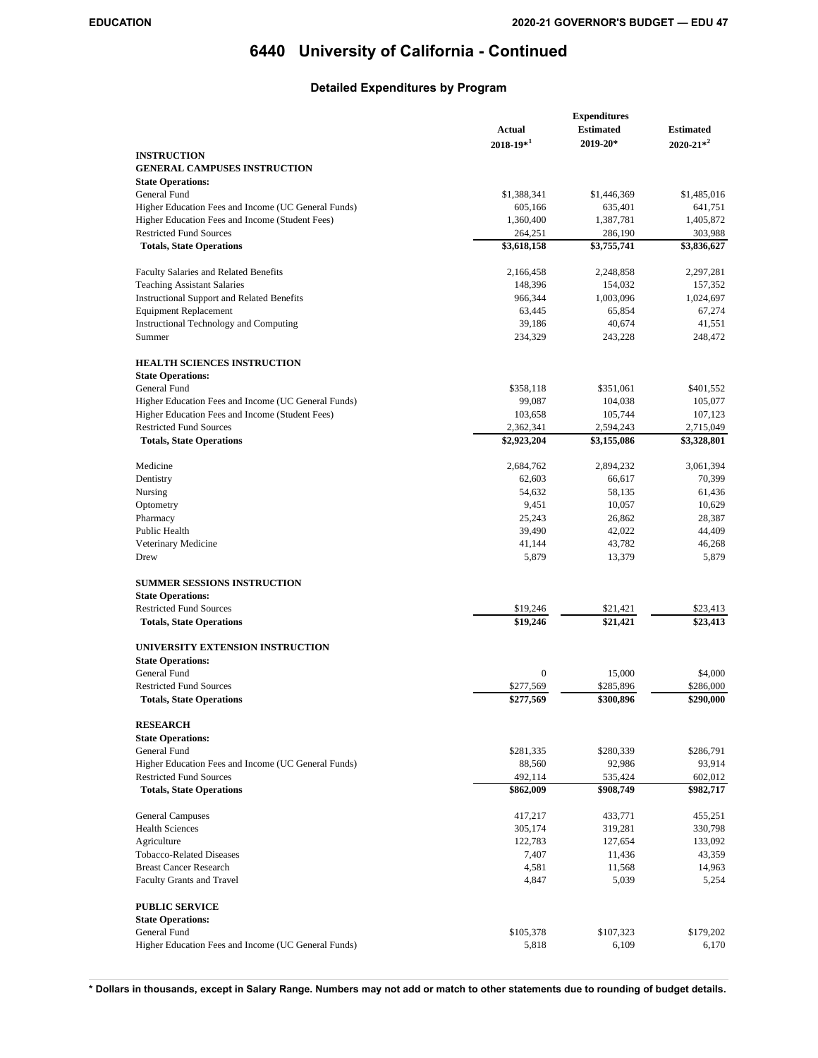# 6440 University of California - Continued

## Detailed Expenditures by Program

| | Actual 2018-19*[1] | Estimated 2019-20* | Estimated 2020-21*[2] |
|---|---|---|---|
| **INSTRUCTION** | | | |
| **GENERAL CAMPUSES INSTRUCTION** | | | |
| **State Operations:** | | | |
| General Fund | $1,388,341 | $1,446,369 | $1,485,016 |
| Higher Education Fees and Income (UC General Funds) | 605,166 | 635,401 | 641,751 |
| Higher Education Fees and Income (Student Fees) | 1,360,400 | 1,387,781 | 1,405,872 |
| Restricted Fund Sources | 264,251 | 286,190 | 303,988 |
| **Totals, State Operations** | **$3,618,158** | **$3,755,741** | **$3,836,627** |
| Faculty Salaries and Related Benefits | 2,166,458 | 2,248,858 | 2,297,281 |
| Teaching Assistant Salaries | 148,396 | 154,032 | 157,352 |
| Instructional Support and Related Benefits | 966,344 | 1,003,096 | 1,024,697 |
| Equipment Replacement | 63,445 | 65,854 | 67,274 |
| Instructional Technology and Computing | 39,186 | 40,674 | 41,551 |
| Summer | 234,329 | 243,228 | 248,472 |
| **HEALTH SCIENCES INSTRUCTION** | | | |
| **State Operations:** | | | |
| General Fund | $358,118 | $351,061 | $401,552 |
| Higher Education Fees and Income (UC General Funds) | 99,087 | 104,038 | 105,077 |
| Higher Education Fees and Income (Student Fees) | 103,658 | 105,744 | 107,123 |
| Restricted Fund Sources | 2,362,341 | 2,594,243 | 2,715,049 |
| **Totals, State Operations** | **$2,923,204** | **$3,155,086** | **$3,328,801** |
| Medicine | 2,684,762 | 2,894,232 | 3,061,394 |
| Dentistry | 62,603 | 66,617 | 70,399 |
| Nursing | 54,632 | 58,135 | 61,436 |
| Optometry | 9,451 | 10,057 | 10,629 |
| Pharmacy | 25,243 | 26,862 | 28,387 |
| Public Health | 39,490 | 42,022 | 44,409 |
| Veterinary Medicine | 41,144 | 43,782 | 46,268 |
| Drew | 5,879 | 13,379 | 5,879 |
| **SUMMER SESSIONS INSTRUCTION** | | | |
| **State Operations:** | | | |
| Restricted Fund Sources | $19,246 | $21,421 | $23,413 |
| **Totals, State Operations** | **$19,246** | **$21,421** | **$23,413** |
| **UNIVERSITY EXTENSION INSTRUCTION** | | | |
| **State Operations:** | | | |
| General Fund | 0 | 15,000 | $4,000 |
| Restricted Fund Sources | $277,569 | $285,896 | $286,000 |
| **Totals, State Operations** | **$277,569** | **$300,896** | **$290,000** |
| **RESEARCH** | | | |
| **State Operations:** | | | |
| General Fund | $281,335 | $280,339 | $286,791 |
| Higher Education Fees and Income (UC General Funds) | 88,560 | 92,986 | 93,914 |
| Restricted Fund Sources | 492,114 | 535,424 | 602,012 |
| **Totals, State Operations** | **$862,009** | **$908,749** | **$982,717** |
| General Campuses | 417,217 | 433,771 | 455,251 |
| Health Sciences | 305,174 | 319,281 | 330,798 |
| Agriculture | 122,783 | 127,654 | 133,092 |
| Tobacco-Related Diseases | 7,407 | 11,436 | 43,359 |
| Breast Cancer Research | 4,581 | 11,568 | 14,963 |
| Faculty Grants and Travel | 4,847 | 5,039 | 5,254 |
| **PUBLIC SERVICE** | | | |
| **State Operations:** | | | |
| General Fund | $105,378 | $107,323 | $179,202 |
| Higher Education Fees and Income (UC General Funds) | 5,818 | 6,109 | 6,170 |

**\* Dollars in thousands, except in Salary Range. Numbers may not add or match to other statements due to rounding of budget details.**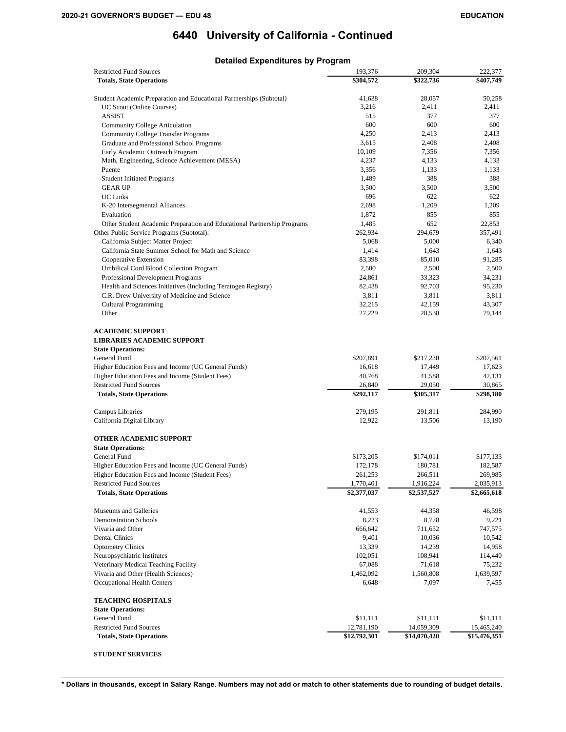# 6440 University of California - Continued

## Detailed Expenditures by Program

| | | | |
|---|---|---|---|
| Restricted Fund Sources | 193,376 | 209,304 | 222,377 |
| **Totals, State Operations** | **$304,572** | **$322,736** | **$407,749** |
| | | | |
| Student Academic Preparation and Educational Partnerships (Subtotal) | 41,638 | 28,057 | 50,258 |
| UC Scout (Online Courses) | 3,216 | 2,411 | 2,411 |
| ASSIST | 515 | 377 | 377 |
| Community College Articulation | 600 | 600 | 600 |
| Community College Transfer Programs | 4,250 | 2,413 | 2,413 |
| Graduate and Professional School Programs | 3,615 | 2,408 | 2,408 |
| Early Academic Outreach Program | 10,109 | 7,356 | 7,356 |
| Math, Engineering, Science Achievement (MESA) | 4,237 | 4,133 | 4,133 |
| Puente | 3,356 | 1,133 | 1,133 |
| Student Initiated Programs | 1,489 | 388 | 388 |
| GEAR UP | 3,500 | 3,500 | 3,500 |
| UC Links | 696 | 622 | 622 |
| K-20 Intersegmental Alliances | 2,698 | 1,209 | 1,209 |
| Evaluation | 1,872 | 855 | 855 |
| Other Student Academic Preparation and Educational Partnership Programs | 1,485 | 652 | 22,853 |
| Other Public Service Programs (Subtotal): | 262,934 | 294,679 | 357,491 |
| California Subject Matter Project | 5,068 | 5,000 | 6,340 |
| California State Summer School for Math and Science | 1,414 | 1,643 | 1,643 |
| Cooperative Extension | 83,398 | 85,010 | 91,285 |
| Umbilical Cord Blood Collection Program | 2,500 | 2,500 | 2,500 |
| Professional Development Programs | 24,861 | 33,323 | 34,231 |
| Health and Sciences Initiatives (Including Teratogen Registry) | 82,438 | 92,703 | 95,230 |
| C.R. Drew University of Medicine and Science | 3,811 | 3,811 | 3,811 |
| Cultural Programming | 32,215 | 42,159 | 43,307 |
| Other | 27,229 | 28,530 | 79,144 |
| | | | |
| **ACADEMIC SUPPORT** | | | |
| **LIBRARIES ACADEMIC SUPPORT** | | | |
| **State Operations:** | | | |
| General Fund | $207,891 | $217,230 | $207,561 |
| Higher Education Fees and Income (UC General Funds) | 16,618 | 17,449 | 17,623 |
| Higher Education Fees and Income (Student Fees) | 40,768 | 41,588 | 42,131 |
| Restricted Fund Sources | 26,840 | 29,050 | 30,865 |
| **Totals, State Operations** | **$292,117** | **$305,317** | **$298,180** |
| | | | |
| Campus Libraries | 279,195 | 291,811 | 284,990 |
| California Digital Library | 12,922 | 13,506 | 13,190 |
| | | | |
| **OTHER ACADEMIC SUPPORT** | | | |
| **State Operations:** | | | |
| General Fund | $173,205 | $174,011 | $177,133 |
| Higher Education Fees and Income (UC General Funds) | 172,178 | 180,781 | 182,587 |
| Higher Education Fees and Income (Student Fees) | 261,253 | 266,511 | 269,985 |
| Restricted Fund Sources | 1,770,401 | 1,916,224 | 2,035,913 |
| **Totals, State Operations** | **$2,377,037** | **$2,537,527** | **$2,665,618** |
| | | | |
| Museums and Galleries | 41,553 | 44,358 | 46,598 |
| Demonstration Schools | 8,223 | 8,778 | 9,221 |
| Vivaria and Other | 666,642 | 711,652 | 747,575 |
| Dental Clinics | 9,401 | 10,036 | 10,542 |
| Optometry Clinics | 13,339 | 14,239 | 14,958 |
| Neuropsychiatric Institutes | 102,051 | 108,941 | 114,440 |
| Veterinary Medical Teaching Facility | 67,088 | 71,618 | 75,232 |
| Vivaria and Other (Health Sciences) | 1,462,092 | 1,560,808 | 1,639,597 |
| Occupational Health Centers | 6,648 | 7,097 | 7,455 |
| | | | |
| **TEACHING HOSPITALS** | | | |
| **State Operations:** | | | |
| General Fund | $11,111 | $11,111 | $11,111 |
| Restricted Fund Sources | 12,781,190 | 14,059,309 | 15,465,240 |
| **Totals, State Operations** | **$12,792,301** | **$14,070,420** | **$15,476,351** |
| | | | |
| **STUDENT SERVICES** | | | |

**\* Dollars in thousands, except in Salary Range. Numbers may not add or match to other statements due to rounding of budget details.**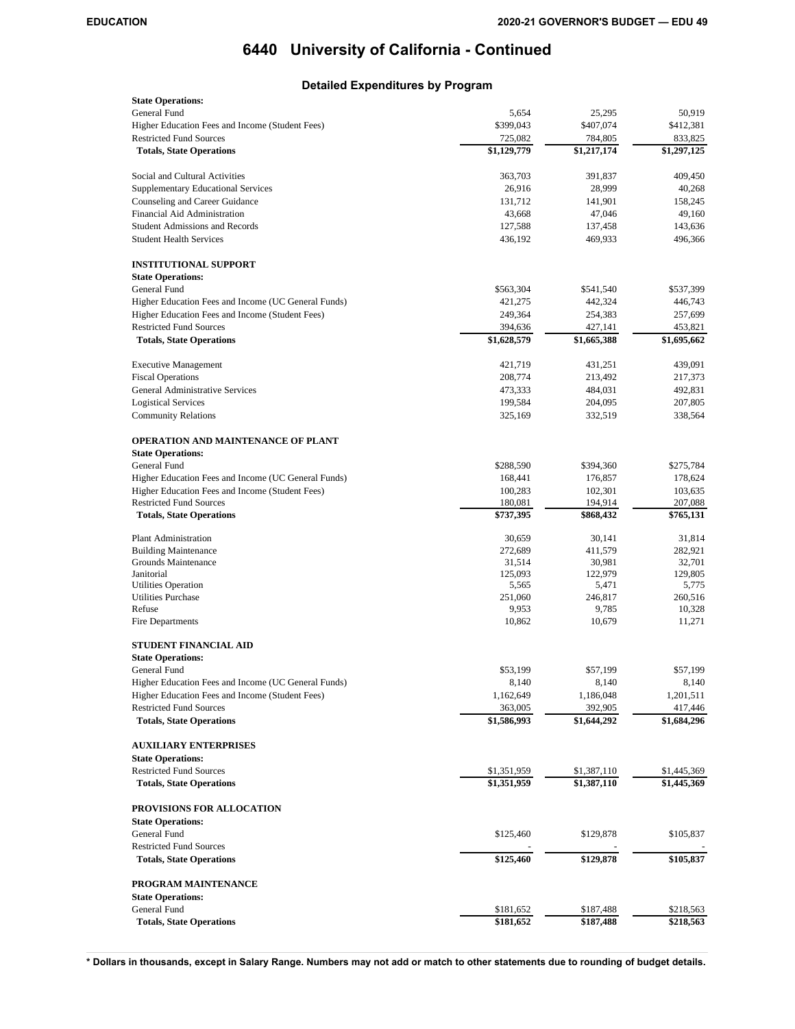# 6440 University of California - Continued

## Detailed Expenditures by Program

| | | | |
|---|---|---|---|
| **State Operations:** | | | |
| General Fund | 5,654 | 25,295 | 50,919 |
| Higher Education Fees and Income (Student Fees) | $399,043 | $407,074 | $412,381 |
| Restricted Fund Sources | 725,082 | 784,805 | 833,825 |
| **Totals, State Operations** | **$1,129,779** | **$1,217,174** | **$1,297,125** |
| | | | |
| Social and Cultural Activities | 363,703 | 391,837 | 409,450 |
| Supplementary Educational Services | 26,916 | 28,999 | 40,268 |
| Counseling and Career Guidance | 131,712 | 141,901 | 158,245 |
| Financial Aid Administration | 43,668 | 47,046 | 49,160 |
| Student Admissions and Records | 127,588 | 137,458 | 143,636 |
| Student Health Services | 436,192 | 469,933 | 496,366 |
| | | | |
| **INSTITUTIONAL SUPPORT** | | | |
| **State Operations:** | | | |
| General Fund | $563,304 | $541,540 | $537,399 |
| Higher Education Fees and Income (UC General Funds) | 421,275 | 442,324 | 446,743 |
| Higher Education Fees and Income (Student Fees) | 249,364 | 254,383 | 257,699 |
| Restricted Fund Sources | 394,636 | 427,141 | 453,821 |
| **Totals, State Operations** | **$1,628,579** | **$1,665,388** | **$1,695,662** |
| | | | |
| Executive Management | 421,719 | 431,251 | 439,091 |
| Fiscal Operations | 208,774 | 213,492 | 217,373 |
| General Administrative Services | 473,333 | 484,031 | 492,831 |
| Logistical Services | 199,584 | 204,095 | 207,805 |
| Community Relations | 325,169 | 332,519 | 338,564 |
| | | | |
| **OPERATION AND MAINTENANCE OF PLANT** | | | |
| **State Operations:** | | | |
| General Fund | $288,590 | $394,360 | $275,784 |
| Higher Education Fees and Income (UC General Funds) | 168,441 | 176,857 | 178,624 |
| Higher Education Fees and Income (Student Fees) | 100,283 | 102,301 | 103,635 |
| Restricted Fund Sources | 180,081 | 194,914 | 207,088 |
| **Totals, State Operations** | **$737,395** | **$868,432** | **$765,131** |
| | | | |
| Plant Administration | 30,659 | 30,141 | 31,814 |
| Building Maintenance | 272,689 | 411,579 | 282,921 |
| Grounds Maintenance | 31,514 | 30,981 | 32,701 |
| Janitorial | 125,093 | 122,979 | 129,805 |
| Utilities Operation | 5,565 | 5,471 | 5,775 |
| Utilities Purchase | 251,060 | 246,817 | 260,516 |
| Refuse | 9,953 | 9,785 | 10,328 |
| Fire Departments | 10,862 | 10,679 | 11,271 |
| | | | |
| **STUDENT FINANCIAL AID** | | | |
| **State Operations:** | | | |
| General Fund | $53,199 | $57,199 | $57,199 |
| Higher Education Fees and Income (UC General Funds) | 8,140 | 8,140 | 8,140 |
| Higher Education Fees and Income (Student Fees) | 1,162,649 | 1,186,048 | 1,201,511 |
| Restricted Fund Sources | 363,005 | 392,905 | 417,446 |
| **Totals, State Operations** | **$1,586,993** | **$1,644,292** | **$1,684,296** |
| | | | |
| **AUXILIARY ENTERPRISES** | | | |
| **State Operations:** | | | |
| Restricted Fund Sources | $1,351,959 | $1,387,110 | $1,445,369 |
| **Totals, State Operations** | **$1,351,959** | **$1,387,110** | **$1,445,369** |
| | | | |
| **PROVISIONS FOR ALLOCATION** | | | |
| **State Operations:** | | | |
| General Fund | $125,460 | $129,878 | $105,837 |
| Restricted Fund Sources | - | - | - |
| **Totals, State Operations** | **$125,460** | **$129,878** | **$105,837** |
| | | | |
| **PROGRAM MAINTENANCE** | | | |
| **State Operations:** | | | |
| General Fund | $181,652 | $187,488 | $218,563 |
| **Totals, State Operations** | **$181,652** | **$187,488** | **$218,563** |

**\* Dollars in thousands, except in Salary Range. Numbers may not add or match to other statements due to rounding of budget details.**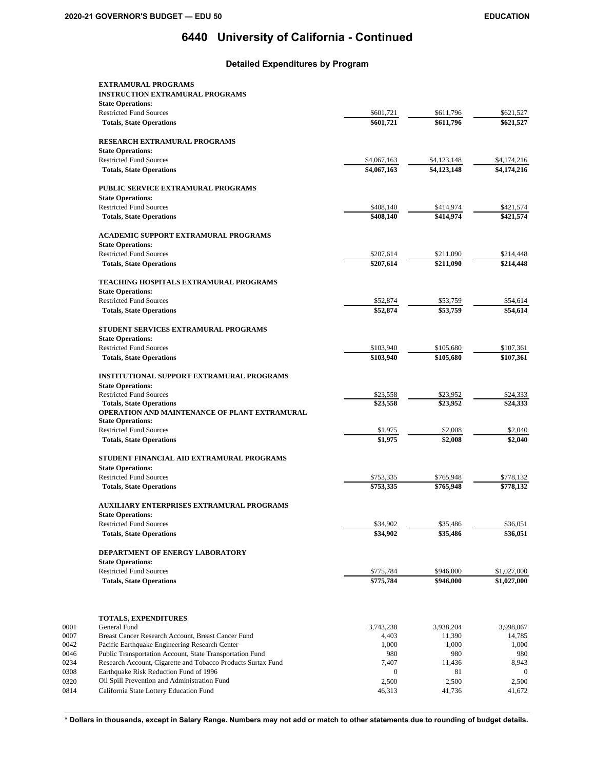# 6440 University of California - Continued

## Detailed Expenditures by Program

| | | | | |
|---|---|---|---|---|
| | **EXTRAMURAL PROGRAMS** | | | |
| | **INSTRUCTION EXTRAMURAL PROGRAMS** | | | |
| | **State Operations:** | | | |
| | Restricted Fund Sources | $601,721 | $611,796 | $621,527 |
| | **Totals, State Operations** | **$601,721** | **$611,796** | **$621,527** |
| | **RESEARCH EXTRAMURAL PROGRAMS** | | | |
| | **State Operations:** | | | |
| | Restricted Fund Sources | $4,067,163 | $4,123,148 | $4,174,216 |
| | **Totals, State Operations** | **$4,067,163** | **$4,123,148** | **$4,174,216** |
| | **PUBLIC SERVICE EXTRAMURAL PROGRAMS** | | | |
| | **State Operations:** | | | |
| | Restricted Fund Sources | $408,140 | $414,974 | $421,574 |
| | **Totals, State Operations** | **$408,140** | **$414,974** | **$421,574** |
| | **ACADEMIC SUPPORT EXTRAMURAL PROGRAMS** | | | |
| | **State Operations:** | | | |
| | Restricted Fund Sources | $207,614 | $211,090 | $214,448 |
| | **Totals, State Operations** | **$207,614** | **$211,090** | **$214,448** |
| | **TEACHING HOSPITALS EXTRAMURAL PROGRAMS** | | | |
| | **State Operations:** | | | |
| | Restricted Fund Sources | $52,874 | $53,759 | $54,614 |
| | **Totals, State Operations** | **$52,874** | **$53,759** | **$54,614** |
| | **STUDENT SERVICES EXTRAMURAL PROGRAMS** | | | |
| | **State Operations:** | | | |
| | Restricted Fund Sources | $103,940 | $105,680 | $107,361 |
| | **Totals, State Operations** | **$103,940** | **$105,680** | **$107,361** |
| | **INSTITUTIONAL SUPPORT EXTRAMURAL PROGRAMS** | | | |
| | **State Operations:** | | | |
| | Restricted Fund Sources | $23,558 | $23,952 | $24,333 |
| | **Totals, State Operations** | **$23,558** | **$23,952** | **$24,333** |
| | **OPERATION AND MAINTENANCE OF PLANT EXTRAMURAL** | | | |
| | **State Operations:** | | | |
| | Restricted Fund Sources | $1,975 | $2,008 | $2,040 |
| | **Totals, State Operations** | **$1,975** | **$2,008** | **$2,040** |
| | **STUDENT FINANCIAL AID EXTRAMURAL PROGRAMS** | | | |
| | **State Operations:** | | | |
| | Restricted Fund Sources | $753,335 | $765,948 | $778,132 |
| | **Totals, State Operations** | **$753,335** | **$765,948** | **$778,132** |
| | **AUXILIARY ENTERPRISES EXTRAMURAL PROGRAMS** | | | |
| | **State Operations:** | | | |
| | Restricted Fund Sources | $34,902 | $35,486 | $36,051 |
| | **Totals, State Operations** | **$34,902** | **$35,486** | **$36,051** |
| | **DEPARTMENT OF ENERGY LABORATORY** | | | |
| | **State Operations:** | | | |
| | Restricted Fund Sources | $775,784 | $946,000 | $1,027,000 |
| | **Totals, State Operations** | **$775,784** | **$946,000** | **$1,027,000** |
| | **TOTALS, EXPENDITURES** | | | |
| 0001 | General Fund | 3,743,238 | 3,938,204 | 3,998,067 |
| 0007 | Breast Cancer Research Account, Breast Cancer Fund | 4,403 | 11,390 | 14,785 |
| 0042 | Pacific Earthquake Engineering Research Center | 1,000 | 1,000 | 1,000 |
| 0046 | Public Transportation Account, State Transportation Fund | 980 | 980 | 980 |
| 0234 | Research Account, Cigarette and Tobacco Products Surtax Fund | 7,407 | 11,436 | 8,943 |
| 0308 | Earthquake Risk Reduction Fund of 1996 | 0 | 81 | 0 |
| 0320 | Oil Spill Prevention and Administration Fund | 2,500 | 2,500 | 2,500 |
| 0814 | California State Lottery Education Fund | 46,313 | 41,736 | 41,672 |

\* Dollars in thousands, except in Salary Range. Numbers may not add or match to other statements due to rounding of budget details.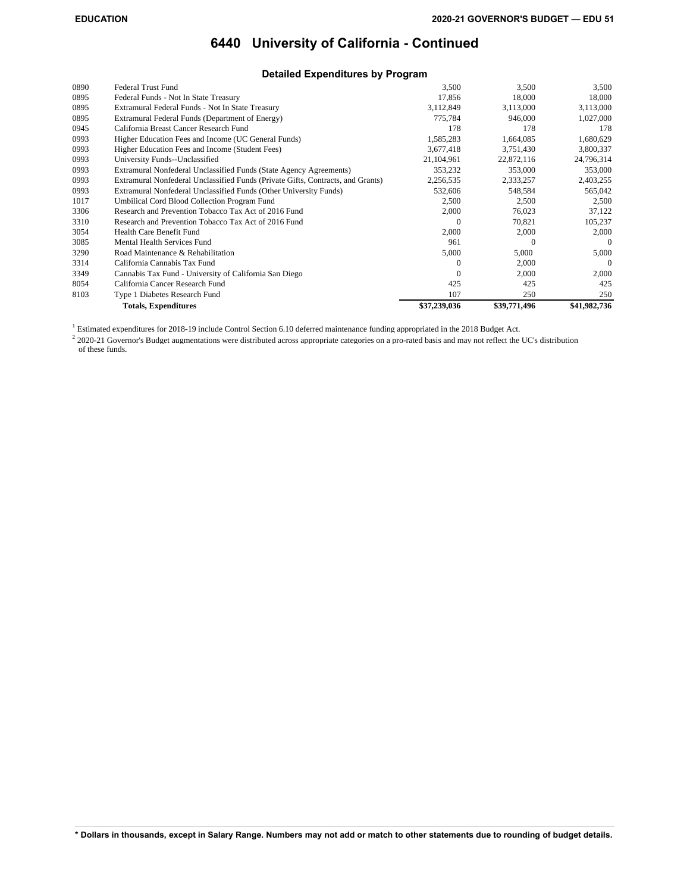# 6440 University of California - Continued

### Detailed Expenditures by Program

| | | | | |
|---|---|---|---|---|
| 0890 | Federal Trust Fund | 3,500 | 3,500 | 3,500 |
| 0895 | Federal Funds - Not In State Treasury | 17,856 | 18,000 | 18,000 |
| 0895 | Extramural Federal Funds - Not In State Treasury | 3,112,849 | 3,113,000 | 3,113,000 |
| 0895 | Extramural Federal Funds (Department of Energy) | 775,784 | 946,000 | 1,027,000 |
| 0945 | California Breast Cancer Research Fund | 178 | 178 | 178 |
| 0993 | Higher Education Fees and Income (UC General Funds) | 1,585,283 | 1,664,085 | 1,680,629 |
| 0993 | Higher Education Fees and Income (Student Fees) | 3,677,418 | 3,751,430 | 3,800,337 |
| 0993 | University Funds--Unclassified | 21,104,961 | 22,872,116 | 24,796,314 |
| 0993 | Extramural Nonfederal Unclassified Funds (State Agency Agreements) | 353,232 | 353,000 | 353,000 |
| 0993 | Extramural Nonfederal Unclassified Funds (Private Gifts, Contracts, and Grants) | 2,256,535 | 2,333,257 | 2,403,255 |
| 0993 | Extramural Nonfederal Unclassified Funds (Other University Funds) | 532,606 | 548,584 | 565,042 |
| 1017 | Umbilical Cord Blood Collection Program Fund | 2,500 | 2,500 | 2,500 |
| 3306 | Research and Prevention Tobacco Tax Act of 2016 Fund | 2,000 | 76,023 | 37,122 |
| 3310 | Research and Prevention Tobacco Tax Act of 2016 Fund | 0 | 70,821 | 105,237 |
| 3054 | Health Care Benefit Fund | 2,000 | 2,000 | 2,000 |
| 3085 | Mental Health Services Fund | 961 | 0 | 0 |
| 3290 | Road Maintenance & Rehabilitation | 5,000 | 5,000 | 5,000 |
| 3314 | California Cannabis Tax Fund | 0 | 2,000 | 0 |
| 3349 | Cannabis Tax Fund - University of California San Diego | 0 | 2,000 | 2,000 |
| 8054 | California Cancer Research Fund | 425 | 425 | 425 |
| 8103 | Type 1 Diabetes Research Fund | 107 | 250 | 250 |
| | **Totals, Expenditures** | **$37,239,036** | **$39,771,496** | **$41,982,736** |

[1] Estimated expenditures for 2018-19 include Control Section 6.10 deferred maintenance funding appropriated in the 2018 Budget Act.

[2] 2020-21 Governor's Budget augmentations were distributed across appropriate categories on a pro-rated basis and may not reflect the UC's distribution of these funds.

**\* Dollars in thousands, except in Salary Range. Numbers may not add or match to other statements due to rounding of budget details.**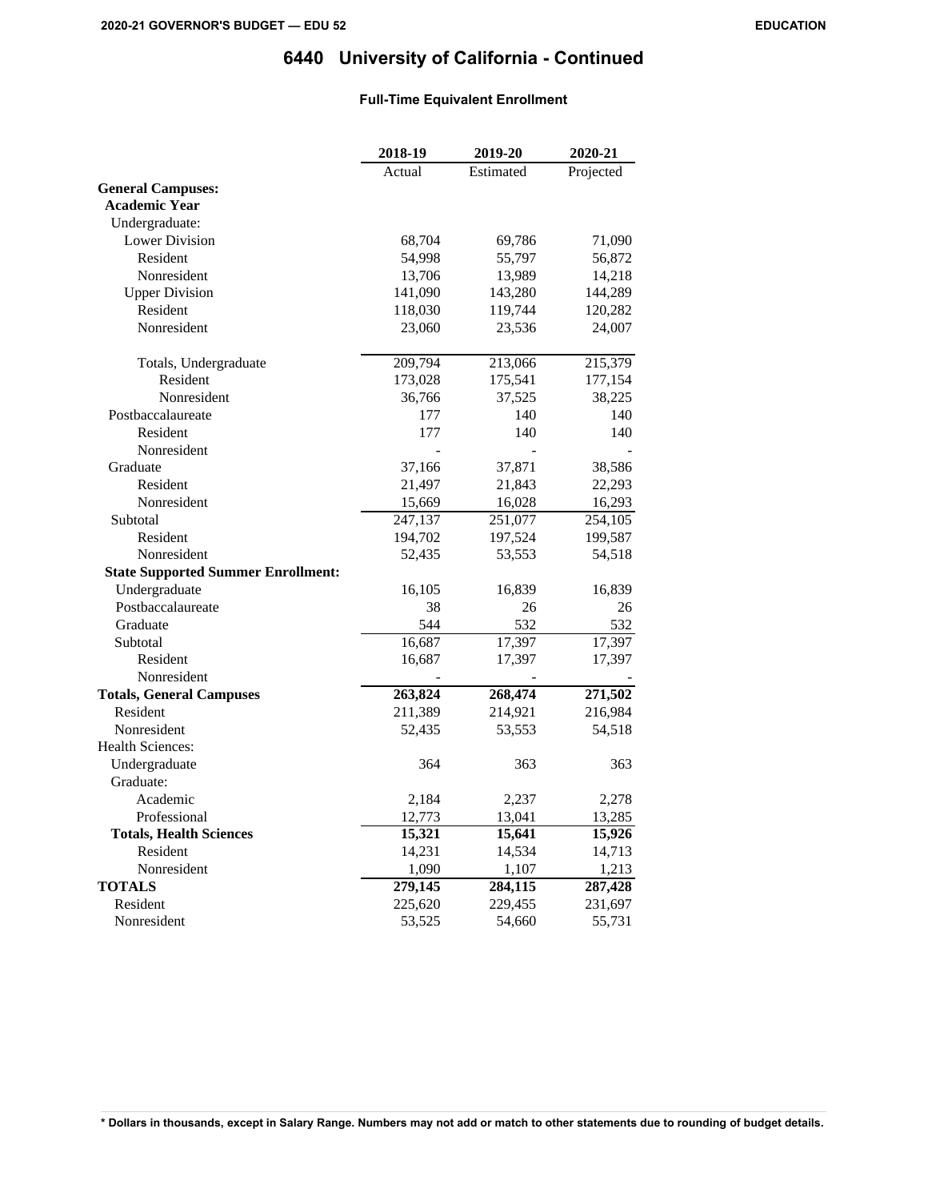# 6440 University of California - Continued

### Full-Time Equivalent Enrollment

| | 2018-19 | 2019-20 | 2020-21 |
|---|---|---|---|
| | Actual | Estimated | Projected |
| **General Campuses:** | | | |
| **Academic Year** | | | |
| Undergraduate: | | | |
| Lower Division | 68,704 | 69,786 | 71,090 |
| Resident | 54,998 | 55,797 | 56,872 |
| Nonresident | 13,706 | 13,989 | 14,218 |
| Upper Division | 141,090 | 143,280 | 144,289 |
| Resident | 118,030 | 119,744 | 120,282 |
| Nonresident | 23,060 | 23,536 | 24,007 |
| Totals, Undergraduate | 209,794 | 213,066 | 215,379 |
| Resident | 173,028 | 175,541 | 177,154 |
| Nonresident | 36,766 | 37,525 | 38,225 |
| Postbaccalaureate | 177 | 140 | 140 |
| Resident | 177 | 140 | 140 |
| Nonresident | - | - | - |
| Graduate | 37,166 | 37,871 | 38,586 |
| Resident | 21,497 | 21,843 | 22,293 |
| Nonresident | 15,669 | 16,028 | 16,293 |
| Subtotal | 247,137 | 251,077 | 254,105 |
| Resident | 194,702 | 197,524 | 199,587 |
| Nonresident | 52,435 | 53,553 | 54,518 |
| **State Supported Summer Enrollment:** | | | |
| Undergraduate | 16,105 | 16,839 | 16,839 |
| Postbaccalaureate | 38 | 26 | 26 |
| Graduate | 544 | 532 | 532 |
| Subtotal | 16,687 | 17,397 | 17,397 |
| Resident | 16,687 | 17,397 | 17,397 |
| Nonresident | - | - | - |
| **Totals, General Campuses** | **263,824** | **268,474** | **271,502** |
| Resident | 211,389 | 214,921 | 216,984 |
| Nonresident | 52,435 | 53,553 | 54,518 |
| Health Sciences: | | | |
| Undergraduate | 364 | 363 | 363 |
| Graduate: | | | |
| Academic | 2,184 | 2,237 | 2,278 |
| Professional | 12,773 | 13,041 | 13,285 |
| **Totals, Health Sciences** | **15,321** | **15,641** | **15,926** |
| Resident | 14,231 | 14,534 | 14,713 |
| Nonresident | 1,090 | 1,107 | 1,213 |
| **TOTALS** | **279,145** | **284,115** | **287,428** |
| Resident | 225,620 | 229,455 | 231,697 |
| Nonresident | 53,525 | 54,660 | 55,731 |

**\* Dollars in thousands, except in Salary Range. Numbers may not add or match to other statements due to rounding of budget details.**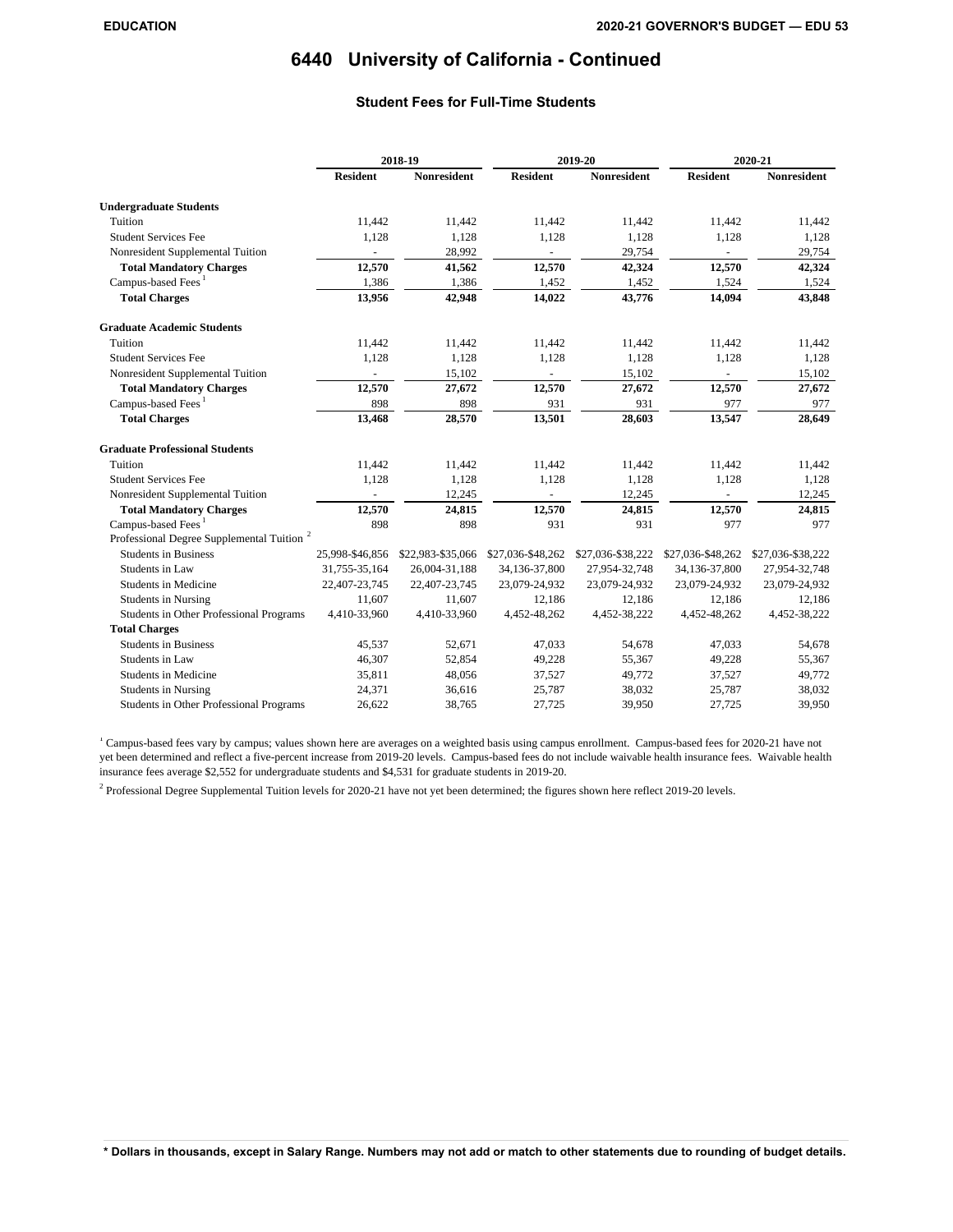# 6440 University of California - Continued

### Student Fees for Full-Time Students

| | 2018-19 | | 2019-20 | | 2020-21 | |
|---|---|---|---|---|---|---|
| | Resident | Nonresident | Resident | Nonresident | Resident | Nonresident |
| **Undergraduate Students** | | | | | | |
| Tuition | 11,442 | 11,442 | 11,442 | 11,442 | 11,442 | 11,442 |
| Student Services Fee | 1,128 | 1,128 | 1,128 | 1,128 | 1,128 | 1,128 |
| Nonresident Supplemental Tuition | - | 28,992 | - | 29,754 | - | 29,754 |
| **Total Mandatory Charges** | **12,570** | **41,562** | **12,570** | **42,324** | **12,570** | **42,324** |
| Campus-based Fees [1] | 1,386 | 1,386 | 1,452 | 1,452 | 1,524 | 1,524 |
| **Total Charges** | **13,956** | **42,948** | **14,022** | **43,776** | **14,094** | **43,848** |
| **Graduate Academic Students** | | | | | | |
| Tuition | 11,442 | 11,442 | 11,442 | 11,442 | 11,442 | 11,442 |
| Student Services Fee | 1,128 | 1,128 | 1,128 | 1,128 | 1,128 | 1,128 |
| Nonresident Supplemental Tuition | - | 15,102 | - | 15,102 | - | 15,102 |
| **Total Mandatory Charges** | **12,570** | **27,672** | **12,570** | **27,672** | **12,570** | **27,672** |
| Campus-based Fees [1] | 898 | 898 | 931 | 931 | 977 | 977 |
| **Total Charges** | **13,468** | **28,570** | **13,501** | **28,603** | **13,547** | **28,649** |
| **Graduate Professional Students** | | | | | | |
| Tuition | 11,442 | 11,442 | 11,442 | 11,442 | 11,442 | 11,442 |
| Student Services Fee | 1,128 | 1,128 | 1,128 | 1,128 | 1,128 | 1,128 |
| Nonresident Supplemental Tuition | - | 12,245 | - | 12,245 | - | 12,245 |
| **Total Mandatory Charges** | **12,570** | **24,815** | **12,570** | **24,815** | **12,570** | **24,815** |
| Campus-based Fees [1] | 898 | 898 | 931 | 931 | 977 | 977 |
| Professional Degree Supplemental Tuition [2] | | | | | | |
| Students in Business | 25,998-$46,856 | $22,983-$35,066 | $27,036-$48,262 | $27,036-$38,222 | $27,036-$48,262 | $27,036-$38,222 |
| Students in Law | 31,755-35,164 | 26,004-31,188 | 34,136-37,800 | 27,954-32,748 | 34,136-37,800 | 27,954-32,748 |
| Students in Medicine | 22,407-23,745 | 22,407-23,745 | 23,079-24,932 | 23,079-24,932 | 23,079-24,932 | 23,079-24,932 |
| Students in Nursing | 11,607 | 11,607 | 12,186 | 12,186 | 12,186 | 12,186 |
| Students in Other Professional Programs | 4,410-33,960 | 4,410-33,960 | 4,452-48,262 | 4,452-38,222 | 4,452-48,262 | 4,452-38,222 |
| **Total Charges** | | | | | | |
| Students in Business | 45,537 | 52,671 | 47,033 | 54,678 | 47,033 | 54,678 |
| Students in Law | 46,307 | 52,854 | 49,228 | 55,367 | 49,228 | 55,367 |
| Students in Medicine | 35,811 | 48,056 | 37,527 | 49,772 | 37,527 | 49,772 |
| Students in Nursing | 24,371 | 36,616 | 25,787 | 38,032 | 25,787 | 38,032 |
| Students in Other Professional Programs | 26,622 | 38,765 | 27,725 | 39,950 | 27,725 | 39,950 |

[1] Campus-based fees vary by campus; values shown here are averages on a weighted basis using campus enrollment. Campus-based fees for 2020-21 have not yet been determined and reflect a five-percent increase from 2019-20 levels. Campus-based fees do not include waivable health insurance fees. Waivable health insurance fees average $2,552 for undergraduate students and $4,531 for graduate students in 2019-20.

[2] Professional Degree Supplemental Tuition levels for 2020-21 have not yet been determined; the figures shown here reflect 2019-20 levels.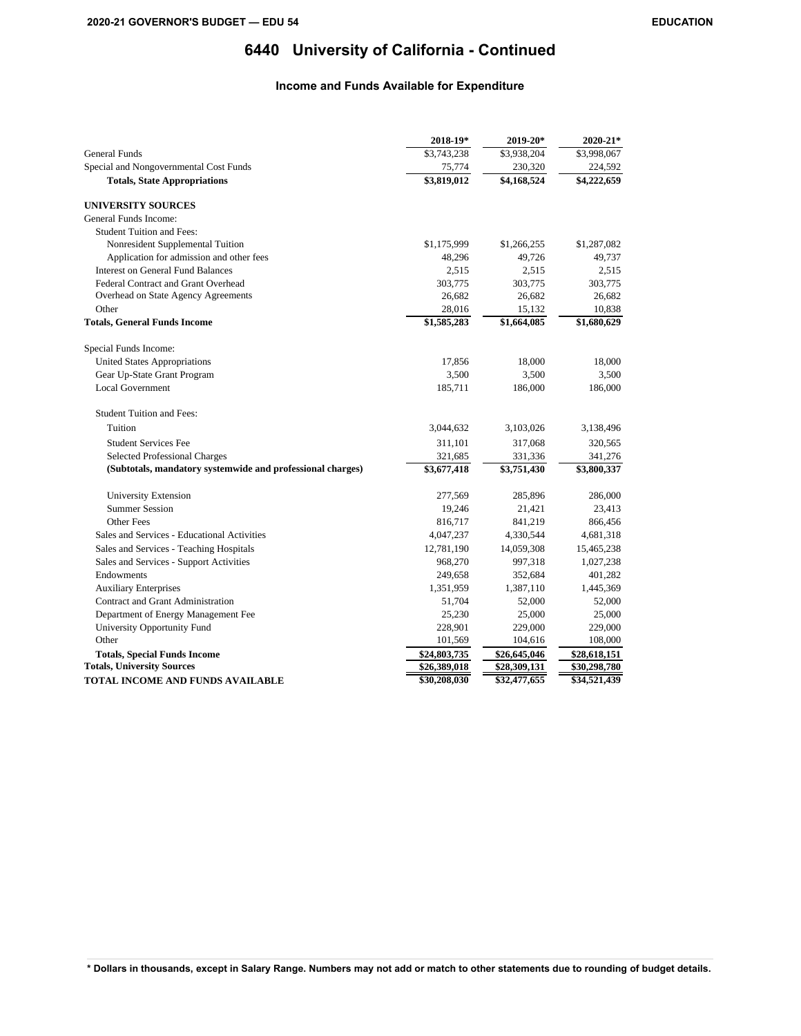# 6440 University of California - Continued

## Income and Funds Available for Expenditure

| | 2018-19* | 2019-20* | 2020-21* |
|---|---|---|---|
| General Funds | $3,743,238 | $3,938,204 | $3,998,067 |
| Special and Nongovernmental Cost Funds | 75,774 | 230,320 | 224,592 |
| **Totals, State Appropriations** | **$3,819,012** | **$4,168,524** | **$4,222,659** |
| **UNIVERSITY SOURCES** | | | |
| General Funds Income: | | | |
| Student Tuition and Fees: | | | |
| Nonresident Supplemental Tuition | $1,175,999 | $1,266,255 | $1,287,082 |
| Application for admission and other fees | 48,296 | 49,726 | 49,737 |
| Interest on General Fund Balances | 2,515 | 2,515 | 2,515 |
| Federal Contract and Grant Overhead | 303,775 | 303,775 | 303,775 |
| Overhead on State Agency Agreements | 26,682 | 26,682 | 26,682 |
| Other | 28,016 | 15,132 | 10,838 |
| **Totals, General Funds Income** | **$1,585,283** | **$1,664,085** | **$1,680,629** |
| Special Funds Income: | | | |
| United States Appropriations | 17,856 | 18,000 | 18,000 |
| Gear Up-State Grant Program | 3,500 | 3,500 | 3,500 |
| Local Government | 185,711 | 186,000 | 186,000 |
| Student Tuition and Fees: | | | |
| Tuition | 3,044,632 | 3,103,026 | 3,138,496 |
| Student Services Fee | 311,101 | 317,068 | 320,565 |
| Selected Professional Charges | 321,685 | 331,336 | 341,276 |
| **(Subtotals, mandatory systemwide and professional charges)** | **$3,677,418** | **$3,751,430** | **$3,800,337** |
| University Extension | 277,569 | 285,896 | 286,000 |
| Summer Session | 19,246 | 21,421 | 23,413 |
| Other Fees | 816,717 | 841,219 | 866,456 |
| Sales and Services - Educational Activities | 4,047,237 | 4,330,544 | 4,681,318 |
| Sales and Services - Teaching Hospitals | 12,781,190 | 14,059,308 | 15,465,238 |
| Sales and Services - Support Activities | 968,270 | 997,318 | 1,027,238 |
| Endowments | 249,658 | 352,684 | 401,282 |
| Auxiliary Enterprises | 1,351,959 | 1,387,110 | 1,445,369 |
| Contract and Grant Administration | 51,704 | 52,000 | 52,000 |
| Department of Energy Management Fee | 25,230 | 25,000 | 25,000 |
| University Opportunity Fund | 228,901 | 229,000 | 229,000 |
| Other | 101,569 | 104,616 | 108,000 |
| **Totals, Special Funds Income** | **$24,803,735** | **$26,645,046** | **$28,618,151** |
| **Totals, University Sources** | **$26,389,018** | **$28,309,131** | **$30,298,780** |
| **TOTAL INCOME AND FUNDS AVAILABLE** | **$30,208,030** | **$32,477,655** | **$34,521,439** |

**\* Dollars in thousands, except in Salary Range. Numbers may not add or match to other statements due to rounding of budget details.**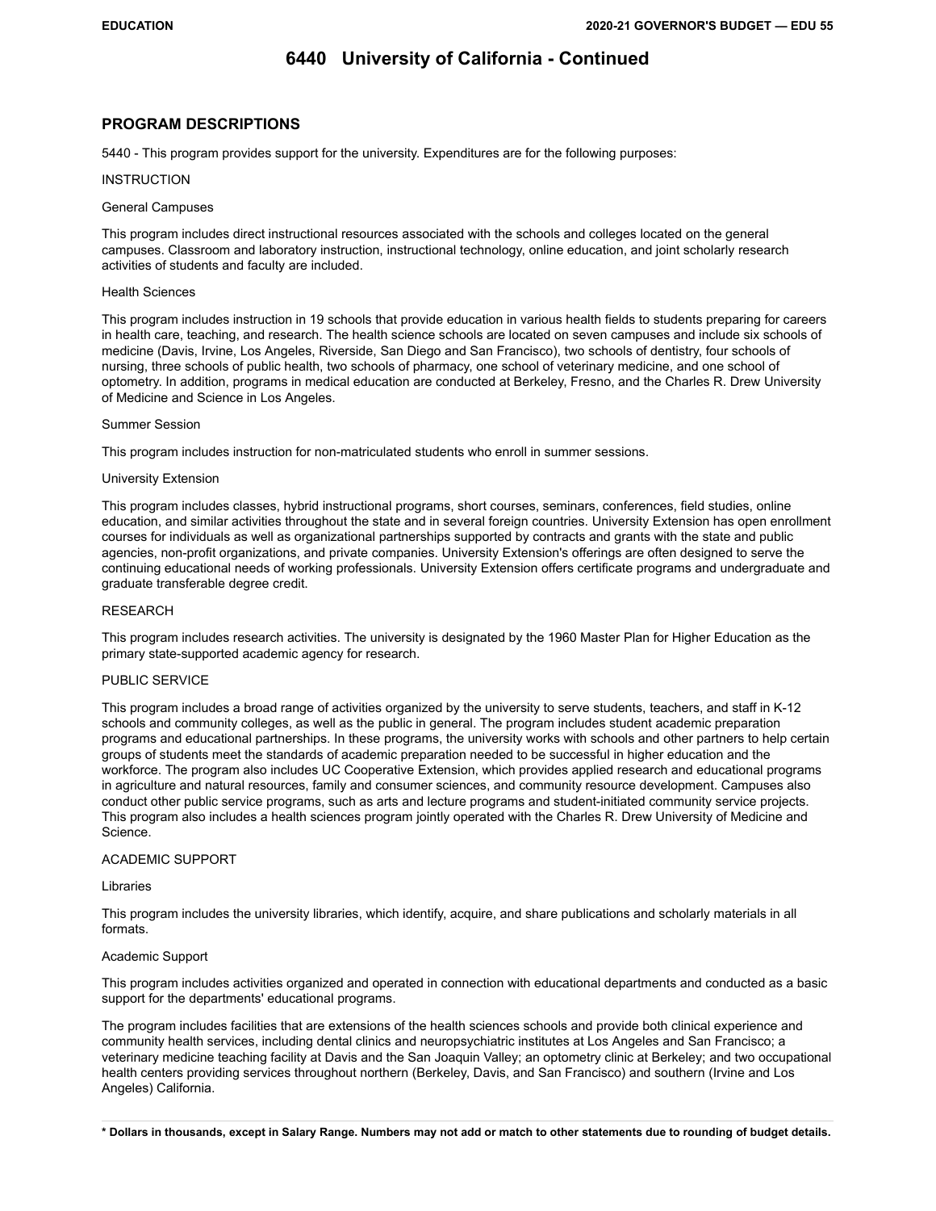# 6440 University of California - Continued

## PROGRAM DESCRIPTIONS

5440 - This program provides support for the university. Expenditures are for the following purposes:

INSTRUCTION

General Campuses

This program includes direct instructional resources associated with the schools and colleges located on the general campuses. Classroom and laboratory instruction, instructional technology, online education, and joint scholarly research activities of students and faculty are included.

Health Sciences

This program includes instruction in 19 schools that provide education in various health fields to students preparing for careers in health care, teaching, and research. The health science schools are located on seven campuses and include six schools of medicine (Davis, Irvine, Los Angeles, Riverside, San Diego and San Francisco), two schools of dentistry, four schools of nursing, three schools of public health, two schools of pharmacy, one school of veterinary medicine, and one school of optometry. In addition, programs in medical education are conducted at Berkeley, Fresno, and the Charles R. Drew University of Medicine and Science in Los Angeles.

Summer Session

This program includes instruction for non-matriculated students who enroll in summer sessions.

University Extension

This program includes classes, hybrid instructional programs, short courses, seminars, conferences, field studies, online education, and similar activities throughout the state and in several foreign countries. University Extension has open enrollment courses for individuals as well as organizational partnerships supported by contracts and grants with the state and public agencies, non-profit organizations, and private companies. University Extension's offerings are often designed to serve the continuing educational needs of working professionals. University Extension offers certificate programs and undergraduate and graduate transferable degree credit.

RESEARCH

This program includes research activities. The university is designated by the 1960 Master Plan for Higher Education as the primary state-supported academic agency for research.

PUBLIC SERVICE

This program includes a broad range of activities organized by the university to serve students, teachers, and staff in K-12 schools and community colleges, as well as the public in general. The program includes student academic preparation programs and educational partnerships. In these programs, the university works with schools and other partners to help certain groups of students meet the standards of academic preparation needed to be successful in higher education and the workforce. The program also includes UC Cooperative Extension, which provides applied research and educational programs in agriculture and natural resources, family and consumer sciences, and community resource development. Campuses also conduct other public service programs, such as arts and lecture programs and student-initiated community service projects. This program also includes a health sciences program jointly operated with the Charles R. Drew University of Medicine and Science.

ACADEMIC SUPPORT

Libraries

This program includes the university libraries, which identify, acquire, and share publications and scholarly materials in all formats.

Academic Support

This program includes activities organized and operated in connection with educational departments and conducted as a basic support for the departments' educational programs.

The program includes facilities that are extensions of the health sciences schools and provide both clinical experience and community health services, including dental clinics and neuropsychiatric institutes at Los Angeles and San Francisco; a veterinary medicine teaching facility at Davis and the San Joaquin Valley; an optometry clinic at Berkeley; and two occupational health centers providing services throughout northern (Berkeley, Davis, and San Francisco) and southern (Irvine and Los Angeles) California.

**\* Dollars in thousands, except in Salary Range. Numbers may not add or match to other statements due to rounding of budget details.**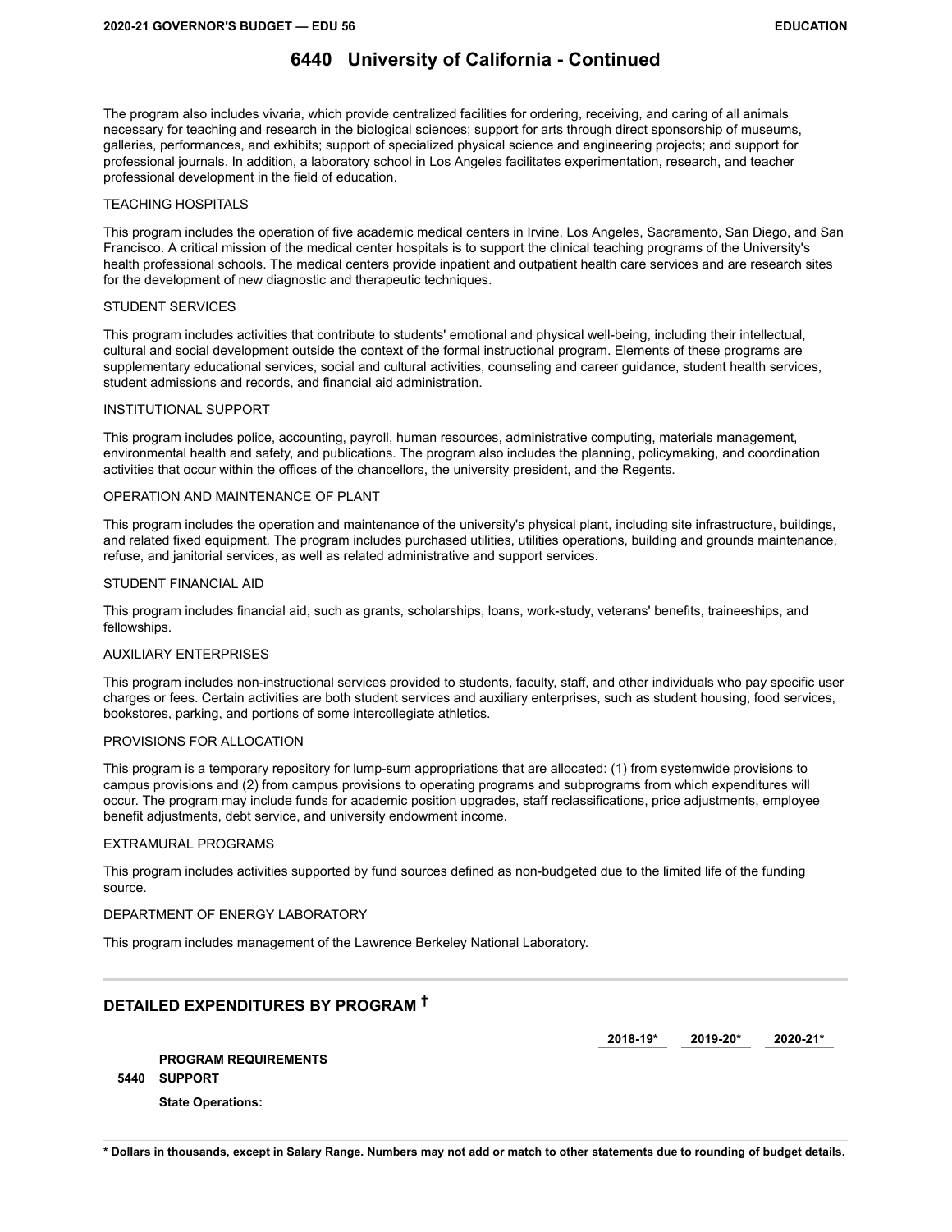# 6440 University of California - Continued

The program also includes vivaria, which provide centralized facilities for ordering, receiving, and caring of all animals necessary for teaching and research in the biological sciences; support for arts through direct sponsorship of museums, galleries, performances, and exhibits; support of specialized physical science and engineering projects; and support for professional journals. In addition, a laboratory school in Los Angeles facilitates experimentation, research, and teacher professional development in the field of education.

TEACHING HOSPITALS

This program includes the operation of five academic medical centers in Irvine, Los Angeles, Sacramento, San Diego, and San Francisco. A critical mission of the medical center hospitals is to support the clinical teaching programs of the University's health professional schools. The medical centers provide inpatient and outpatient health care services and are research sites for the development of new diagnostic and therapeutic techniques.

STUDENT SERVICES

This program includes activities that contribute to students' emotional and physical well-being, including their intellectual, cultural and social development outside the context of the formal instructional program. Elements of these programs are supplementary educational services, social and cultural activities, counseling and career guidance, student health services, student admissions and records, and financial aid administration.

INSTITUTIONAL SUPPORT

This program includes police, accounting, payroll, human resources, administrative computing, materials management, environmental health and safety, and publications. The program also includes the planning, policymaking, and coordination activities that occur within the offices of the chancellors, the university president, and the Regents.

OPERATION AND MAINTENANCE OF PLANT

This program includes the operation and maintenance of the university's physical plant, including site infrastructure, buildings, and related fixed equipment. The program includes purchased utilities, utilities operations, building and grounds maintenance, refuse, and janitorial services, as well as related administrative and support services.

STUDENT FINANCIAL AID

This program includes financial aid, such as grants, scholarships, loans, work-study, veterans' benefits, traineeships, and fellowships.

AUXILIARY ENTERPRISES

This program includes non-instructional services provided to students, faculty, staff, and other individuals who pay specific user charges or fees. Certain activities are both student services and auxiliary enterprises, such as student housing, food services, bookstores, parking, and portions of some intercollegiate athletics.

PROVISIONS FOR ALLOCATION

This program is a temporary repository for lump-sum appropriations that are allocated: (1) from systemwide provisions to campus provisions and (2) from campus provisions to operating programs and subprograms from which expenditures will occur. The program may include funds for academic position upgrades, staff reclassifications, price adjustments, employee benefit adjustments, debt service, and university endowment income.

EXTRAMURAL PROGRAMS

This program includes activities supported by fund sources defined as non-budgeted due to the limited life of the funding source.

DEPARTMENT OF ENERGY LABORATORY

This program includes management of the Lawrence Berkeley National Laboratory.

## DETAILED EXPENDITURES BY PROGRAM †

| | | 2018-19* | 2019-20* | 2020-21* |
|---|---|---|---|---|
| | **PROGRAM REQUIREMENTS** | | | |
| **5440** | **SUPPORT** | | | |
| | **State Operations:** | | | |

**\* Dollars in thousands, except in Salary Range. Numbers may not add or match to other statements due to rounding of budget details.**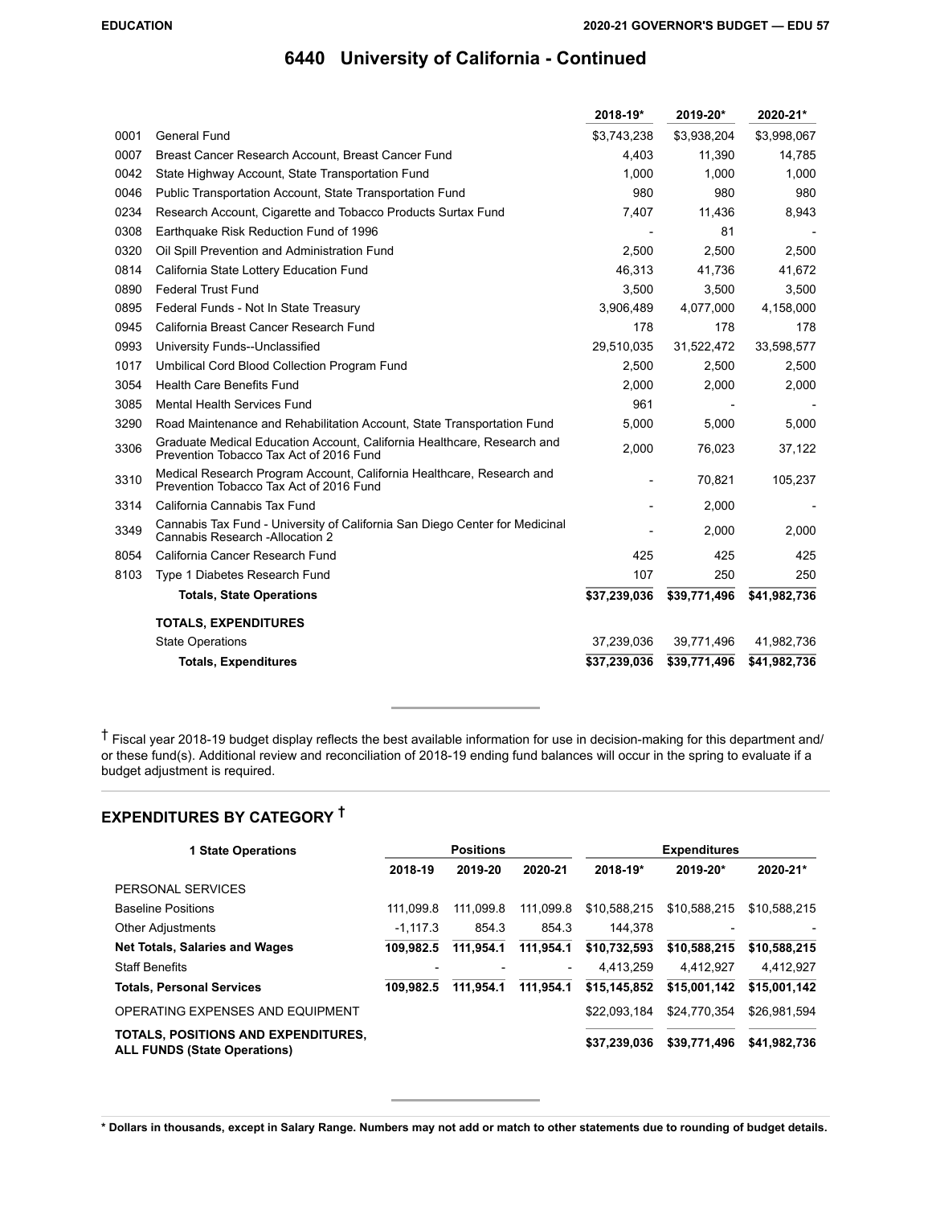# 6440 University of California - Continued

| | | 2018-19* | 2019-20* | 2020-21* |
|---|---|---|---|---|
| 0001 | General Fund | $3,743,238 | $3,938,204 | $3,998,067 |
| 0007 | Breast Cancer Research Account, Breast Cancer Fund | 4,403 | 11,390 | 14,785 |
| 0042 | State Highway Account, State Transportation Fund | 1,000 | 1,000 | 1,000 |
| 0046 | Public Transportation Account, State Transportation Fund | 980 | 980 | 980 |
| 0234 | Research Account, Cigarette and Tobacco Products Surtax Fund | 7,407 | 11,436 | 8,943 |
| 0308 | Earthquake Risk Reduction Fund of 1996 | - | 81 | - |
| 0320 | Oil Spill Prevention and Administration Fund | 2,500 | 2,500 | 2,500 |
| 0814 | California State Lottery Education Fund | 46,313 | 41,736 | 41,672 |
| 0890 | Federal Trust Fund | 3,500 | 3,500 | 3,500 |
| 0895 | Federal Funds - Not In State Treasury | 3,906,489 | 4,077,000 | 4,158,000 |
| 0945 | California Breast Cancer Research Fund | 178 | 178 | 178 |
| 0993 | University Funds--Unclassified | 29,510,035 | 31,522,472 | 33,598,577 |
| 1017 | Umbilical Cord Blood Collection Program Fund | 2,500 | 2,500 | 2,500 |
| 3054 | Health Care Benefits Fund | 2,000 | 2,000 | 2,000 |
| 3085 | Mental Health Services Fund | 961 | - | - |
| 3290 | Road Maintenance and Rehabilitation Account, State Transportation Fund | 5,000 | 5,000 | 5,000 |
| 3306 | Graduate Medical Education Account, California Healthcare, Research and Prevention Tobacco Tax Act of 2016 Fund | 2,000 | 76,023 | 37,122 |
| 3310 | Medical Research Program Account, California Healthcare, Research and Prevention Tobacco Tax Act of 2016 Fund | - | 70,821 | 105,237 |
| 3314 | California Cannabis Tax Fund | - | 2,000 | - |
| 3349 | Cannabis Tax Fund - University of California San Diego Center for Medicinal Cannabis Research -Allocation 2 | - | 2,000 | 2,000 |
| 8054 | California Cancer Research Fund | 425 | 425 | 425 |
| 8103 | Type 1 Diabetes Research Fund | 107 | 250 | 250 |
| | **Totals, State Operations** | **$37,239,036** | **$39,771,496** | **$41,982,736** |
| | **TOTALS, EXPENDITURES** | | | |
| | State Operations | 37,239,036 | 39,771,496 | 41,982,736 |
| | **Totals, Expenditures** | **$37,239,036** | **$39,771,496** | **$41,982,736** |

† Fiscal year 2018-19 budget display reflects the best available information for use in decision-making for this department and/or these fund(s). Additional review and reconciliation of 2018-19 ending fund balances will occur in the spring to evaluate if a budget adjustment is required.

## EXPENDITURES BY CATEGORY †

| 1 State Operations | Positions | | | Expenditures | | |
|---|---|---|---|---|---|---|
| | 2018-19 | 2019-20 | 2020-21 | 2018-19* | 2019-20* | 2020-21* |
| PERSONAL SERVICES | | | | | | |
| Baseline Positions | 111,099.8 | 111,099.8 | 111,099.8 | $10,588,215 | $10,588,215 | $10,588,215 |
| Other Adjustments | -1,117.3 | 854.3 | 854.3 | 144,378 | - | - |
| **Net Totals, Salaries and Wages** | **109,982.5** | **111,954.1** | **111,954.1** | **$10,732,593** | **$10,588,215** | **$10,588,215** |
| Staff Benefits | - | - | - | 4,413,259 | 4,412,927 | 4,412,927 |
| **Totals, Personal Services** | **109,982.5** | **111,954.1** | **111,954.1** | **$15,145,852** | **$15,001,142** | **$15,001,142** |
| OPERATING EXPENSES AND EQUIPMENT | | | | $22,093,184 | $24,770,354 | $26,981,594 |
| **TOTALS, POSITIONS AND EXPENDITURES, ALL FUNDS (State Operations)** | | | | **$37,239,036** | **$39,771,496** | **$41,982,736** |

**\* Dollars in thousands, except in Salary Range. Numbers may not add or match to other statements due to rounding of budget details.**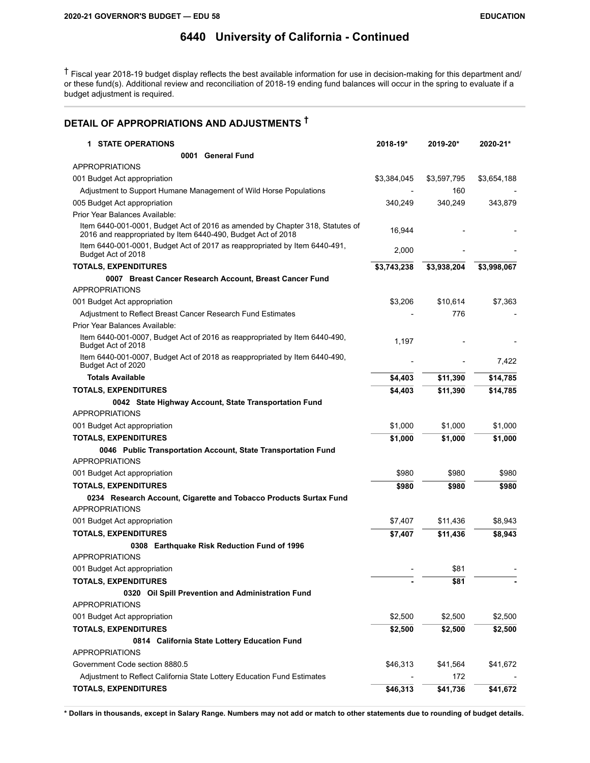# 6440 University of California - Continued

† Fiscal year 2018-19 budget display reflects the best available information for use in decision-making for this department and/or these fund(s). Additional review and reconciliation of 2018-19 ending fund balances will occur in the spring to evaluate if a budget adjustment is required.

## DETAIL OF APPROPRIATIONS AND ADJUSTMENTS †

| 1 STATE OPERATIONS | 2018-19* | 2019-20* | 2020-21* |
|---|---|---|---|
| **0001 General Fund** | | | |
| APPROPRIATIONS | | | |
| 001 Budget Act appropriation | $3,384,045 | $3,597,795 | $3,654,188 |
| Adjustment to Support Humane Management of Wild Horse Populations | - | 160 | - |
| 005 Budget Act appropriation | 340,249 | 340,249 | 343,879 |
| Prior Year Balances Available: | | | |
| Item 6440-001-0001, Budget Act of 2016 as amended by Chapter 318, Statutes of 2016 and reappropriated by Item 6440-490, Budget Act of 2018 | 16,944 | - | - |
| Item 6440-001-0001, Budget Act of 2017 as reappropriated by Item 6440-491, Budget Act of 2018 | 2,000 | - | - |
| **TOTALS, EXPENDITURES** | **$3,743,238** | **$3,938,204** | **$3,998,067** |
| **0007 Breast Cancer Research Account, Breast Cancer Fund** | | | |
| APPROPRIATIONS | | | |
| 001 Budget Act appropriation | $3,206 | $10,614 | $7,363 |
| Adjustment to Reflect Breast Cancer Research Fund Estimates | - | 776 | - |
| Prior Year Balances Available: | | | |
| Item 6440-001-0007, Budget Act of 2016 as reappropriated by Item 6440-490, Budget Act of 2018 | 1,197 | - | - |
| Item 6440-001-0007, Budget Act of 2018 as reappropriated by Item 6440-490, Budget Act of 2020 | - | - | 7,422 |
| **Totals Available** | **$4,403** | **$11,390** | **$14,785** |
| **TOTALS, EXPENDITURES** | **$4,403** | **$11,390** | **$14,785** |
| **0042 State Highway Account, State Transportation Fund** | | | |
| APPROPRIATIONS | | | |
| 001 Budget Act appropriation | $1,000 | $1,000 | $1,000 |
| **TOTALS, EXPENDITURES** | **$1,000** | **$1,000** | **$1,000** |
| **0046 Public Transportation Account, State Transportation Fund** | | | |
| APPROPRIATIONS | | | |
| 001 Budget Act appropriation | $980 | $980 | $980 |
| **TOTALS, EXPENDITURES** | **$980** | **$980** | **$980** |
| **0234 Research Account, Cigarette and Tobacco Products Surtax Fund** | | | |
| APPROPRIATIONS | | | |
| 001 Budget Act appropriation | $7,407 | $11,436 | $8,943 |
| **TOTALS, EXPENDITURES** | **$7,407** | **$11,436** | **$8,943** |
| **0308 Earthquake Risk Reduction Fund of 1996** | | | |
| APPROPRIATIONS | | | |
| 001 Budget Act appropriation | - | $81 | - |
| **TOTALS, EXPENDITURES** | **-** | **$81** | **-** |
| **0320 Oil Spill Prevention and Administration Fund** | | | |
| APPROPRIATIONS | | | |
| 001 Budget Act appropriation | $2,500 | $2,500 | $2,500 |
| **TOTALS, EXPENDITURES** | **$2,500** | **$2,500** | **$2,500** |
| **0814 California State Lottery Education Fund** | | | |
| APPROPRIATIONS | | | |
| Government Code section 8880.5 | $46,313 | $41,564 | $41,672 |
| Adjustment to Reflect California State Lottery Education Fund Estimates | - | 172 | - |
| **TOTALS, EXPENDITURES** | **$46,313** | **$41,736** | **$41,672** |

**\* Dollars in thousands, except in Salary Range. Numbers may not add or match to other statements due to rounding of budget details.**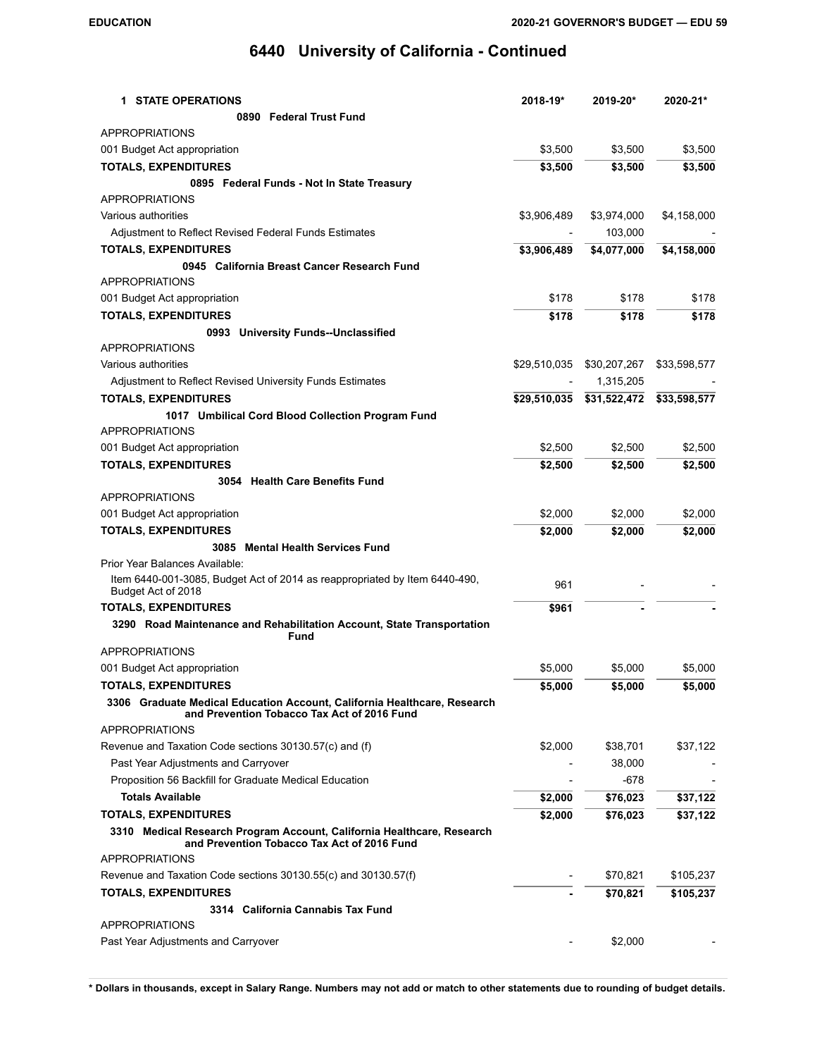# 6440 University of California - Continued

| 1 STATE OPERATIONS | 2018-19* | 2019-20* | 2020-21* |
|---|---|---|---|
| **0890 Federal Trust Fund** | | | |
| APPROPRIATIONS | | | |
| 001 Budget Act appropriation | $3,500 | $3,500 | $3,500 |
| **TOTALS, EXPENDITURES** | **$3,500** | **$3,500** | **$3,500** |
| **0895 Federal Funds - Not In State Treasury** | | | |
| APPROPRIATIONS | | | |
| Various authorities | $3,906,489 | $3,974,000 | $4,158,000 |
| Adjustment to Reflect Revised Federal Funds Estimates | - | 103,000 | - |
| **TOTALS, EXPENDITURES** | **$3,906,489** | **$4,077,000** | **$4,158,000** |
| **0945 California Breast Cancer Research Fund** | | | |
| APPROPRIATIONS | | | |
| 001 Budget Act appropriation | $178 | $178 | $178 |
| **TOTALS, EXPENDITURES** | **$178** | **$178** | **$178** |
| **0993 University Funds--Unclassified** | | | |
| APPROPRIATIONS | | | |
| Various authorities | $29,510,035 | $30,207,267 | $33,598,577 |
| Adjustment to Reflect Revised University Funds Estimates | - | 1,315,205 | - |
| **TOTALS, EXPENDITURES** | **$29,510,035** | **$31,522,472** | **$33,598,577** |
| **1017 Umbilical Cord Blood Collection Program Fund** | | | |
| APPROPRIATIONS | | | |
| 001 Budget Act appropriation | $2,500 | $2,500 | $2,500 |
| **TOTALS, EXPENDITURES** | **$2,500** | **$2,500** | **$2,500** |
| **3054 Health Care Benefits Fund** | | | |
| APPROPRIATIONS | | | |
| 001 Budget Act appropriation | $2,000 | $2,000 | $2,000 |
| **TOTALS, EXPENDITURES** | **$2,000** | **$2,000** | **$2,000** |
| **3085 Mental Health Services Fund** | | | |
| Prior Year Balances Available: | | | |
| Item 6440-001-3085, Budget Act of 2014 as reappropriated by Item 6440-490, Budget Act of 2018 | 961 | - | - |
| **TOTALS, EXPENDITURES** | **$961** | **-** | **-** |
| **3290 Road Maintenance and Rehabilitation Account, State Transportation Fund** | | | |
| APPROPRIATIONS | | | |
| 001 Budget Act appropriation | $5,000 | $5,000 | $5,000 |
| **TOTALS, EXPENDITURES** | **$5,000** | **$5,000** | **$5,000** |
| **3306 Graduate Medical Education Account, California Healthcare, Research and Prevention Tobacco Tax Act of 2016 Fund** | | | |
| APPROPRIATIONS | | | |
| Revenue and Taxation Code sections 30130.57(c) and (f) | $2,000 | $38,701 | $37,122 |
| Past Year Adjustments and Carryover | - | 38,000 | - |
| Proposition 56 Backfill for Graduate Medical Education | - | -678 | - |
| **Totals Available** | **$2,000** | **$76,023** | **$37,122** |
| **TOTALS, EXPENDITURES** | **$2,000** | **$76,023** | **$37,122** |
| **3310 Medical Research Program Account, California Healthcare, Research and Prevention Tobacco Tax Act of 2016 Fund** | | | |
| APPROPRIATIONS | | | |
| Revenue and Taxation Code sections 30130.55(c) and 30130.57(f) | - | $70,821 | $105,237 |
| **TOTALS, EXPENDITURES** | **-** | **$70,821** | **$105,237** |
| **3314 California Cannabis Tax Fund** | | | |
| APPROPRIATIONS | | | |
| Past Year Adjustments and Carryover | - | $2,000 | - |

**\* Dollars in thousands, except in Salary Range. Numbers may not add or match to other statements due to rounding of budget details.**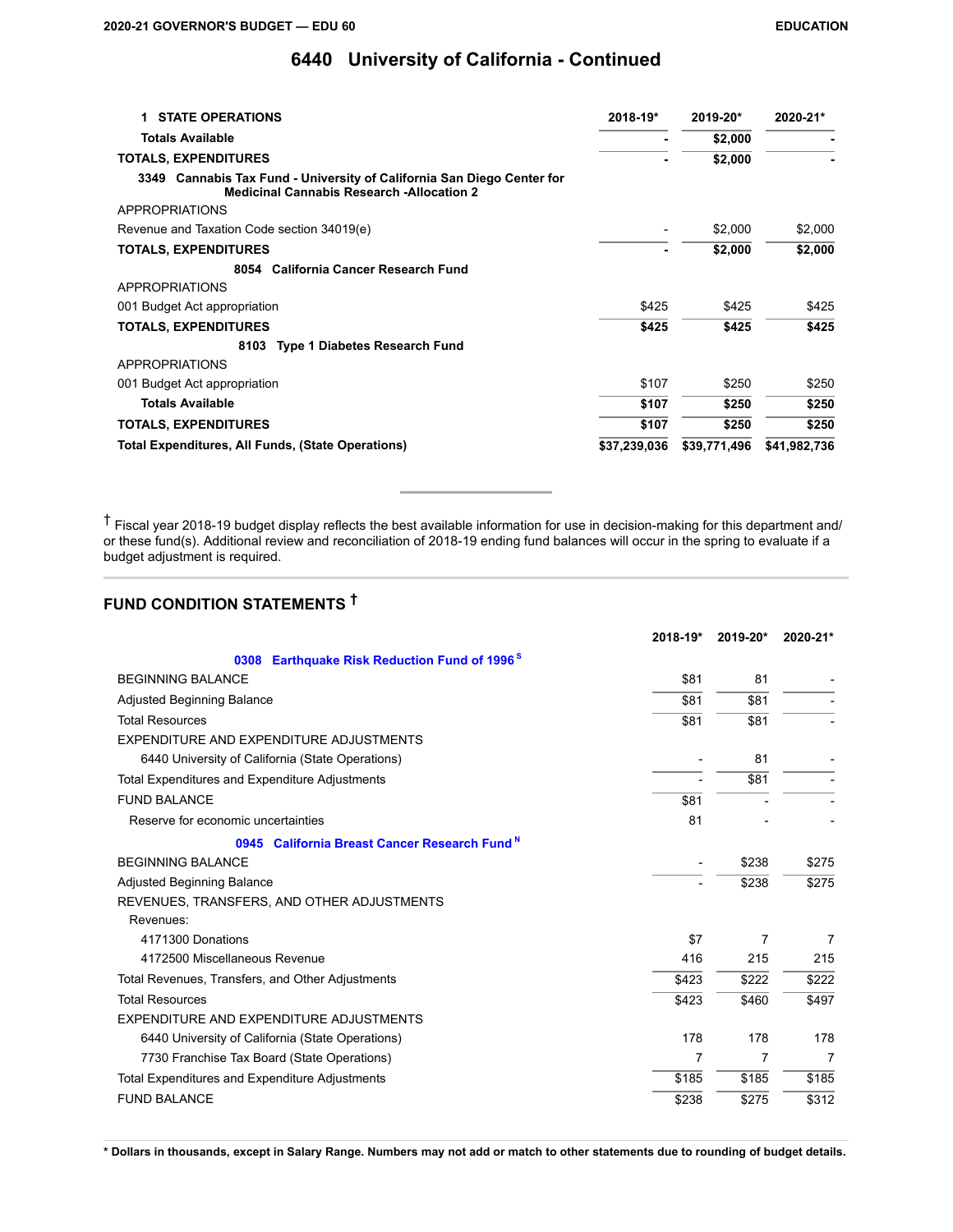# 6440 University of California - Continued

| 1 STATE OPERATIONS | 2018-19* | 2019-20* | 2020-21* |
|---|---|---|---|
| **Totals Available** | **-** | **$2,000** | **-** |
| **TOTALS, EXPENDITURES** | **-** | **$2,000** | **-** |
| **3349 Cannabis Tax Fund - University of California San Diego Center for Medicinal Cannabis Research -Allocation 2** | | | |
| APPROPRIATIONS | | | |
| Revenue and Taxation Code section 34019(e) | - | $2,000 | $2,000 |
| **TOTALS, EXPENDITURES** | **-** | **$2,000** | **$2,000** |
| **8054 California Cancer Research Fund** | | | |
| APPROPRIATIONS | | | |
| 001 Budget Act appropriation | $425 | $425 | $425 |
| **TOTALS, EXPENDITURES** | **$425** | **$425** | **$425** |
| **8103 Type 1 Diabetes Research Fund** | | | |
| APPROPRIATIONS | | | |
| 001 Budget Act appropriation | $107 | $250 | $250 |
| **Totals Available** | **$107** | **$250** | **$250** |
| **TOTALS, EXPENDITURES** | **$107** | **$250** | **$250** |
| **Total Expenditures, All Funds, (State Operations)** | **$37,239,036** | **$39,771,496** | **$41,982,736** |

† Fiscal year 2018-19 budget display reflects the best available information for use in decision-making for this department and/or these fund(s). Additional review and reconciliation of 2018-19 ending fund balances will occur in the spring to evaluate if a budget adjustment is required.

## FUND CONDITION STATEMENTS †

| | 2018-19* | 2019-20* | 2020-21* |
|---|---|---|---|
| **0308 Earthquake Risk Reduction Fund of 1996 [S]** | | | |
| BEGINNING BALANCE | $81 | 81 | - |
| Adjusted Beginning Balance | $81 | $81 | - |
| Total Resources | $81 | $81 | - |
| EXPENDITURE AND EXPENDITURE ADJUSTMENTS | | | |
| 6440 University of California (State Operations) | - | 81 | - |
| Total Expenditures and Expenditure Adjustments | - | $81 | - |
| FUND BALANCE | $81 | - | - |
| Reserve for economic uncertainties | 81 | - | - |
| **0945 California Breast Cancer Research Fund [N]** | | | |
| BEGINNING BALANCE | - | $238 | $275 |
| Adjusted Beginning Balance | - | $238 | $275 |
| REVENUES, TRANSFERS, AND OTHER ADJUSTMENTS | | | |
| Revenues: | | | |
| 4171300 Donations | $7 | 7 | 7 |
| 4172500 Miscellaneous Revenue | 416 | 215 | 215 |
| Total Revenues, Transfers, and Other Adjustments | $423 | $222 | $222 |
| Total Resources | $423 | $460 | $497 |
| EXPENDITURE AND EXPENDITURE ADJUSTMENTS | | | |
| 6440 University of California (State Operations) | 178 | 178 | 178 |
| 7730 Franchise Tax Board (State Operations) | 7 | 7 | 7 |
| Total Expenditures and Expenditure Adjustments | $185 | $185 | $185 |
| FUND BALANCE | $238 | $275 | $312 |

**\* Dollars in thousands, except in Salary Range. Numbers may not add or match to other statements due to rounding of budget details.**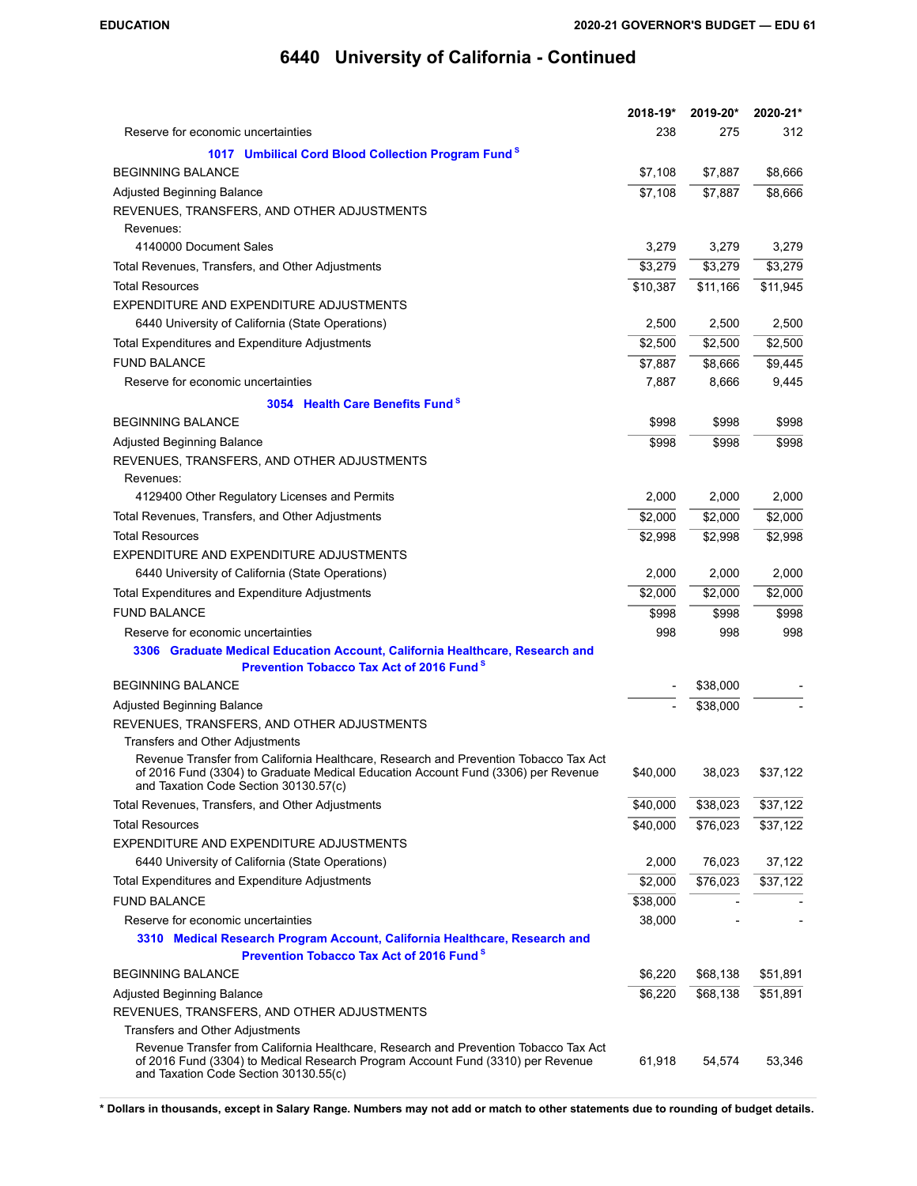# 6440 University of California - Continued

| | 2018-19* | 2019-20* | 2020-21* |
|---|---|---|---|
| Reserve for economic uncertainties | 238 | 275 | 312 |
| **1017 Umbilical Cord Blood Collection Program Fund** [S] | | | |
| BEGINNING BALANCE | $7,108 | $7,887 | $8,666 |
| Adjusted Beginning Balance | $7,108 | $7,887 | $8,666 |
| REVENUES, TRANSFERS, AND OTHER ADJUSTMENTS | | | |
| Revenues: | | | |
| 4140000 Document Sales | 3,279 | 3,279 | 3,279 |
| Total Revenues, Transfers, and Other Adjustments | $3,279 | $3,279 | $3,279 |
| Total Resources | $10,387 | $11,166 | $11,945 |
| EXPENDITURE AND EXPENDITURE ADJUSTMENTS | | | |
| 6440 University of California (State Operations) | 2,500 | 2,500 | 2,500 |
| Total Expenditures and Expenditure Adjustments | $2,500 | $2,500 | $2,500 |
| FUND BALANCE | $7,887 | $8,666 | $9,445 |
| Reserve for economic uncertainties | 7,887 | 8,666 | 9,445 |
| **3054 Health Care Benefits Fund** [S] | | | |
| BEGINNING BALANCE | $998 | $998 | $998 |
| Adjusted Beginning Balance | $998 | $998 | $998 |
| REVENUES, TRANSFERS, AND OTHER ADJUSTMENTS | | | |
| Revenues: | | | |
| 4129400 Other Regulatory Licenses and Permits | 2,000 | 2,000 | 2,000 |
| Total Revenues, Transfers, and Other Adjustments | $2,000 | $2,000 | $2,000 |
| Total Resources | $2,998 | $2,998 | $2,998 |
| EXPENDITURE AND EXPENDITURE ADJUSTMENTS | | | |
| 6440 University of California (State Operations) | 2,000 | 2,000 | 2,000 |
| Total Expenditures and Expenditure Adjustments | $2,000 | $2,000 | $2,000 |
| FUND BALANCE | $998 | $998 | $998 |
| Reserve for economic uncertainties | 998 | 998 | 998 |
| **3306 Graduate Medical Education Account, California Healthcare, Research and Prevention Tobacco Tax Act of 2016 Fund** [S] | | | |
| BEGINNING BALANCE | - | $38,000 | - |
| Adjusted Beginning Balance | - | $38,000 | - |
| REVENUES, TRANSFERS, AND OTHER ADJUSTMENTS | | | |
| Transfers and Other Adjustments | | | |
| Revenue Transfer from California Healthcare, Research and Prevention Tobacco Tax Act of 2016 Fund (3304) to Graduate Medical Education Account Fund (3306) per Revenue and Taxation Code Section 30130.57(c) | $40,000 | 38,023 | $37,122 |
| Total Revenues, Transfers, and Other Adjustments | $40,000 | $38,023 | $37,122 |
| Total Resources | $40,000 | $76,023 | $37,122 |
| EXPENDITURE AND EXPENDITURE ADJUSTMENTS | | | |
| 6440 University of California (State Operations) | 2,000 | 76,023 | 37,122 |
| Total Expenditures and Expenditure Adjustments | $2,000 | $76,023 | $37,122 |
| FUND BALANCE | $38,000 | - | - |
| Reserve for economic uncertainties | 38,000 | - | - |
| **3310 Medical Research Program Account, California Healthcare, Research and Prevention Tobacco Tax Act of 2016 Fund** [S] | | | |
| BEGINNING BALANCE | $6,220 | $68,138 | $51,891 |
| Adjusted Beginning Balance | $6,220 | $68,138 | $51,891 |
| REVENUES, TRANSFERS, AND OTHER ADJUSTMENTS | | | |
| Transfers and Other Adjustments | | | |
| Revenue Transfer from California Healthcare, Research and Prevention Tobacco Tax Act of 2016 Fund (3304) to Medical Research Program Account Fund (3310) per Revenue and Taxation Code Section 30130.55(c) | 61,918 | 54,574 | 53,346 |

**\* Dollars in thousands, except in Salary Range. Numbers may not add or match to other statements due to rounding of budget details.**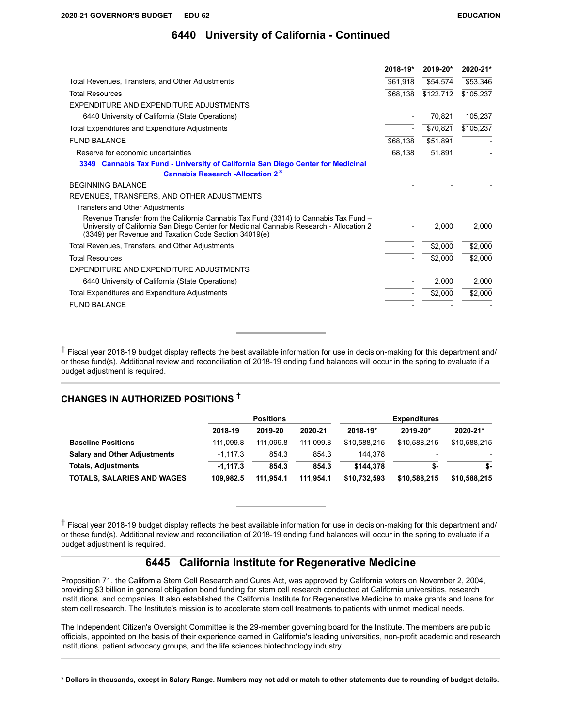## 6440 University of California - Continued

| | 2018-19* | 2019-20* | 2020-21* |
|---|---|---|---|
| Total Revenues, Transfers, and Other Adjustments | $61,918 | $54,574 | $53,346 |
| Total Resources | $68,138 | $122,712 | $105,237 |
| EXPENDITURE AND EXPENDITURE ADJUSTMENTS | | | |
| 6440 University of California (State Operations) | - | 70,821 | 105,237 |
| Total Expenditures and Expenditure Adjustments | - | $70,821 | $105,237 |
| FUND BALANCE | $68,138 | $51,891 | - |
| Reserve for economic uncertainties | 68,138 | 51,891 | - |

### 3349 Cannabis Tax Fund - University of California San Diego Center for Medicinal Cannabis Research -Allocation 2 [S]

| | 2018-19* | 2019-20* | 2020-21* |
|---|---|---|---|
| BEGINNING BALANCE | - | - | - |
| REVENUES, TRANSFERS, AND OTHER ADJUSTMENTS | | | |
| Transfers and Other Adjustments | | | |
| Revenue Transfer from the California Cannabis Tax Fund (3314) to Cannabis Tax Fund – University of California San Diego Center for Medicinal Cannabis Research - Allocation 2 (3349) per Revenue and Taxation Code Section 34019(e) | - | 2,000 | 2,000 |
| Total Revenues, Transfers, and Other Adjustments | - | $2,000 | $2,000 |
| Total Resources | - | $2,000 | $2,000 |
| EXPENDITURE AND EXPENDITURE ADJUSTMENTS | | | |
| 6440 University of California (State Operations) | - | 2,000 | 2,000 |
| Total Expenditures and Expenditure Adjustments | - | $2,000 | $2,000 |
| FUND BALANCE | - | - | - |

† Fiscal year 2018-19 budget display reflects the best available information for use in decision-making for this department and/or these fund(s). Additional review and reconciliation of 2018-19 ending fund balances will occur in the spring to evaluate if a budget adjustment is required.

### CHANGES IN AUTHORIZED POSITIONS †

| | Positions | | | Expenditures | | |
|---|---|---|---|---|---|---|
| | 2018-19 | 2019-20 | 2020-21 | 2018-19* | 2019-20* | 2020-21* |
| **Baseline Positions** | 111,099.8 | 111,099.8 | 111,099.8 | $10,588,215 | $10,588,215 | $10,588,215 |
| **Salary and Other Adjustments** | -1,117.3 | 854.3 | 854.3 | 144,378 | - | - |
| **Totals, Adjustments** | **-1,117.3** | **854.3** | **854.3** | **$144,378** | **$-** | **$-** |
| **TOTALS, SALARIES AND WAGES** | **109,982.5** | **111,954.1** | **111,954.1** | **$10,732,593** | **$10,588,215** | **$10,588,215** |

† Fiscal year 2018-19 budget display reflects the best available information for use in decision-making for this department and/or these fund(s). Additional review and reconciliation of 2018-19 ending fund balances will occur in the spring to evaluate if a budget adjustment is required.

## 6445 California Institute for Regenerative Medicine

Proposition 71, the California Stem Cell Research and Cures Act, was approved by California voters on November 2, 2004, providing $3 billion in general obligation bond funding for stem cell research conducted at California universities, research institutions, and companies. It also established the California Institute for Regenerative Medicine to make grants and loans for stem cell research. The Institute's mission is to accelerate stem cell treatments to patients with unmet medical needs.

The Independent Citizen's Oversight Committee is the 29-member governing board for the Institute. The members are public officials, appointed on the basis of their experience earned in California's leading universities, non-profit academic and research institutions, patient advocacy groups, and the life sciences biotechnology industry.

**\* Dollars in thousands, except in Salary Range. Numbers may not add or match to other statements due to rounding of budget details.**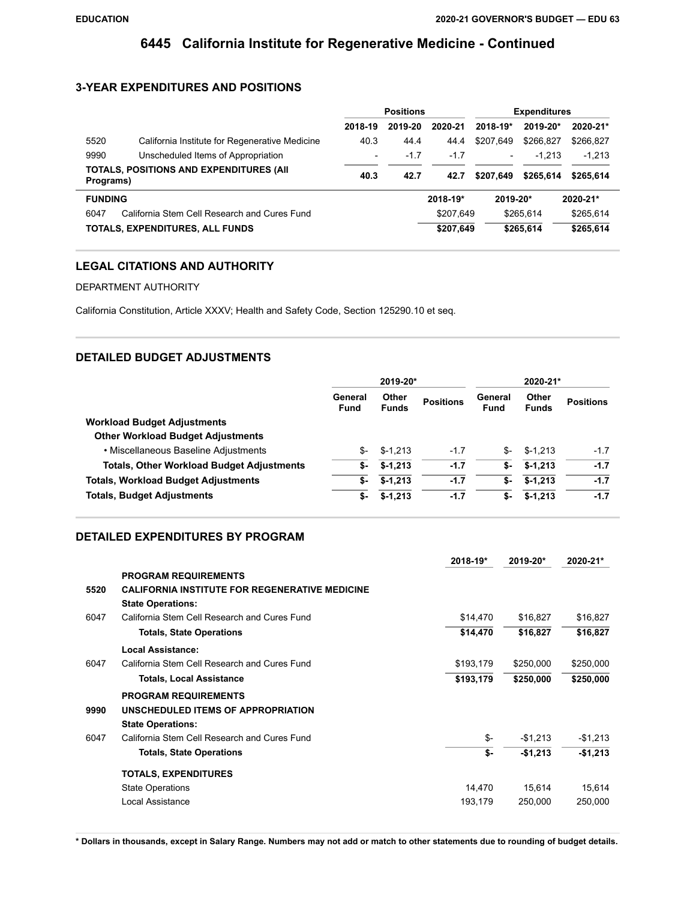# 6445 California Institute for Regenerative Medicine - Continued

## 3-YEAR EXPENDITURES AND POSITIONS

| | | Positions | | | Expenditures | | |
|---|---|---|---|---|---|---|---|
| | | 2018-19 | 2019-20 | 2020-21 | 2018-19* | 2019-20* | 2020-21* |
| 5520 | California Institute for Regenerative Medicine | 40.3 | 44.4 | 44.4 | $207,649 | $266,827 | $266,827 |
| 9990 | Unscheduled Items of Appropriation | - | -1.7 | -1.7 | - | -1,213 | -1,213 |
| **TOTALS, POSITIONS AND EXPENDITURES (All Programs)** | | **40.3** | **42.7** | **42.7** | **$207,649** | **$265,614** | **$265,614** |

| FUNDING | | 2018-19* | 2019-20* | 2020-21* |
|---|---|---|---|---|
| 6047 | California Stem Cell Research and Cures Fund | $207,649 | $265,614 | $265,614 |
| **TOTALS, EXPENDITURES, ALL FUNDS** | | **$207,649** | **$265,614** | **$265,614** |

## LEGAL CITATIONS AND AUTHORITY

DEPARTMENT AUTHORITY

California Constitution, Article XXXV; Health and Safety Code, Section 125290.10 et seq.

## DETAILED BUDGET ADJUSTMENTS

| | 2019-20* | | | 2020-21* | | |
|---|---|---|---|---|---|---|
| | General Fund | Other Funds | Positions | General Fund | Other Funds | Positions |
| **Workload Budget Adjustments** | | | | | | |
| **Other Workload Budget Adjustments** | | | | | | |
| • Miscellaneous Baseline Adjustments | $- | $-1,213 | -1.7 | $- | $-1,213 | -1.7 |
| **Totals, Other Workload Budget Adjustments** | **$-** | **$-1,213** | **-1.7** | **$-** | **$-1,213** | **-1.7** |
| **Totals, Workload Budget Adjustments** | **$-** | **$-1,213** | **-1.7** | **$-** | **$-1,213** | **-1.7** |
| **Totals, Budget Adjustments** | **$-** | **$-1,213** | **-1.7** | **$-** | **$-1,213** | **-1.7** |

## DETAILED EXPENDITURES BY PROGRAM

| | | 2018-19* | 2019-20* | 2020-21* |
|---|---|---|---|---|
| | **PROGRAM REQUIREMENTS** | | | |
| 5520 | **CALIFORNIA INSTITUTE FOR REGENERATIVE MEDICINE** | | | |
| | **State Operations:** | | | |
| 6047 | California Stem Cell Research and Cures Fund | $14,470 | $16,827 | $16,827 |
| | **Totals, State Operations** | **$14,470** | **$16,827** | **$16,827** |
| | **Local Assistance:** | | | |
| 6047 | California Stem Cell Research and Cures Fund | $193,179 | $250,000 | $250,000 |
| | **Totals, Local Assistance** | **$193,179** | **$250,000** | **$250,000** |
| | **PROGRAM REQUIREMENTS** | | | |
| 9990 | **UNSCHEDULED ITEMS OF APPROPRIATION** | | | |
| | **State Operations:** | | | |
| 6047 | California Stem Cell Research and Cures Fund | $- | -$1,213 | -$1,213 |
| | **Totals, State Operations** | **$-** | **-$1,213** | **-$1,213** |
| | **TOTALS, EXPENDITURES** | | | |
| | State Operations | 14,470 | 15,614 | 15,614 |
| | Local Assistance | 193,179 | 250,000 | 250,000 |

**\* Dollars in thousands, except in Salary Range. Numbers may not add or match to other statements due to rounding of budget details.**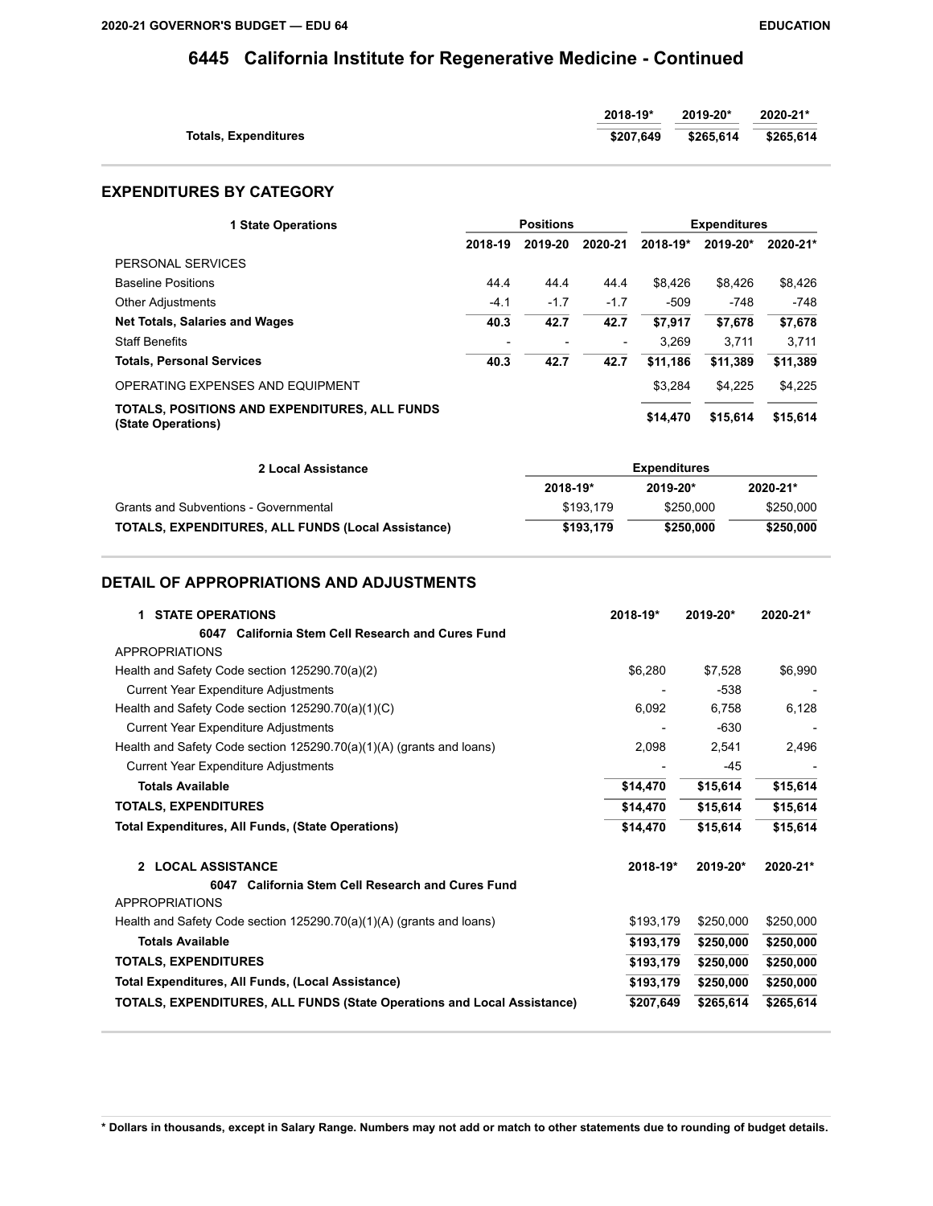# 6445 California Institute for Regenerative Medicine - Continued

| | 2018-19* | 2019-20* | 2020-21* |
|---|---|---|---|
| **Totals, Expenditures** | **$207,649** | **$265,614** | **$265,614** |

## EXPENDITURES BY CATEGORY

| 1 State Operations | Positions | | | Expenditures | | |
|---|---|---|---|---|---|---|
| | 2018-19 | 2019-20 | 2020-21 | 2018-19* | 2019-20* | 2020-21* |
| PERSONAL SERVICES | | | | | | |
| Baseline Positions | 44.4 | 44.4 | 44.4 | $8,426 | $8,426 | $8,426 |
| Other Adjustments | -4.1 | -1.7 | -1.7 | -509 | -748 | -748 |
| **Net Totals, Salaries and Wages** | **40.3** | **42.7** | **42.7** | **$7,917** | **$7,678** | **$7,678** |
| Staff Benefits | - | - | - | 3,269 | 3,711 | 3,711 |
| **Totals, Personal Services** | **40.3** | **42.7** | **42.7** | **$11,186** | **$11,389** | **$11,389** |
| OPERATING EXPENSES AND EQUIPMENT | | | | $3,284 | $4,225 | $4,225 |
| **TOTALS, POSITIONS AND EXPENDITURES, ALL FUNDS (State Operations)** | | | | **$14,470** | **$15,614** | **$15,614** |

| 2 Local Assistance | Expenditures | | |
|---|---|---|---|
| | 2018-19* | 2019-20* | 2020-21* |
| Grants and Subventions - Governmental | $193,179 | $250,000 | $250,000 |
| **TOTALS, EXPENDITURES, ALL FUNDS (Local Assistance)** | **$193,179** | **$250,000** | **$250,000** |

## DETAIL OF APPROPRIATIONS AND ADJUSTMENTS

| 1 STATE OPERATIONS | 2018-19* | 2019-20* | 2020-21* |
|---|---|---|---|
| **6047 California Stem Cell Research and Cures Fund** | | | |
| APPROPRIATIONS | | | |
| Health and Safety Code section 125290.70(a)(2) | $6,280 | $7,528 | $6,990 |
| Current Year Expenditure Adjustments | - | -538 | - |
| Health and Safety Code section 125290.70(a)(1)(C) | 6,092 | 6,758 | 6,128 |
| Current Year Expenditure Adjustments | - | -630 | - |
| Health and Safety Code section 125290.70(a)(1)(A) (grants and loans) | 2,098 | 2,541 | 2,496 |
| Current Year Expenditure Adjustments | - | -45 | - |
| **Totals Available** | **$14,470** | **$15,614** | **$15,614** |
| **TOTALS, EXPENDITURES** | **$14,470** | **$15,614** | **$15,614** |
| **Total Expenditures, All Funds, (State Operations)** | **$14,470** | **$15,614** | **$15,614** |

| 2 LOCAL ASSISTANCE | 2018-19* | 2019-20* | 2020-21* |
|---|---|---|---|
| **6047 California Stem Cell Research and Cures Fund** | | | |
| APPROPRIATIONS | | | |
| Health and Safety Code section 125290.70(a)(1)(A) (grants and loans) | $193,179 | $250,000 | $250,000 |
| **Totals Available** | **$193,179** | **$250,000** | **$250,000** |
| **TOTALS, EXPENDITURES** | **$193,179** | **$250,000** | **$250,000** |
| **Total Expenditures, All Funds, (Local Assistance)** | **$193,179** | **$250,000** | **$250,000** |
| **TOTALS, EXPENDITURES, ALL FUNDS (State Operations and Local Assistance)** | **$207,649** | **$265,614** | **$265,614** |

**\* Dollars in thousands, except in Salary Range. Numbers may not add or match to other statements due to rounding of budget details.**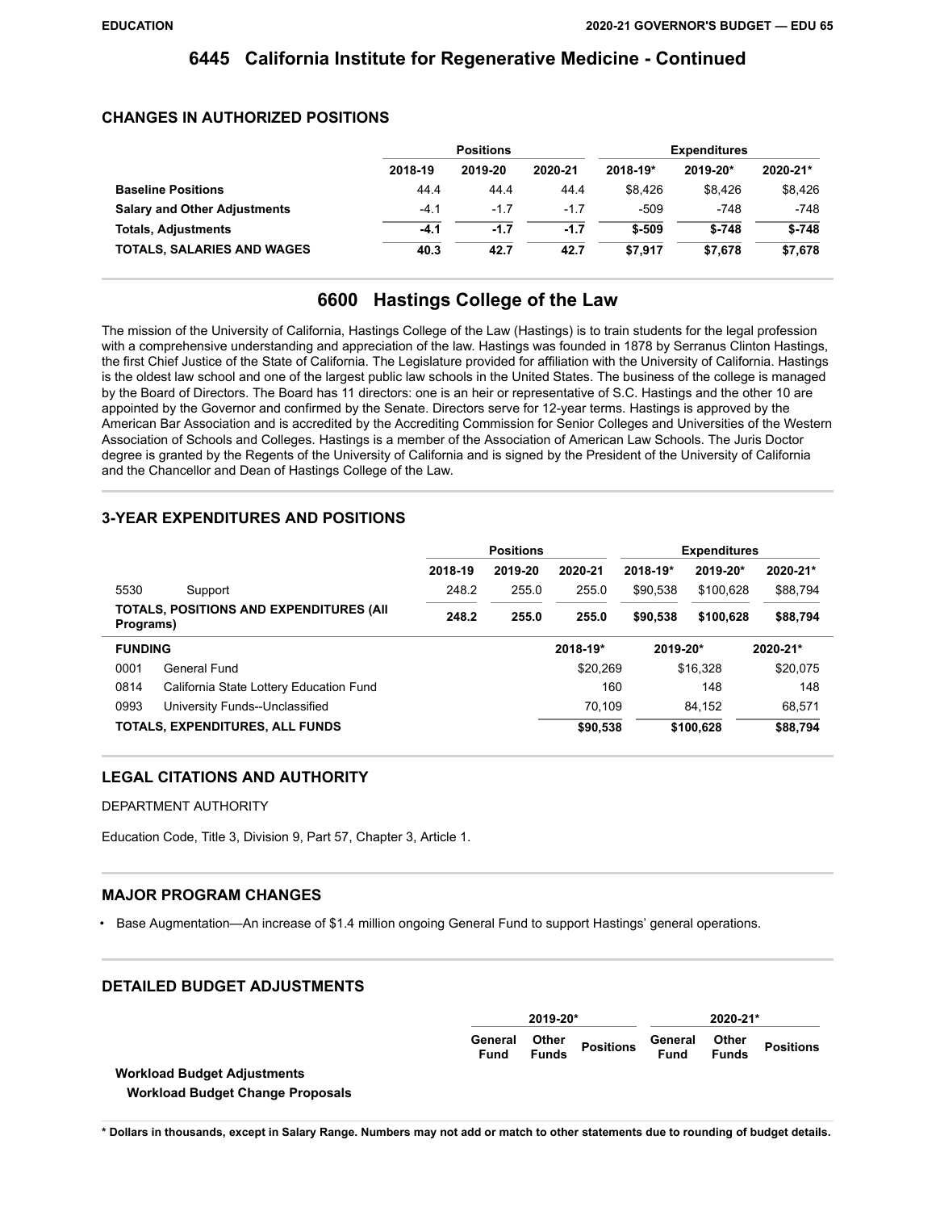# 6445 California Institute for Regenerative Medicine - Continued

## CHANGES IN AUTHORIZED POSITIONS

| | Positions | | | Expenditures | | |
|---|---|---|---|---|---|---|
| | 2018-19 | 2019-20 | 2020-21 | 2018-19* | 2019-20* | 2020-21* |
| **Baseline Positions** | 44.4 | 44.4 | 44.4 | $8,426 | $8,426 | $8,426 |
| **Salary and Other Adjustments** | -4.1 | -1.7 | -1.7 | -509 | -748 | -748 |
| **Totals, Adjustments** | **-4.1** | **-1.7** | **-1.7** | **$-509** | **$-748** | **$-748** |
| **TOTALS, SALARIES AND WAGES** | **40.3** | **42.7** | **42.7** | **$7,917** | **$7,678** | **$7,678** |

# 6600 Hastings College of the Law

The mission of the University of California, Hastings College of the Law (Hastings) is to train students for the legal profession with a comprehensive understanding and appreciation of the law. Hastings was founded in 1878 by Serranus Clinton Hastings, the first Chief Justice of the State of California. The Legislature provided for affiliation with the University of California. Hastings is the oldest law school and one of the largest public law schools in the United States. The business of the college is managed by the Board of Directors. The Board has 11 directors: one is an heir or representative of S.C. Hastings and the other 10 are appointed by the Governor and confirmed by the Senate. Directors serve for 12-year terms. Hastings is approved by the American Bar Association and is accredited by the Accrediting Commission for Senior Colleges and Universities of the Western Association of Schools and Colleges. Hastings is a member of the Association of American Law Schools. The Juris Doctor degree is granted by the Regents of the University of California and is signed by the President of the University of California and the Chancellor and Dean of Hastings College of the Law.

## 3-YEAR EXPENDITURES AND POSITIONS

| | | Positions | | | Expenditures | | |
|---|---|---|---|---|---|---|---|
| | | 2018-19 | 2019-20 | 2020-21 | 2018-19* | 2019-20* | 2020-21* |
| 5530 | Support | 248.2 | 255.0 | 255.0 | $90,538 | $100,628 | $88,794 |
| **TOTALS, POSITIONS AND EXPENDITURES (All Programs)** | | **248.2** | **255.0** | **255.0** | **$90,538** | **$100,628** | **$88,794** |

| FUNDING | | 2018-19* | 2019-20* | 2020-21* |
|---|---|---|---|---|
| 0001 | General Fund | $20,269 | $16,328 | $20,075 |
| 0814 | California State Lottery Education Fund | 160 | 148 | 148 |
| 0993 | University Funds--Unclassified | 70,109 | 84,152 | 68,571 |
| **TOTALS, EXPENDITURES, ALL FUNDS** | | **$90,538** | **$100,628** | **$88,794** |

## LEGAL CITATIONS AND AUTHORITY

DEPARTMENT AUTHORITY

Education Code, Title 3, Division 9, Part 57, Chapter 3, Article 1.

## MAJOR PROGRAM CHANGES

- Base Augmentation—An increase of $1.4 million ongoing General Fund to support Hastings' general operations.

## DETAILED BUDGET ADJUSTMENTS

| | 2019-20* | | | 2020-21* | | |
|---|---|---|---|---|---|---|
| | General Fund | Other Funds | Positions | General Fund | Other Funds | Positions |
| **Workload Budget Adjustments** | | | | | | |
| **Workload Budget Change Proposals** | | | | | | |

**\* Dollars in thousands, except in Salary Range. Numbers may not add or match to other statements due to rounding of budget details.**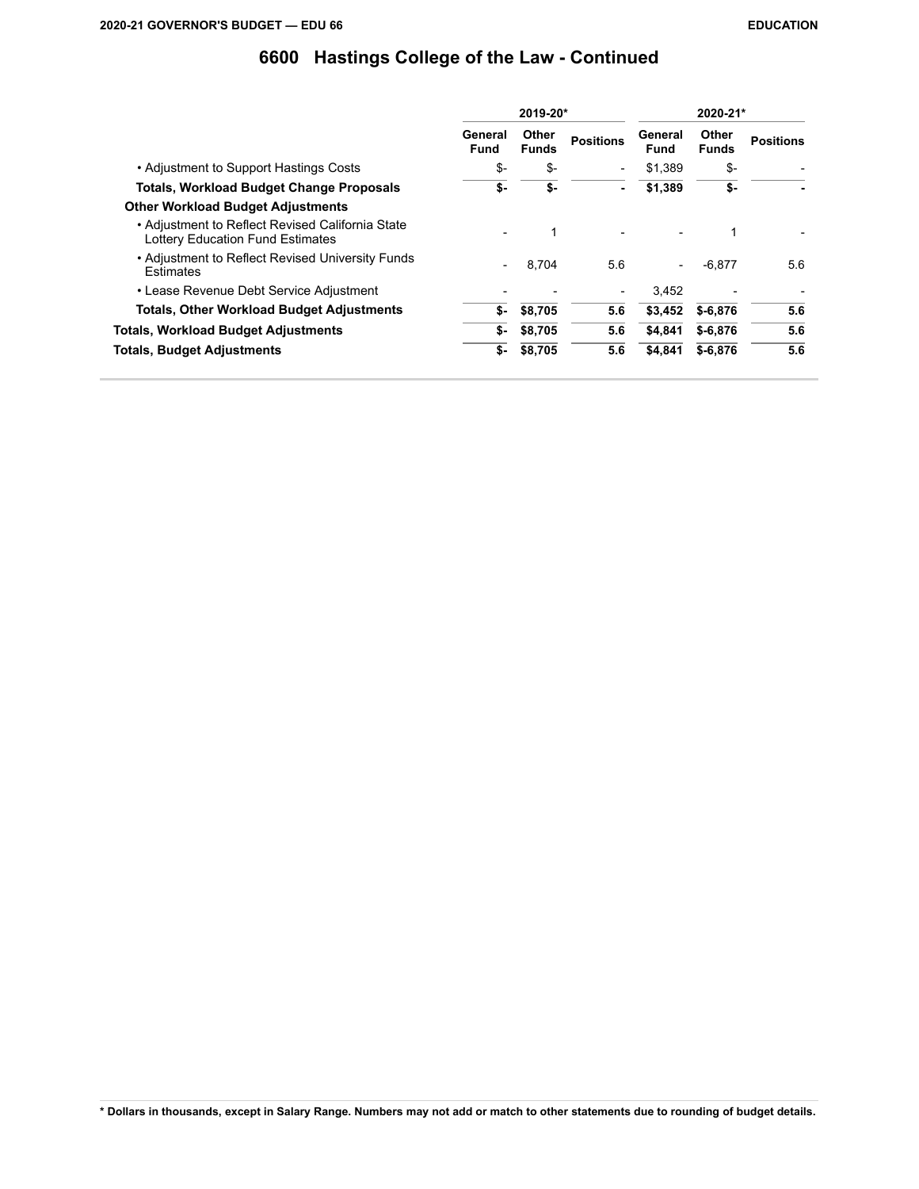# 6600 Hastings College of the Law - Continued

| | 2019-20* | | | 2020-21* | | |
|---|---|---|---|---|---|---|
| | General Fund | Other Funds | Positions | General Fund | Other Funds | Positions |
| • Adjustment to Support Hastings Costs | $- | $- | - | $1,389 | $- | - |
| **Totals, Workload Budget Change Proposals** | **$-** | **$-** | **-** | **$1,389** | **$-** | **-** |
| **Other Workload Budget Adjustments** | | | | | | |
| • Adjustment to Reflect Revised California State Lottery Education Fund Estimates | - | 1 | - | - | 1 | - |
| • Adjustment to Reflect Revised University Funds Estimates | - | 8,704 | 5.6 | - | -6,877 | 5.6 |
| • Lease Revenue Debt Service Adjustment | - | - | - | 3,452 | - | - |
| **Totals, Other Workload Budget Adjustments** | **$-** | **$8,705** | **5.6** | **$3,452** | **$-6,876** | **5.6** |
| **Totals, Workload Budget Adjustments** | **$-** | **$8,705** | **5.6** | **$4,841** | **$-6,876** | **5.6** |
| **Totals, Budget Adjustments** | **$-** | **$8,705** | **5.6** | **$4,841** | **$-6,876** | **5.6** |

**\* Dollars in thousands, except in Salary Range. Numbers may not add or match to other statements due to rounding of budget details.**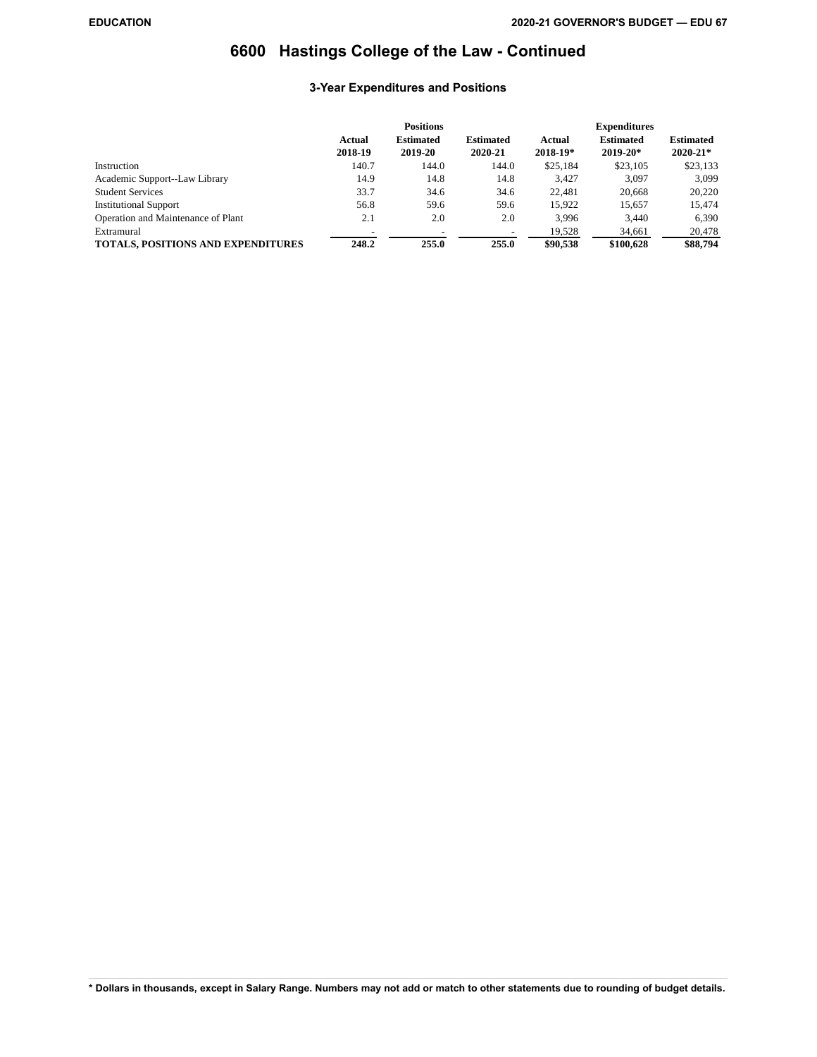# 6600 Hastings College of the Law - Continued

### 3-Year Expenditures and Positions

| | Positions | | | Expenditures | | |
|---|---|---|---|---|---|---|
| | Actual 2018-19 | Estimated 2019-20 | Estimated 2020-21 | Actual 2018-19* | Estimated 2019-20* | Estimated 2020-21* |
| Instruction | 140.7 | 144.0 | 144.0 | $25,184 | $23,105 | $23,133 |
| Academic Support--Law Library | 14.9 | 14.8 | 14.8 | 3,427 | 3,097 | 3,099 |
| Student Services | 33.7 | 34.6 | 34.6 | 22,481 | 20,668 | 20,220 |
| Institutional Support | 56.8 | 59.6 | 59.6 | 15,922 | 15,657 | 15,474 |
| Operation and Maintenance of Plant | 2.1 | 2.0 | 2.0 | 3,996 | 3,440 | 6,390 |
| Extramural | - | - | - | 19,528 | 34,661 | 20,478 |
| **TOTALS, POSITIONS AND EXPENDITURES** | **248.2** | **255.0** | **255.0** | **$90,538** | **$100,628** | **$88,794** |

**\* Dollars in thousands, except in Salary Range. Numbers may not add or match to other statements due to rounding of budget details.**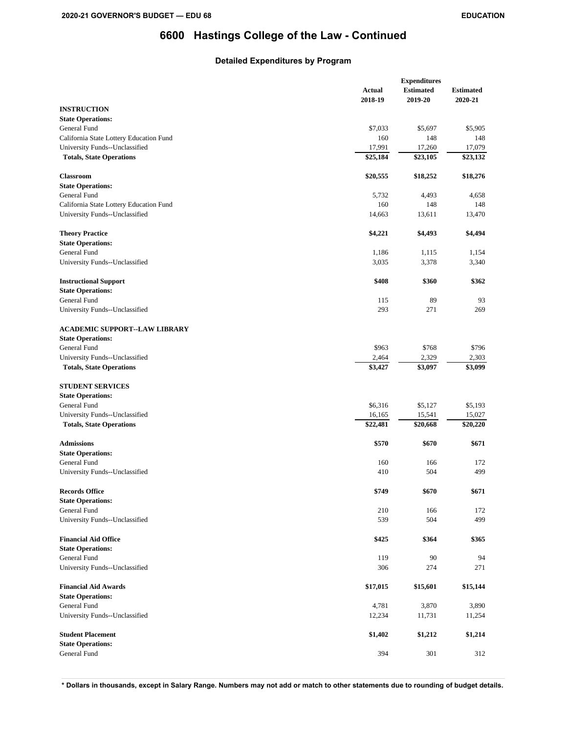# 6600 Hastings College of the Law - Continued

## Detailed Expenditures by Program

| | Actual 2018-19 | Estimated 2019-20 | Estimated 2020-21 |
|---|---|---|---|
| **INSTRUCTION** | | | |
| **State Operations:** | | | |
| General Fund | $7,033 | $5,697 | $5,905 |
| California State Lottery Education Fund | 160 | 148 | 148 |
| University Funds--Unclassified | 17,991 | 17,260 | 17,079 |
| **Totals, State Operations** | **$25,184** | **$23,105** | **$23,132** |
| **Classroom** | **$20,555** | **$18,252** | **$18,276** |
| **State Operations:** | | | |
| General Fund | 5,732 | 4,493 | 4,658 |
| California State Lottery Education Fund | 160 | 148 | 148 |
| University Funds--Unclassified | 14,663 | 13,611 | 13,470 |
| **Theory Practice** | **$4,221** | **$4,493** | **$4,494** |
| **State Operations:** | | | |
| General Fund | 1,186 | 1,115 | 1,154 |
| University Funds--Unclassified | 3,035 | 3,378 | 3,340 |
| **Instructional Support** | **$408** | **$360** | **$362** |
| **State Operations:** | | | |
| General Fund | 115 | 89 | 93 |
| University Funds--Unclassified | 293 | 271 | 269 |
| **ACADEMIC SUPPORT--LAW LIBRARY** | | | |
| **State Operations:** | | | |
| General Fund | $963 | $768 | $796 |
| University Funds--Unclassified | 2,464 | 2,329 | 2,303 |
| **Totals, State Operations** | **$3,427** | **$3,097** | **$3,099** |
| **STUDENT SERVICES** | | | |
| **State Operations:** | | | |
| General Fund | $6,316 | $5,127 | $5,193 |
| University Funds--Unclassified | 16,165 | 15,541 | 15,027 |
| **Totals, State Operations** | **$22,481** | **$20,668** | **$20,220** |
| **Admissions** | **$570** | **$670** | **$671** |
| **State Operations:** | | | |
| General Fund | 160 | 166 | 172 |
| University Funds--Unclassified | 410 | 504 | 499 |
| **Records Office** | **$749** | **$670** | **$671** |
| **State Operations:** | | | |
| General Fund | 210 | 166 | 172 |
| University Funds--Unclassified | 539 | 504 | 499 |
| **Financial Aid Office** | **$425** | **$364** | **$365** |
| **State Operations:** | | | |
| General Fund | 119 | 90 | 94 |
| University Funds--Unclassified | 306 | 274 | 271 |
| **Financial Aid Awards** | **$17,015** | **$15,601** | **$15,144** |
| **State Operations:** | | | |
| General Fund | 4,781 | 3,870 | 3,890 |
| University Funds--Unclassified | 12,234 | 11,731 | 11,254 |
| **Student Placement** | **$1,402** | **$1,212** | **$1,214** |
| **State Operations:** | | | |
| General Fund | 394 | 301 | 312 |

\* Dollars in thousands, except in Salary Range. Numbers may not add or match to other statements due to rounding of budget details.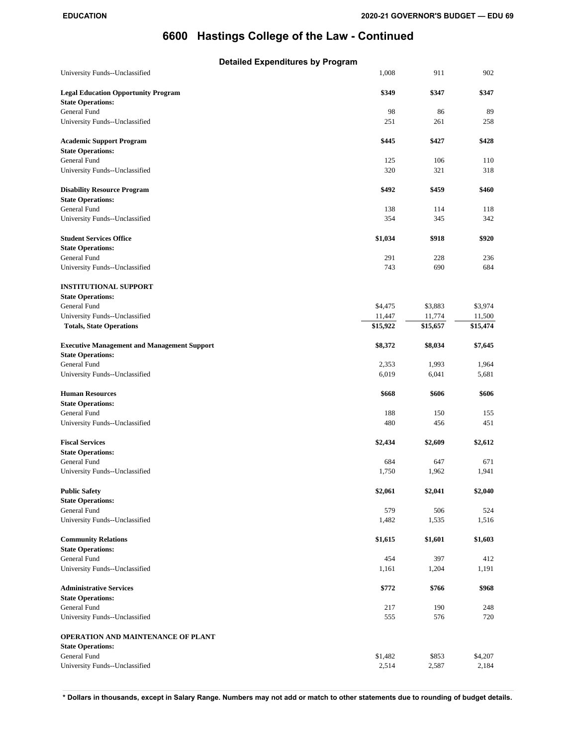# 6600 Hastings College of the Law - Continued

**Detailed Expenditures by Program**

| | | | |
|---|---|---|---|
| University Funds--Unclassified | 1,008 | 911 | 902 |
| **Legal Education Opportunity Program** | **$349** | **$347** | **$347** |
| **State Operations:** | | | |
| General Fund | 98 | 86 | 89 |
| University Funds--Unclassified | 251 | 261 | 258 |
| **Academic Support Program** | **$445** | **$427** | **$428** |
| **State Operations:** | | | |
| General Fund | 125 | 106 | 110 |
| University Funds--Unclassified | 320 | 321 | 318 |
| **Disability Resource Program** | **$492** | **$459** | **$460** |
| **State Operations:** | | | |
| General Fund | 138 | 114 | 118 |
| University Funds--Unclassified | 354 | 345 | 342 |
| **Student Services Office** | **$1,034** | **$918** | **$920** |
| **State Operations:** | | | |
| General Fund | 291 | 228 | 236 |
| University Funds--Unclassified | 743 | 690 | 684 |
| **INSTITUTIONAL SUPPORT** | | | |
| **State Operations:** | | | |
| General Fund | $4,475 | $3,883 | $3,974 |
| University Funds--Unclassified | 11,447 | 11,774 | 11,500 |
| **Totals, State Operations** | **$15,922** | **$15,657** | **$15,474** |
| **Executive Management and Management Support** | **$8,372** | **$8,034** | **$7,645** |
| **State Operations:** | | | |
| General Fund | 2,353 | 1,993 | 1,964 |
| University Funds--Unclassified | 6,019 | 6,041 | 5,681 |
| **Human Resources** | **$668** | **$606** | **$606** |
| **State Operations:** | | | |
| General Fund | 188 | 150 | 155 |
| University Funds--Unclassified | 480 | 456 | 451 |
| **Fiscal Services** | **$2,434** | **$2,609** | **$2,612** |
| **State Operations:** | | | |
| General Fund | 684 | 647 | 671 |
| University Funds--Unclassified | 1,750 | 1,962 | 1,941 |
| **Public Safety** | **$2,061** | **$2,041** | **$2,040** |
| **State Operations:** | | | |
| General Fund | 579 | 506 | 524 |
| University Funds--Unclassified | 1,482 | 1,535 | 1,516 |
| **Community Relations** | **$1,615** | **$1,601** | **$1,603** |
| **State Operations:** | | | |
| General Fund | 454 | 397 | 412 |
| University Funds--Unclassified | 1,161 | 1,204 | 1,191 |
| **Administrative Services** | **$772** | **$766** | **$968** |
| **State Operations:** | | | |
| General Fund | 217 | 190 | 248 |
| University Funds--Unclassified | 555 | 576 | 720 |
| **OPERATION AND MAINTENANCE OF PLANT** | | | |
| **State Operations:** | | | |
| General Fund | $1,482 | $853 | $4,207 |
| University Funds--Unclassified | 2,514 | 2,587 | 2,184 |

**\* Dollars in thousands, except in Salary Range. Numbers may not add or match to other statements due to rounding of budget details.**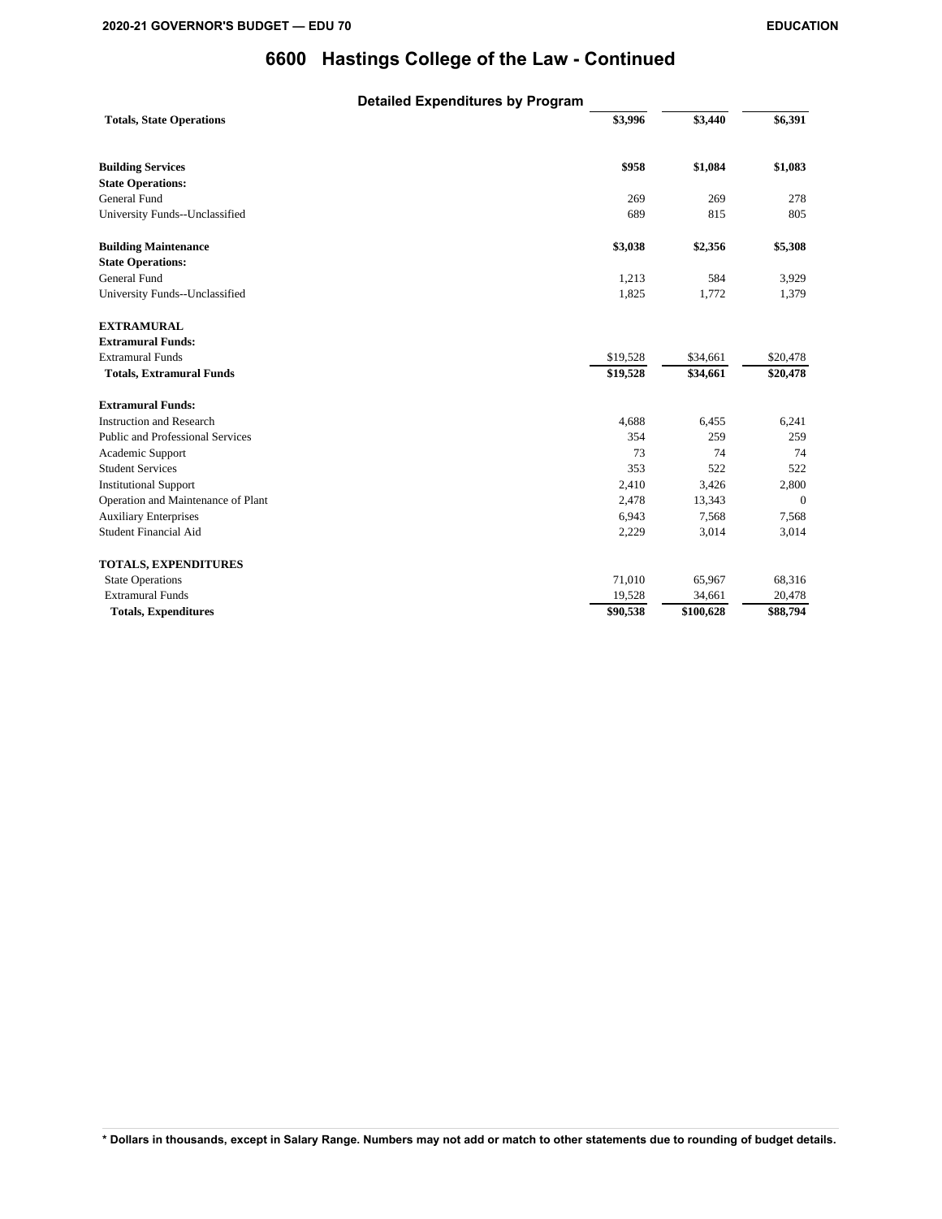# 6600 Hastings College of the Law - Continued

## Detailed Expenditures by Program

| | | | |
|---|---|---|---|
| **Totals, State Operations** | **$3,996** | **$3,440** | **$6,391** |
| | | | |
| **Building Services** | **$958** | **$1,084** | **$1,083** |
| **State Operations:** | | | |
| General Fund | 269 | 269 | 278 |
| University Funds--Unclassified | 689 | 815 | 805 |
| | | | |
| **Building Maintenance** | **$3,038** | **$2,356** | **$5,308** |
| **State Operations:** | | | |
| General Fund | 1,213 | 584 | 3,929 |
| University Funds--Unclassified | 1,825 | 1,772 | 1,379 |
| | | | |
| **EXTRAMURAL** | | | |
| **Extramural Funds:** | | | |
| Extramural Funds | $19,528 | $34,661 | $20,478 |
| **Totals, Extramural Funds** | **$19,528** | **$34,661** | **$20,478** |
| | | | |
| **Extramural Funds:** | | | |
| Instruction and Research | 4,688 | 6,455 | 6,241 |
| Public and Professional Services | 354 | 259 | 259 |
| Academic Support | 73 | 74 | 74 |
| Student Services | 353 | 522 | 522 |
| Institutional Support | 2,410 | 3,426 | 2,800 |
| Operation and Maintenance of Plant | 2,478 | 13,343 | 0 |
| Auxiliary Enterprises | 6,943 | 7,568 | 7,568 |
| Student Financial Aid | 2,229 | 3,014 | 3,014 |
| | | | |
| **TOTALS, EXPENDITURES** | | | |
| State Operations | 71,010 | 65,967 | 68,316 |
| Extramural Funds | 19,528 | 34,661 | 20,478 |
| **Totals, Expenditures** | **$90,538** | **$100,628** | **$88,794** |

**\* Dollars in thousands, except in Salary Range. Numbers may not add or match to other statements due to rounding of budget details.**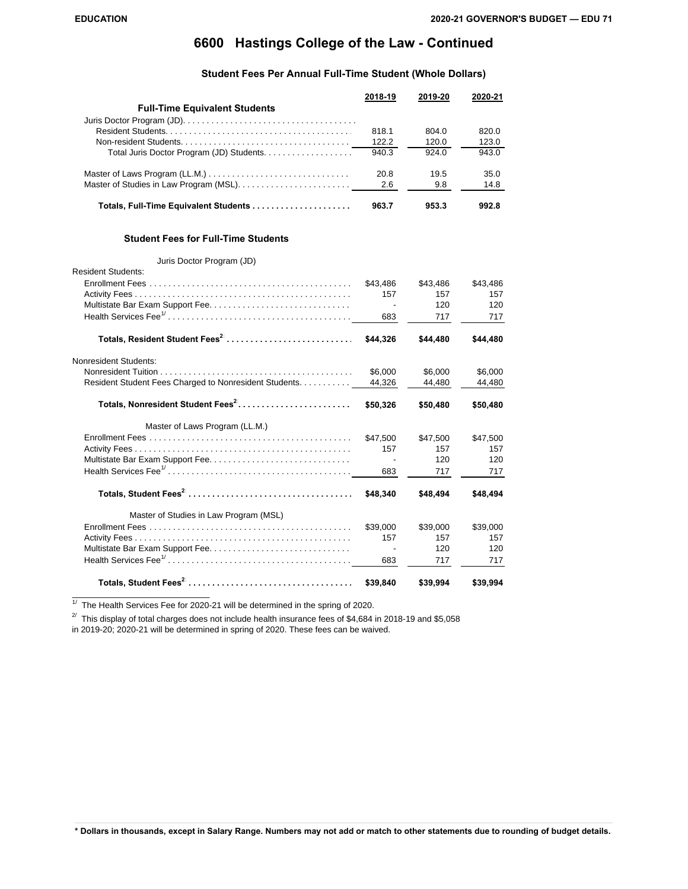# 6600 Hastings College of the Law - Continued

### Student Fees Per Annual Full-Time Student (Whole Dollars)

| | 2018-19 | 2019-20 | 2020-21 |
|---|---|---|---|
| **Full-Time Equivalent Students** | | | |
| Juris Doctor Program (JD) | | | |
| Resident Students | 818.1 | 804.0 | 820.0 |
| Non-resident Students | 122.2 | 120.0 | 123.0 |
| Total Juris Doctor Program (JD) Students | 940.3 | 924.0 | 943.0 |
| Master of Laws Program (LL.M.) | 20.8 | 19.5 | 35.0 |
| Master of Studies in Law Program (MSL) | 2.6 | 9.8 | 14.8 |
| **Totals, Full-Time Equivalent Students** | **963.7** | **953.3** | **992.8** |

### Student Fees for Full-Time Students

| | 2018-19 | 2019-20 | 2020-21 |
|---|---|---|---|
| Juris Doctor Program (JD) | | | |
| Resident Students: | | | |
| Enrollment Fees | $43,486 | $43,486 | $43,486 |
| Activity Fees | 157 | 157 | 157 |
| Multistate Bar Exam Support Fee | - | 120 | 120 |
| Health Services Fee[1/] | 683 | 717 | 717 |
| **Totals, Resident Student Fees[2]** | **$44,326** | **$44,480** | **$44,480** |
| Nonresident Students: | | | |
| Nonresident Tuition | $6,000 | $6,000 | $6,000 |
| Resident Student Fees Charged to Nonresident Students | 44,326 | 44,480 | 44,480 |
| **Totals, Nonresident Student Fees[2]** | **$50,326** | **$50,480** | **$50,480** |
| Master of Laws Program (LL.M.) | | | |
| Enrollment Fees | $47,500 | $47,500 | $47,500 |
| Activity Fees | 157 | 157 | 157 |
| Multistate Bar Exam Support Fee | - | 120 | 120 |
| Health Services Fee[1/] | 683 | 717 | 717 |
| **Totals, Student Fees[2]** | **$48,340** | **$48,494** | **$48,494** |
| Master of Studies in Law Program (MSL) | | | |
| Enrollment Fees | $39,000 | $39,000 | $39,000 |
| Activity Fees | 157 | 157 | 157 |
| Multistate Bar Exam Support Fee | - | 120 | 120 |
| Health Services Fee[1/] | 683 | 717 | 717 |
| **Totals, Student Fees[2]** | **$39,840** | **$39,994** | **$39,994** |

[1/] The Health Services Fee for 2020-21 will be determined in the spring of 2020.

[2/] This display of total charges does not include health insurance fees of $4,684 in 2018-19 and $5,058 in 2019-20; 2020-21 will be determined in spring of 2020. These fees can be waived.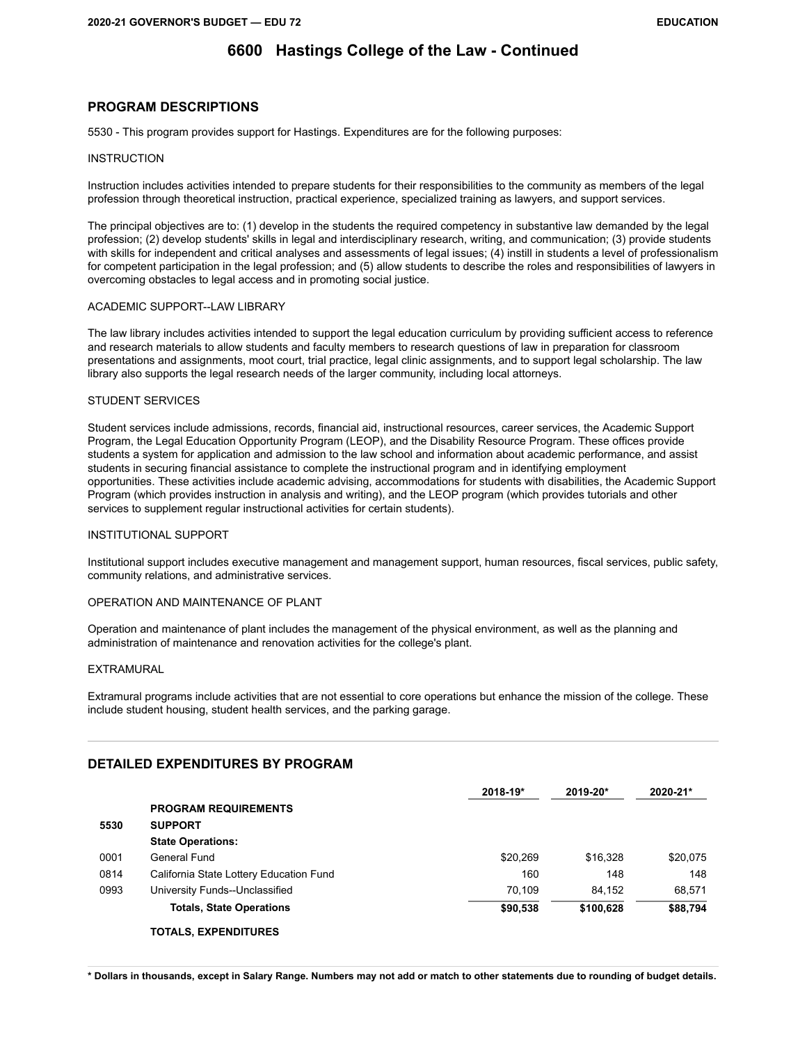# 6600 Hastings College of the Law - Continued

## PROGRAM DESCRIPTIONS

5530 - This program provides support for Hastings. Expenditures are for the following purposes:

INSTRUCTION

Instruction includes activities intended to prepare students for their responsibilities to the community as members of the legal profession through theoretical instruction, practical experience, specialized training as lawyers, and support services.

The principal objectives are to: (1) develop in the students the required competency in substantive law demanded by the legal profession; (2) develop students' skills in legal and interdisciplinary research, writing, and communication; (3) provide students with skills for independent and critical analyses and assessments of legal issues; (4) instill in students a level of professionalism for competent participation in the legal profession; and (5) allow students to describe the roles and responsibilities of lawyers in overcoming obstacles to legal access and in promoting social justice.

ACADEMIC SUPPORT--LAW LIBRARY

The law library includes activities intended to support the legal education curriculum by providing sufficient access to reference and research materials to allow students and faculty members to research questions of law in preparation for classroom presentations and assignments, moot court, trial practice, legal clinic assignments, and to support legal scholarship. The law library also supports the legal research needs of the larger community, including local attorneys.

STUDENT SERVICES

Student services include admissions, records, financial aid, instructional resources, career services, the Academic Support Program, the Legal Education Opportunity Program (LEOP), and the Disability Resource Program. These offices provide students a system for application and admission to the law school and information about academic performance, and assist students in securing financial assistance to complete the instructional program and in identifying employment opportunities. These activities include academic advising, accommodations for students with disabilities, the Academic Support Program (which provides instruction in analysis and writing), and the LEOP program (which provides tutorials and other services to supplement regular instructional activities for certain students).

INSTITUTIONAL SUPPORT

Institutional support includes executive management and management support, human resources, fiscal services, public safety, community relations, and administrative services.

OPERATION AND MAINTENANCE OF PLANT

Operation and maintenance of plant includes the management of the physical environment, as well as the planning and administration of maintenance and renovation activities for the college's plant.

EXTRAMURAL

Extramural programs include activities that are not essential to core operations but enhance the mission of the college. These include student housing, student health services, and the parking garage.

## DETAILED EXPENDITURES BY PROGRAM

| | | 2018-19* | 2019-20* | 2020-21* |
|---|---|---|---|---|
| | **PROGRAM REQUIREMENTS** | | | |
| **5530** | **SUPPORT** | | | |
| | **State Operations:** | | | |
| 0001 | General Fund | $20,269 | $16,328 | $20,075 |
| 0814 | California State Lottery Education Fund | 160 | 148 | 148 |
| 0993 | University Funds--Unclassified | 70,109 | 84,152 | 68,571 |
| | **Totals, State Operations** | **$90,538** | **$100,628** | **$88,794** |
| | **TOTALS, EXPENDITURES** | | | |

**\* Dollars in thousands, except in Salary Range. Numbers may not add or match to other statements due to rounding of budget details.**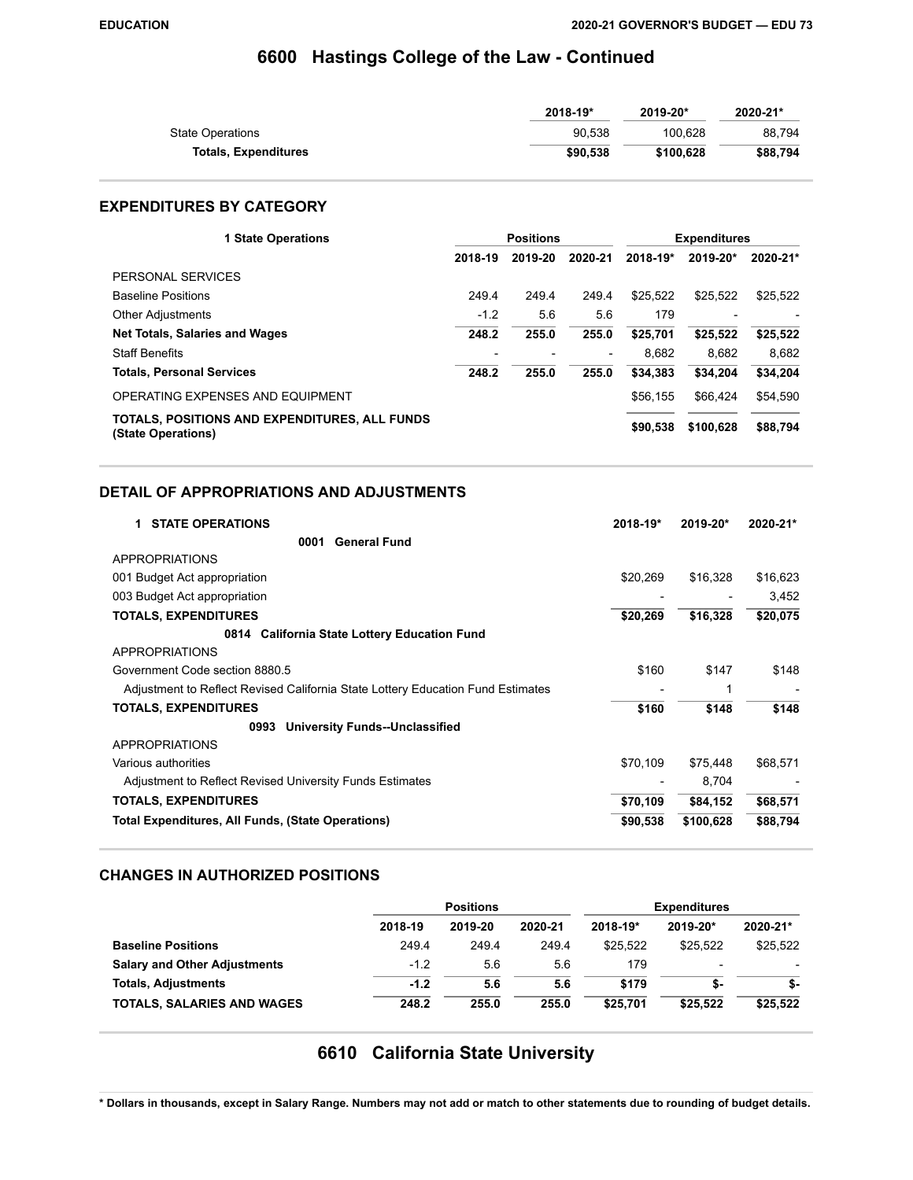# 6600 Hastings College of the Law - Continued

| | 2018-19* | 2019-20* | 2020-21* |
|---|---|---|---|
| State Operations | 90,538 | 100,628 | 88,794 |
| **Totals, Expenditures** | **$90,538** | **$100,628** | **$88,794** |

## EXPENDITURES BY CATEGORY

| 1 State Operations | Positions | | | Expenditures | | |
|---|---|---|---|---|---|---|
| | 2018-19 | 2019-20 | 2020-21 | 2018-19* | 2019-20* | 2020-21* |
| PERSONAL SERVICES | | | | | | |
| Baseline Positions | 249.4 | 249.4 | 249.4 | $25,522 | $25,522 | $25,522 |
| Other Adjustments | -1.2 | 5.6 | 5.6 | 179 | - | - |
| **Net Totals, Salaries and Wages** | **248.2** | **255.0** | **255.0** | **$25,701** | **$25,522** | **$25,522** |
| Staff Benefits | - | - | - | 8,682 | 8,682 | 8,682 |
| **Totals, Personal Services** | **248.2** | **255.0** | **255.0** | **$34,383** | **$34,204** | **$34,204** |
| OPERATING EXPENSES AND EQUIPMENT | | | | $56,155 | $66,424 | $54,590 |
| **TOTALS, POSITIONS AND EXPENDITURES, ALL FUNDS (State Operations)** | | | | **$90,538** | **$100,628** | **$88,794** |

## DETAIL OF APPROPRIATIONS AND ADJUSTMENTS

| 1 STATE OPERATIONS | 2018-19* | 2019-20* | 2020-21* |
|---|---|---|---|
| **0001 General Fund** | | | |
| APPROPRIATIONS | | | |
| 001 Budget Act appropriation | $20,269 | $16,328 | $16,623 |
| 003 Budget Act appropriation | - | - | 3,452 |
| **TOTALS, EXPENDITURES** | **$20,269** | **$16,328** | **$20,075** |
| **0814 California State Lottery Education Fund** | | | |
| APPROPRIATIONS | | | |
| Government Code section 8880.5 | $160 | $147 | $148 |
| Adjustment to Reflect Revised California State Lottery Education Fund Estimates | - | 1 | - |
| **TOTALS, EXPENDITURES** | **$160** | **$148** | **$148** |
| **0993 University Funds--Unclassified** | | | |
| APPROPRIATIONS | | | |
| Various authorities | $70,109 | $75,448 | $68,571 |
| Adjustment to Reflect Revised University Funds Estimates | - | 8,704 | - |
| **TOTALS, EXPENDITURES** | **$70,109** | **$84,152** | **$68,571** |
| **Total Expenditures, All Funds, (State Operations)** | **$90,538** | **$100,628** | **$88,794** |

## CHANGES IN AUTHORIZED POSITIONS

| | Positions | | | Expenditures | | |
|---|---|---|---|---|---|---|
| | 2018-19 | 2019-20 | 2020-21 | 2018-19* | 2019-20* | 2020-21* |
| **Baseline Positions** | 249.4 | 249.4 | 249.4 | $25,522 | $25,522 | $25,522 |
| **Salary and Other Adjustments** | -1.2 | 5.6 | 5.6 | 179 | - | - |
| **Totals, Adjustments** | **-1.2** | **5.6** | **5.6** | **$179** | **$-** | **$-** |
| **TOTALS, SALARIES AND WAGES** | **248.2** | **255.0** | **255.0** | **$25,701** | **$25,522** | **$25,522** |

# 6610 California State University

**\* Dollars in thousands, except in Salary Range. Numbers may not add or match to other statements due to rounding of budget details.**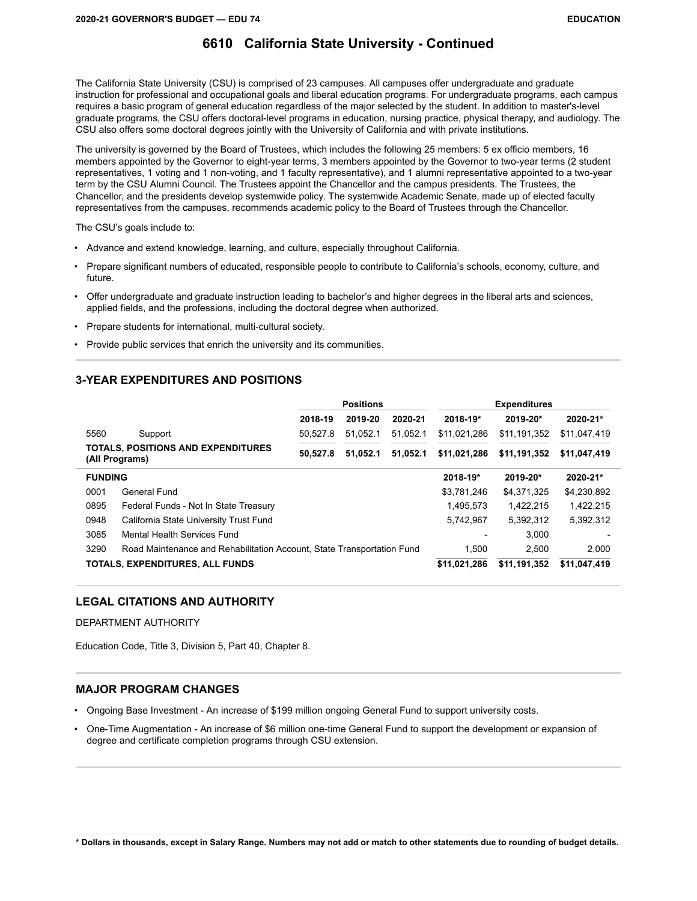# 6610 California State University - Continued

The California State University (CSU) is comprised of 23 campuses. All campuses offer undergraduate and graduate instruction for professional and occupational goals and liberal education programs. For undergraduate programs, each campus requires a basic program of general education regardless of the major selected by the student. In addition to master's-level graduate programs, the CSU offers doctoral-level programs in education, nursing practice, physical therapy, and audiology. The CSU also offers some doctoral degrees jointly with the University of California and with private institutions.

The university is governed by the Board of Trustees, which includes the following 25 members: 5 ex officio members, 16 members appointed by the Governor to eight-year terms, 3 members appointed by the Governor to two-year terms (2 student representatives, 1 voting and 1 non-voting, and 1 faculty representative), and 1 alumni representative appointed to a two-year term by the CSU Alumni Council. The Trustees appoint the Chancellor and the campus presidents. The Trustees, the Chancellor, and the presidents develop systemwide policy. The systemwide Academic Senate, made up of elected faculty representatives from the campuses, recommends academic policy to the Board of Trustees through the Chancellor.

The CSU's goals include to:

- Advance and extend knowledge, learning, and culture, especially throughout California.
- Prepare significant numbers of educated, responsible people to contribute to California's schools, economy, culture, and future.
- Offer undergraduate and graduate instruction leading to bachelor's and higher degrees in the liberal arts and sciences, applied fields, and the professions, including the doctoral degree when authorized.
- Prepare students for international, multi-cultural society.
- Provide public services that enrich the university and its communities.

## 3-YEAR EXPENDITURES AND POSITIONS

| | | Positions | | | Expenditures | | |
|---|---|---|---|---|---|---|---|
| | | 2018-19 | 2019-20 | 2020-21 | 2018-19* | 2019-20* | 2020-21* |
| 5560 | Support | 50,527.8 | 51,052.1 | 51,052.1 | $11,021,286 | $11,191,352 | $11,047,419 |
| **TOTALS, POSITIONS AND EXPENDITURES (All Programs)** | | **50,527.8** | **51,052.1** | **51,052.1** | **$11,021,286** | **$11,191,352** | **$11,047,419** |

| FUNDING | | 2018-19* | 2019-20* | 2020-21* |
|---|---|---|---|---|
| 0001 | General Fund | $3,781,246 | $4,371,325 | $4,230,892 |
| 0895 | Federal Funds - Not In State Treasury | 1,495,573 | 1,422,215 | 1,422,215 |
| 0948 | California State University Trust Fund | 5,742,967 | 5,392,312 | 5,392,312 |
| 3085 | Mental Health Services Fund | - | 3,000 | - |
| 3290 | Road Maintenance and Rehabilitation Account, State Transportation Fund | 1,500 | 2,500 | 2,000 |
| **TOTALS, EXPENDITURES, ALL FUNDS** | | **$11,021,286** | **$11,191,352** | **$11,047,419** |

## LEGAL CITATIONS AND AUTHORITY

DEPARTMENT AUTHORITY

Education Code, Title 3, Division 5, Part 40, Chapter 8.

## MAJOR PROGRAM CHANGES

- Ongoing Base Investment - An increase of $199 million ongoing General Fund to support university costs.
- One-Time Augmentation - An increase of $6 million one-time General Fund to support the development or expansion of degree and certificate completion programs through CSU extension.

**\* Dollars in thousands, except in Salary Range. Numbers may not add or match to other statements due to rounding of budget details.**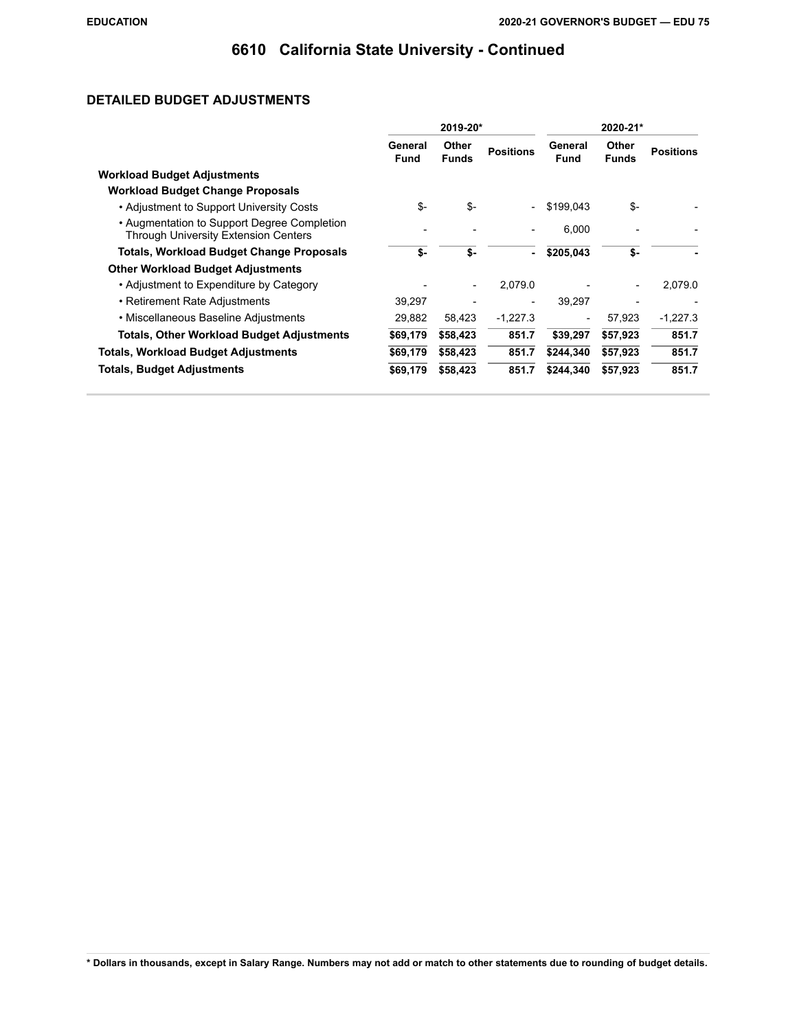# 6610 California State University - Continued

## DETAILED BUDGET ADJUSTMENTS

| | 2019-20* | | | 2020-21* | | |
|---|---|---|---|---|---|---|
| | General Fund | Other Funds | Positions | General Fund | Other Funds | Positions |
| **Workload Budget Adjustments** | | | | | | |
| **Workload Budget Change Proposals** | | | | | | |
| • Adjustment to Support University Costs | $- | $- | - | $199,043 | $- | - |
| • Augmentation to Support Degree Completion Through University Extension Centers | - | - | - | 6,000 | - | - |
| **Totals, Workload Budget Change Proposals** | **$-** | **$-** | **-** | **$205,043** | **$-** | **-** |
| **Other Workload Budget Adjustments** | | | | | | |
| • Adjustment to Expenditure by Category | - | - | 2,079.0 | - | - | 2,079.0 |
| • Retirement Rate Adjustments | 39,297 | - | - | 39,297 | - | - |
| • Miscellaneous Baseline Adjustments | 29,882 | 58,423 | -1,227.3 | - | 57,923 | -1,227.3 |
| **Totals, Other Workload Budget Adjustments** | **$69,179** | **$58,423** | **851.7** | **$39,297** | **$57,923** | **851.7** |
| **Totals, Workload Budget Adjustments** | **$69,179** | **$58,423** | **851.7** | **$244,340** | **$57,923** | **851.7** |
| **Totals, Budget Adjustments** | **$69,179** | **$58,423** | **851.7** | **$244,340** | **$57,923** | **851.7** |

**\* Dollars in thousands, except in Salary Range. Numbers may not add or match to other statements due to rounding of budget details.**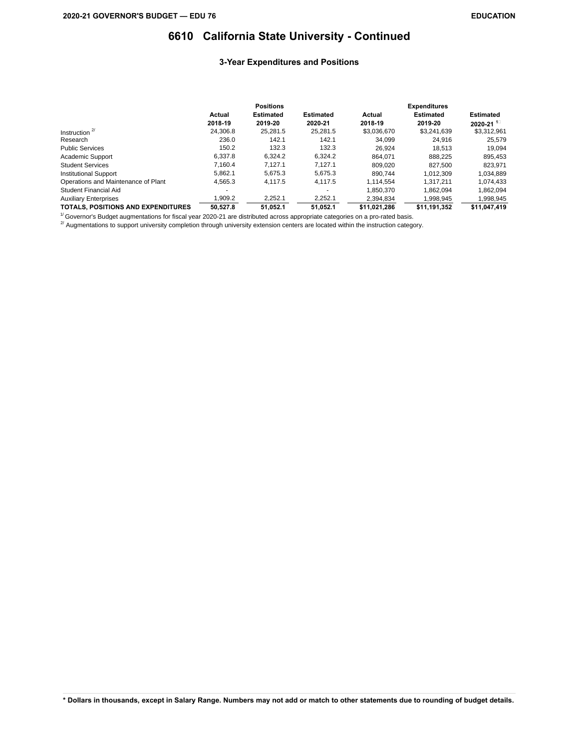# 6610 California State University - Continued

### 3-Year Expenditures and Positions

| | Positions | | | Expenditures | | |
|---|---|---|---|---|---|---|
| | Actual 2018-19 | Estimated 2019-20 | Estimated 2020-21 | Actual 2018-19 | Estimated 2019-20 | Estimated 2020-21 [1] |
| Instruction [2] | 24,306.8 | 25,281.5 | 25,281.5 | $3,036,670 | $3,241,639 | $3,312,961 |
| Research | 236.0 | 142.1 | 142.1 | 34,099 | 24,916 | 25,579 |
| Public Services | 150.2 | 132.3 | 132.3 | 26,924 | 18,513 | 19,094 |
| Academic Support | 6,337.8 | 6,324.2 | 6,324.2 | 864,071 | 888,225 | 895,453 |
| Student Services | 7,160.4 | 7,127.1 | 7,127.1 | 809,020 | 827,500 | 823,971 |
| Institutional Support | 5,862.1 | 5,675.3 | 5,675.3 | 890,744 | 1,012,309 | 1,034,889 |
| Operations and Maintenance of Plant | 4,565.3 | 4,117.5 | 4,117.5 | 1,114,554 | 1,317,211 | 1,074,433 |
| Student Financial Aid | - | - | - | 1,850,370 | 1,862,094 | 1,862,094 |
| Auxiliary Enterprises | 1,909.2 | 2,252.1 | 2,252.1 | 2,394,834 | 1,998,945 | 1,998,945 |
| **TOTALS, POSITIONS AND EXPENDITURES** | **50,527.8** | **51,052.1** | **51,052.1** | **$11,021,286** | **$11,191,352** | **$11,047,419** |

[1] Governor's Budget augmentations for fiscal year 2020-21 are distributed across appropriate categories on a pro-rated basis.

[2] Augmentations to support university completion through university extension centers are located within the instruction category.

**\* Dollars in thousands, except in Salary Range. Numbers may not add or match to other statements due to rounding of budget details.**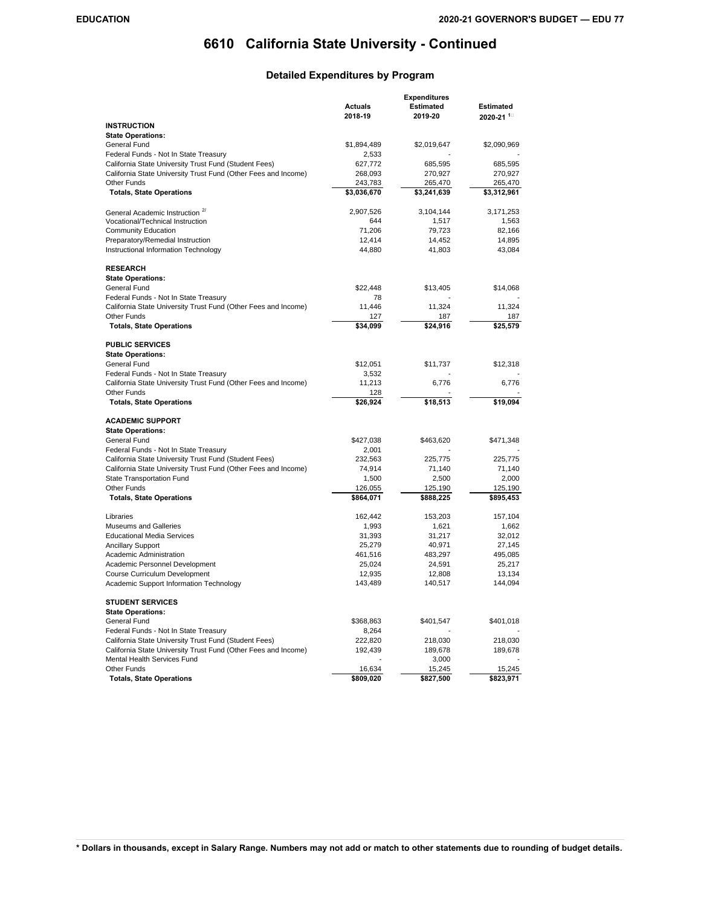# 6610 California State University - Continued

## Detailed Expenditures by Program

| | Actuals 2018-19 | Expenditures Estimated 2019-20 | Estimated 2020-21 [1] |
|---|---|---|---|
| **INSTRUCTION** | | | |
| **State Operations:** | | | |
| General Fund | $1,894,489 | $2,019,647 | $2,090,969 |
| Federal Funds - Not In State Treasury | 2,533 | - | - |
| California State University Trust Fund (Student Fees) | 627,772 | 685,595 | 685,595 |
| California State University Trust Fund (Other Fees and Income) | 268,093 | 270,927 | 270,927 |
| Other Funds | 243,783 | 265,470 | 265,470 |
| **Totals, State Operations** | **$3,036,670** | **$3,241,639** | **$3,312,961** |
| General Academic Instruction [2] | 2,907,526 | 3,104,144 | 3,171,253 |
| Vocational/Technical Instruction | 644 | 1,517 | 1,563 |
| Community Education | 71,206 | 79,723 | 82,166 |
| Preparatory/Remedial Instruction | 12,414 | 14,452 | 14,895 |
| Instructional Information Technology | 44,880 | 41,803 | 43,084 |
| **RESEARCH** | | | |
| **State Operations:** | | | |
| General Fund | $22,448 | $13,405 | $14,068 |
| Federal Funds - Not In State Treasury | 78 | - | - |
| California State University Trust Fund (Other Fees and Income) | 11,446 | 11,324 | 11,324 |
| Other Funds | 127 | 187 | 187 |
| **Totals, State Operations** | **$34,099** | **$24,916** | **$25,579** |
| **PUBLIC SERVICES** | | | |
| **State Operations:** | | | |
| General Fund | $12,051 | $11,737 | $12,318 |
| Federal Funds - Not In State Treasury | 3,532 | - | - |
| California State University Trust Fund (Other Fees and Income) | 11,213 | 6,776 | 6,776 |
| Other Funds | 128 | - | - |
| **Totals, State Operations** | **$26,924** | **$18,513** | **$19,094** |
| **ACADEMIC SUPPORT** | | | |
| **State Operations:** | | | |
| General Fund | $427,038 | $463,620 | $471,348 |
| Federal Funds - Not In State Treasury | 2,001 | - | - |
| California State University Trust Fund (Student Fees) | 232,563 | 225,775 | 225,775 |
| California State University Trust Fund (Other Fees and Income) | 74,914 | 71,140 | 71,140 |
| State Transportation Fund | 1,500 | 2,500 | 2,000 |
| Other Funds | 126,055 | 125,190 | 125,190 |
| **Totals, State Operations** | **$864,071** | **$888,225** | **$895,453** |
| Libraries | 162,442 | 153,203 | 157,104 |
| Museums and Galleries | 1,993 | 1,621 | 1,662 |
| Educational Media Services | 31,393 | 31,217 | 32,012 |
| Ancillary Support | 25,279 | 40,971 | 27,145 |
| Academic Administration | 461,516 | 483,297 | 495,085 |
| Academic Personnel Development | 25,024 | 24,591 | 25,217 |
| Course Curriculum Development | 12,935 | 12,808 | 13,134 |
| Academic Support Information Technology | 143,489 | 140,517 | 144,094 |
| **STUDENT SERVICES** | | | |
| **State Operations:** | | | |
| General Fund | $368,863 | $401,547 | $401,018 |
| Federal Funds - Not In State Treasury | 8,264 | - | - |
| California State University Trust Fund (Student Fees) | 222,820 | 218,030 | 218,030 |
| California State University Trust Fund (Other Fees and Income) | 192,439 | 189,678 | 189,678 |
| Mental Health Services Fund | - | 3,000 | - |
| Other Funds | 16,634 | 15,245 | 15,245 |
| **Totals, State Operations** | **$809,020** | **$827,500** | **$823,971** |

**\* Dollars in thousands, except in Salary Range. Numbers may not add or match to other statements due to rounding of budget details.**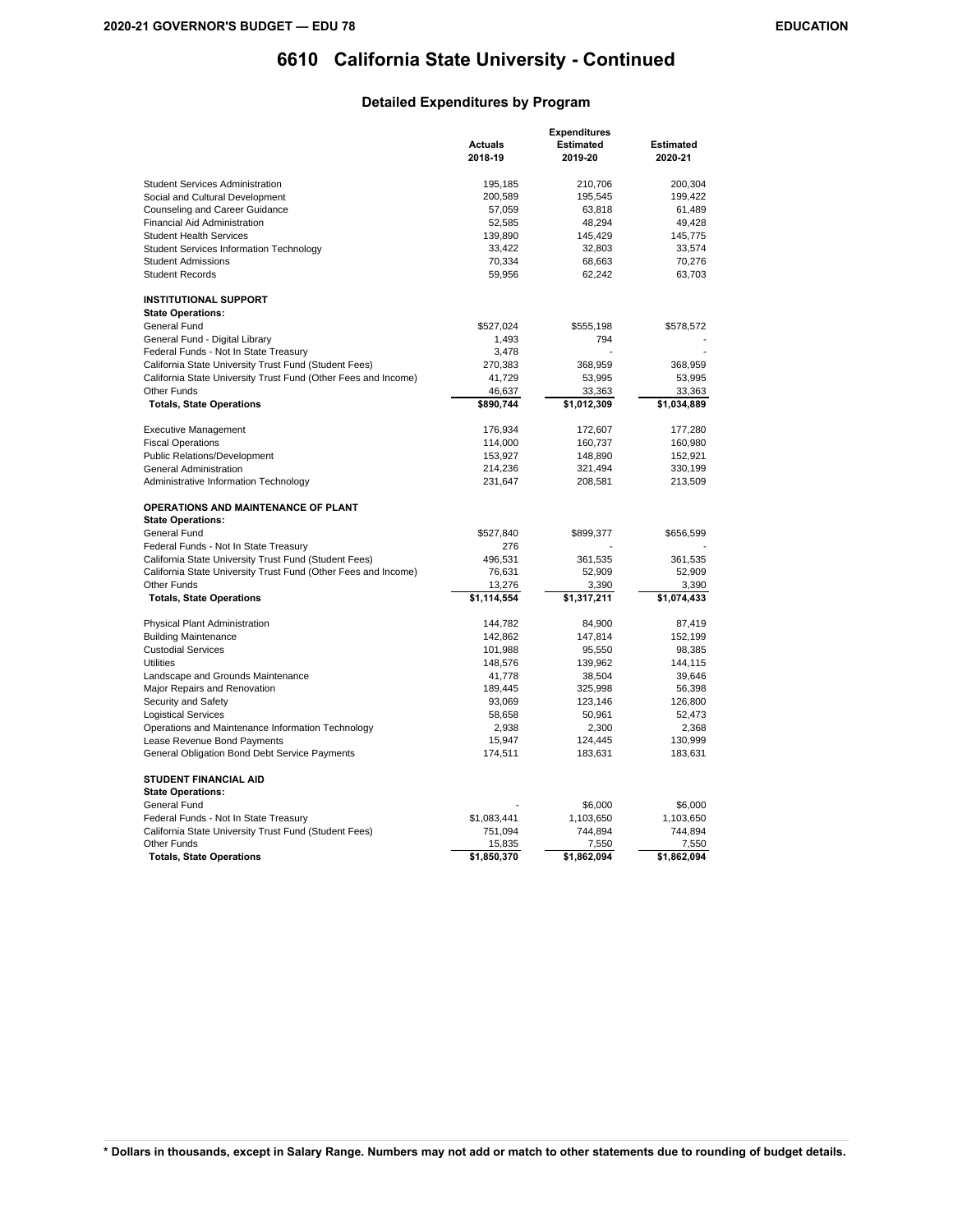# 6610 California State University - Continued

## Detailed Expenditures by Program

| | Actuals 2018-19 | Expenditures Estimated 2019-20 | Estimated 2020-21 |
|---|---|---|---|
| Student Services Administration | 195,185 | 210,706 | 200,304 |
| Social and Cultural Development | 200,589 | 195,545 | 199,422 |
| Counseling and Career Guidance | 57,059 | 63,818 | 61,489 |
| Financial Aid Administration | 52,585 | 48,294 | 49,428 |
| Student Health Services | 139,890 | 145,429 | 145,775 |
| Student Services Information Technology | 33,422 | 32,803 | 33,574 |
| Student Admissions | 70,334 | 68,663 | 70,276 |
| Student Records | 59,956 | 62,242 | 63,703 |
| **INSTITUTIONAL SUPPORT** | | | |
| **State Operations:** | | | |
| General Fund | $527,024 | $555,198 | $578,572 |
| General Fund - Digital Library | 1,493 | 794 | - |
| Federal Funds - Not In State Treasury | 3,478 | - | - |
| California State University Trust Fund (Student Fees) | 270,383 | 368,959 | 368,959 |
| California State University Trust Fund (Other Fees and Income) | 41,729 | 53,995 | 53,995 |
| Other Funds | 46,637 | 33,363 | 33,363 |
| **Totals, State Operations** | **$890,744** | **$1,012,309** | **$1,034,889** |
| Executive Management | 176,934 | 172,607 | 177,280 |
| Fiscal Operations | 114,000 | 160,737 | 160,980 |
| Public Relations/Development | 153,927 | 148,890 | 152,921 |
| General Administration | 214,236 | 321,494 | 330,199 |
| Administrative Information Technology | 231,647 | 208,581 | 213,509 |
| **OPERATIONS AND MAINTENANCE OF PLANT** | | | |
| **State Operations:** | | | |
| General Fund | $527,840 | $899,377 | $656,599 |
| Federal Funds - Not In State Treasury | 276 | - | - |
| California State University Trust Fund (Student Fees) | 496,531 | 361,535 | 361,535 |
| California State University Trust Fund (Other Fees and Income) | 76,631 | 52,909 | 52,909 |
| Other Funds | 13,276 | 3,390 | 3,390 |
| **Totals, State Operations** | **$1,114,554** | **$1,317,211** | **$1,074,433** |
| Physical Plant Administration | 144,782 | 84,900 | 87,419 |
| Building Maintenance | 142,862 | 147,814 | 152,199 |
| Custodial Services | 101,988 | 95,550 | 98,385 |
| Utilities | 148,576 | 139,962 | 144,115 |
| Landscape and Grounds Maintenance | 41,778 | 38,504 | 39,646 |
| Major Repairs and Renovation | 189,445 | 325,998 | 56,398 |
| Security and Safety | 93,069 | 123,146 | 126,800 |
| Logistical Services | 58,658 | 50,961 | 52,473 |
| Operations and Maintenance Information Technology | 2,938 | 2,300 | 2,368 |
| Lease Revenue Bond Payments | 15,947 | 124,445 | 130,999 |
| General Obligation Bond Debt Service Payments | 174,511 | 183,631 | 183,631 |
| **STUDENT FINANCIAL AID** | | | |
| **State Operations:** | | | |
| General Fund | - | $6,000 | $6,000 |
| Federal Funds - Not In State Treasury | $1,083,441 | 1,103,650 | 1,103,650 |
| California State University Trust Fund (Student Fees) | 751,094 | 744,894 | 744,894 |
| Other Funds | 15,835 | 7,550 | 7,550 |
| **Totals, State Operations** | **$1,850,370** | **$1,862,094** | **$1,862,094** |

**\* Dollars in thousands, except in Salary Range. Numbers may not add or match to other statements due to rounding of budget details.**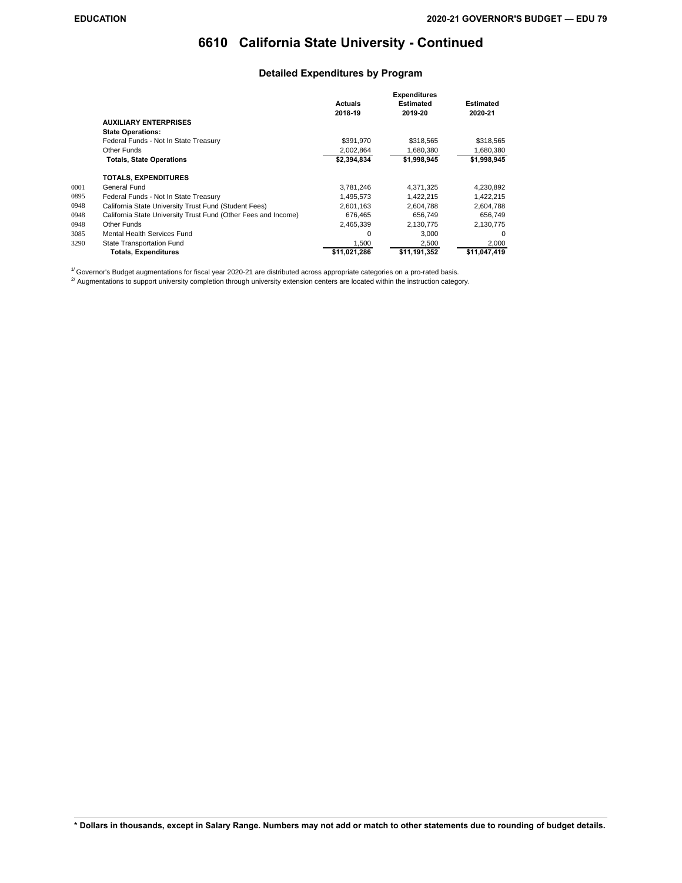# 6610 California State University - Continued

## Detailed Expenditures by Program

| | | Actuals 2018-19 | Expenditures Estimated 2019-20 | Estimated 2020-21 |
|---|---|---|---|---|
| | **AUXILIARY ENTERPRISES** | | | |
| | **State Operations:** | | | |
| | Federal Funds - Not In State Treasury | $391,970 | $318,565 | $318,565 |
| | Other Funds | 2,002,864 | 1,680,380 | 1,680,380 |
| | **Totals, State Operations** | **$2,394,834** | **$1,998,945** | **$1,998,945** |
| | **TOTALS, EXPENDITURES** | | | |
| 0001 | General Fund | 3,781,246 | 4,371,325 | 4,230,892 |
| 0895 | Federal Funds - Not In State Treasury | 1,495,573 | 1,422,215 | 1,422,215 |
| 0948 | California State University Trust Fund (Student Fees) | 2,601,163 | 2,604,788 | 2,604,788 |
| 0948 | California State University Trust Fund (Other Fees and Income) | 676,465 | 656,749 | 656,749 |
| 0948 | Other Funds | 2,465,339 | 2,130,775 | 2,130,775 |
| 3085 | Mental Health Services Fund | 0 | 3,000 | 0 |
| 3290 | State Transportation Fund | 1,500 | 2,500 | 2,000 |
| | **Totals, Expenditures** | **$11,021,286** | **$11,191,352** | **$11,047,419** |

[1/] Governor's Budget augmentations for fiscal year 2020-21 are distributed across appropriate categories on a pro-rated basis.

[2/] Augmentations to support university completion through university extension centers are located within the instruction category.

**\* Dollars in thousands, except in Salary Range. Numbers may not add or match to other statements due to rounding of budget details.**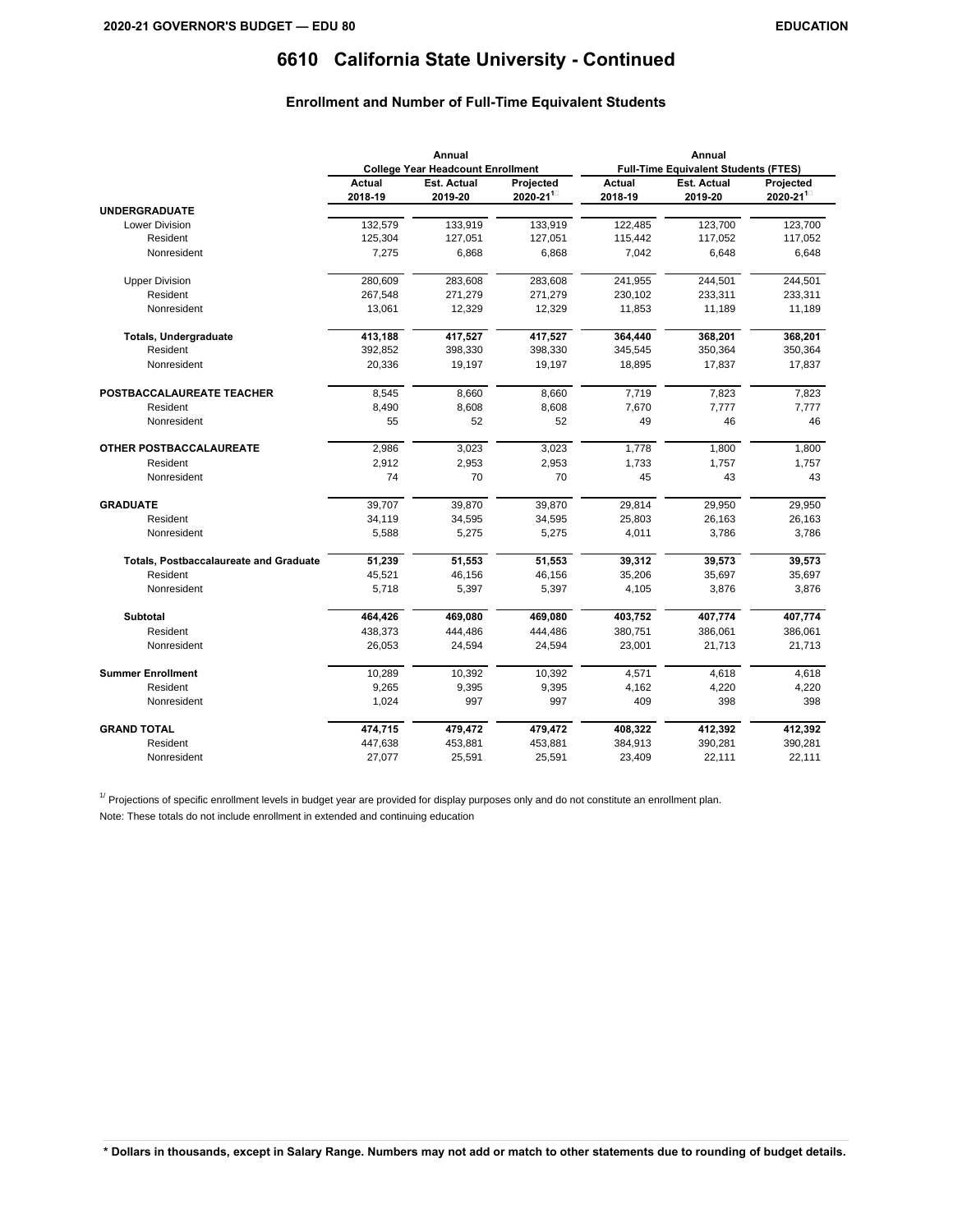# 6610 California State University - Continued

## Enrollment and Number of Full-Time Equivalent Students

| | Annual College Year Headcount Enrollment | | | Annual Full-Time Equivalent Students (FTES) | | |
|---|---|---|---|---|---|---|
| | Actual 2018-19 | Est. Actual 2019-20 | Projected 2020-21[1] | Actual 2018-19 | Est. Actual 2019-20 | Projected 2020-21[1] |
| **UNDERGRADUATE** | | | | | | |
| Lower Division | 132,579 | 133,919 | 133,919 | 122,485 | 123,700 | 123,700 |
| Resident | 125,304 | 127,051 | 127,051 | 115,442 | 117,052 | 117,052 |
| Nonresident | 7,275 | 6,868 | 6,868 | 7,042 | 6,648 | 6,648 |
| Upper Division | 280,609 | 283,608 | 283,608 | 241,955 | 244,501 | 244,501 |
| Resident | 267,548 | 271,279 | 271,279 | 230,102 | 233,311 | 233,311 |
| Nonresident | 13,061 | 12,329 | 12,329 | 11,853 | 11,189 | 11,189 |
| **Totals, Undergraduate** | **413,188** | **417,527** | **417,527** | **364,440** | **368,201** | **368,201** |
| Resident | 392,852 | 398,330 | 398,330 | 345,545 | 350,364 | 350,364 |
| Nonresident | 20,336 | 19,197 | 19,197 | 18,895 | 17,837 | 17,837 |
| **POSTBACCALAUREATE TEACHER** | 8,545 | 8,660 | 8,660 | 7,719 | 7,823 | 7,823 |
| Resident | 8,490 | 8,608 | 8,608 | 7,670 | 7,777 | 7,777 |
| Nonresident | 55 | 52 | 52 | 49 | 46 | 46 |
| **OTHER POSTBACCALAUREATE** | 2,986 | 3,023 | 3,023 | 1,778 | 1,800 | 1,800 |
| Resident | 2,912 | 2,953 | 2,953 | 1,733 | 1,757 | 1,757 |
| Nonresident | 74 | 70 | 70 | 45 | 43 | 43 |
| **GRADUATE** | 39,707 | 39,870 | 39,870 | 29,814 | 29,950 | 29,950 |
| Resident | 34,119 | 34,595 | 34,595 | 25,803 | 26,163 | 26,163 |
| Nonresident | 5,588 | 5,275 | 5,275 | 4,011 | 3,786 | 3,786 |
| **Totals, Postbaccalaureate and Graduate** | **51,239** | **51,553** | **51,553** | **39,312** | **39,573** | **39,573** |
| Resident | 45,521 | 46,156 | 46,156 | 35,206 | 35,697 | 35,697 |
| Nonresident | 5,718 | 5,397 | 5,397 | 4,105 | 3,876 | 3,876 |
| **Subtotal** | **464,426** | **469,080** | **469,080** | **403,752** | **407,774** | **407,774** |
| Resident | 438,373 | 444,486 | 444,486 | 380,751 | 386,061 | 386,061 |
| Nonresident | 26,053 | 24,594 | 24,594 | 23,001 | 21,713 | 21,713 |
| **Summer Enrollment** | 10,289 | 10,392 | 10,392 | 4,571 | 4,618 | 4,618 |
| Resident | 9,265 | 9,395 | 9,395 | 4,162 | 4,220 | 4,220 |
| Nonresident | 1,024 | 997 | 997 | 409 | 398 | 398 |
| **GRAND TOTAL** | **474,715** | **479,472** | **479,472** | **408,322** | **412,392** | **412,392** |
| Resident | 447,638 | 453,881 | 453,881 | 384,913 | 390,281 | 390,281 |
| Nonresident | 27,077 | 25,591 | 25,591 | 23,409 | 22,111 | 22,111 |

[1/] Projections of specific enrollment levels in budget year are provided for display purposes only and do not constitute an enrollment plan.

Note: These totals do not include enrollment in extended and continuing education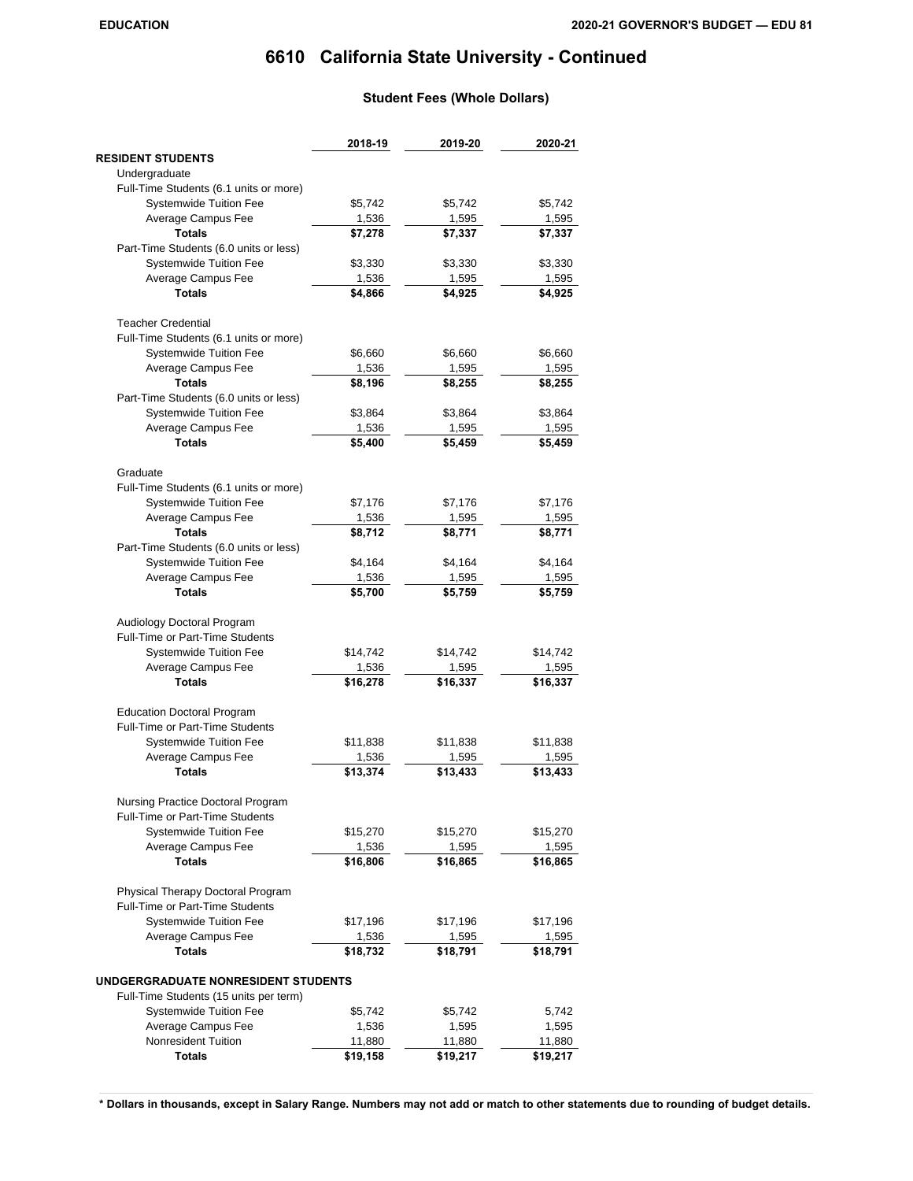# 6610 California State University - Continued

### Student Fees (Whole Dollars)

| | 2018-19 | 2019-20 | 2020-21 |
|---|---|---|---|
| **RESIDENT STUDENTS** | | | |
| Undergraduate | | | |
| Full-Time Students (6.1 units or more) | | | |
| Systemwide Tuition Fee | $5,742 | $5,742 | $5,742 |
| Average Campus Fee | 1,536 | 1,595 | 1,595 |
| **Totals** | **$7,278** | **$7,337** | **$7,337** |
| Part-Time Students (6.0 units or less) | | | |
| Systemwide Tuition Fee | $3,330 | $3,330 | $3,330 |
| Average Campus Fee | 1,536 | 1,595 | 1,595 |
| **Totals** | **$4,866** | **$4,925** | **$4,925** |
| Teacher Credential | | | |
| Full-Time Students (6.1 units or more) | | | |
| Systemwide Tuition Fee | $6,660 | $6,660 | $6,660 |
| Average Campus Fee | 1,536 | 1,595 | 1,595 |
| **Totals** | **$8,196** | **$8,255** | **$8,255** |
| Part-Time Students (6.0 units or less) | | | |
| Systemwide Tuition Fee | $3,864 | $3,864 | $3,864 |
| Average Campus Fee | 1,536 | 1,595 | 1,595 |
| **Totals** | **$5,400** | **$5,459** | **$5,459** |
| Graduate | | | |
| Full-Time Students (6.1 units or more) | | | |
| Systemwide Tuition Fee | $7,176 | $7,176 | $7,176 |
| Average Campus Fee | 1,536 | 1,595 | 1,595 |
| **Totals** | **$8,712** | **$8,771** | **$8,771** |
| Part-Time Students (6.0 units or less) | | | |
| Systemwide Tuition Fee | $4,164 | $4,164 | $4,164 |
| Average Campus Fee | 1,536 | 1,595 | 1,595 |
| **Totals** | **$5,700** | **$5,759** | **$5,759** |
| Audiology Doctoral Program | | | |
| Full-Time or Part-Time Students | | | |
| Systemwide Tuition Fee | $14,742 | $14,742 | $14,742 |
| Average Campus Fee | 1,536 | 1,595 | 1,595 |
| **Totals** | **$16,278** | **$16,337** | **$16,337** |
| Education Doctoral Program | | | |
| Full-Time or Part-Time Students | | | |
| Systemwide Tuition Fee | $11,838 | $11,838 | $11,838 |
| Average Campus Fee | 1,536 | 1,595 | 1,595 |
| **Totals** | **$13,374** | **$13,433** | **$13,433** |
| Nursing Practice Doctoral Program | | | |
| Full-Time or Part-Time Students | | | |
| Systemwide Tuition Fee | $15,270 | $15,270 | $15,270 |
| Average Campus Fee | 1,536 | 1,595 | 1,595 |
| **Totals** | **$16,806** | **$16,865** | **$16,865** |
| Physical Therapy Doctoral Program | | | |
| Full-Time or Part-Time Students | | | |
| Systemwide Tuition Fee | $17,196 | $17,196 | $17,196 |
| Average Campus Fee | 1,536 | 1,595 | 1,595 |
| **Totals** | **$18,732** | **$18,791** | **$18,791** |
| **UNDGERGRADUATE NONRESIDENT STUDENTS** | | | |
| Full-Time Students (15 units per term) | | | |
| Systemwide Tuition Fee | $5,742 | $5,742 | 5,742 |
| Average Campus Fee | 1,536 | 1,595 | 1,595 |
| Nonresident Tuition | 11,880 | 11,880 | 11,880 |
| **Totals** | **$19,158** | **$19,217** | **$19,217** |

**\* Dollars in thousands, except in Salary Range. Numbers may not add or match to other statements due to rounding of budget details.**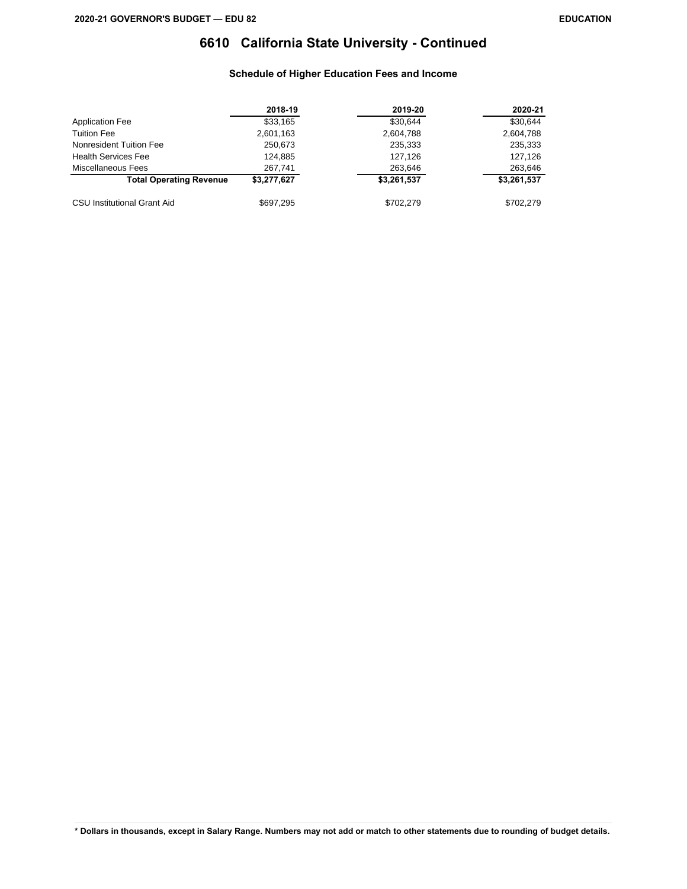# 6610 California State University - Continued

### Schedule of Higher Education Fees and Income

| | 2018-19 | 2019-20 | 2020-21 |
|---|---|---|---|
| Application Fee | $33,165 | $30,644 | $30,644 |
| Tuition Fee | 2,601,163 | 2,604,788 | 2,604,788 |
| Nonresident Tuition Fee | 250,673 | 235,333 | 235,333 |
| Health Services Fee | 124,885 | 127,126 | 127,126 |
| Miscellaneous Fees | 267,741 | 263,646 | 263,646 |
| **Total Operating Revenue** | **$3,277,627** | **$3,261,537** | **$3,261,537** |
| | | | |
| CSU Institutional Grant Aid | $697,295 | $702,279 | $702,279 |

**\* Dollars in thousands, except in Salary Range. Numbers may not add or match to other statements due to rounding of budget details.**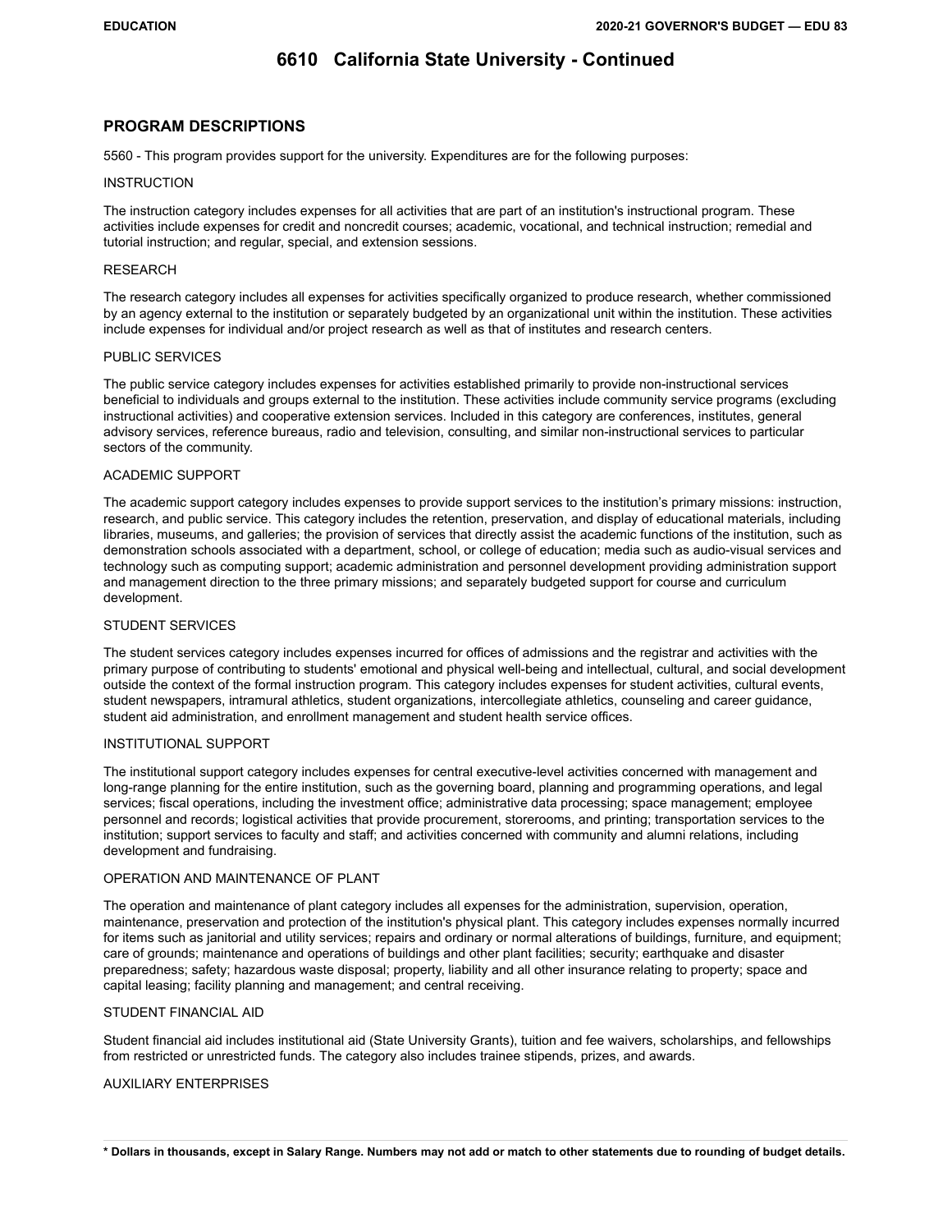# 6610 California State University - Continued

## PROGRAM DESCRIPTIONS

5560 - This program provides support for the university. Expenditures are for the following purposes:

INSTRUCTION

The instruction category includes expenses for all activities that are part of an institution's instructional program. These activities include expenses for credit and noncredit courses; academic, vocational, and technical instruction; remedial and tutorial instruction; and regular, special, and extension sessions.

RESEARCH

The research category includes all expenses for activities specifically organized to produce research, whether commissioned by an agency external to the institution or separately budgeted by an organizational unit within the institution. These activities include expenses for individual and/or project research as well as that of institutes and research centers.

PUBLIC SERVICES

The public service category includes expenses for activities established primarily to provide non-instructional services beneficial to individuals and groups external to the institution. These activities include community service programs (excluding instructional activities) and cooperative extension services. Included in this category are conferences, institutes, general advisory services, reference bureaus, radio and television, consulting, and similar non-instructional services to particular sectors of the community.

ACADEMIC SUPPORT

The academic support category includes expenses to provide support services to the institution's primary missions: instruction, research, and public service. This category includes the retention, preservation, and display of educational materials, including libraries, museums, and galleries; the provision of services that directly assist the academic functions of the institution, such as demonstration schools associated with a department, school, or college of education; media such as audio-visual services and technology such as computing support; academic administration and personnel development providing administration support and management direction to the three primary missions; and separately budgeted support for course and curriculum development.

STUDENT SERVICES

The student services category includes expenses incurred for offices of admissions and the registrar and activities with the primary purpose of contributing to students' emotional and physical well-being and intellectual, cultural, and social development outside the context of the formal instruction program. This category includes expenses for student activities, cultural events, student newspapers, intramural athletics, student organizations, intercollegiate athletics, counseling and career guidance, student aid administration, and enrollment management and student health service offices.

INSTITUTIONAL SUPPORT

The institutional support category includes expenses for central executive-level activities concerned with management and long-range planning for the entire institution, such as the governing board, planning and programming operations, and legal services; fiscal operations, including the investment office; administrative data processing; space management; employee personnel and records; logistical activities that provide procurement, storerooms, and printing; transportation services to the institution; support services to faculty and staff; and activities concerned with community and alumni relations, including development and fundraising.

OPERATION AND MAINTENANCE OF PLANT

The operation and maintenance of plant category includes all expenses for the administration, supervision, operation, maintenance, preservation and protection of the institution's physical plant. This category includes expenses normally incurred for items such as janitorial and utility services; repairs and ordinary or normal alterations of buildings, furniture, and equipment; care of grounds; maintenance and operations of buildings and other plant facilities; security; earthquake and disaster preparedness; safety; hazardous waste disposal; property, liability and all other insurance relating to property; space and capital leasing; facility planning and management; and central receiving.

STUDENT FINANCIAL AID

Student financial aid includes institutional aid (State University Grants), tuition and fee waivers, scholarships, and fellowships from restricted or unrestricted funds. The category also includes trainee stipends, prizes, and awards.

AUXILIARY ENTERPRISES

**\* Dollars in thousands, except in Salary Range. Numbers may not add or match to other statements due to rounding of budget details.**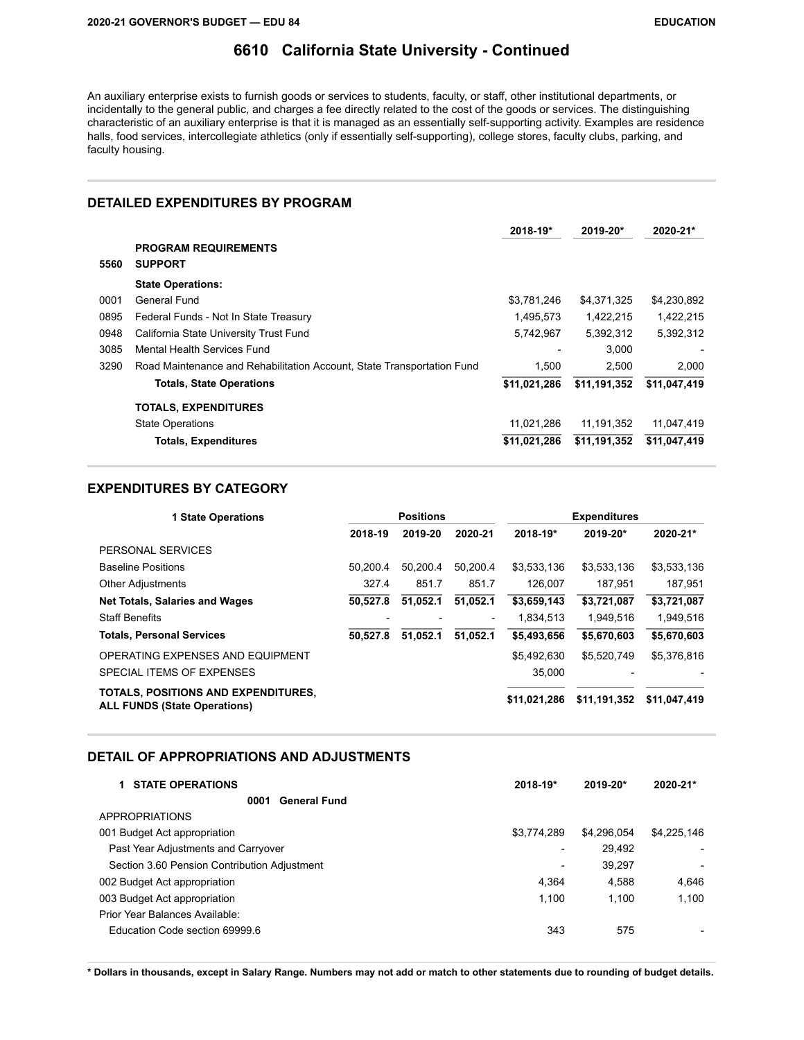## 6610 California State University - Continued

An auxiliary enterprise exists to furnish goods or services to students, faculty, or staff, other institutional departments, or incidentally to the general public, and charges a fee directly related to the cost of the goods or services. The distinguishing characteristic of an auxiliary enterprise is that it is managed as an essentially self-supporting activity. Examples are residence halls, food services, intercollegiate athletics (only if essentially self-supporting), college stores, faculty clubs, parking, and faculty housing.

### DETAILED EXPENDITURES BY PROGRAM

| | | 2018-19* | 2019-20* | 2020-21* |
|---|---|---|---|---|
| | **PROGRAM REQUIREMENTS** | | | |
| **5560** | **SUPPORT** | | | |
| | **State Operations:** | | | |
| 0001 | General Fund | $3,781,246 | $4,371,325 | $4,230,892 |
| 0895 | Federal Funds - Not In State Treasury | 1,495,573 | 1,422,215 | 1,422,215 |
| 0948 | California State University Trust Fund | 5,742,967 | 5,392,312 | 5,392,312 |
| 3085 | Mental Health Services Fund | - | 3,000 | - |
| 3290 | Road Maintenance and Rehabilitation Account, State Transportation Fund | 1,500 | 2,500 | 2,000 |
| | **Totals, State Operations** | **$11,021,286** | **$11,191,352** | **$11,047,419** |
| | **TOTALS, EXPENDITURES** | | | |
| | State Operations | 11,021,286 | 11,191,352 | 11,047,419 |
| | **Totals, Expenditures** | **$11,021,286** | **$11,191,352** | **$11,047,419** |

### EXPENDITURES BY CATEGORY

| 1 State Operations | Positions | | | Expenditures | | |
|---|---|---|---|---|---|---|
| | 2018-19 | 2019-20 | 2020-21 | 2018-19* | 2019-20* | 2020-21* |
| PERSONAL SERVICES | | | | | | |
| Baseline Positions | 50,200.4 | 50,200.4 | 50,200.4 | $3,533,136 | $3,533,136 | $3,533,136 |
| Other Adjustments | 327.4 | 851.7 | 851.7 | 126,007 | 187,951 | 187,951 |
| **Net Totals, Salaries and Wages** | **50,527.8** | **51,052.1** | **51,052.1** | **$3,659,143** | **$3,721,087** | **$3,721,087** |
| Staff Benefits | - | - | - | 1,834,513 | 1,949,516 | 1,949,516 |
| **Totals, Personal Services** | **50,527.8** | **51,052.1** | **51,052.1** | **$5,493,656** | **$5,670,603** | **$5,670,603** |
| OPERATING EXPENSES AND EQUIPMENT | | | | $5,492,630 | $5,520,749 | $5,376,816 |
| SPECIAL ITEMS OF EXPENSES | | | | 35,000 | - | - |
| **TOTALS, POSITIONS AND EXPENDITURES, ALL FUNDS (State Operations)** | | | | **$11,021,286** | **$11,191,352** | **$11,047,419** |

### DETAIL OF APPROPRIATIONS AND ADJUSTMENTS

| 1 STATE OPERATIONS | 2018-19* | 2019-20* | 2020-21* |
|---|---|---|---|
| **0001 General Fund** | | | |
| APPROPRIATIONS | | | |
| 001 Budget Act appropriation | $3,774,289 | $4,296,054 | $4,225,146 |
| Past Year Adjustments and Carryover | - | 29,492 | - |
| Section 3.60 Pension Contribution Adjustment | - | 39,297 | - |
| 002 Budget Act appropriation | 4,364 | 4,588 | 4,646 |
| 003 Budget Act appropriation | 1,100 | 1,100 | 1,100 |
| Prior Year Balances Available: | | | |
| Education Code section 69999.6 | 343 | 575 | - |

**\* Dollars in thousands, except in Salary Range. Numbers may not add or match to other statements due to rounding of budget details.**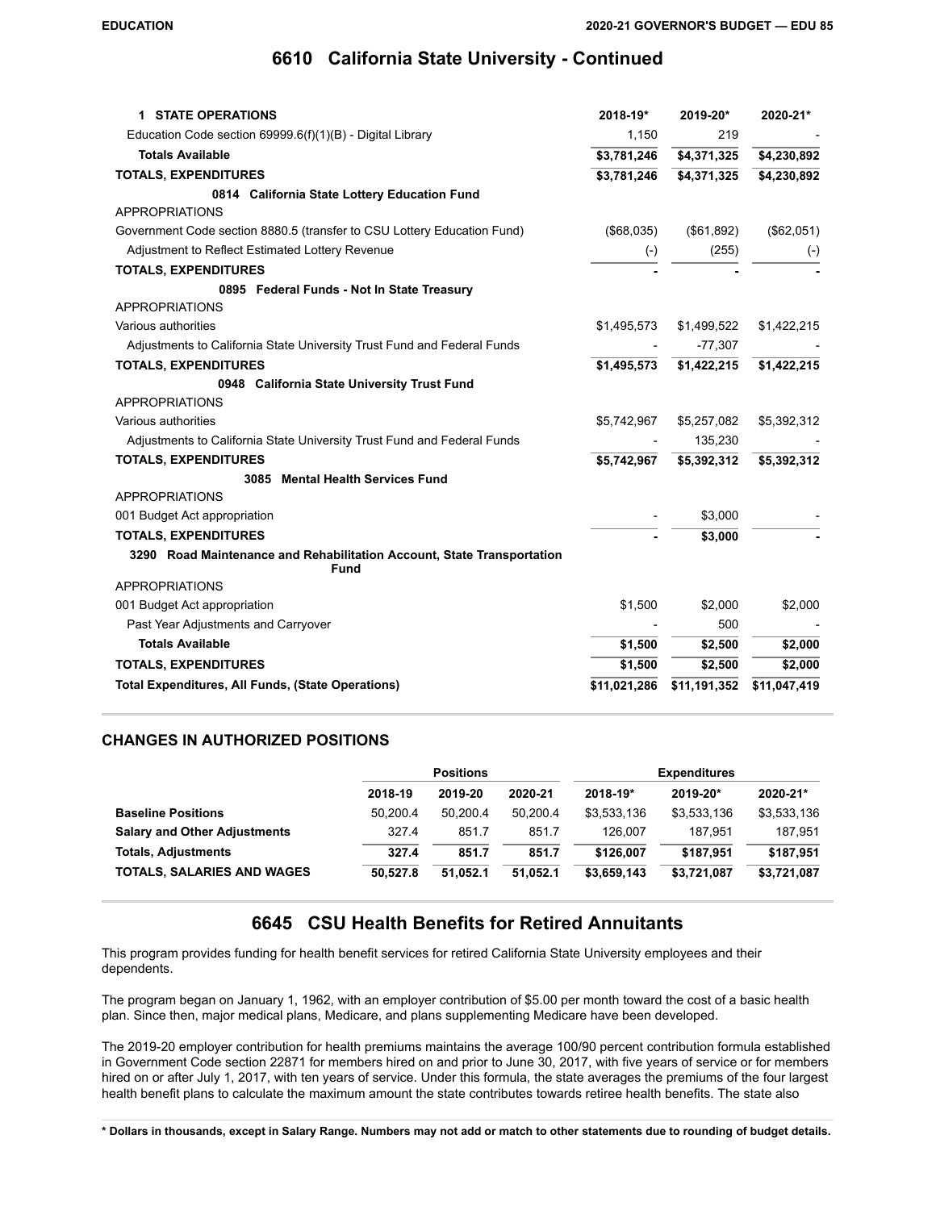# 6610 California State University - Continued

| 1 STATE OPERATIONS | 2018-19* | 2019-20* | 2020-21* |
|---|---|---|---|
| Education Code section 69999.6(f)(1)(B) - Digital Library | 1,150 | 219 | - |
| **Totals Available** | **$3,781,246** | **$4,371,325** | **$4,230,892** |
| **TOTALS, EXPENDITURES** | **$3,781,246** | **$4,371,325** | **$4,230,892** |
| **0814 California State Lottery Education Fund** | | | |
| APPROPRIATIONS | | | |
| Government Code section 8880.5 (transfer to CSU Lottery Education Fund) | ($68,035) | ($61,892) | ($62,051) |
| Adjustment to Reflect Estimated Lottery Revenue | (-) | (255) | (-) |
| **TOTALS, EXPENDITURES** | **-** | **-** | **-** |
| **0895 Federal Funds - Not In State Treasury** | | | |
| APPROPRIATIONS | | | |
| Various authorities | $1,495,573 | $1,499,522 | $1,422,215 |
| Adjustments to California State University Trust Fund and Federal Funds | - | -77,307 | - |
| **TOTALS, EXPENDITURES** | **$1,495,573** | **$1,422,215** | **$1,422,215** |
| **0948 California State University Trust Fund** | | | |
| APPROPRIATIONS | | | |
| Various authorities | $5,742,967 | $5,257,082 | $5,392,312 |
| Adjustments to California State University Trust Fund and Federal Funds | - | 135,230 | - |
| **TOTALS, EXPENDITURES** | **$5,742,967** | **$5,392,312** | **$5,392,312** |
| **3085 Mental Health Services Fund** | | | |
| APPROPRIATIONS | | | |
| 001 Budget Act appropriation | - | $3,000 | - |
| **TOTALS, EXPENDITURES** | **-** | **$3,000** | **-** |
| **3290 Road Maintenance and Rehabilitation Account, State Transportation Fund** | | | |
| APPROPRIATIONS | | | |
| 001 Budget Act appropriation | $1,500 | $2,000 | $2,000 |
| Past Year Adjustments and Carryover | - | 500 | - |
| **Totals Available** | **$1,500** | **$2,500** | **$2,000** |
| **TOTALS, EXPENDITURES** | **$1,500** | **$2,500** | **$2,000** |
| **Total Expenditures, All Funds, (State Operations)** | **$11,021,286** | **$11,191,352** | **$11,047,419** |

## CHANGES IN AUTHORIZED POSITIONS

| | Positions | | | Expenditures | | |
|---|---|---|---|---|---|---|
| | 2018-19 | 2019-20 | 2020-21 | 2018-19* | 2019-20* | 2020-21* |
| **Baseline Positions** | 50,200.4 | 50,200.4 | 50,200.4 | $3,533,136 | $3,533,136 | $3,533,136 |
| **Salary and Other Adjustments** | 327.4 | 851.7 | 851.7 | 126,007 | 187,951 | 187,951 |
| **Totals, Adjustments** | **327.4** | **851.7** | **851.7** | **$126,007** | **$187,951** | **$187,951** |
| **TOTALS, SALARIES AND WAGES** | **50,527.8** | **51,052.1** | **51,052.1** | **$3,659,143** | **$3,721,087** | **$3,721,087** |

# 6645 CSU Health Benefits for Retired Annuitants

This program provides funding for health benefit services for retired California State University employees and their dependents.

The program began on January 1, 1962, with an employer contribution of $5.00 per month toward the cost of a basic health plan. Since then, major medical plans, Medicare, and plans supplementing Medicare have been developed.

The 2019-20 employer contribution for health premiums maintains the average 100/90 percent contribution formula established in Government Code section 22871 for members hired on and prior to June 30, 2017, with five years of service or for members hired on or after July 1, 2017, with ten years of service. Under this formula, the state averages the premiums of the four largest health benefit plans to calculate the maximum amount the state contributes towards retiree health benefits. The state also

* Dollars in thousands, except in Salary Range. Numbers may not add or match to other statements due to rounding of budget details.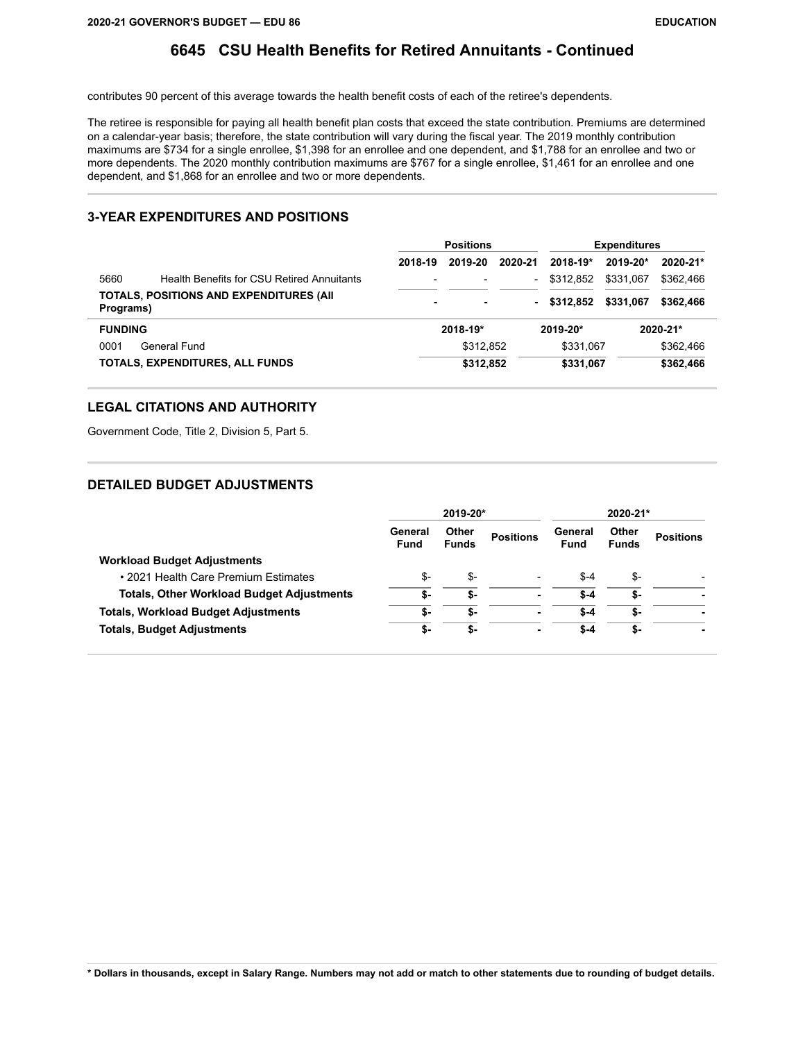# 6645 CSU Health Benefits for Retired Annuitants - Continued

contributes 90 percent of this average towards the health benefit costs of each of the retiree's dependents.

The retiree is responsible for paying all health benefit plan costs that exceed the state contribution. Premiums are determined on a calendar-year basis; therefore, the state contribution will vary during the fiscal year. The 2019 monthly contribution maximums are $734 for a single enrollee, $1,398 for an enrollee and one dependent, and $1,788 for an enrollee and two or more dependents. The 2020 monthly contribution maximums are $767 for a single enrollee, $1,461 for an enrollee and one dependent, and $1,868 for an enrollee and two or more dependents.

## 3-YEAR EXPENDITURES AND POSITIONS

| | | Positions | | | Expenditures | | |
|---|---|---|---|---|---|---|---|
| | | 2018-19 | 2019-20 | 2020-21 | 2018-19* | 2019-20* | 2020-21* |
| 5660 | Health Benefits for CSU Retired Annuitants | - | - | - | $312,852 | $331,067 | $362,466 |
| **TOTALS, POSITIONS AND EXPENDITURES (All Programs)** | | **-** | **-** | **-** | **$312,852** | **$331,067** | **$362,466** |

| FUNDING | | 2018-19* | 2019-20* | 2020-21* |
|---|---|---|---|---|
| 0001 | General Fund | $312,852 | $331,067 | $362,466 |
| **TOTALS, EXPENDITURES, ALL FUNDS** | | **$312,852** | **$331,067** | **$362,466** |

## LEGAL CITATIONS AND AUTHORITY

Government Code, Title 2, Division 5, Part 5.

## DETAILED BUDGET ADJUSTMENTS

| | 2019-20* | | | 2020-21* | | |
|---|---|---|---|---|---|---|
| | General Fund | Other Funds | Positions | General Fund | Other Funds | Positions |
| **Workload Budget Adjustments** | | | | | | |
| • 2021 Health Care Premium Estimates | $- | $- | - | $-4 | $- | - |
| **Totals, Other Workload Budget Adjustments** | **$-** | **$-** | **-** | **$-4** | **$-** | **-** |
| **Totals, Workload Budget Adjustments** | **$-** | **$-** | **-** | **$-4** | **$-** | **-** |
| **Totals, Budget Adjustments** | **$-** | **$-** | **-** | **$-4** | **$-** | **-** |

**\* Dollars in thousands, except in Salary Range. Numbers may not add or match to other statements due to rounding of budget details.**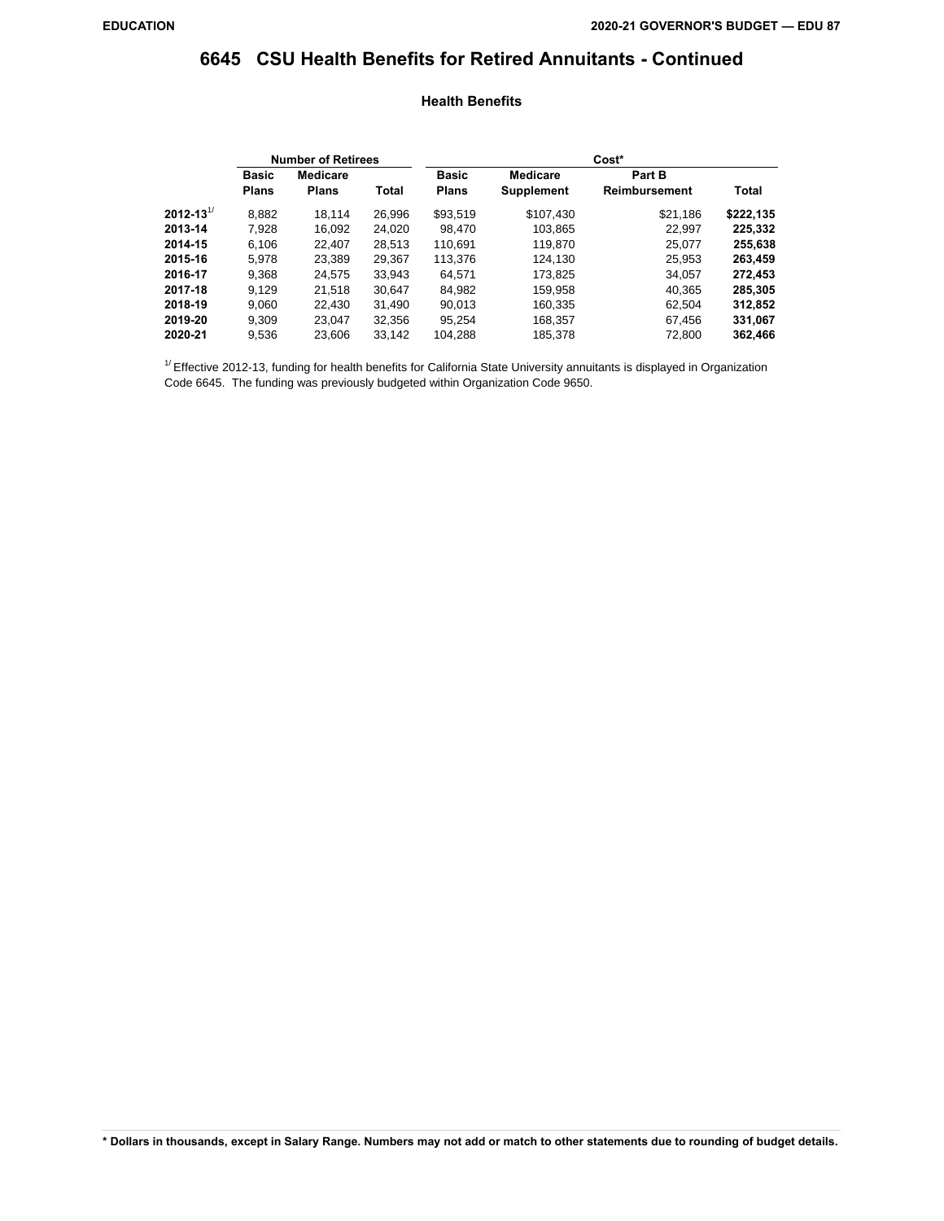# 6645 CSU Health Benefits for Retired Annuitants - Continued

### Health Benefits

| | Number of Retirees | | | Cost* | | | |
|---|---|---|---|---|---|---|---|
| | Basic Plans | Medicare Plans | Total | Basic Plans | Medicare Supplement | Part B Reimbursement | Total |
| **2012-13**[1/] | 8,882 | 18,114 | 26,996 | $93,519 | $107,430 | $21,186 | **$222,135** |
| **2013-14** | 7,928 | 16,092 | 24,020 | 98,470 | 103,865 | 22,997 | **225,332** |
| **2014-15** | 6,106 | 22,407 | 28,513 | 110,691 | 119,870 | 25,077 | **255,638** |
| **2015-16** | 5,978 | 23,389 | 29,367 | 113,376 | 124,130 | 25,953 | **263,459** |
| **2016-17** | 9,368 | 24,575 | 33,943 | 64,571 | 173,825 | 34,057 | **272,453** |
| **2017-18** | 9,129 | 21,518 | 30,647 | 84,982 | 159,958 | 40,365 | **285,305** |
| **2018-19** | 9,060 | 22,430 | 31,490 | 90,013 | 160,335 | 62,504 | **312,852** |
| **2019-20** | 9,309 | 23,047 | 32,356 | 95,254 | 168,357 | 67,456 | **331,067** |
| **2020-21** | 9,536 | 23,606 | 33,142 | 104,288 | 185,378 | 72,800 | **362,466** |

[1/] Effective 2012-13, funding for health benefits for California State University annuitants is displayed in Organization Code 6645. The funding was previously budgeted within Organization Code 9650.

**\* Dollars in thousands, except in Salary Range. Numbers may not add or match to other statements due to rounding of budget details.**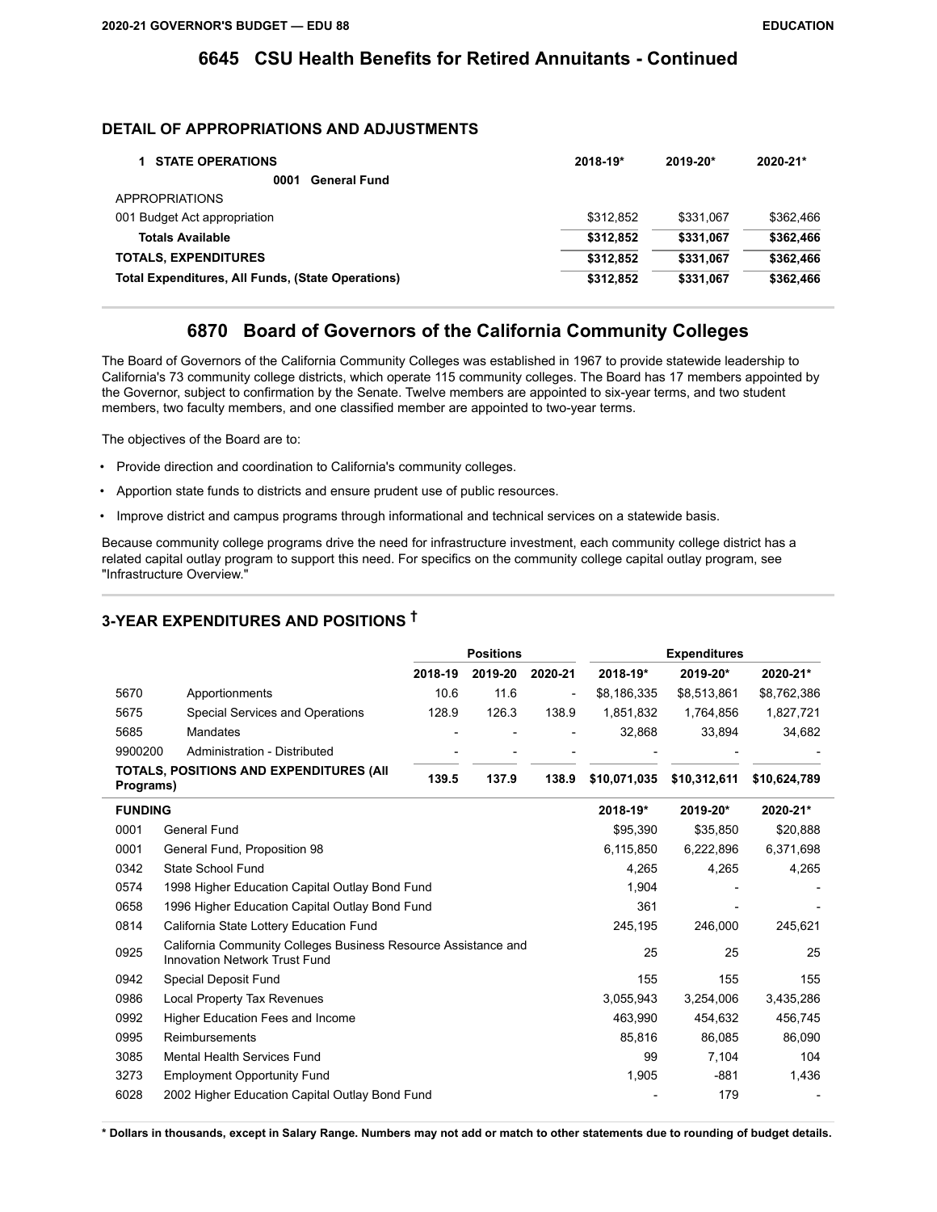## 6645 CSU Health Benefits for Retired Annuitants - Continued

### DETAIL OF APPROPRIATIONS AND ADJUSTMENTS

| 1 STATE OPERATIONS | 2018-19* | 2019-20* | 2020-21* |
|---|---|---|---|
| **0001 General Fund** | | | |
| APPROPRIATIONS | | | |
| 001 Budget Act appropriation | $312,852 | $331,067 | $362,466 |
| **Totals Available** | **$312,852** | **$331,067** | **$362,466** |
| **TOTALS, EXPENDITURES** | **$312,852** | **$331,067** | **$362,466** |
| **Total Expenditures, All Funds, (State Operations)** | **$312,852** | **$331,067** | **$362,466** |

## 6870 Board of Governors of the California Community Colleges

The Board of Governors of the California Community Colleges was established in 1967 to provide statewide leadership to California's 73 community college districts, which operate 115 community colleges. The Board has 17 members appointed by the Governor, subject to confirmation by the Senate. Twelve members are appointed to six-year terms, and two student members, two faculty members, and one classified member are appointed to two-year terms.

The objectives of the Board are to:

- Provide direction and coordination to California's community colleges.
- Apportion state funds to districts and ensure prudent use of public resources.
- Improve district and campus programs through informational and technical services on a statewide basis.

Because community college programs drive the need for infrastructure investment, each community college district has a related capital outlay program to support this need. For specifics on the community college capital outlay program, see "Infrastructure Overview."

### 3-YEAR EXPENDITURES AND POSITIONS †

| | | Positions | | | Expenditures | | |
|---|---|---|---|---|---|---|---|
| | | 2018-19 | 2019-20 | 2020-21 | 2018-19* | 2019-20* | 2020-21* |
| 5670 | Apportionments | 10.6 | 11.6 | - | $8,186,335 | $8,513,861 | $8,762,386 |
| 5675 | Special Services and Operations | 128.9 | 126.3 | 138.9 | 1,851,832 | 1,764,856 | 1,827,721 |
| 5685 | Mandates | - | - | - | 32,868 | 33,894 | 34,682 |
| 9900200 | Administration - Distributed | - | - | - | - | - | - |
| **TOTALS, POSITIONS AND EXPENDITURES (All Programs)** | | **139.5** | **137.9** | **138.9** | **$10,071,035** | **$10,312,611** | **$10,624,789** |

| FUNDING | | 2018-19* | 2019-20* | 2020-21* |
|---|---|---|---|---|
| 0001 | General Fund | $95,390 | $35,850 | $20,888 |
| 0001 | General Fund, Proposition 98 | 6,115,850 | 6,222,896 | 6,371,698 |
| 0342 | State School Fund | 4,265 | 4,265 | 4,265 |
| 0574 | 1998 Higher Education Capital Outlay Bond Fund | 1,904 | - | - |
| 0658 | 1996 Higher Education Capital Outlay Bond Fund | 361 | - | - |
| 0814 | California State Lottery Education Fund | 245,195 | 246,000 | 245,621 |
| 0925 | California Community Colleges Business Resource Assistance and Innovation Network Trust Fund | 25 | 25 | 25 |
| 0942 | Special Deposit Fund | 155 | 155 | 155 |
| 0986 | Local Property Tax Revenues | 3,055,943 | 3,254,006 | 3,435,286 |
| 0992 | Higher Education Fees and Income | 463,990 | 454,632 | 456,745 |
| 0995 | Reimbursements | 85,816 | 86,085 | 86,090 |
| 3085 | Mental Health Services Fund | 99 | 7,104 | 104 |
| 3273 | Employment Opportunity Fund | 1,905 | -881 | 1,436 |
| 6028 | 2002 Higher Education Capital Outlay Bond Fund | - | 179 | - |

**\* Dollars in thousands, except in Salary Range. Numbers may not add or match to other statements due to rounding of budget details.**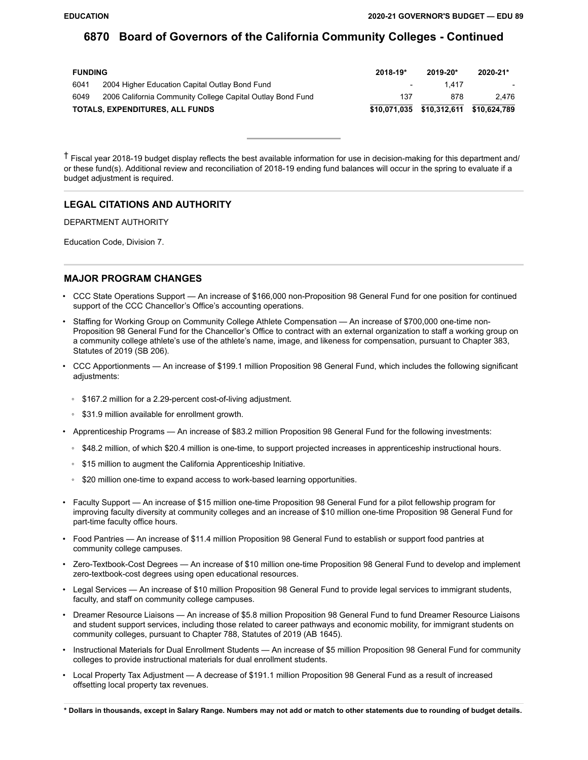# 6870 Board of Governors of the California Community Colleges - Continued

| FUNDING | | 2018-19* | 2019-20* | 2020-21* |
|---|---|---|---|---|
| 6041 | 2004 Higher Education Capital Outlay Bond Fund | - | 1,417 | - |
| 6049 | 2006 California Community College Capital Outlay Bond Fund | 137 | 878 | 2,476 |
| **TOTALS, EXPENDITURES, ALL FUNDS** | | **$10,071,035** | **$10,312,611** | **$10,624,789** |

† Fiscal year 2018-19 budget display reflects the best available information for use in decision-making for this department and/or these fund(s). Additional review and reconciliation of 2018-19 ending fund balances will occur in the spring to evaluate if a budget adjustment is required.

## LEGAL CITATIONS AND AUTHORITY

DEPARTMENT AUTHORITY

Education Code, Division 7.

## MAJOR PROGRAM CHANGES

- CCC State Operations Support — An increase of $166,000 non-Proposition 98 General Fund for one position for continued support of the CCC Chancellor's Office's accounting operations.
- Staffing for Working Group on Community College Athlete Compensation — An increase of $700,000 one-time non-Proposition 98 General Fund for the Chancellor's Office to contract with an external organization to staff a working group on a community college athlete's use of the athlete's name, image, and likeness for compensation, pursuant to Chapter 383, Statutes of 2019 (SB 206).
- CCC Apportionments — An increase of $199.1 million Proposition 98 General Fund, which includes the following significant adjustments:
  - $167.2 million for a 2.29-percent cost-of-living adjustment.
  - $31.9 million available for enrollment growth.
- Apprenticeship Programs — An increase of $83.2 million Proposition 98 General Fund for the following investments:
  - $48.2 million, of which $20.4 million is one-time, to support projected increases in apprenticeship instructional hours.
  - $15 million to augment the California Apprenticeship Initiative.
  - $20 million one-time to expand access to work-based learning opportunities.
- Faculty Support — An increase of $15 million one-time Proposition 98 General Fund for a pilot fellowship program for improving faculty diversity at community colleges and an increase of $10 million one-time Proposition 98 General Fund for part-time faculty office hours.
- Food Pantries — An increase of $11.4 million Proposition 98 General Fund to establish or support food pantries at community college campuses.
- Zero-Textbook-Cost Degrees — An increase of $10 million one-time Proposition 98 General Fund to develop and implement zero-textbook-cost degrees using open educational resources.
- Legal Services — An increase of $10 million Proposition 98 General Fund to provide legal services to immigrant students, faculty, and staff on community college campuses.
- Dreamer Resource Liaisons — An increase of $5.8 million Proposition 98 General Fund to fund Dreamer Resource Liaisons and student support services, including those related to career pathways and economic mobility, for immigrant students on community colleges, pursuant to Chapter 788, Statutes of 2019 (AB 1645).
- Instructional Materials for Dual Enrollment Students — An increase of $5 million Proposition 98 General Fund for community colleges to provide instructional materials for dual enrollment students.
- Local Property Tax Adjustment — A decrease of $191.1 million Proposition 98 General Fund as a result of increased offsetting local property tax revenues.

**\* Dollars in thousands, except in Salary Range. Numbers may not add or match to other statements due to rounding of budget details.**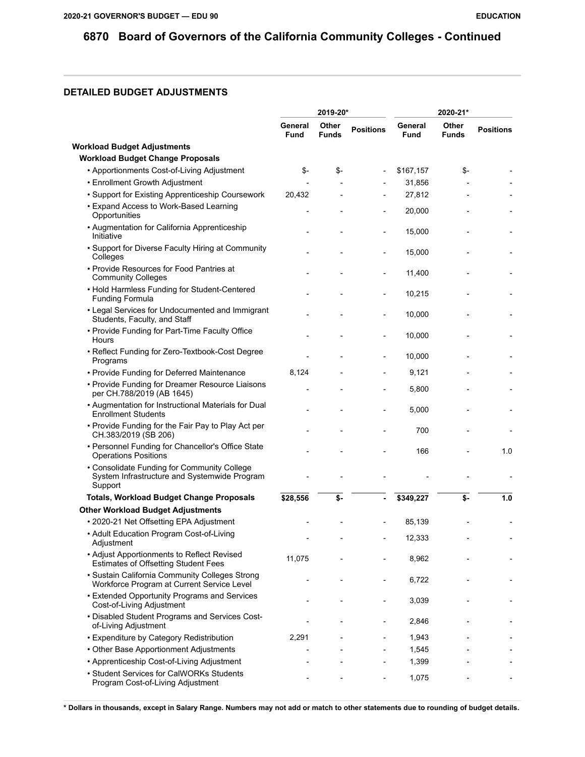# 6870 Board of Governors of the California Community Colleges - Continued

## DETAILED BUDGET ADJUSTMENTS

| | 2019-20* | | | 2020-21* | | |
|---|---|---|---|---|---|---|
| | General Fund | Other Funds | Positions | General Fund | Other Funds | Positions |
| **Workload Budget Adjustments** | | | | | | |
| **Workload Budget Change Proposals** | | | | | | |
| • Apportionments Cost-of-Living Adjustment | $- | $- | - | $167,157 | $- | - |
| • Enrollment Growth Adjustment | - | - | - | 31,856 | - | - |
| • Support for Existing Apprenticeship Coursework | 20,432 | - | - | 27,812 | - | - |
| • Expand Access to Work-Based Learning Opportunities | - | - | - | 20,000 | - | - |
| • Augmentation for California Apprenticeship Initiative | - | - | - | 15,000 | - | - |
| • Support for Diverse Faculty Hiring at Community Colleges | - | - | - | 15,000 | - | - |
| • Provide Resources for Food Pantries at Community Colleges | - | - | - | 11,400 | - | - |
| • Hold Harmless Funding for Student-Centered Funding Formula | - | - | - | 10,215 | - | - |
| • Legal Services for Undocumented and Immigrant Students, Faculty, and Staff | - | - | - | 10,000 | - | - |
| • Provide Funding for Part-Time Faculty Office Hours | - | - | - | 10,000 | - | - |
| • Reflect Funding for Zero-Textbook-Cost Degree Programs | - | - | - | 10,000 | - | - |
| • Provide Funding for Deferred Maintenance | 8,124 | - | - | 9,121 | - | - |
| • Provide Funding for Dreamer Resource Liaisons per CH.788/2019 (AB 1645) | - | - | - | 5,800 | - | - |
| • Augmentation for Instructional Materials for Dual Enrollment Students | - | - | - | 5,000 | - | - |
| • Provide Funding for the Fair Pay to Play Act per CH.383/2019 (SB 206) | - | - | - | 700 | - | - |
| • Personnel Funding for Chancellor's Office State Operations Positions | - | - | - | 166 | - | 1.0 |
| • Consolidate Funding for Community College System Infrastructure and Systemwide Program Support | - | - | - | - | - | - |
| **Totals, Workload Budget Change Proposals** | **$28,556** | **$-** | **-** | **$349,227** | **$-** | **1.0** |
| **Other Workload Budget Adjustments** | | | | | | |
| • 2020-21 Net Offsetting EPA Adjustment | - | - | - | 85,139 | - | - |
| • Adult Education Program Cost-of-Living Adjustment | - | - | - | 12,333 | - | - |
| • Adjust Apportionments to Reflect Revised Estimates of Offsetting Student Fees | 11,075 | - | - | 8,962 | - | - |
| • Sustain California Community Colleges Strong Workforce Program at Current Service Level | - | - | - | 6,722 | - | - |
| • Extended Opportunity Programs and Services Cost-of-Living Adjustment | - | - | - | 3,039 | - | - |
| • Disabled Student Programs and Services Cost-of-Living Adjustment | - | - | - | 2,846 | - | - |
| • Expenditure by Category Redistribution | 2,291 | - | - | 1,943 | - | - |
| • Other Base Apportionment Adjustments | - | - | - | 1,545 | - | - |
| • Apprenticeship Cost-of-Living Adjustment | - | - | - | 1,399 | - | - |
| • Student Services for CalWORKs Students Program Cost-of-Living Adjustment | - | - | - | 1,075 | - | - |

**\* Dollars in thousands, except in Salary Range. Numbers may not add or match to other statements due to rounding of budget details.**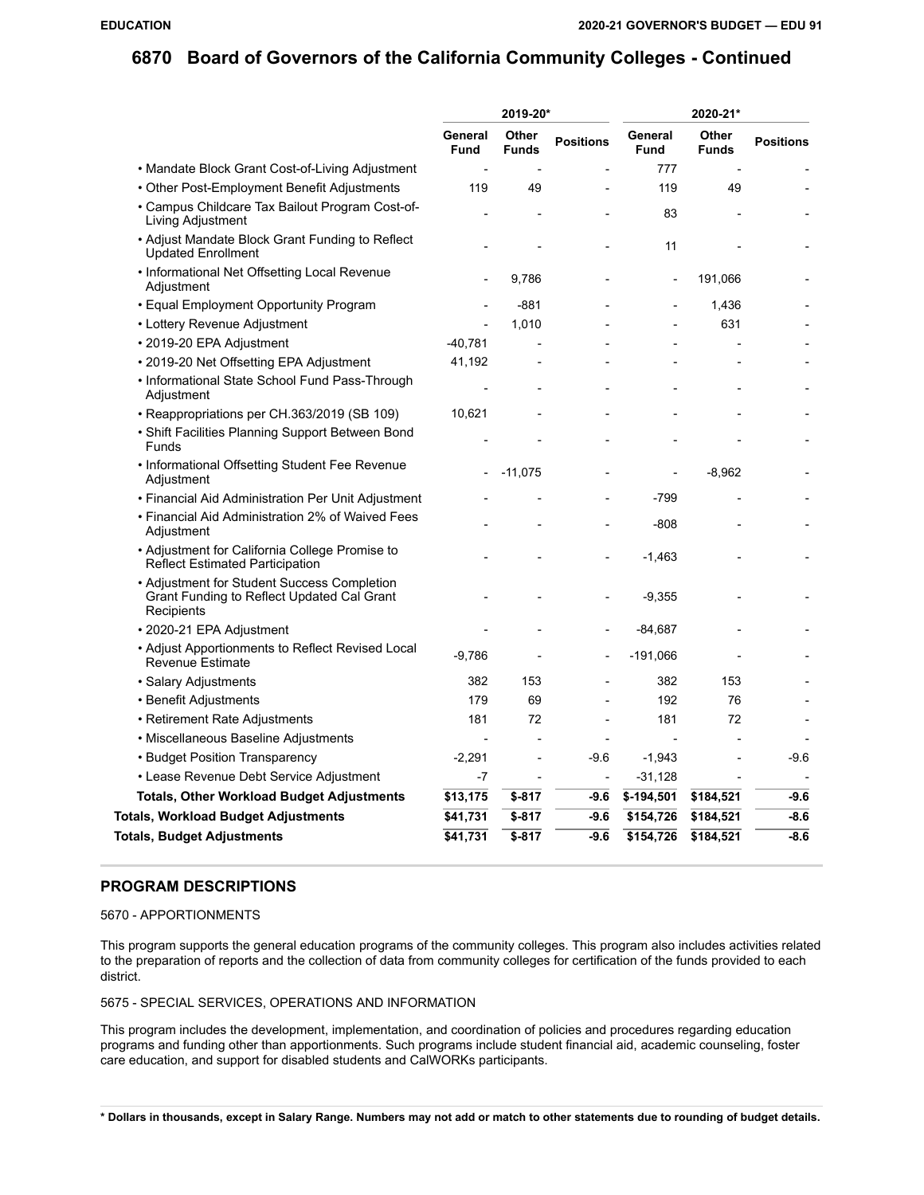# 6870 Board of Governors of the California Community Colleges - Continued

| | 2019-20* | | | 2020-21* | | |
|---|---|---|---|---|---|---|
| | General Fund | Other Funds | Positions | General Fund | Other Funds | Positions |
| • Mandate Block Grant Cost-of-Living Adjustment | - | - | - | 777 | - | - |
| • Other Post-Employment Benefit Adjustments | 119 | 49 | - | 119 | 49 | - |
| • Campus Childcare Tax Bailout Program Cost-of-Living Adjustment | - | - | - | 83 | - | - |
| • Adjust Mandate Block Grant Funding to Reflect Updated Enrollment | - | - | - | 11 | - | - |
| • Informational Net Offsetting Local Revenue Adjustment | - | 9,786 | - | - | 191,066 | - |
| • Equal Employment Opportunity Program | - | -881 | - | - | 1,436 | - |
| • Lottery Revenue Adjustment | - | 1,010 | - | - | 631 | - |
| • 2019-20 EPA Adjustment | -40,781 | - | - | - | - | - |
| • 2019-20 Net Offsetting EPA Adjustment | 41,192 | - | - | - | - | - |
| • Informational State School Fund Pass-Through Adjustment | - | - | - | - | - | - |
| • Reappropriations per CH.363/2019 (SB 109) | 10,621 | - | - | - | - | - |
| • Shift Facilities Planning Support Between Bond Funds | - | - | - | - | - | - |
| • Informational Offsetting Student Fee Revenue Adjustment | - | -11,075 | - | - | -8,962 | - |
| • Financial Aid Administration Per Unit Adjustment | - | - | - | -799 | - | - |
| • Financial Aid Administration 2% of Waived Fees Adjustment | - | - | - | -808 | - | - |
| • Adjustment for California College Promise to Reflect Estimated Participation | - | - | - | -1,463 | - | - |
| • Adjustment for Student Success Completion Grant Funding to Reflect Updated Cal Grant Recipients | - | - | - | -9,355 | - | - |
| • 2020-21 EPA Adjustment | - | - | - | -84,687 | - | - |
| • Adjust Apportionments to Reflect Revised Local Revenue Estimate | -9,786 | - | - | -191,066 | - | - |
| • Salary Adjustments | 382 | 153 | - | 382 | 153 | - |
| • Benefit Adjustments | 179 | 69 | - | 192 | 76 | - |
| • Retirement Rate Adjustments | 181 | 72 | - | 181 | 72 | - |
| • Miscellaneous Baseline Adjustments | - | - | - | - | - | - |
| • Budget Position Transparency | -2,291 | - | -9.6 | -1,943 | - | -9.6 |
| • Lease Revenue Debt Service Adjustment | -7 | - | - | -31,128 | - | - |
| **Totals, Other Workload Budget Adjustments** | $13,175 | $-817 | -9.6 | $-194,501 | $184,521 | -9.6 |
| **Totals, Workload Budget Adjustments** | $41,731 | $-817 | -9.6 | $154,726 | $184,521 | -8.6 |
| **Totals, Budget Adjustments** | $41,731 | $-817 | -9.6 | $154,726 | $184,521 | -8.6 |

## PROGRAM DESCRIPTIONS

5670 - APPORTIONMENTS

This program supports the general education programs of the community colleges. This program also includes activities related to the preparation of reports and the collection of data from community colleges for certification of the funds provided to each district.

5675 - SPECIAL SERVICES, OPERATIONS AND INFORMATION

This program includes the development, implementation, and coordination of policies and procedures regarding education programs and funding other than apportionments. Such programs include student financial aid, academic counseling, foster care education, and support for disabled students and CalWORKs participants.

**\* Dollars in thousands, except in Salary Range. Numbers may not add or match to other statements due to rounding of budget details.**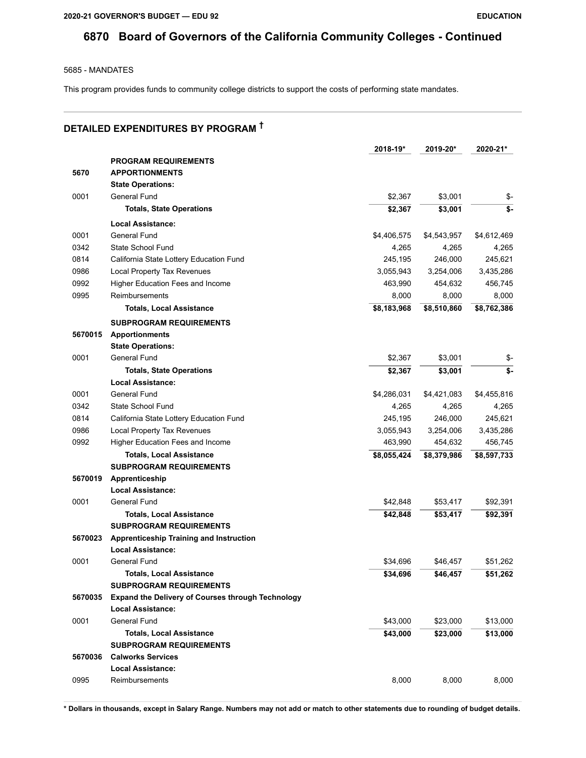# 6870 Board of Governors of the California Community Colleges - Continued

5685 - MANDATES

This program provides funds to community college districts to support the costs of performing state mandates.

## DETAILED EXPENDITURES BY PROGRAM †

| | | 2018-19* | 2019-20* | 2020-21* |
|---|---|---|---|---|
| | **PROGRAM REQUIREMENTS** | | | |
| **5670** | **APPORTIONMENTS** | | | |
| | **State Operations:** | | | |
| 0001 | General Fund | $2,367 | $3,001 | $- |
| | **Totals, State Operations** | **$2,367** | **$3,001** | **$-** |
| | **Local Assistance:** | | | |
| 0001 | General Fund | $4,406,575 | $4,543,957 | $4,612,469 |
| 0342 | State School Fund | 4,265 | 4,265 | 4,265 |
| 0814 | California State Lottery Education Fund | 245,195 | 246,000 | 245,621 |
| 0986 | Local Property Tax Revenues | 3,055,943 | 3,254,006 | 3,435,286 |
| 0992 | Higher Education Fees and Income | 463,990 | 454,632 | 456,745 |
| 0995 | Reimbursements | 8,000 | 8,000 | 8,000 |
| | **Totals, Local Assistance** | **$8,183,968** | **$8,510,860** | **$8,762,386** |
| | **SUBPROGRAM REQUIREMENTS** | | | |
| **5670015** | **Apportionments** | | | |
| | **State Operations:** | | | |
| 0001 | General Fund | $2,367 | $3,001 | $- |
| | **Totals, State Operations** | **$2,367** | **$3,001** | **$-** |
| | **Local Assistance:** | | | |
| 0001 | General Fund | $4,286,031 | $4,421,083 | $4,455,816 |
| 0342 | State School Fund | 4,265 | 4,265 | 4,265 |
| 0814 | California State Lottery Education Fund | 245,195 | 246,000 | 245,621 |
| 0986 | Local Property Tax Revenues | 3,055,943 | 3,254,006 | 3,435,286 |
| 0992 | Higher Education Fees and Income | 463,990 | 454,632 | 456,745 |
| | **Totals, Local Assistance** | **$8,055,424** | **$8,379,986** | **$8,597,733** |
| | **SUBPROGRAM REQUIREMENTS** | | | |
| **5670019** | **Apprenticeship** | | | |
| | **Local Assistance:** | | | |
| 0001 | General Fund | $42,848 | $53,417 | $92,391 |
| | **Totals, Local Assistance** | **$42,848** | **$53,417** | **$92,391** |
| | **SUBPROGRAM REQUIREMENTS** | | | |
| **5670023** | **Apprenticeship Training and Instruction** | | | |
| | **Local Assistance:** | | | |
| 0001 | General Fund | $34,696 | $46,457 | $51,262 |
| | **Totals, Local Assistance** | **$34,696** | **$46,457** | **$51,262** |
| | **SUBPROGRAM REQUIREMENTS** | | | |
| **5670035** | **Expand the Delivery of Courses through Technology** | | | |
| | **Local Assistance:** | | | |
| 0001 | General Fund | $43,000 | $23,000 | $13,000 |
| | **Totals, Local Assistance** | **$43,000** | **$23,000** | **$13,000** |
| | **SUBPROGRAM REQUIREMENTS** | | | |
| **5670036** | **Calworks Services** | | | |
| | **Local Assistance:** | | | |
| 0995 | Reimbursements | 8,000 | 8,000 | 8,000 |

**\* Dollars in thousands, except in Salary Range. Numbers may not add or match to other statements due to rounding of budget details.**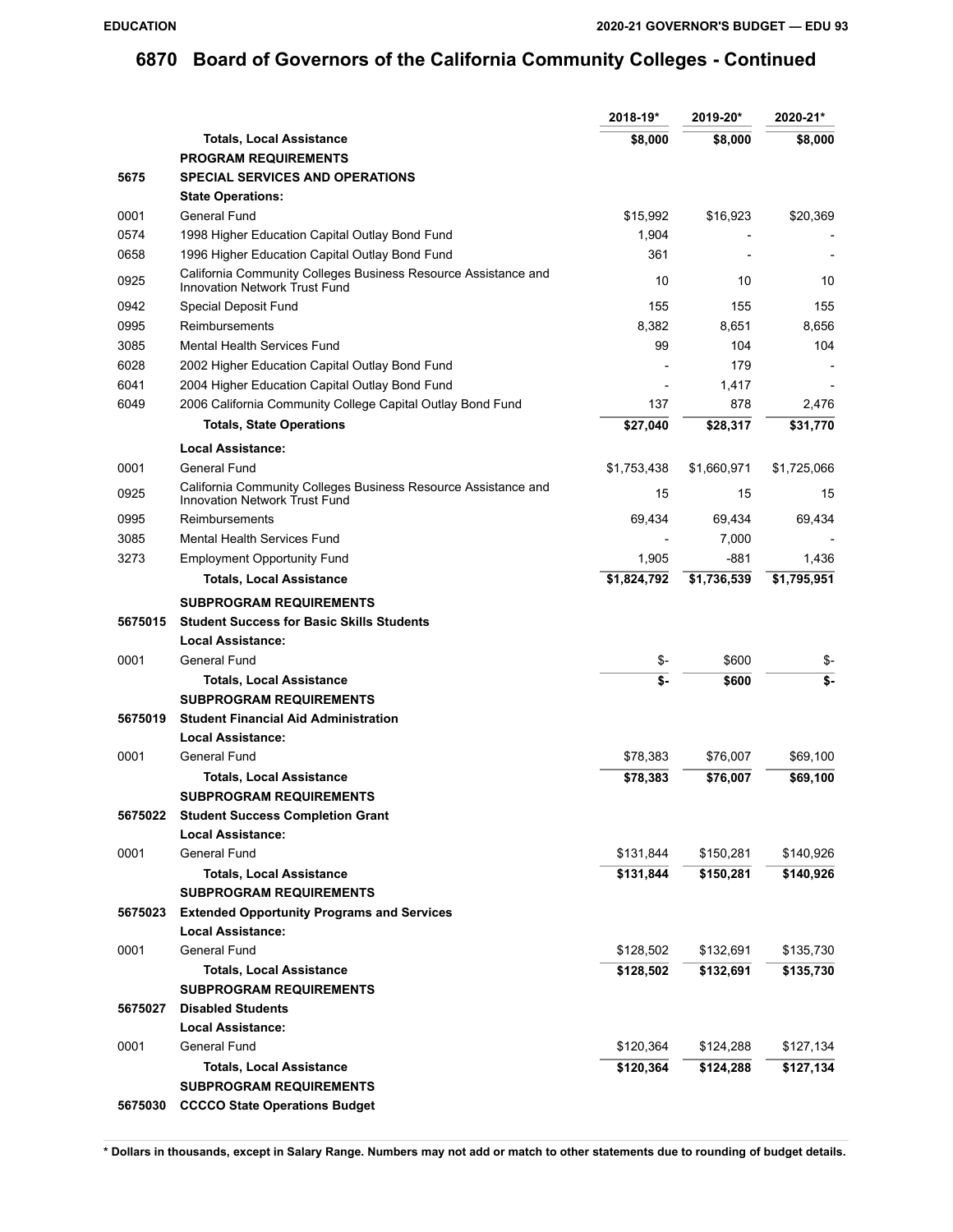# 6870 Board of Governors of the California Community Colleges - Continued

| | | 2018-19* | 2019-20* | 2020-21* |
|---|---|---|---|---|
| | **Totals, Local Assistance** | **$8,000** | **$8,000** | **$8,000** |
| | **PROGRAM REQUIREMENTS** | | | |
| **5675** | **SPECIAL SERVICES AND OPERATIONS** | | | |
| | **State Operations:** | | | |
| 0001 | General Fund | $15,992 | $16,923 | $20,369 |
| 0574 | 1998 Higher Education Capital Outlay Bond Fund | 1,904 | - | - |
| 0658 | 1996 Higher Education Capital Outlay Bond Fund | 361 | - | - |
| 0925 | California Community Colleges Business Resource Assistance and Innovation Network Trust Fund | 10 | 10 | 10 |
| 0942 | Special Deposit Fund | 155 | 155 | 155 |
| 0995 | Reimbursements | 8,382 | 8,651 | 8,656 |
| 3085 | Mental Health Services Fund | 99 | 104 | 104 |
| 6028 | 2002 Higher Education Capital Outlay Bond Fund | - | 179 | - |
| 6041 | 2004 Higher Education Capital Outlay Bond Fund | - | 1,417 | - |
| 6049 | 2006 California Community College Capital Outlay Bond Fund | 137 | 878 | 2,476 |
| | **Totals, State Operations** | **$27,040** | **$28,317** | **$31,770** |
| | **Local Assistance:** | | | |
| 0001 | General Fund | $1,753,438 | $1,660,971 | $1,725,066 |
| 0925 | California Community Colleges Business Resource Assistance and Innovation Network Trust Fund | 15 | 15 | 15 |
| 0995 | Reimbursements | 69,434 | 69,434 | 69,434 |
| 3085 | Mental Health Services Fund | - | 7,000 | - |
| 3273 | Employment Opportunity Fund | 1,905 | -881 | 1,436 |
| | **Totals, Local Assistance** | **$1,824,792** | **$1,736,539** | **$1,795,951** |
| | **SUBPROGRAM REQUIREMENTS** | | | |
| **5675015** | **Student Success for Basic Skills Students** | | | |
| | **Local Assistance:** | | | |
| 0001 | General Fund | $- | $600 | $- |
| | **Totals, Local Assistance** | **$-** | **$600** | **$-** |
| | **SUBPROGRAM REQUIREMENTS** | | | |
| **5675019** | **Student Financial Aid Administration** | | | |
| | **Local Assistance:** | | | |
| 0001 | General Fund | $78,383 | $76,007 | $69,100 |
| | **Totals, Local Assistance** | **$78,383** | **$76,007** | **$69,100** |
| | **SUBPROGRAM REQUIREMENTS** | | | |
| **5675022** | **Student Success Completion Grant** | | | |
| | **Local Assistance:** | | | |
| 0001 | General Fund | $131,844 | $150,281 | $140,926 |
| | **Totals, Local Assistance** | **$131,844** | **$150,281** | **$140,926** |
| | **SUBPROGRAM REQUIREMENTS** | | | |
| **5675023** | **Extended Opportunity Programs and Services** | | | |
| | **Local Assistance:** | | | |
| 0001 | General Fund | $128,502 | $132,691 | $135,730 |
| | **Totals, Local Assistance** | **$128,502** | **$132,691** | **$135,730** |
| | **SUBPROGRAM REQUIREMENTS** | | | |
| **5675027** | **Disabled Students** | | | |
| | **Local Assistance:** | | | |
| 0001 | General Fund | $120,364 | $124,288 | $127,134 |
| | **Totals, Local Assistance** | **$120,364** | **$124,288** | **$127,134** |
| | **SUBPROGRAM REQUIREMENTS** | | | |
| **5675030** | **CCCCO State Operations Budget** | | | |

**\* Dollars in thousands, except in Salary Range. Numbers may not add or match to other statements due to rounding of budget details.**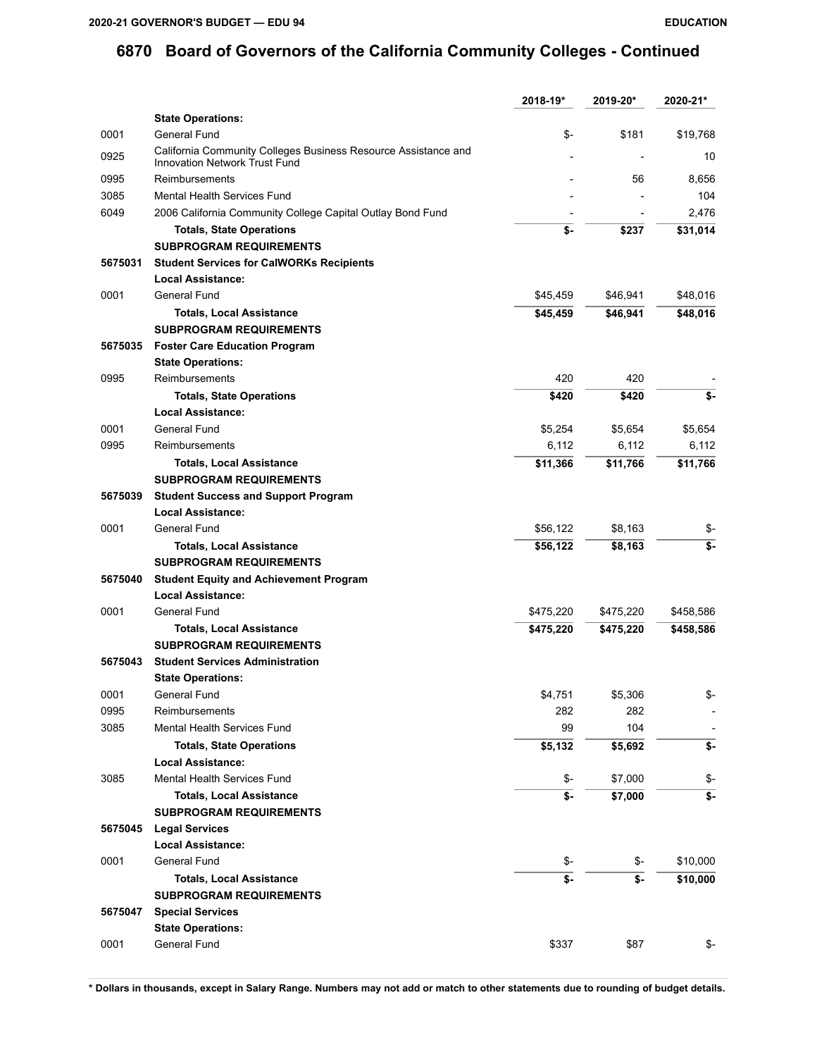# 6870 Board of Governors of the California Community Colleges - Continued

| | | 2018-19* | 2019-20* | 2020-21* |
|---|---|---|---|---|
| | **State Operations:** | | | |
| 0001 | General Fund | $- | $181 | $19,768 |
| 0925 | California Community Colleges Business Resource Assistance and Innovation Network Trust Fund | - | - | 10 |
| 0995 | Reimbursements | - | 56 | 8,656 |
| 3085 | Mental Health Services Fund | - | - | 104 |
| 6049 | 2006 California Community College Capital Outlay Bond Fund | - | - | 2,476 |
| | **Totals, State Operations** | **$-** | **$237** | **$31,014** |
| | **SUBPROGRAM REQUIREMENTS** | | | |
| **5675031** | **Student Services for CalWORKs Recipients** | | | |
| | **Local Assistance:** | | | |
| 0001 | General Fund | $45,459 | $46,941 | $48,016 |
| | **Totals, Local Assistance** | **$45,459** | **$46,941** | **$48,016** |
| | **SUBPROGRAM REQUIREMENTS** | | | |
| **5675035** | **Foster Care Education Program** | | | |
| | **State Operations:** | | | |
| 0995 | Reimbursements | 420 | 420 | - |
| | **Totals, State Operations** | **$420** | **$420** | **$-** |
| | **Local Assistance:** | | | |
| 0001 | General Fund | $5,254 | $5,654 | $5,654 |
| 0995 | Reimbursements | 6,112 | 6,112 | 6,112 |
| | **Totals, Local Assistance** | **$11,366** | **$11,766** | **$11,766** |
| | **SUBPROGRAM REQUIREMENTS** | | | |
| **5675039** | **Student Success and Support Program** | | | |
| | **Local Assistance:** | | | |
| 0001 | General Fund | $56,122 | $8,163 | $- |
| | **Totals, Local Assistance** | **$56,122** | **$8,163** | **$-** |
| | **SUBPROGRAM REQUIREMENTS** | | | |
| **5675040** | **Student Equity and Achievement Program** | | | |
| | **Local Assistance:** | | | |
| 0001 | General Fund | $475,220 | $475,220 | $458,586 |
| | **Totals, Local Assistance** | **$475,220** | **$475,220** | **$458,586** |
| | **SUBPROGRAM REQUIREMENTS** | | | |
| **5675043** | **Student Services Administration** | | | |
| | **State Operations:** | | | |
| 0001 | General Fund | $4,751 | $5,306 | $- |
| 0995 | Reimbursements | 282 | 282 | - |
| 3085 | Mental Health Services Fund | 99 | 104 | - |
| | **Totals, State Operations** | **$5,132** | **$5,692** | **$-** |
| | **Local Assistance:** | | | |
| 3085 | Mental Health Services Fund | $- | $7,000 | $- |
| | **Totals, Local Assistance** | **$-** | **$7,000** | **$-** |
| | **SUBPROGRAM REQUIREMENTS** | | | |
| **5675045** | **Legal Services** | | | |
| | **Local Assistance:** | | | |
| 0001 | General Fund | $- | $- | $10,000 |
| | **Totals, Local Assistance** | **$-** | **$-** | **$10,000** |
| | **SUBPROGRAM REQUIREMENTS** | | | |
| **5675047** | **Special Services** | | | |
| | **State Operations:** | | | |
| 0001 | General Fund | $337 | $87 | $- |

**\* Dollars in thousands, except in Salary Range. Numbers may not add or match to other statements due to rounding of budget details.**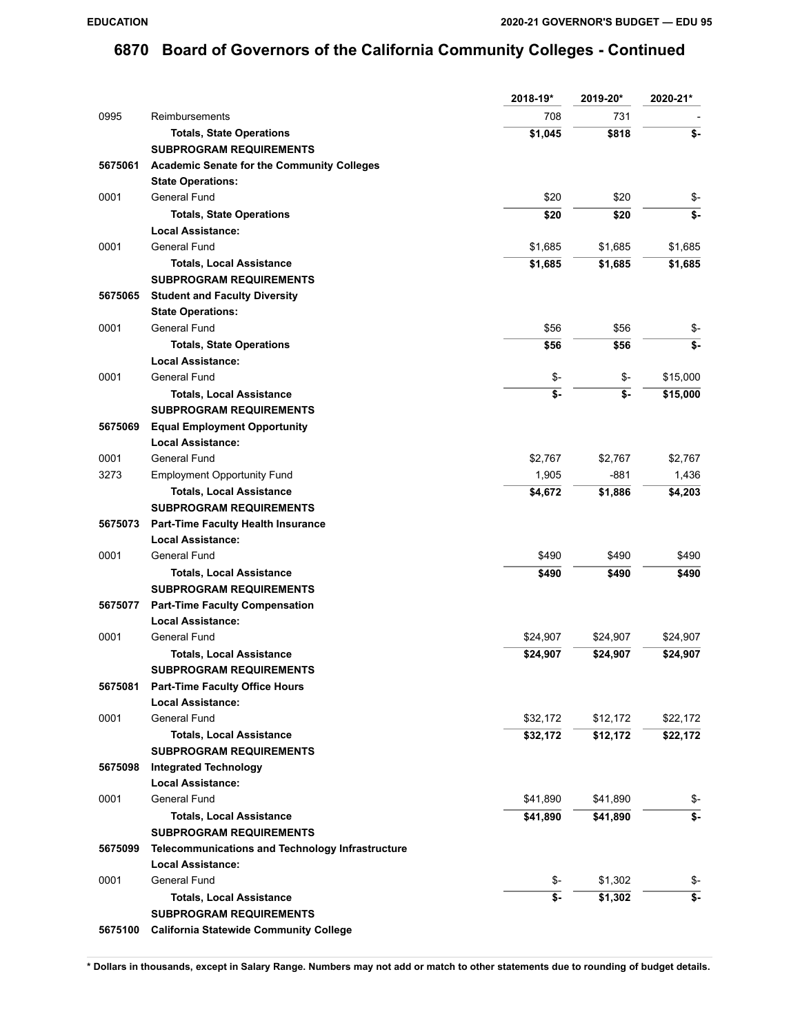# 6870 Board of Governors of the California Community Colleges - Continued

| | | 2018-19* | 2019-20* | 2020-21* |
|---|---|---|---|---|
| 0995 | Reimbursements | 708 | 731 | - |
| | **Totals, State Operations** | **$1,045** | **$818** | **$-** |
| | **SUBPROGRAM REQUIREMENTS** | | | |
| **5675061** | **Academic Senate for the Community Colleges** | | | |
| | **State Operations:** | | | |
| 0001 | General Fund | $20 | $20 | $- |
| | **Totals, State Operations** | **$20** | **$20** | **$-** |
| | **Local Assistance:** | | | |
| 0001 | General Fund | $1,685 | $1,685 | $1,685 |
| | **Totals, Local Assistance** | **$1,685** | **$1,685** | **$1,685** |
| | **SUBPROGRAM REQUIREMENTS** | | | |
| **5675065** | **Student and Faculty Diversity** | | | |
| | **State Operations:** | | | |
| 0001 | General Fund | $56 | $56 | $- |
| | **Totals, State Operations** | **$56** | **$56** | **$-** |
| | **Local Assistance:** | | | |
| 0001 | General Fund | $- | $- | $15,000 |
| | **Totals, Local Assistance** | **$-** | **$-** | **$15,000** |
| | **SUBPROGRAM REQUIREMENTS** | | | |
| **5675069** | **Equal Employment Opportunity** | | | |
| | **Local Assistance:** | | | |
| 0001 | General Fund | $2,767 | $2,767 | $2,767 |
| 3273 | Employment Opportunity Fund | 1,905 | -881 | 1,436 |
| | **Totals, Local Assistance** | **$4,672** | **$1,886** | **$4,203** |
| | **SUBPROGRAM REQUIREMENTS** | | | |
| **5675073** | **Part-Time Faculty Health Insurance** | | | |
| | **Local Assistance:** | | | |
| 0001 | General Fund | $490 | $490 | $490 |
| | **Totals, Local Assistance** | **$490** | **$490** | **$490** |
| | **SUBPROGRAM REQUIREMENTS** | | | |
| **5675077** | **Part-Time Faculty Compensation** | | | |
| | **Local Assistance:** | | | |
| 0001 | General Fund | $24,907 | $24,907 | $24,907 |
| | **Totals, Local Assistance** | **$24,907** | **$24,907** | **$24,907** |
| | **SUBPROGRAM REQUIREMENTS** | | | |
| **5675081** | **Part-Time Faculty Office Hours** | | | |
| | **Local Assistance:** | | | |
| 0001 | General Fund | $32,172 | $12,172 | $22,172 |
| | **Totals, Local Assistance** | **$32,172** | **$12,172** | **$22,172** |
| | **SUBPROGRAM REQUIREMENTS** | | | |
| **5675098** | **Integrated Technology** | | | |
| | **Local Assistance:** | | | |
| 0001 | General Fund | $41,890 | $41,890 | $- |
| | **Totals, Local Assistance** | **$41,890** | **$41,890** | **$-** |
| | **SUBPROGRAM REQUIREMENTS** | | | |
| **5675099** | **Telecommunications and Technology Infrastructure** | | | |
| | **Local Assistance:** | | | |
| 0001 | General Fund | $- | $1,302 | $- |
| | **Totals, Local Assistance** | **$-** | **$1,302** | **$-** |
| | **SUBPROGRAM REQUIREMENTS** | | | |
| **5675100** | **California Statewide Community College** | | | |

**\* Dollars in thousands, except in Salary Range. Numbers may not add or match to other statements due to rounding of budget details.**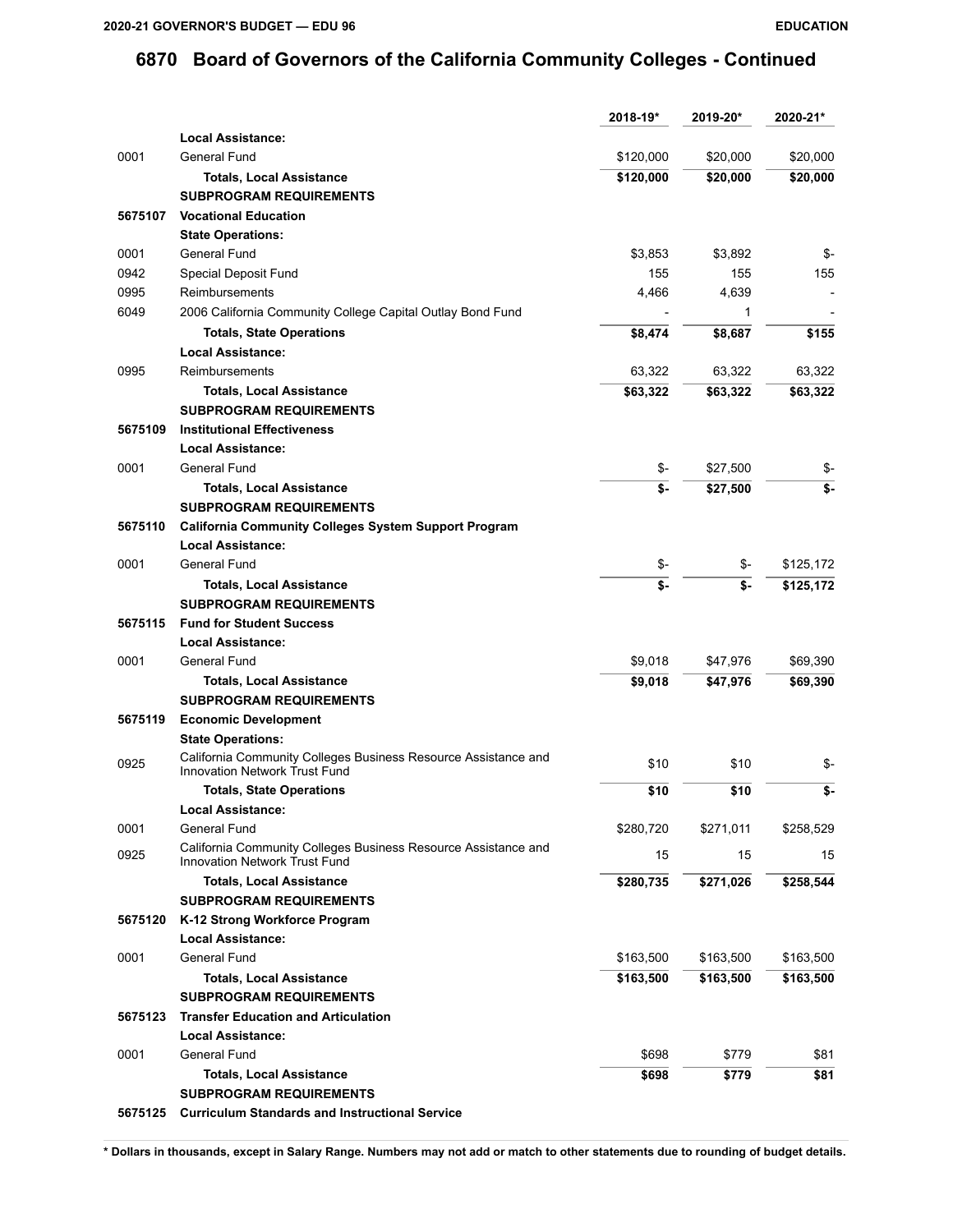# 6870 Board of Governors of the California Community Colleges - Continued

| | | 2018-19* | 2019-20* | 2020-21* |
|---|---|---|---|---|
| | **Local Assistance:** | | | |
| 0001 | General Fund | $120,000 | $20,000 | $20,000 |
| | **Totals, Local Assistance** | **$120,000** | **$20,000** | **$20,000** |
| | **SUBPROGRAM REQUIREMENTS** | | | |
| **5675107** | **Vocational Education** | | | |
| | **State Operations:** | | | |
| 0001 | General Fund | $3,853 | $3,892 | $- |
| 0942 | Special Deposit Fund | 155 | 155 | 155 |
| 0995 | Reimbursements | 4,466 | 4,639 | - |
| 6049 | 2006 California Community College Capital Outlay Bond Fund | - | 1 | - |
| | **Totals, State Operations** | **$8,474** | **$8,687** | **$155** |
| | **Local Assistance:** | | | |
| 0995 | Reimbursements | 63,322 | 63,322 | 63,322 |
| | **Totals, Local Assistance** | **$63,322** | **$63,322** | **$63,322** |
| | **SUBPROGRAM REQUIREMENTS** | | | |
| **5675109** | **Institutional Effectiveness** | | | |
| | **Local Assistance:** | | | |
| 0001 | General Fund | $- | $27,500 | $- |
| | **Totals, Local Assistance** | **$-** | **$27,500** | **$-** |
| | **SUBPROGRAM REQUIREMENTS** | | | |
| **5675110** | **California Community Colleges System Support Program** | | | |
| | **Local Assistance:** | | | |
| 0001 | General Fund | $- | $- | $125,172 |
| | **Totals, Local Assistance** | **$-** | **$-** | **$125,172** |
| | **SUBPROGRAM REQUIREMENTS** | | | |
| **5675115** | **Fund for Student Success** | | | |
| | **Local Assistance:** | | | |
| 0001 | General Fund | $9,018 | $47,976 | $69,390 |
| | **Totals, Local Assistance** | **$9,018** | **$47,976** | **$69,390** |
| | **SUBPROGRAM REQUIREMENTS** | | | |
| **5675119** | **Economic Development** | | | |
| | **State Operations:** | | | |
| 0925 | California Community Colleges Business Resource Assistance and Innovation Network Trust Fund | $10 | $10 | $- |
| | **Totals, State Operations** | **$10** | **$10** | **$-** |
| | **Local Assistance:** | | | |
| 0001 | General Fund | $280,720 | $271,011 | $258,529 |
| 0925 | California Community Colleges Business Resource Assistance and Innovation Network Trust Fund | 15 | 15 | 15 |
| | **Totals, Local Assistance** | **$280,735** | **$271,026** | **$258,544** |
| | **SUBPROGRAM REQUIREMENTS** | | | |
| **5675120** | **K-12 Strong Workforce Program** | | | |
| | **Local Assistance:** | | | |
| 0001 | General Fund | $163,500 | $163,500 | $163,500 |
| | **Totals, Local Assistance** | **$163,500** | **$163,500** | **$163,500** |
| | **SUBPROGRAM REQUIREMENTS** | | | |
| **5675123** | **Transfer Education and Articulation** | | | |
| | **Local Assistance:** | | | |
| 0001 | General Fund | $698 | $779 | $81 |
| | **Totals, Local Assistance** | **$698** | **$779** | **$81** |
| | **SUBPROGRAM REQUIREMENTS** | | | |
| **5675125** | **Curriculum Standards and Instructional Service** | | | |

**\* Dollars in thousands, except in Salary Range. Numbers may not add or match to other statements due to rounding of budget details.**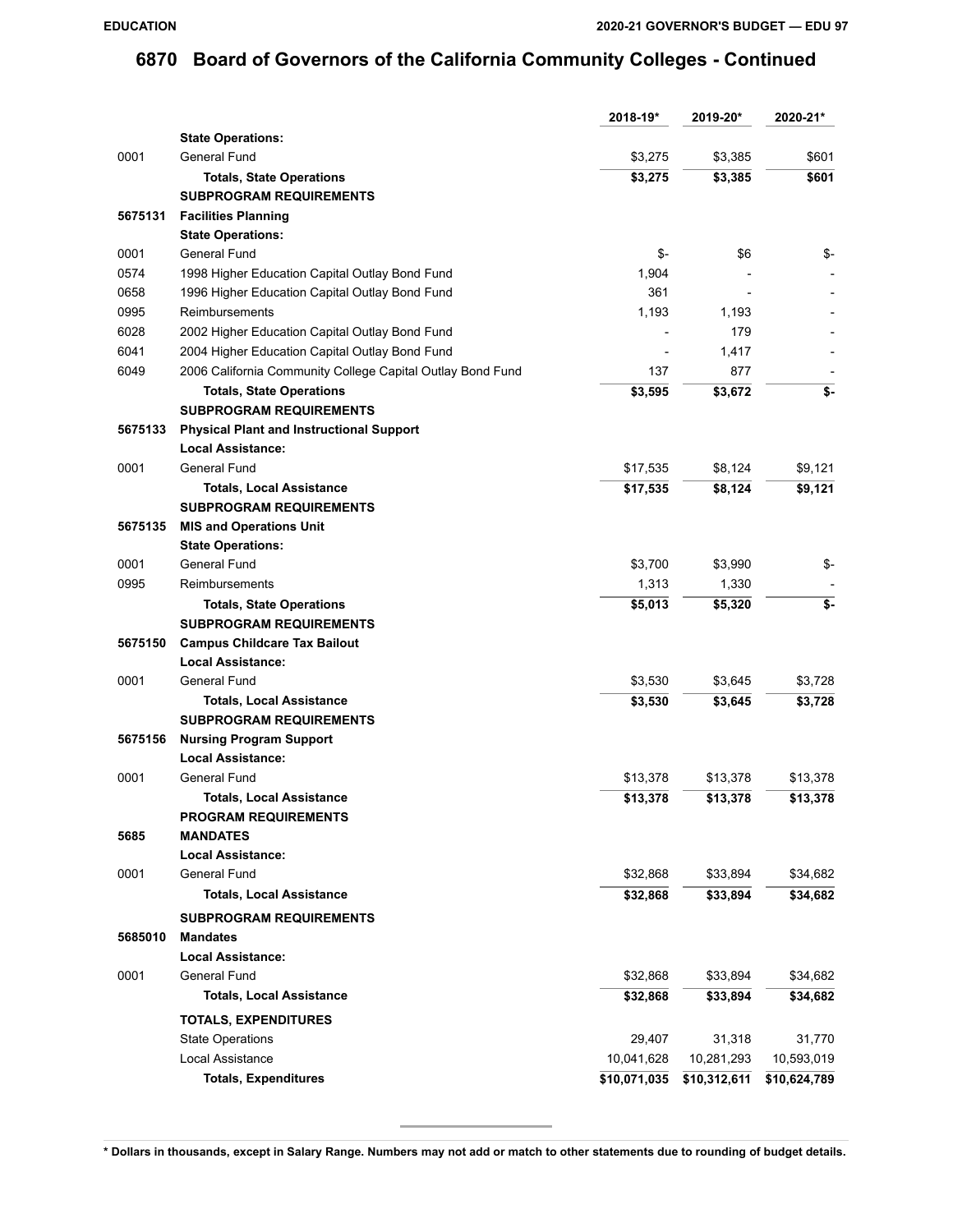# 6870 Board of Governors of the California Community Colleges - Continued

| | | 2018-19* | 2019-20* | 2020-21* |
|---|---|---|---|---|
| | **State Operations:** | | | |
| 0001 | General Fund | $3,275 | $3,385 | $601 |
| | **Totals, State Operations** | **$3,275** | **$3,385** | **$601** |
| | **SUBPROGRAM REQUIREMENTS** | | | |
| **5675131** | **Facilities Planning** | | | |
| | **State Operations:** | | | |
| 0001 | General Fund | $- | $6 | $- |
| 0574 | 1998 Higher Education Capital Outlay Bond Fund | 1,904 | - | - |
| 0658 | 1996 Higher Education Capital Outlay Bond Fund | 361 | - | - |
| 0995 | Reimbursements | 1,193 | 1,193 | - |
| 6028 | 2002 Higher Education Capital Outlay Bond Fund | - | 179 | - |
| 6041 | 2004 Higher Education Capital Outlay Bond Fund | - | 1,417 | - |
| 6049 | 2006 California Community College Capital Outlay Bond Fund | 137 | 877 | - |
| | **Totals, State Operations** | **$3,595** | **$3,672** | **$-** |
| | **SUBPROGRAM REQUIREMENTS** | | | |
| **5675133** | **Physical Plant and Instructional Support** | | | |
| | **Local Assistance:** | | | |
| 0001 | General Fund | $17,535 | $8,124 | $9,121 |
| | **Totals, Local Assistance** | **$17,535** | **$8,124** | **$9,121** |
| | **SUBPROGRAM REQUIREMENTS** | | | |
| **5675135** | **MIS and Operations Unit** | | | |
| | **State Operations:** | | | |
| 0001 | General Fund | $3,700 | $3,990 | $- |
| 0995 | Reimbursements | 1,313 | 1,330 | - |
| | **Totals, State Operations** | **$5,013** | **$5,320** | **$-** |
| | **SUBPROGRAM REQUIREMENTS** | | | |
| **5675150** | **Campus Childcare Tax Bailout** | | | |
| | **Local Assistance:** | | | |
| 0001 | General Fund | $3,530 | $3,645 | $3,728 |
| | **Totals, Local Assistance** | **$3,530** | **$3,645** | **$3,728** |
| | **SUBPROGRAM REQUIREMENTS** | | | |
| **5675156** | **Nursing Program Support** | | | |
| | **Local Assistance:** | | | |
| 0001 | General Fund | $13,378 | $13,378 | $13,378 |
| | **Totals, Local Assistance** | **$13,378** | **$13,378** | **$13,378** |
| | **PROGRAM REQUIREMENTS** | | | |
| **5685** | **MANDATES** | | | |
| | **Local Assistance:** | | | |
| 0001 | General Fund | $32,868 | $33,894 | $34,682 |
| | **Totals, Local Assistance** | **$32,868** | **$33,894** | **$34,682** |
| | **SUBPROGRAM REQUIREMENTS** | | | |
| **5685010** | **Mandates** | | | |
| | **Local Assistance:** | | | |
| 0001 | General Fund | $32,868 | $33,894 | $34,682 |
| | **Totals, Local Assistance** | **$32,868** | **$33,894** | **$34,682** |
| | **TOTALS, EXPENDITURES** | | | |
| | State Operations | 29,407 | 31,318 | 31,770 |
| | Local Assistance | 10,041,628 | 10,281,293 | 10,593,019 |
| | **Totals, Expenditures** | **$10,071,035** | **$10,312,611** | **$10,624,789** |

**\* Dollars in thousands, except in Salary Range. Numbers may not add or match to other statements due to rounding of budget details.**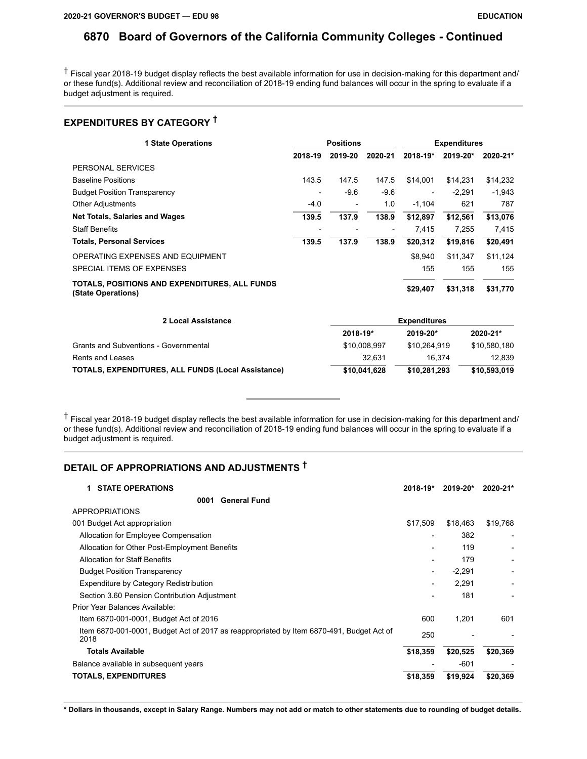# 6870 Board of Governors of the California Community Colleges - Continued

† Fiscal year 2018-19 budget display reflects the best available information for use in decision-making for this department and/ or these fund(s). Additional review and reconciliation of 2018-19 ending fund balances will occur in the spring to evaluate if a budget adjustment is required.

## EXPENDITURES BY CATEGORY †

| 1 State Operations | Positions | | | Expenditures | | |
|---|---|---|---|---|---|---|
| | 2018-19 | 2019-20 | 2020-21 | 2018-19* | 2019-20* | 2020-21* |
| PERSONAL SERVICES | | | | | | |
| Baseline Positions | 143.5 | 147.5 | 147.5 | $14,001 | $14,231 | $14,232 |
| Budget Position Transparency | - | -9.6 | -9.6 | - | -2,291 | -1,943 |
| Other Adjustments | -4.0 | - | 1.0 | -1,104 | 621 | 787 |
| **Net Totals, Salaries and Wages** | **139.5** | **137.9** | **138.9** | **$12,897** | **$12,561** | **$13,076** |
| Staff Benefits | - | - | - | 7,415 | 7,255 | 7,415 |
| **Totals, Personal Services** | **139.5** | **137.9** | **138.9** | **$20,312** | **$19,816** | **$20,491** |
| OPERATING EXPENSES AND EQUIPMENT | | | | $8,940 | $11,347 | $11,124 |
| SPECIAL ITEMS OF EXPENSES | | | | 155 | 155 | 155 |
| **TOTALS, POSITIONS AND EXPENDITURES, ALL FUNDS (State Operations)** | | | | **$29,407** | **$31,318** | **$31,770** |

| 2 Local Assistance | Expenditures | | |
|---|---|---|---|
| | 2018-19* | 2019-20* | 2020-21* |
| Grants and Subventions - Governmental | $10,008,997 | $10,264,919 | $10,580,180 |
| Rents and Leases | 32,631 | 16,374 | 12,839 |
| **TOTALS, EXPENDITURES, ALL FUNDS (Local Assistance)** | **$10,041,628** | **$10,281,293** | **$10,593,019** |

† Fiscal year 2018-19 budget display reflects the best available information for use in decision-making for this department and/ or these fund(s). Additional review and reconciliation of 2018-19 ending fund balances will occur in the spring to evaluate if a budget adjustment is required.

## DETAIL OF APPROPRIATIONS AND ADJUSTMENTS †

| 1 STATE OPERATIONS | 2018-19* | 2019-20* | 2020-21* |
|---|---|---|---|
| **0001 General Fund** | | | |
| APPROPRIATIONS | | | |
| 001 Budget Act appropriation | $17,509 | $18,463 | $19,768 |
| Allocation for Employee Compensation | - | 382 | - |
| Allocation for Other Post-Employment Benefits | - | 119 | - |
| Allocation for Staff Benefits | - | 179 | - |
| Budget Position Transparency | - | -2,291 | - |
| Expenditure by Category Redistribution | - | 2,291 | - |
| Section 3.60 Pension Contribution Adjustment | - | 181 | - |
| Prior Year Balances Available: | | | |
| Item 6870-001-0001, Budget Act of 2016 | 600 | 1,201 | 601 |
| Item 6870-001-0001, Budget Act of 2017 as reappropriated by Item 6870-491, Budget Act of 2018 | 250 | - | - |
| **Totals Available** | **$18,359** | **$20,525** | **$20,369** |
| Balance available in subsequent years | - | -601 | - |
| **TOTALS, EXPENDITURES** | **$18,359** | **$19,924** | **$20,369** |

**\* Dollars in thousands, except in Salary Range. Numbers may not add or match to other statements due to rounding of budget details.**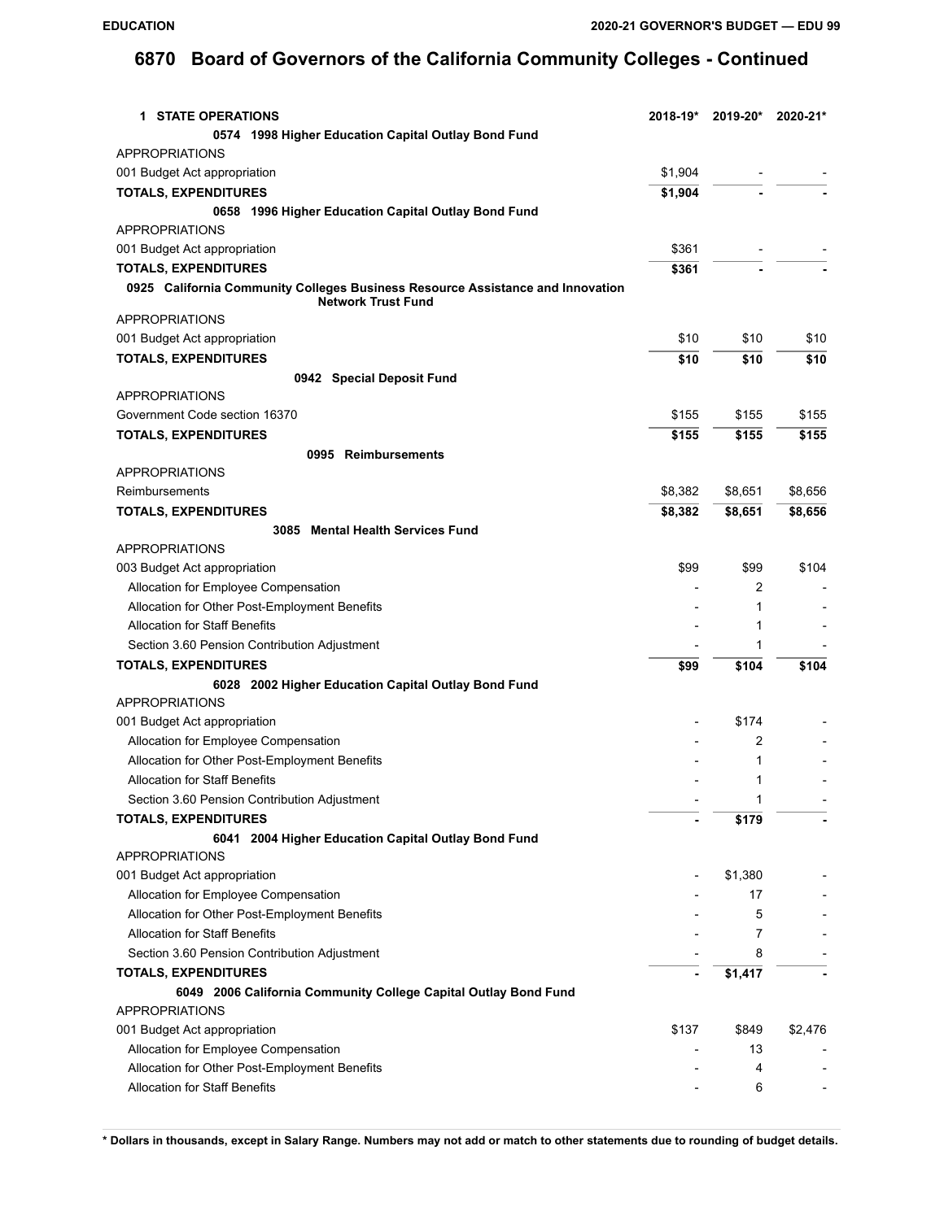# 6870 Board of Governors of the California Community Colleges - Continued

| 1 STATE OPERATIONS | 2018-19* | 2019-20* | 2020-21* |
|---|---|---|---|
| **0574 1998 Higher Education Capital Outlay Bond Fund** | | | |
| APPROPRIATIONS | | | |
| 001 Budget Act appropriation | $1,904 | - | - |
| **TOTALS, EXPENDITURES** | **$1,904** | **-** | **-** |
| **0658 1996 Higher Education Capital Outlay Bond Fund** | | | |
| APPROPRIATIONS | | | |
| 001 Budget Act appropriation | $361 | - | - |
| **TOTALS, EXPENDITURES** | **$361** | **-** | **-** |
| **0925 California Community Colleges Business Resource Assistance and Innovation Network Trust Fund** | | | |
| APPROPRIATIONS | | | |
| 001 Budget Act appropriation | $10 | $10 | $10 |
| **TOTALS, EXPENDITURES** | **$10** | **$10** | **$10** |
| **0942 Special Deposit Fund** | | | |
| APPROPRIATIONS | | | |
| Government Code section 16370 | $155 | $155 | $155 |
| **TOTALS, EXPENDITURES** | **$155** | **$155** | **$155** |
| **0995 Reimbursements** | | | |
| APPROPRIATIONS | | | |
| Reimbursements | $8,382 | $8,651 | $8,656 |
| **TOTALS, EXPENDITURES** | **$8,382** | **$8,651** | **$8,656** |
| **3085 Mental Health Services Fund** | | | |
| APPROPRIATIONS | | | |
| 003 Budget Act appropriation | $99 | $99 | $104 |
| Allocation for Employee Compensation | - | 2 | - |
| Allocation for Other Post-Employment Benefits | - | 1 | - |
| Allocation for Staff Benefits | - | 1 | - |
| Section 3.60 Pension Contribution Adjustment | - | 1 | - |
| **TOTALS, EXPENDITURES** | **$99** | **$104** | **$104** |
| **6028 2002 Higher Education Capital Outlay Bond Fund** | | | |
| APPROPRIATIONS | | | |
| 001 Budget Act appropriation | - | $174 | - |
| Allocation for Employee Compensation | - | 2 | - |
| Allocation for Other Post-Employment Benefits | - | 1 | - |
| Allocation for Staff Benefits | - | 1 | - |
| Section 3.60 Pension Contribution Adjustment | - | 1 | - |
| **TOTALS, EXPENDITURES** | **-** | **$179** | **-** |
| **6041 2004 Higher Education Capital Outlay Bond Fund** | | | |
| APPROPRIATIONS | | | |
| 001 Budget Act appropriation | - | $1,380 | - |
| Allocation for Employee Compensation | - | 17 | - |
| Allocation for Other Post-Employment Benefits | - | 5 | - |
| Allocation for Staff Benefits | - | 7 | - |
| Section 3.60 Pension Contribution Adjustment | - | 8 | - |
| **TOTALS, EXPENDITURES** | **-** | **$1,417** | **-** |
| **6049 2006 California Community College Capital Outlay Bond Fund** | | | |
| APPROPRIATIONS | | | |
| 001 Budget Act appropriation | $137 | $849 | $2,476 |
| Allocation for Employee Compensation | - | 13 | - |
| Allocation for Other Post-Employment Benefits | - | 4 | - |
| Allocation for Staff Benefits | - | 6 | - |

**\* Dollars in thousands, except in Salary Range. Numbers may not add or match to other statements due to rounding of budget details.**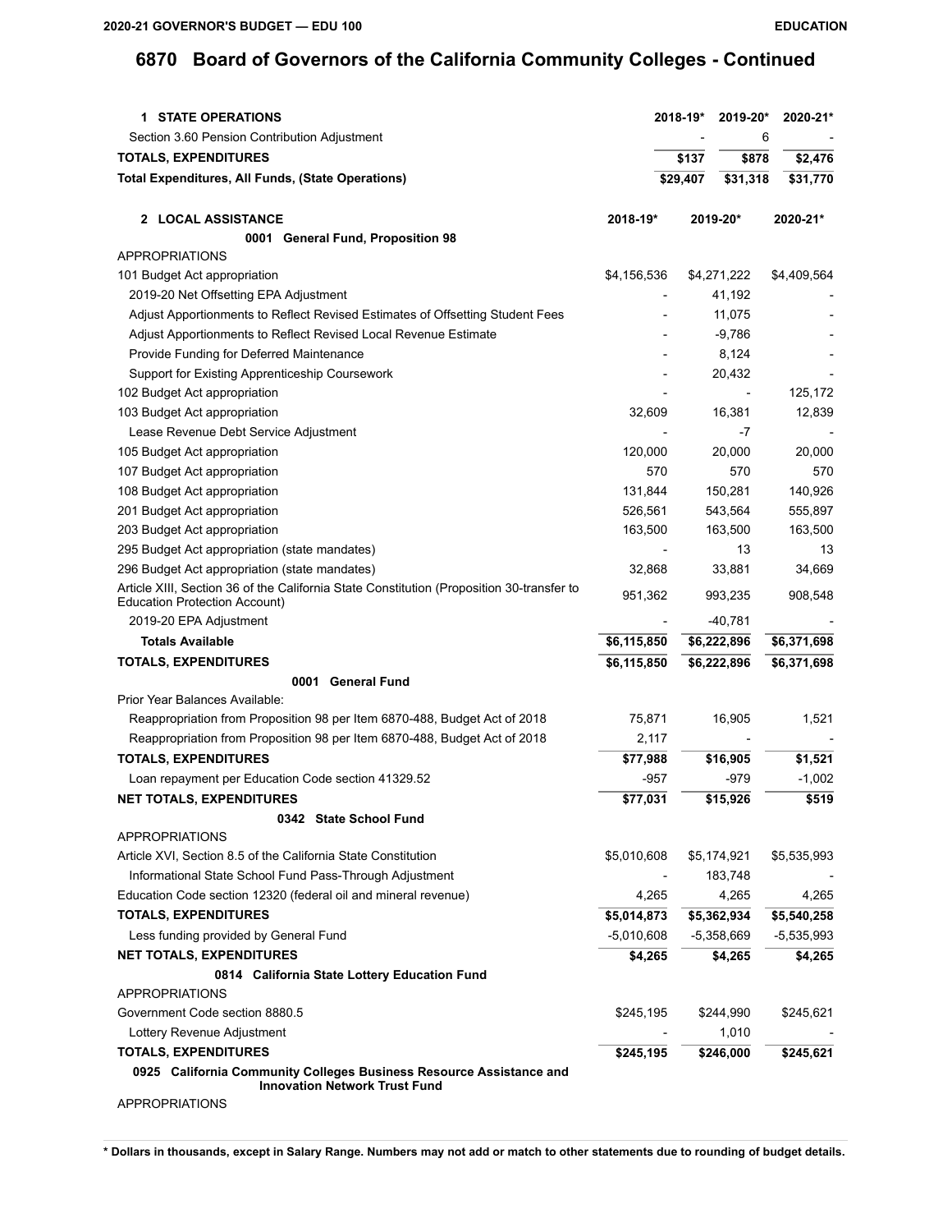# 6870 Board of Governors of the California Community Colleges - Continued

| 1 STATE OPERATIONS | 2018-19* | 2019-20* | 2020-21* |
|---|---|---|---|
| Section 3.60 Pension Contribution Adjustment | - | 6 | - |
| **TOTALS, EXPENDITURES** | **$137** | **$878** | **$2,476** |
| **Total Expenditures, All Funds, (State Operations)** | **$29,407** | **$31,318** | **$31,770** |

| 2 LOCAL ASSISTANCE | 2018-19* | 2019-20* | 2020-21* |
|---|---|---|---|
| **0001 General Fund, Proposition 98** | | | |
| APPROPRIATIONS | | | |
| 101 Budget Act appropriation | $4,156,536 | $4,271,222 | $4,409,564 |
| 2019-20 Net Offsetting EPA Adjustment | - | 41,192 | - |
| Adjust Apportionments to Reflect Revised Estimates of Offsetting Student Fees | - | 11,075 | - |
| Adjust Apportionments to Reflect Revised Local Revenue Estimate | - | -9,786 | - |
| Provide Funding for Deferred Maintenance | - | 8,124 | - |
| Support for Existing Apprenticeship Coursework | - | 20,432 | - |
| 102 Budget Act appropriation | - | - | 125,172 |
| 103 Budget Act appropriation | 32,609 | 16,381 | 12,839 |
| Lease Revenue Debt Service Adjustment | - | -7 | - |
| 105 Budget Act appropriation | 120,000 | 20,000 | 20,000 |
| 107 Budget Act appropriation | 570 | 570 | 570 |
| 108 Budget Act appropriation | 131,844 | 150,281 | 140,926 |
| 201 Budget Act appropriation | 526,561 | 543,564 | 555,897 |
| 203 Budget Act appropriation | 163,500 | 163,500 | 163,500 |
| 295 Budget Act appropriation (state mandates) | - | 13 | 13 |
| 296 Budget Act appropriation (state mandates) | 32,868 | 33,881 | 34,669 |
| Article XIII, Section 36 of the California State Constitution (Proposition 30-transfer to Education Protection Account) | 951,362 | 993,235 | 908,548 |
| 2019-20 EPA Adjustment | - | -40,781 | - |
| **Totals Available** | **$6,115,850** | **$6,222,896** | **$6,371,698** |
| **TOTALS, EXPENDITURES** | **$6,115,850** | **$6,222,896** | **$6,371,698** |
| **0001 General Fund** | | | |
| Prior Year Balances Available: | | | |
| Reappropriation from Proposition 98 per Item 6870-488, Budget Act of 2018 | 75,871 | 16,905 | 1,521 |
| Reappropriation from Proposition 98 per Item 6870-488, Budget Act of 2018 | 2,117 | - | - |
| **TOTALS, EXPENDITURES** | **$77,988** | **$16,905** | **$1,521** |
| Loan repayment per Education Code section 41329.52 | -957 | -979 | -1,002 |
| **NET TOTALS, EXPENDITURES** | **$77,031** | **$15,926** | **$519** |
| **0342 State School Fund** | | | |
| APPROPRIATIONS | | | |
| Article XVI, Section 8.5 of the California State Constitution | $5,010,608 | $5,174,921 | $5,535,993 |
| Informational State School Fund Pass-Through Adjustment | - | 183,748 | - |
| Education Code section 12320 (federal oil and mineral revenue) | 4,265 | 4,265 | 4,265 |
| **TOTALS, EXPENDITURES** | **$5,014,873** | **$5,362,934** | **$5,540,258** |
| Less funding provided by General Fund | -5,010,608 | -5,358,669 | -5,535,993 |
| **NET TOTALS, EXPENDITURES** | **$4,265** | **$4,265** | **$4,265** |
| **0814 California State Lottery Education Fund** | | | |
| APPROPRIATIONS | | | |
| Government Code section 8880.5 | $245,195 | $244,990 | $245,621 |
| Lottery Revenue Adjustment | - | 1,010 | - |
| **TOTALS, EXPENDITURES** | **$245,195** | **$246,000** | **$245,621** |
| **0925 California Community Colleges Business Resource Assistance and Innovation Network Trust Fund** | | | |
| APPROPRIATIONS | | | |

**\* Dollars in thousands, except in Salary Range. Numbers may not add or match to other statements due to rounding of budget details.**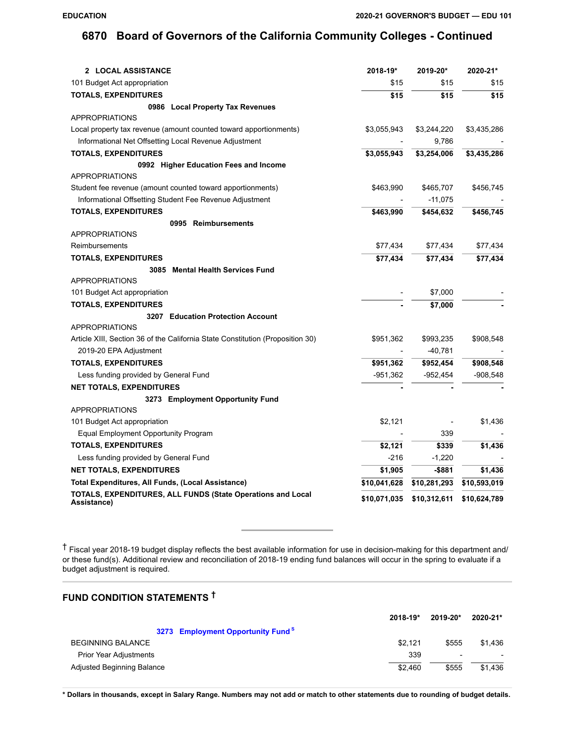## 6870 Board of Governors of the California Community Colleges - Continued

| 2 LOCAL ASSISTANCE | 2018-19* | 2019-20* | 2020-21* |
|---|---|---|---|
| 101 Budget Act appropriation | $15 | $15 | $15 |
| **TOTALS, EXPENDITURES** | **$15** | **$15** | **$15** |
| **0986 Local Property Tax Revenues** | | | |
| APPROPRIATIONS | | | |
| Local property tax revenue (amount counted toward apportionments) | $3,055,943 | $3,244,220 | $3,435,286 |
| Informational Net Offsetting Local Revenue Adjustment | - | 9,786 | - |
| **TOTALS, EXPENDITURES** | **$3,055,943** | **$3,254,006** | **$3,435,286** |
| **0992 Higher Education Fees and Income** | | | |
| APPROPRIATIONS | | | |
| Student fee revenue (amount counted toward apportionments) | $463,990 | $465,707 | $456,745 |
| Informational Offsetting Student Fee Revenue Adjustment | - | -11,075 | - |
| **TOTALS, EXPENDITURES** | **$463,990** | **$454,632** | **$456,745** |
| **0995 Reimbursements** | | | |
| APPROPRIATIONS | | | |
| Reimbursements | $77,434 | $77,434 | $77,434 |
| **TOTALS, EXPENDITURES** | **$77,434** | **$77,434** | **$77,434** |
| **3085 Mental Health Services Fund** | | | |
| APPROPRIATIONS | | | |
| 101 Budget Act appropriation | - | $7,000 | - |
| **TOTALS, EXPENDITURES** | **-** | **$7,000** | **-** |
| **3207 Education Protection Account** | | | |
| APPROPRIATIONS | | | |
| Article XIII, Section 36 of the California State Constitution (Proposition 30) | $951,362 | $993,235 | $908,548 |
| 2019-20 EPA Adjustment | - | -40,781 | - |
| **TOTALS, EXPENDITURES** | **$951,362** | **$952,454** | **$908,548** |
| Less funding provided by General Fund | -951,362 | -952,454 | -908,548 |
| **NET TOTALS, EXPENDITURES** | **-** | **-** | **-** |
| **3273 Employment Opportunity Fund** | | | |
| APPROPRIATIONS | | | |
| 101 Budget Act appropriation | $2,121 | - | $1,436 |
| Equal Employment Opportunity Program | - | 339 | - |
| **TOTALS, EXPENDITURES** | **$2,121** | **$339** | **$1,436** |
| Less funding provided by General Fund | -216 | -1,220 | - |
| **NET TOTALS, EXPENDITURES** | **$1,905** | **-$881** | **$1,436** |
| **Total Expenditures, All Funds, (Local Assistance)** | **$10,041,628** | **$10,281,293** | **$10,593,019** |
| **TOTALS, EXPENDITURES, ALL FUNDS (State Operations and Local Assistance)** | **$10,071,035** | **$10,312,611** | **$10,624,789** |

† Fiscal year 2018-19 budget display reflects the best available information for use in decision-making for this department and/or these fund(s). Additional review and reconciliation of 2018-19 ending fund balances will occur in the spring to evaluate if a budget adjustment is required.

## FUND CONDITION STATEMENTS †

| | 2018-19* | 2019-20* | 2020-21* |
|---|---|---|---|
| **3273 Employment Opportunity Fund** [S] | | | |
| BEGINNING BALANCE | $2,121 | $555 | $1,436 |
| Prior Year Adjustments | 339 | - | - |
| Adjusted Beginning Balance | $2,460 | $555 | $1,436 |

**\* Dollars in thousands, except in Salary Range. Numbers may not add or match to other statements due to rounding of budget details.**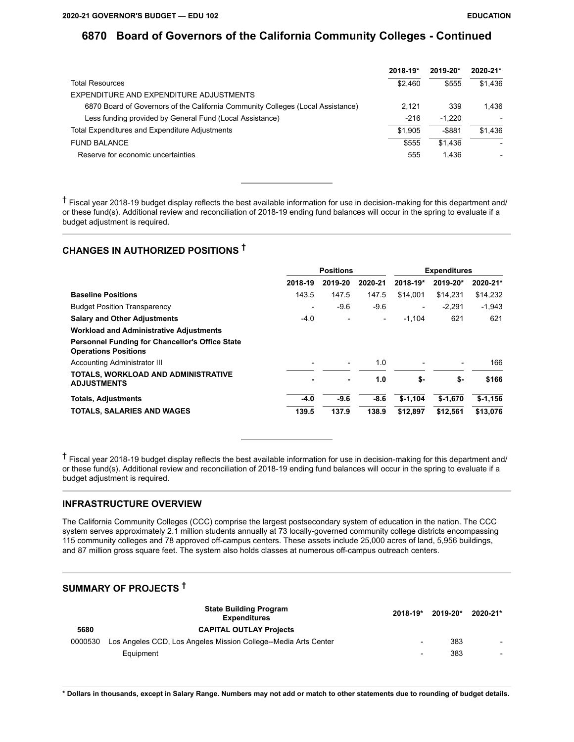# 6870 Board of Governors of the California Community Colleges - Continued

| | 2018-19* | 2019-20* | 2020-21* |
|---|---|---|---|
| Total Resources | $2,460 | $555 | $1,436 |
| EXPENDITURE AND EXPENDITURE ADJUSTMENTS | | | |
| 6870 Board of Governors of the California Community Colleges (Local Assistance) | 2,121 | 339 | 1,436 |
| Less funding provided by General Fund (Local Assistance) | -216 | -1,220 | - |
| Total Expenditures and Expenditure Adjustments | $1,905 | -$881 | $1,436 |
| FUND BALANCE | $555 | $1,436 | - |
| Reserve for economic uncertainties | 555 | 1,436 | - |

† Fiscal year 2018-19 budget display reflects the best available information for use in decision-making for this department and/or these fund(s). Additional review and reconciliation of 2018-19 ending fund balances will occur in the spring to evaluate if a budget adjustment is required.

## CHANGES IN AUTHORIZED POSITIONS †

| | Positions | | | Expenditures | | |
|---|---|---|---|---|---|---|
| | 2018-19 | 2019-20 | 2020-21 | 2018-19* | 2019-20* | 2020-21* |
| **Baseline Positions** | 143.5 | 147.5 | 147.5 | $14,001 | $14,231 | $14,232 |
| Budget Position Transparency | - | -9.6 | -9.6 | - | -2,291 | -1,943 |
| **Salary and Other Adjustments** | -4.0 | - | - | -1,104 | 621 | 621 |
| **Workload and Administrative Adjustments** | | | | | | |
| **Personnel Funding for Chancellor's Office State Operations Positions** | | | | | | |
| Accounting Administrator III | - | - | 1.0 | - | - | 166 |
| **TOTALS, WORKLOAD AND ADMINISTRATIVE ADJUSTMENTS** | **-** | **-** | **1.0** | **$-** | **$-** | **$166** |
| **Totals, Adjustments** | **-4.0** | **-9.6** | **-8.6** | **$-1,104** | **$-1,670** | **$-1,156** |
| **TOTALS, SALARIES AND WAGES** | **139.5** | **137.9** | **138.9** | **$12,897** | **$12,561** | **$13,076** |

† Fiscal year 2018-19 budget display reflects the best available information for use in decision-making for this department and/or these fund(s). Additional review and reconciliation of 2018-19 ending fund balances will occur in the spring to evaluate if a budget adjustment is required.

## INFRASTRUCTURE OVERVIEW

The California Community Colleges (CCC) comprise the largest postsecondary system of education in the nation. The CCC system serves approximately 2.1 million students annually at 73 locally-governed community college districts encompassing 115 community colleges and 78 approved off-campus centers. These assets include 25,000 acres of land, 5,956 buildings, and 87 million gross square feet. The system also holds classes at numerous off-campus outreach centers.

## SUMMARY OF PROJECTS †

| | State Building Program Expenditures | 2018-19* | 2019-20* | 2020-21* |
|---|---|---|---|---|
| 5680 | **CAPITAL OUTLAY Projects** | | | |
| 0000530 | Los Angeles CCD, Los Angeles Mission College--Media Arts Center | - | 383 | - |
| | Equipment | - | 383 | - |

**\* Dollars in thousands, except in Salary Range. Numbers may not add or match to other statements due to rounding of budget details.**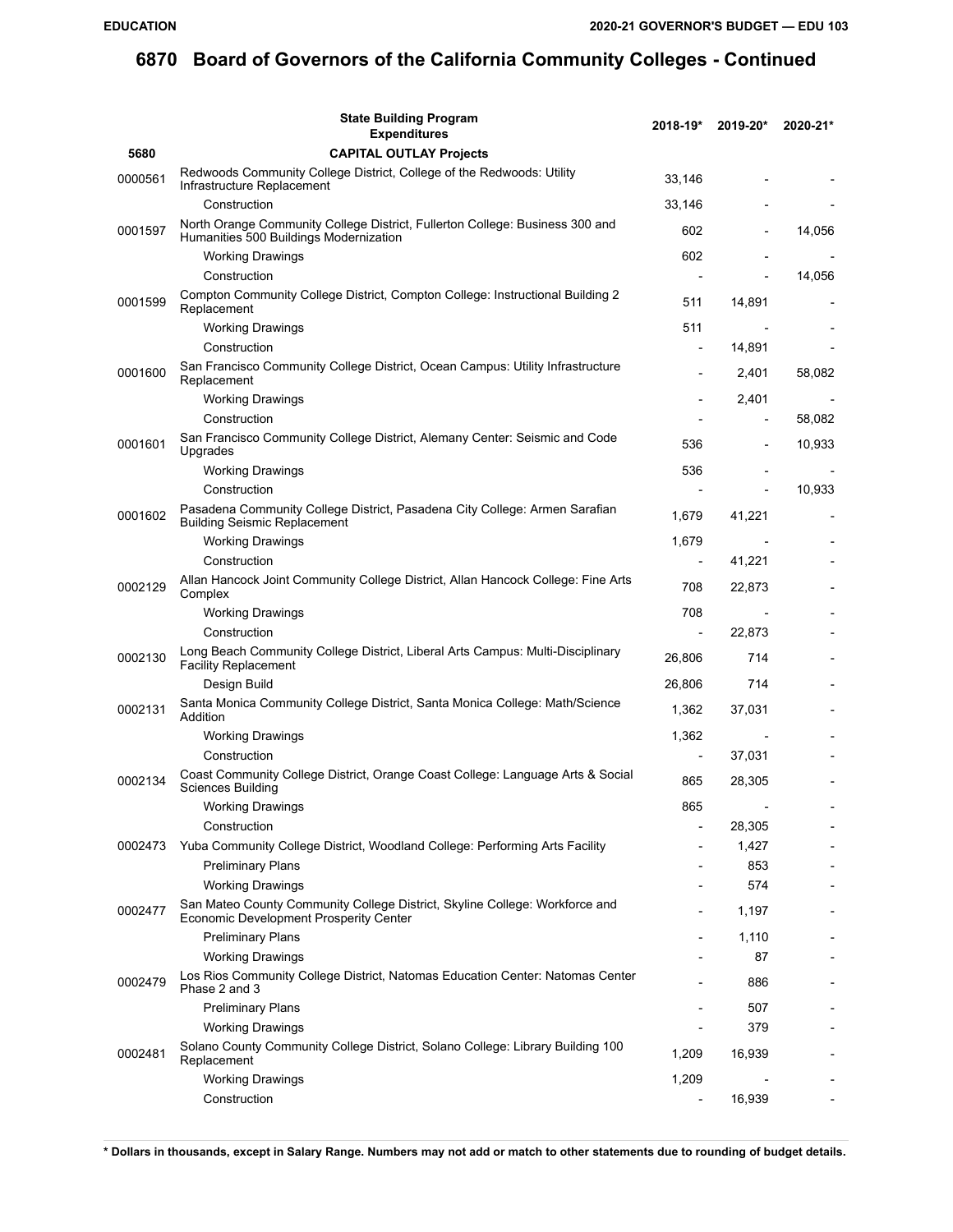# 6870 Board of Governors of the California Community Colleges - Continued

| | State Building Program Expenditures | 2018-19* | 2019-20* | 2020-21* |
|---|---|---|---|---|
| 5680 | **CAPITAL OUTLAY Projects** | | | |
| 0000561 | Redwoods Community College District, College of the Redwoods: Utility Infrastructure Replacement | 33,146 | - | - |
| | Construction | 33,146 | - | - |
| 0001597 | North Orange Community College District, Fullerton College: Business 300 and Humanities 500 Buildings Modernization | 602 | - | 14,056 |
| | Working Drawings | 602 | - | - |
| | Construction | - | - | 14,056 |
| 0001599 | Compton Community College District, Compton College: Instructional Building 2 Replacement | 511 | 14,891 | - |
| | Working Drawings | 511 | - | - |
| | Construction | - | 14,891 | - |
| 0001600 | San Francisco Community College District, Ocean Campus: Utility Infrastructure Replacement | - | 2,401 | 58,082 |
| | Working Drawings | - | 2,401 | - |
| | Construction | - | - | 58,082 |
| 0001601 | San Francisco Community College District, Alemany Center: Seismic and Code Upgrades | 536 | - | 10,933 |
| | Working Drawings | 536 | - | - |
| | Construction | - | - | 10,933 |
| 0001602 | Pasadena Community College District, Pasadena City College: Armen Sarafian Building Seismic Replacement | 1,679 | 41,221 | - |
| | Working Drawings | 1,679 | - | - |
| | Construction | - | 41,221 | - |
| 0002129 | Allan Hancock Joint Community College District, Allan Hancock College: Fine Arts Complex | 708 | 22,873 | - |
| | Working Drawings | 708 | - | - |
| | Construction | - | 22,873 | - |
| 0002130 | Long Beach Community College District, Liberal Arts Campus: Multi-Disciplinary Facility Replacement | 26,806 | 714 | - |
| | Design Build | 26,806 | 714 | - |
| 0002131 | Santa Monica Community College District, Santa Monica College: Math/Science Addition | 1,362 | 37,031 | - |
| | Working Drawings | 1,362 | - | - |
| | Construction | - | 37,031 | - |
| 0002134 | Coast Community College District, Orange Coast College: Language Arts & Social Sciences Building | 865 | 28,305 | - |
| | Working Drawings | 865 | - | - |
| | Construction | - | 28,305 | - |
| 0002473 | Yuba Community College District, Woodland College: Performing Arts Facility | - | 1,427 | - |
| | Preliminary Plans | - | 853 | - |
| | Working Drawings | - | 574 | - |
| 0002477 | San Mateo County Community College District, Skyline College: Workforce and Economic Development Prosperity Center | - | 1,197 | - |
| | Preliminary Plans | - | 1,110 | - |
| | Working Drawings | - | 87 | - |
| 0002479 | Los Rios Community College District, Natomas Education Center: Natomas Center Phase 2 and 3 | - | 886 | - |
| | Preliminary Plans | - | 507 | - |
| | Working Drawings | - | 379 | - |
| 0002481 | Solano County Community College District, Solano College: Library Building 100 Replacement | 1,209 | 16,939 | - |
| | Working Drawings | 1,209 | - | - |
| | Construction | - | 16,939 | - |

**\* Dollars in thousands, except in Salary Range. Numbers may not add or match to other statements due to rounding of budget details.**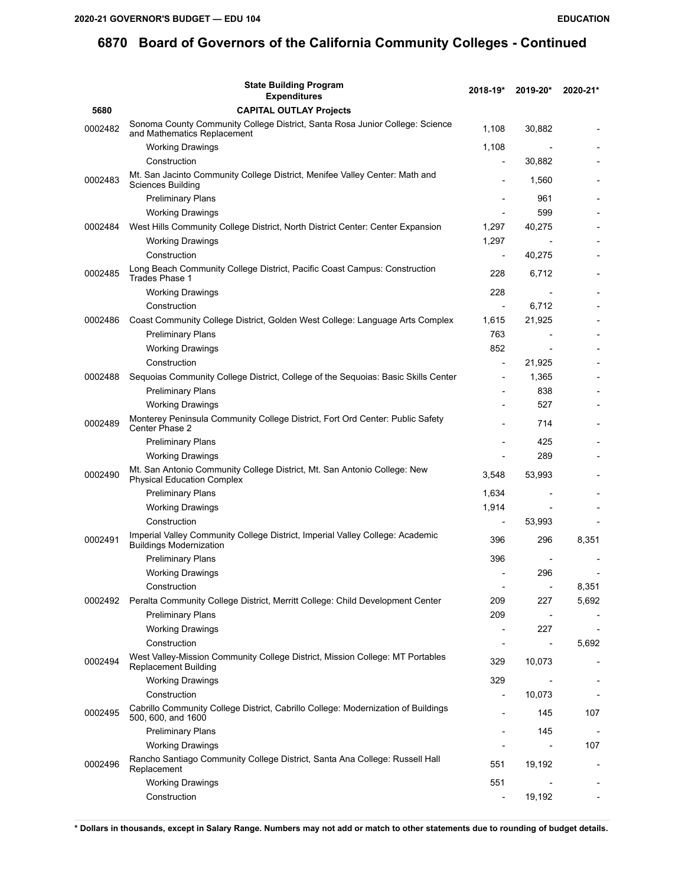# 6870 Board of Governors of the California Community Colleges - Continued

| | State Building Program Expenditures | 2018-19* | 2019-20* | 2020-21* |
|---|---|---|---|---|
| 5680 | **CAPITAL OUTLAY Projects** | | | |
| 0002482 | Sonoma County Community College District, Santa Rosa Junior College: Science and Mathematics Replacement | 1,108 | 30,882 | - |
| | Working Drawings | 1,108 | - | - |
| | Construction | - | 30,882 | - |
| 0002483 | Mt. San Jacinto Community College District, Menifee Valley Center: Math and Sciences Building | - | 1,560 | - |
| | Preliminary Plans | - | 961 | - |
| | Working Drawings | - | 599 | - |
| 0002484 | West Hills Community College District, North District Center: Center Expansion | 1,297 | 40,275 | - |
| | Working Drawings | 1,297 | - | - |
| | Construction | - | 40,275 | - |
| 0002485 | Long Beach Community College District, Pacific Coast Campus: Construction Trades Phase 1 | 228 | 6,712 | - |
| | Working Drawings | 228 | - | - |
| | Construction | - | 6,712 | - |
| 0002486 | Coast Community College District, Golden West College: Language Arts Complex | 1,615 | 21,925 | - |
| | Preliminary Plans | 763 | - | - |
| | Working Drawings | 852 | - | - |
| | Construction | - | 21,925 | - |
| 0002488 | Sequoias Community College District, College of the Sequoias: Basic Skills Center | - | 1,365 | - |
| | Preliminary Plans | - | 838 | - |
| | Working Drawings | - | 527 | - |
| 0002489 | Monterey Peninsula Community College District, Fort Ord Center: Public Safety Center Phase 2 | - | 714 | - |
| | Preliminary Plans | - | 425 | - |
| | Working Drawings | - | 289 | - |
| 0002490 | Mt. San Antonio Community College District, Mt. San Antonio College: New Physical Education Complex | 3,548 | 53,993 | - |
| | Preliminary Plans | 1,634 | - | - |
| | Working Drawings | 1,914 | - | - |
| | Construction | - | 53,993 | - |
| 0002491 | Imperial Valley Community College District, Imperial Valley College: Academic Buildings Modernization | 396 | 296 | 8,351 |
| | Preliminary Plans | 396 | - | - |
| | Working Drawings | - | 296 | - |
| | Construction | - | - | 8,351 |
| 0002492 | Peralta Community College District, Merritt College: Child Development Center | 209 | 227 | 5,692 |
| | Preliminary Plans | 209 | - | - |
| | Working Drawings | - | 227 | - |
| | Construction | - | - | 5,692 |
| 0002494 | West Valley-Mission Community College District, Mission College: MT Portables Replacement Building | 329 | 10,073 | - |
| | Working Drawings | 329 | - | - |
| | Construction | - | 10,073 | - |
| 0002495 | Cabrillo Community College District, Cabrillo College: Modernization of Buildings 500, 600, and 1600 | - | 145 | 107 |
| | Preliminary Plans | - | 145 | - |
| | Working Drawings | - | - | 107 |
| 0002496 | Rancho Santiago Community College District, Santa Ana College: Russell Hall Replacement | 551 | 19,192 | - |
| | Working Drawings | 551 | - | - |
| | Construction | - | 19,192 | - |

**\* Dollars in thousands, except in Salary Range. Numbers may not add or match to other statements due to rounding of budget details.**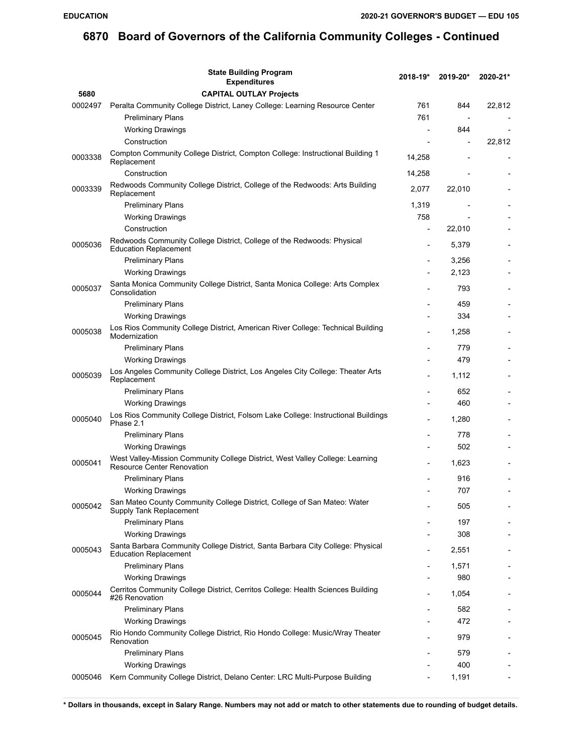# 6870 Board of Governors of the California Community Colleges - Continued

| | State Building Program Expenditures | 2018-19* | 2019-20* | 2020-21* |
|---|---|---|---|---|
| 5680 | CAPITAL OUTLAY Projects | | | |
| 0002497 | Peralta Community College District, Laney College: Learning Resource Center | 761 | 844 | 22,812 |
| | Preliminary Plans | 761 | - | - |
| | Working Drawings | - | 844 | - |
| | Construction | - | - | 22,812 |
| 0003338 | Compton Community College District, Compton College: Instructional Building 1 Replacement | 14,258 | - | - |
| | Construction | 14,258 | - | - |
| 0003339 | Redwoods Community College District, College of the Redwoods: Arts Building Replacement | 2,077 | 22,010 | - |
| | Preliminary Plans | 1,319 | - | - |
| | Working Drawings | 758 | - | - |
| | Construction | - | 22,010 | - |
| 0005036 | Redwoods Community College District, College of the Redwoods: Physical Education Replacement | - | 5,379 | - |
| | Preliminary Plans | - | 3,256 | - |
| | Working Drawings | - | 2,123 | - |
| 0005037 | Santa Monica Community College District, Santa Monica College: Arts Complex Consolidation | - | 793 | - |
| | Preliminary Plans | - | 459 | - |
| | Working Drawings | - | 334 | - |
| 0005038 | Los Rios Community College District, American River College: Technical Building Modernization | - | 1,258 | - |
| | Preliminary Plans | - | 779 | - |
| | Working Drawings | - | 479 | - |
| 0005039 | Los Angeles Community College District, Los Angeles City College: Theater Arts Replacement | - | 1,112 | - |
| | Preliminary Plans | - | 652 | - |
| | Working Drawings | - | 460 | - |
| 0005040 | Los Rios Community College District, Folsom Lake College: Instructional Buildings Phase 2.1 | - | 1,280 | - |
| | Preliminary Plans | - | 778 | - |
| | Working Drawings | - | 502 | - |
| 0005041 | West Valley-Mission Community College District, West Valley College: Learning Resource Center Renovation | - | 1,623 | - |
| | Preliminary Plans | - | 916 | - |
| | Working Drawings | - | 707 | - |
| 0005042 | San Mateo County Community College District, College of San Mateo: Water Supply Tank Replacement | - | 505 | - |
| | Preliminary Plans | - | 197 | - |
| | Working Drawings | - | 308 | - |
| 0005043 | Santa Barbara Community College District, Santa Barbara City College: Physical Education Replacement | - | 2,551 | - |
| | Preliminary Plans | - | 1,571 | - |
| | Working Drawings | - | 980 | - |
| 0005044 | Cerritos Community College District, Cerritos College: Health Sciences Building #26 Renovation | - | 1,054 | - |
| | Preliminary Plans | - | 582 | - |
| | Working Drawings | - | 472 | - |
| 0005045 | Rio Hondo Community College District, Rio Hondo College: Music/Wray Theater Renovation | - | 979 | - |
| | Preliminary Plans | - | 579 | - |
| | Working Drawings | - | 400 | - |
| 0005046 | Kern Community College District, Delano Center: LRC Multi-Purpose Building | - | 1,191 | - |

**\* Dollars in thousands, except in Salary Range. Numbers may not add or match to other statements due to rounding of budget details.**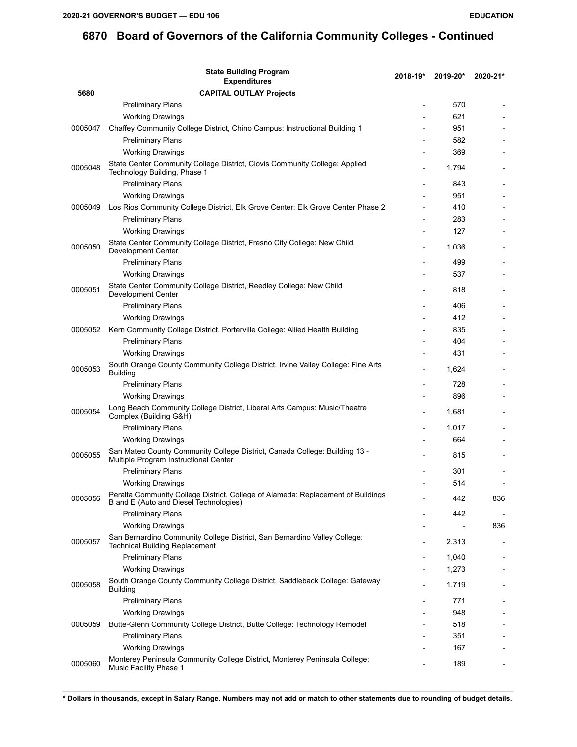# 6870 Board of Governors of the California Community Colleges - Continued

| | State Building Program Expenditures | 2018-19* | 2019-20* | 2020-21* |
|---|---|---|---|---|
| 5680 | **CAPITAL OUTLAY Projects** | | | |
| | Preliminary Plans | - | 570 | - |
| | Working Drawings | - | 621 | - |
| 0005047 | Chaffey Community College District, Chino Campus: Instructional Building 1 | - | 951 | - |
| | Preliminary Plans | - | 582 | - |
| | Working Drawings | - | 369 | - |
| 0005048 | State Center Community College District, Clovis Community College: Applied Technology Building, Phase 1 | - | 1,794 | - |
| | Preliminary Plans | - | 843 | - |
| | Working Drawings | - | 951 | - |
| 0005049 | Los Rios Community College District, Elk Grove Center: Elk Grove Center Phase 2 | - | 410 | - |
| | Preliminary Plans | - | 283 | - |
| | Working Drawings | - | 127 | - |
| 0005050 | State Center Community College District, Fresno City College: New Child Development Center | - | 1,036 | - |
| | Preliminary Plans | - | 499 | - |
| | Working Drawings | - | 537 | - |
| 0005051 | State Center Community College District, Reedley College: New Child Development Center | - | 818 | - |
| | Preliminary Plans | - | 406 | - |
| | Working Drawings | - | 412 | - |
| 0005052 | Kern Community College District, Porterville College: Allied Health Building | - | 835 | - |
| | Preliminary Plans | - | 404 | - |
| | Working Drawings | - | 431 | - |
| 0005053 | South Orange County Community College District, Irvine Valley College: Fine Arts Building | - | 1,624 | - |
| | Preliminary Plans | - | 728 | - |
| | Working Drawings | - | 896 | - |
| 0005054 | Long Beach Community College District, Liberal Arts Campus: Music/Theatre Complex (Building G&H) | - | 1,681 | - |
| | Preliminary Plans | - | 1,017 | - |
| | Working Drawings | - | 664 | - |
| 0005055 | San Mateo County Community College District, Canada College: Building 13 - Multiple Program Instructional Center | - | 815 | - |
| | Preliminary Plans | - | 301 | - |
| | Working Drawings | - | 514 | - |
| 0005056 | Peralta Community College District, College of Alameda: Replacement of Buildings B and E (Auto and Diesel Technologies) | - | 442 | 836 |
| | Preliminary Plans | - | 442 | - |
| | Working Drawings | - | - | 836 |
| 0005057 | San Bernardino Community College District, San Bernardino Valley College: Technical Building Replacement | - | 2,313 | - |
| | Preliminary Plans | - | 1,040 | - |
| | Working Drawings | - | 1,273 | - |
| 0005058 | South Orange County Community College District, Saddleback College: Gateway Building | - | 1,719 | - |
| | Preliminary Plans | - | 771 | - |
| | Working Drawings | - | 948 | - |
| 0005059 | Butte-Glenn Community College District, Butte College: Technology Remodel | - | 518 | - |
| | Preliminary Plans | - | 351 | - |
| | Working Drawings | - | 167 | - |
| 0005060 | Monterey Peninsula Community College District, Monterey Peninsula College: Music Facility Phase 1 | - | 189 | - |

**\* Dollars in thousands, except in Salary Range. Numbers may not add or match to other statements due to rounding of budget details.**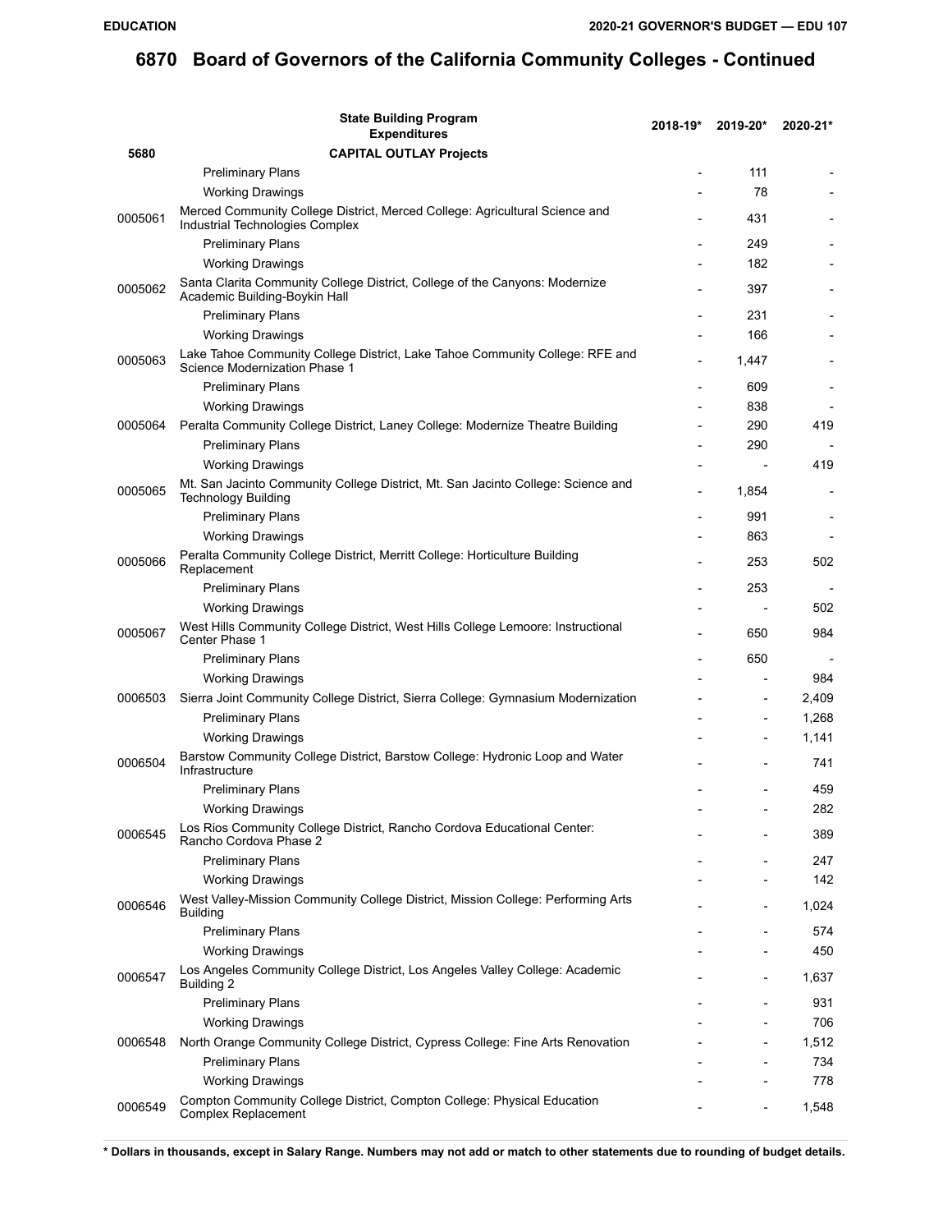# 6870 Board of Governors of the California Community Colleges - Continued

| | State Building Program Expenditures | 2018-19* | 2019-20* | 2020-21* |
|---|---|---|---|---|
| 5680 | **CAPITAL OUTLAY Projects** | | | |
| | Preliminary Plans | - | 111 | - |
| | Working Drawings | - | 78 | - |
| 0005061 | Merced Community College District, Merced College: Agricultural Science and Industrial Technologies Complex | - | 431 | - |
| | Preliminary Plans | - | 249 | - |
| | Working Drawings | - | 182 | - |
| 0005062 | Santa Clarita Community College District, College of the Canyons: Modernize Academic Building-Boykin Hall | - | 397 | - |
| | Preliminary Plans | - | 231 | - |
| | Working Drawings | - | 166 | - |
| 0005063 | Lake Tahoe Community College District, Lake Tahoe Community College: RFE and Science Modernization Phase 1 | - | 1,447 | - |
| | Preliminary Plans | - | 609 | - |
| | Working Drawings | - | 838 | - |
| 0005064 | Peralta Community College District, Laney College: Modernize Theatre Building | - | 290 | 419 |
| | Preliminary Plans | - | 290 | - |
| | Working Drawings | - | - | 419 |
| 0005065 | Mt. San Jacinto Community College District, Mt. San Jacinto College: Science and Technology Building | - | 1,854 | - |
| | Preliminary Plans | - | 991 | - |
| | Working Drawings | - | 863 | - |
| 0005066 | Peralta Community College District, Merritt College: Horticulture Building Replacement | - | 253 | 502 |
| | Preliminary Plans | - | 253 | - |
| | Working Drawings | - | - | 502 |
| 0005067 | West Hills Community College District, West Hills College Lemoore: Instructional Center Phase 1 | - | 650 | 984 |
| | Preliminary Plans | - | 650 | - |
| | Working Drawings | - | - | 984 |
| 0006503 | Sierra Joint Community College District, Sierra College: Gymnasium Modernization | - | - | 2,409 |
| | Preliminary Plans | - | - | 1,268 |
| | Working Drawings | - | - | 1,141 |
| 0006504 | Barstow Community College District, Barstow College: Hydronic Loop and Water Infrastructure | - | - | 741 |
| | Preliminary Plans | - | - | 459 |
| | Working Drawings | - | - | 282 |
| 0006545 | Los Rios Community College District, Rancho Cordova Educational Center: Rancho Cordova Phase 2 | - | - | 389 |
| | Preliminary Plans | - | - | 247 |
| | Working Drawings | - | - | 142 |
| 0006546 | West Valley-Mission Community College District, Mission College: Performing Arts Building | - | - | 1,024 |
| | Preliminary Plans | - | - | 574 |
| | Working Drawings | - | - | 450 |
| 0006547 | Los Angeles Community College District, Los Angeles Valley College: Academic Building 2 | - | - | 1,637 |
| | Preliminary Plans | - | - | 931 |
| | Working Drawings | - | - | 706 |
| 0006548 | North Orange Community College District, Cypress College: Fine Arts Renovation | - | - | 1,512 |
| | Preliminary Plans | - | - | 734 |
| | Working Drawings | - | - | 778 |
| 0006549 | Compton Community College District, Compton College: Physical Education Complex Replacement | - | - | 1,548 |

**\* Dollars in thousands, except in Salary Range. Numbers may not add or match to other statements due to rounding of budget details.**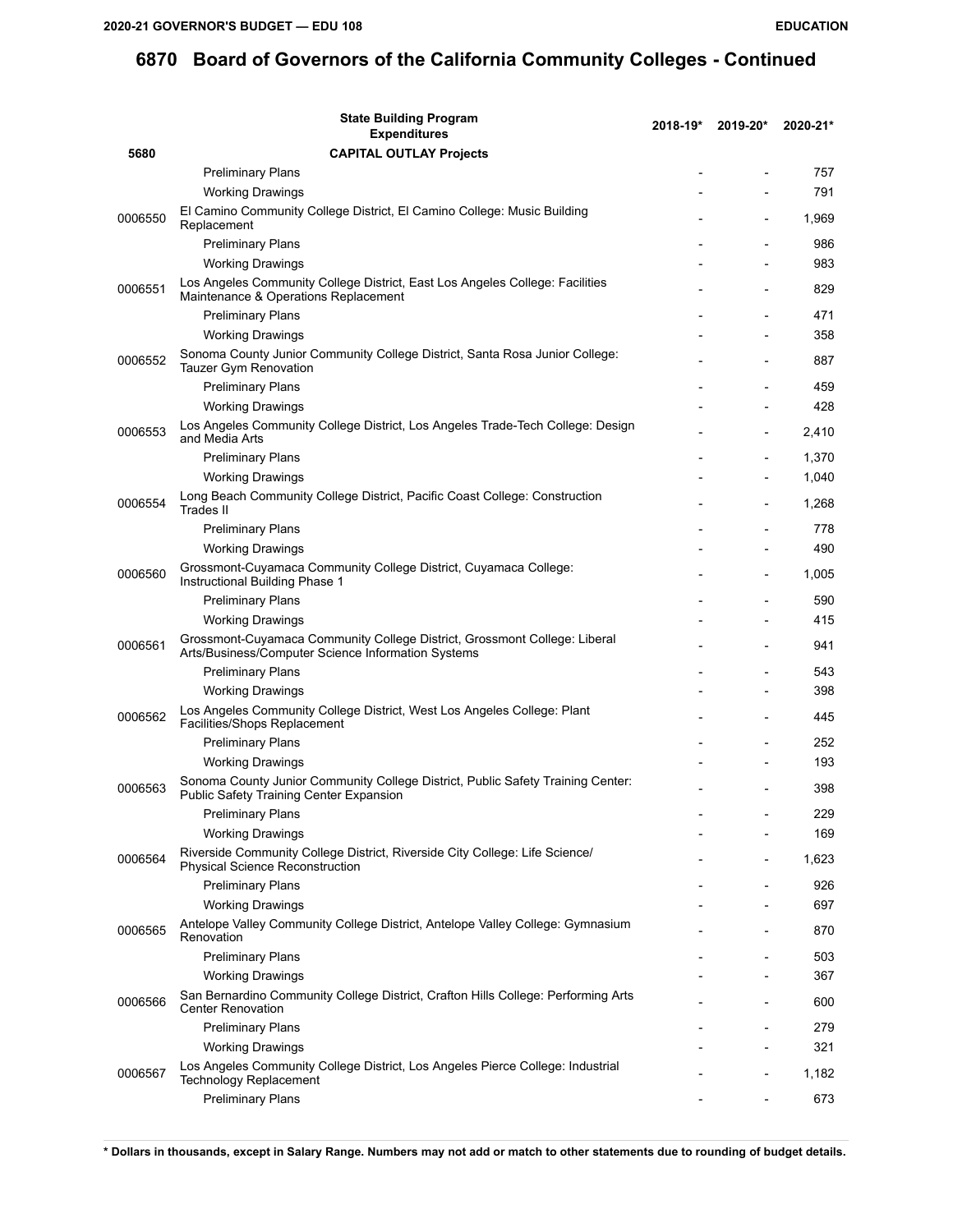# 6870 Board of Governors of the California Community Colleges - Continued

| | State Building Program Expenditures | 2018-19* | 2019-20* | 2020-21* |
|---|---|---|---|---|
| 5680 | **CAPITAL OUTLAY Projects** | | | |
| | Preliminary Plans | - | - | 757 |
| | Working Drawings | - | - | 791 |
| 0006550 | El Camino Community College District, El Camino College: Music Building Replacement | - | - | 1,969 |
| | Preliminary Plans | - | - | 986 |
| | Working Drawings | - | - | 983 |
| 0006551 | Los Angeles Community College District, East Los Angeles College: Facilities Maintenance & Operations Replacement | - | - | 829 |
| | Preliminary Plans | - | - | 471 |
| | Working Drawings | - | - | 358 |
| 0006552 | Sonoma County Junior Community College District, Santa Rosa Junior College: Tauzer Gym Renovation | - | - | 887 |
| | Preliminary Plans | - | - | 459 |
| | Working Drawings | - | - | 428 |
| 0006553 | Los Angeles Community College District, Los Angeles Trade-Tech College: Design and Media Arts | - | - | 2,410 |
| | Preliminary Plans | - | - | 1,370 |
| | Working Drawings | - | - | 1,040 |
| 0006554 | Long Beach Community College District, Pacific Coast College: Construction Trades II | - | - | 1,268 |
| | Preliminary Plans | - | - | 778 |
| | Working Drawings | - | - | 490 |
| 0006560 | Grossmont-Cuyamaca Community College District, Cuyamaca College: Instructional Building Phase 1 | - | - | 1,005 |
| | Preliminary Plans | - | - | 590 |
| | Working Drawings | - | - | 415 |
| 0006561 | Grossmont-Cuyamaca Community College District, Grossmont College: Liberal Arts/Business/Computer Science Information Systems | - | - | 941 |
| | Preliminary Plans | - | - | 543 |
| | Working Drawings | - | - | 398 |
| 0006562 | Los Angeles Community College District, West Los Angeles College: Plant Facilities/Shops Replacement | - | - | 445 |
| | Preliminary Plans | - | - | 252 |
| | Working Drawings | - | - | 193 |
| 0006563 | Sonoma County Junior Community College District, Public Safety Training Center: Public Safety Training Center Expansion | - | - | 398 |
| | Preliminary Plans | - | - | 229 |
| | Working Drawings | - | - | 169 |
| 0006564 | Riverside Community College District, Riverside City College: Life Science/ Physical Science Reconstruction | - | - | 1,623 |
| | Preliminary Plans | - | - | 926 |
| | Working Drawings | - | - | 697 |
| 0006565 | Antelope Valley Community College District, Antelope Valley College: Gymnasium Renovation | - | - | 870 |
| | Preliminary Plans | - | - | 503 |
| | Working Drawings | - | - | 367 |
| 0006566 | San Bernardino Community College District, Crafton Hills College: Performing Arts Center Renovation | - | - | 600 |
| | Preliminary Plans | - | - | 279 |
| | Working Drawings | - | - | 321 |
| 0006567 | Los Angeles Community College District, Los Angeles Pierce College: Industrial Technology Replacement | - | - | 1,182 |
| | Preliminary Plans | - | - | 673 |

**\* Dollars in thousands, except in Salary Range. Numbers may not add or match to other statements due to rounding of budget details.**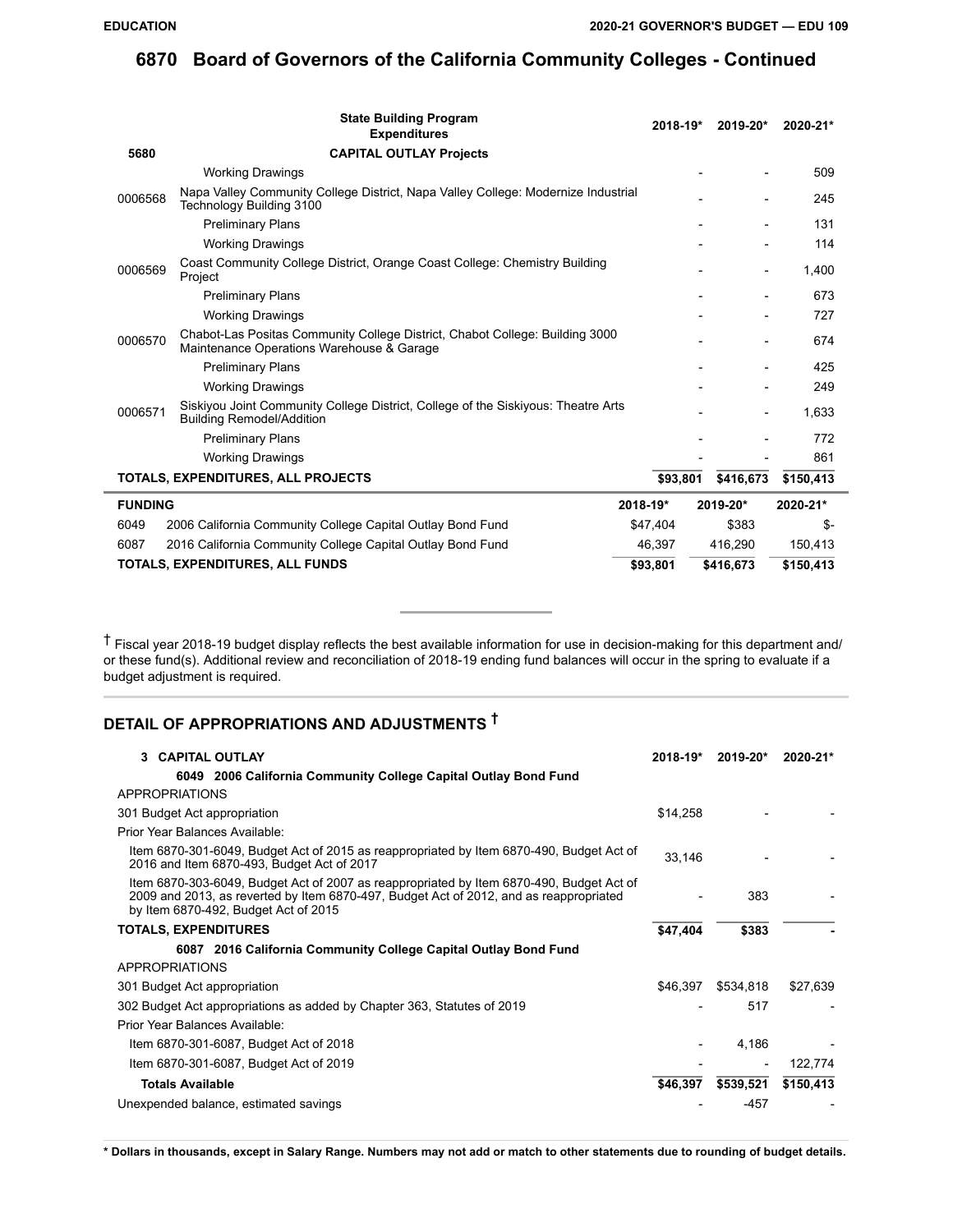# 6870 Board of Governors of the California Community Colleges - Continued

| | State Building Program Expenditures | 2018-19* | 2019-20* | 2020-21* |
|---|---|---|---|---|
| 5680 | CAPITAL OUTLAY Projects | | | |
| | Working Drawings | - | - | 509 |
| 0006568 | Napa Valley Community College District, Napa Valley College: Modernize Industrial Technology Building 3100 | - | - | 245 |
| | Preliminary Plans | - | - | 131 |
| | Working Drawings | - | - | 114 |
| 0006569 | Coast Community College District, Orange Coast College: Chemistry Building Project | - | - | 1,400 |
| | Preliminary Plans | - | - | 673 |
| | Working Drawings | - | - | 727 |
| 0006570 | Chabot-Las Positas Community College District, Chabot College: Building 3000 Maintenance Operations Warehouse & Garage | - | - | 674 |
| | Preliminary Plans | - | - | 425 |
| | Working Drawings | - | - | 249 |
| 0006571 | Siskiyou Joint Community College District, College of the Siskiyous: Theatre Arts Building Remodel/Addition | - | - | 1,633 |
| | Preliminary Plans | - | - | 772 |
| | Working Drawings | - | - | 861 |
| **TOTALS, EXPENDITURES, ALL PROJECTS** | | $93,801 | $416,673 | $150,413 |

| FUNDING | | 2018-19* | 2019-20* | 2020-21* |
|---|---|---|---|---|
| 6049 | 2006 California Community College Capital Outlay Bond Fund | $47,404 | $383 | $- |
| 6087 | 2016 California Community College Capital Outlay Bond Fund | 46,397 | 416,290 | 150,413 |
| **TOTALS, EXPENDITURES, ALL FUNDS** | | $93,801 | $416,673 | $150,413 |

† Fiscal year 2018-19 budget display reflects the best available information for use in decision-making for this department and/or these fund(s). Additional review and reconciliation of 2018-19 ending fund balances will occur in the spring to evaluate if a budget adjustment is required.

## DETAIL OF APPROPRIATIONS AND ADJUSTMENTS †

| 3 CAPITAL OUTLAY | 2018-19* | 2019-20* | 2020-21* |
|---|---|---|---|
| **6049 2006 California Community College Capital Outlay Bond Fund** | | | |
| APPROPRIATIONS | | | |
| 301 Budget Act appropriation | $14,258 | - | - |
| Prior Year Balances Available: | | | |
| Item 6870-301-6049, Budget Act of 2015 as reappropriated by Item 6870-490, Budget Act of 2016 and Item 6870-493, Budget Act of 2017 | 33,146 | - | - |
| Item 6870-303-6049, Budget Act of 2007 as reappropriated by Item 6870-490, Budget Act of 2009 and 2013, as reverted by Item 6870-497, Budget Act of 2012, and as reappropriated by Item 6870-492, Budget Act of 2015 | - | 383 | - |
| **TOTALS, EXPENDITURES** | $47,404 | $383 | - |
| **6087 2016 California Community College Capital Outlay Bond Fund** | | | |
| APPROPRIATIONS | | | |
| 301 Budget Act appropriation | $46,397 | $534,818 | $27,639 |
| 302 Budget Act appropriations as added by Chapter 363, Statutes of 2019 | - | 517 | - |
| Prior Year Balances Available: | | | |
| Item 6870-301-6087, Budget Act of 2018 | - | 4,186 | - |
| Item 6870-301-6087, Budget Act of 2019 | - | - | 122,774 |
| **Totals Available** | $46,397 | $539,521 | $150,413 |
| Unexpended balance, estimated savings | - | -457 | - |

**\* Dollars in thousands, except in Salary Range. Numbers may not add or match to other statements due to rounding of budget details.**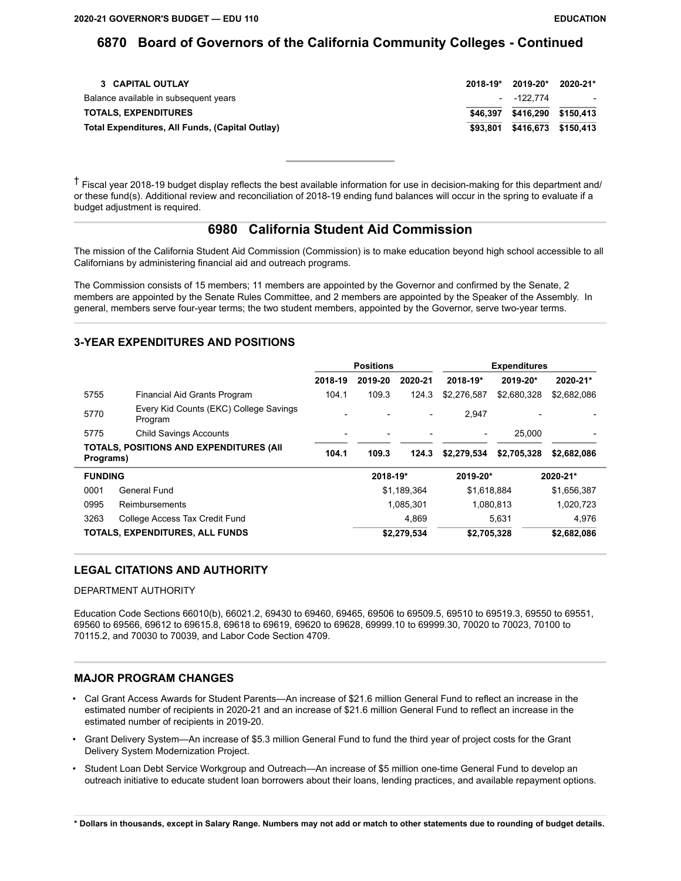## 6870 Board of Governors of the California Community Colleges - Continued

| 3 CAPITAL OUTLAY | 2018-19* | 2019-20* | 2020-21* |
|---|---|---|---|
| Balance available in subsequent years | - | -122,774 | - |
| **TOTALS, EXPENDITURES** | $46,397 | $416,290 | $150,413 |
| **Total Expenditures, All Funds, (Capital Outlay)** | $93,801 | $416,673 | $150,413 |

† Fiscal year 2018-19 budget display reflects the best available information for use in decision-making for this department and/or these fund(s). Additional review and reconciliation of 2018-19 ending fund balances will occur in the spring to evaluate if a budget adjustment is required.

## 6980 California Student Aid Commission

The mission of the California Student Aid Commission (Commission) is to make education beyond high school accessible to all Californians by administering financial aid and outreach programs.

The Commission consists of 15 members; 11 members are appointed by the Governor and confirmed by the Senate, 2 members are appointed by the Senate Rules Committee, and 2 members are appointed by the Speaker of the Assembly. In general, members serve four-year terms; the two student members, appointed by the Governor, serve two-year terms.

### 3-YEAR EXPENDITURES AND POSITIONS

| | | Positions | | | Expenditures | | |
|---|---|---|---|---|---|---|---|
| | | 2018-19 | 2019-20 | 2020-21 | 2018-19* | 2019-20* | 2020-21* |
| 5755 | Financial Aid Grants Program | 104.1 | 109.3 | 124.3 | $2,276,587 | $2,680,328 | $2,682,086 |
| 5770 | Every Kid Counts (EKC) College Savings Program | - | - | - | 2,947 | - | - |
| 5775 | Child Savings Accounts | - | - | - | - | 25,000 | - |
| **TOTALS, POSITIONS AND EXPENDITURES (All Programs)** | | 104.1 | 109.3 | 124.3 | $2,279,534 | $2,705,328 | $2,682,086 |

| FUNDING | | 2018-19* | 2019-20* | 2020-21* |
|---|---|---|---|---|
| 0001 | General Fund | $1,189,364 | $1,618,884 | $1,656,387 |
| 0995 | Reimbursements | 1,085,301 | 1,080,813 | 1,020,723 |
| 3263 | College Access Tax Credit Fund | 4,869 | 5,631 | 4,976 |
| **TOTALS, EXPENDITURES, ALL FUNDS** | | $2,279,534 | $2,705,328 | $2,682,086 |

### LEGAL CITATIONS AND AUTHORITY

DEPARTMENT AUTHORITY

Education Code Sections 66010(b), 66021.2, 69430 to 69460, 69465, 69506 to 69509.5, 69510 to 69519.3, 69550 to 69551, 69560 to 69566, 69612 to 69615.8, 69618 to 69619, 69620 to 69628, 69999.10 to 69999.30, 70020 to 70023, 70100 to 70115.2, and 70030 to 70039, and Labor Code Section 4709.

### MAJOR PROGRAM CHANGES

- Cal Grant Access Awards for Student Parents—An increase of $21.6 million General Fund to reflect an increase in the estimated number of recipients in 2020-21 and an increase of $21.6 million General Fund to reflect an increase in the estimated number of recipients in 2019-20.
- Grant Delivery System—An increase of $5.3 million General Fund to fund the third year of project costs for the Grant Delivery System Modernization Project.
- Student Loan Debt Service Workgroup and Outreach—An increase of $5 million one-time General Fund to develop an outreach initiative to educate student loan borrowers about their loans, lending practices, and available repayment options.

**\* Dollars in thousands, except in Salary Range. Numbers may not add or match to other statements due to rounding of budget details.**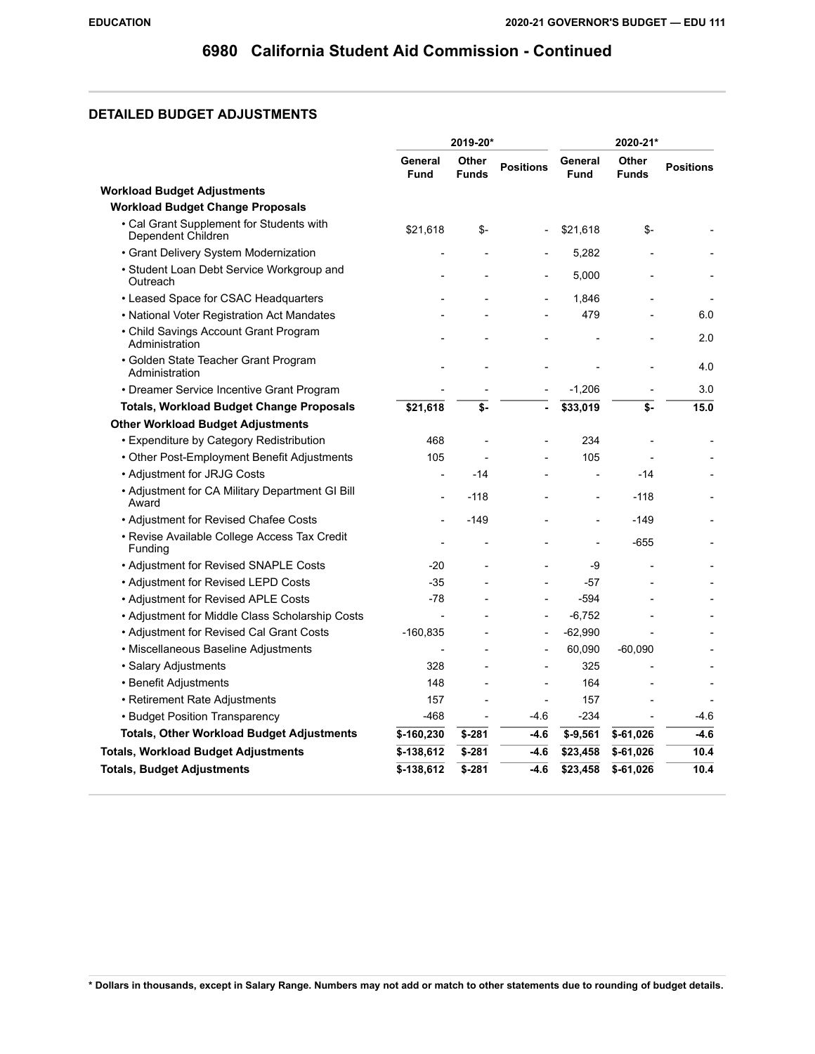# 6980 California Student Aid Commission - Continued

## DETAILED BUDGET ADJUSTMENTS

| | 2019-20* | | | 2020-21* | | |
|---|---|---|---|---|---|---|
| | General Fund | Other Funds | Positions | General Fund | Other Funds | Positions |
| **Workload Budget Adjustments** | | | | | | |
| **Workload Budget Change Proposals** | | | | | | |
| • Cal Grant Supplement for Students with Dependent Children | $21,618 | $- | - | $21,618 | $- | - |
| • Grant Delivery System Modernization | - | - | - | 5,282 | - | - |
| • Student Loan Debt Service Workgroup and Outreach | - | - | - | 5,000 | - | - |
| • Leased Space for CSAC Headquarters | - | - | - | 1,846 | - | - |
| • National Voter Registration Act Mandates | - | - | - | 479 | - | 6.0 |
| • Child Savings Account Grant Program Administration | - | - | - | - | - | 2.0 |
| • Golden State Teacher Grant Program Administration | - | - | - | - | - | 4.0 |
| • Dreamer Service Incentive Grant Program | - | - | - | -1,206 | - | 3.0 |
| **Totals, Workload Budget Change Proposals** | **$21,618** | **$-** | **-** | **$33,019** | **$-** | **15.0** |
| **Other Workload Budget Adjustments** | | | | | | |
| • Expenditure by Category Redistribution | 468 | - | - | 234 | - | - |
| • Other Post-Employment Benefit Adjustments | 105 | - | - | 105 | - | - |
| • Adjustment for JRJG Costs | - | -14 | - | - | -14 | - |
| • Adjustment for CA Military Department GI Bill Award | - | -118 | - | - | -118 | - |
| • Adjustment for Revised Chafee Costs | - | -149 | - | - | -149 | - |
| • Revise Available College Access Tax Credit Funding | - | - | - | - | -655 | - |
| • Adjustment for Revised SNAPLE Costs | -20 | - | - | -9 | - | - |
| • Adjustment for Revised LEPD Costs | -35 | - | - | -57 | - | - |
| • Adjustment for Revised APLE Costs | -78 | - | - | -594 | - | - |
| • Adjustment for Middle Class Scholarship Costs | - | - | - | -6,752 | - | - |
| • Adjustment for Revised Cal Grant Costs | -160,835 | - | - | -62,990 | - | - |
| • Miscellaneous Baseline Adjustments | - | - | - | 60,090 | -60,090 | - |
| • Salary Adjustments | 328 | - | - | 325 | - | - |
| • Benefit Adjustments | 148 | - | - | 164 | - | - |
| • Retirement Rate Adjustments | 157 | - | - | 157 | - | - |
| • Budget Position Transparency | -468 | - | -4.6 | -234 | - | -4.6 |
| **Totals, Other Workload Budget Adjustments** | **$-160,230** | **$-281** | **-4.6** | **$-9,561** | **$-61,026** | **-4.6** |
| **Totals, Workload Budget Adjustments** | **$-138,612** | **$-281** | **-4.6** | **$23,458** | **$-61,026** | **10.4** |
| **Totals, Budget Adjustments** | **$-138,612** | **$-281** | **-4.6** | **$23,458** | **$-61,026** | **10.4** |

**\* Dollars in thousands, except in Salary Range. Numbers may not add or match to other statements due to rounding of budget details.**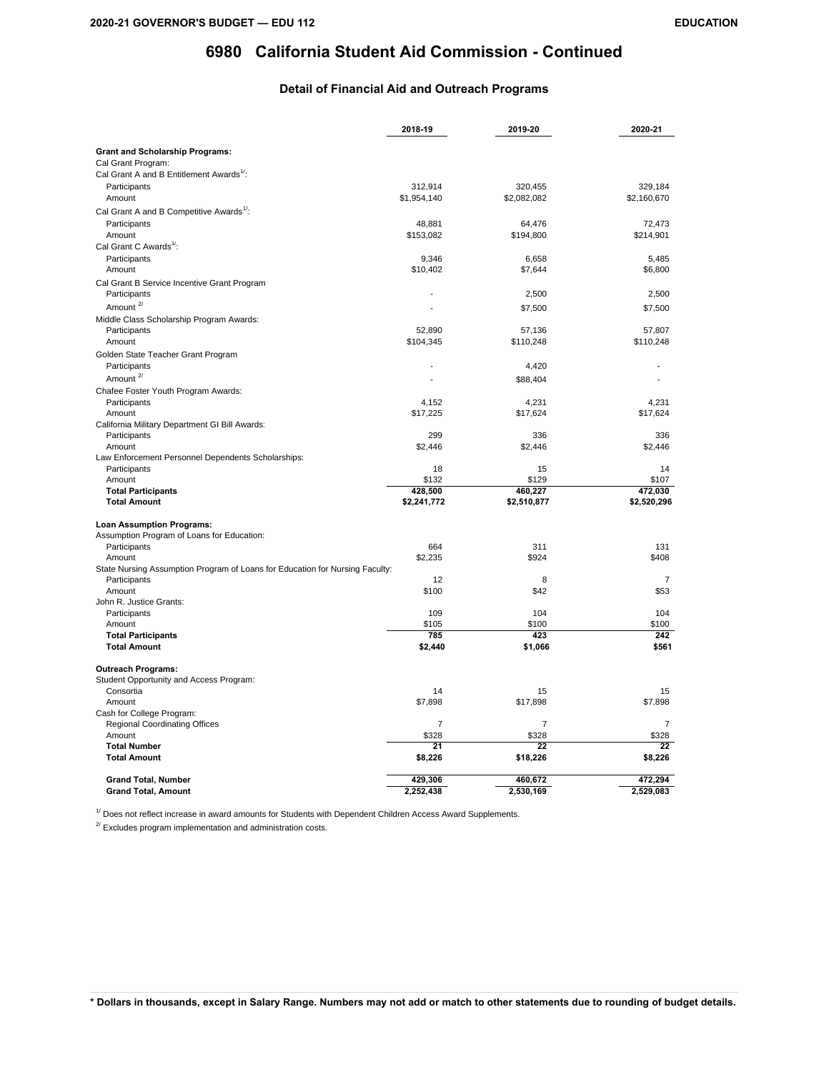# 6980 California Student Aid Commission - Continued

### Detail of Financial Aid and Outreach Programs

| | 2018-19 | 2019-20 | 2020-21 |
|---|---|---|---|
| **Grant and Scholarship Programs:** | | | |
| Cal Grant Program: | | | |
| Cal Grant A and B Entitlement Awards[1/]: | | | |
| Participants | 312,914 | 320,455 | 329,184 |
| Amount | $1,954,140 | $2,082,082 | $2,160,670 |
| Cal Grant A and B Competitive Awards[1/]: | | | |
| Participants | 48,881 | 64,476 | 72,473 |
| Amount | $153,082 | $194,800 | $214,901 |
| Cal Grant C Awards[1/]: | | | |
| Participants | 9,346 | 6,658 | 5,485 |
| Amount | $10,402 | $7,644 | $6,800 |
| Cal Grant B Service Incentive Grant Program | | | |
| Participants | - | 2,500 | 2,500 |
| Amount [2/] | - | $7,500 | $7,500 |
| Middle Class Scholarship Program Awards: | | | |
| Participants | 52,890 | 57,136 | 57,807 |
| Amount | $104,345 | $110,248 | $110,248 |
| Golden State Teacher Grant Program | | | |
| Participants | - | 4,420 | - |
| Amount [2/] | - | $88,404 | - |
| Chafee Foster Youth Program Awards: | | | |
| Participants | 4,152 | 4,231 | 4,231 |
| Amount | $17,225 | $17,624 | $17,624 |
| California Military Department GI Bill Awards: | | | |
| Participants | 299 | 336 | 336 |
| Amount | $2,446 | $2,446 | $2,446 |
| Law Enforcement Personnel Dependents Scholarships: | | | |
| Participants | 18 | 15 | 14 |
| Amount | $132 | $129 | $107 |
| **Total Participants** | **428,500** | **460,227** | **472,030** |
| **Total Amount** | **$2,241,772** | **$2,510,877** | **$2,520,296** |
| **Loan Assumption Programs:** | | | |
| Assumption Program of Loans for Education: | | | |
| Participants | 664 | 311 | 131 |
| Amount | $2,235 | $924 | $408 |
| State Nursing Assumption Program of Loans for Education for Nursing Faculty: | | | |
| Participants | 12 | 8 | 7 |
| Amount | $100 | $42 | $53 |
| John R. Justice Grants: | | | |
| Participants | 109 | 104 | 104 |
| Amount | $105 | $100 | $100 |
| **Total Participants** | **785** | **423** | **242** |
| **Total Amount** | **$2,440** | **$1,066** | **$561** |
| **Outreach Programs:** | | | |
| Student Opportunity and Access Program: | | | |
| Consortia | 14 | 15 | 15 |
| Amount | $7,898 | $17,898 | $7,898 |
| Cash for College Program: | | | |
| Regional Coordinating Offices | 7 | 7 | 7 |
| Amount | $328 | $328 | $328 |
| **Total Number** | **21** | **22** | **22** |
| **Total Amount** | **$8,226** | **$18,226** | **$8,226** |
| **Grand Total, Number** | **429,306** | **460,672** | **472,294** |
| **Grand Total, Amount** | **2,252,438** | **2,530,169** | **2,529,083** |

[1/] Does not reflect increase in award amounts for Students with Dependent Children Access Award Supplements.

[2/] Excludes program implementation and administration costs.

**\* Dollars in thousands, except in Salary Range. Numbers may not add or match to other statements due to rounding of budget details.**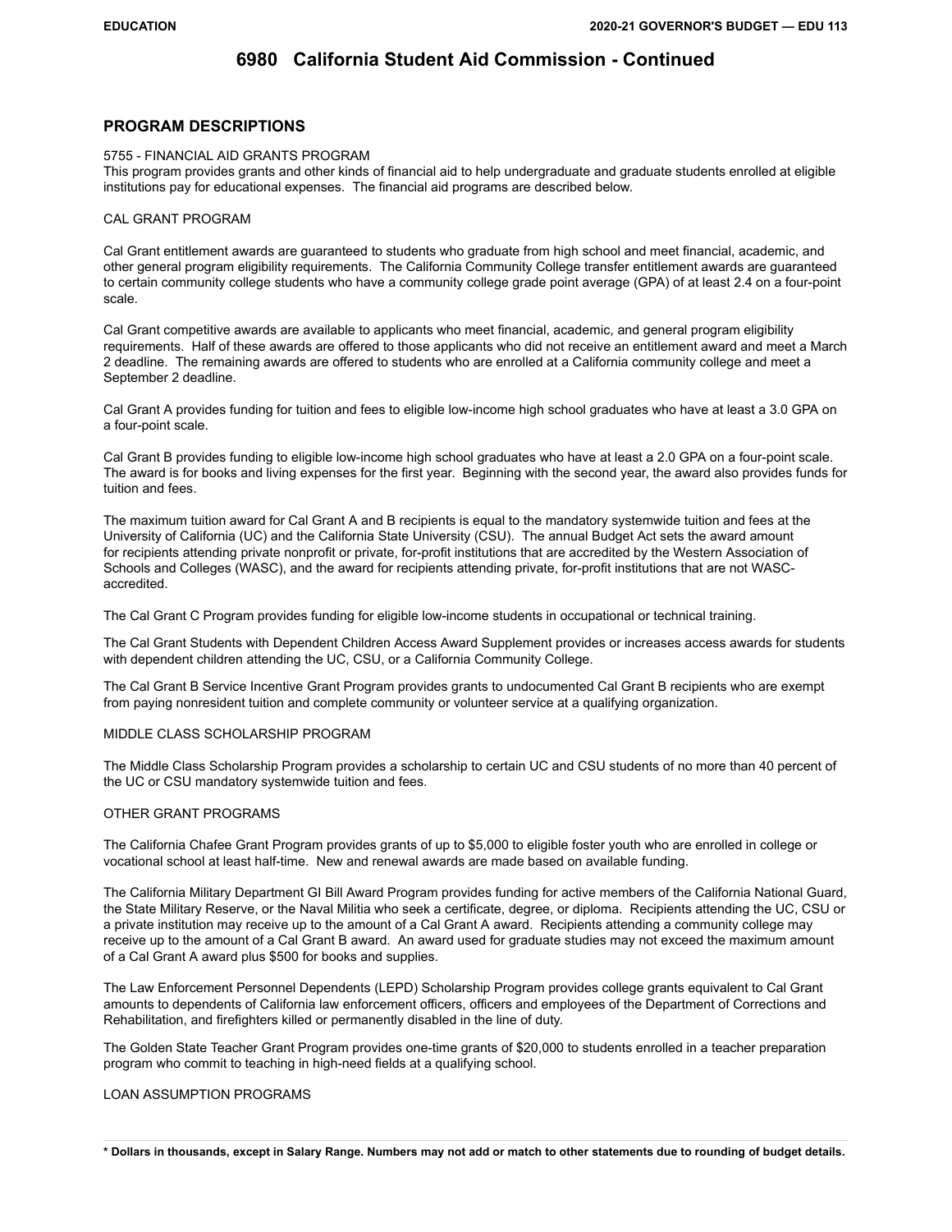# 6980 California Student Aid Commission - Continued

## PROGRAM DESCRIPTIONS

5755 - FINANCIAL AID GRANTS PROGRAM

This program provides grants and other kinds of financial aid to help undergraduate and graduate students enrolled at eligible institutions pay for educational expenses. The financial aid programs are described below.

CAL GRANT PROGRAM

Cal Grant entitlement awards are guaranteed to students who graduate from high school and meet financial, academic, and other general program eligibility requirements. The California Community College transfer entitlement awards are guaranteed to certain community college students who have a community college grade point average (GPA) of at least 2.4 on a four-point scale.

Cal Grant competitive awards are available to applicants who meet financial, academic, and general program eligibility requirements. Half of these awards are offered to those applicants who did not receive an entitlement award and meet a March 2 deadline. The remaining awards are offered to students who are enrolled at a California community college and meet a September 2 deadline.

Cal Grant A provides funding for tuition and fees to eligible low-income high school graduates who have at least a 3.0 GPA on a four-point scale.

Cal Grant B provides funding to eligible low-income high school graduates who have at least a 2.0 GPA on a four-point scale. The award is for books and living expenses for the first year. Beginning with the second year, the award also provides funds for tuition and fees.

The maximum tuition award for Cal Grant A and B recipients is equal to the mandatory systemwide tuition and fees at the University of California (UC) and the California State University (CSU). The annual Budget Act sets the award amount for recipients attending private nonprofit or private, for-profit institutions that are accredited by the Western Association of Schools and Colleges (WASC), and the award for recipients attending private, for-profit institutions that are not WASC-accredited.

The Cal Grant C Program provides funding for eligible low-income students in occupational or technical training.

The Cal Grant Students with Dependent Children Access Award Supplement provides or increases access awards for students with dependent children attending the UC, CSU, or a California Community College.

The Cal Grant B Service Incentive Grant Program provides grants to undocumented Cal Grant B recipients who are exempt from paying nonresident tuition and complete community or volunteer service at a qualifying organization.

MIDDLE CLASS SCHOLARSHIP PROGRAM

The Middle Class Scholarship Program provides a scholarship to certain UC and CSU students of no more than 40 percent of the UC or CSU mandatory systemwide tuition and fees.

OTHER GRANT PROGRAMS

The California Chafee Grant Program provides grants of up to $5,000 to eligible foster youth who are enrolled in college or vocational school at least half-time. New and renewal awards are made based on available funding.

The California Military Department GI Bill Award Program provides funding for active members of the California National Guard, the State Military Reserve, or the Naval Militia who seek a certificate, degree, or diploma. Recipients attending the UC, CSU or a private institution may receive up to the amount of a Cal Grant A award. Recipients attending a community college may receive up to the amount of a Cal Grant B award. An award used for graduate studies may not exceed the maximum amount of a Cal Grant A award plus $500 for books and supplies.

The Law Enforcement Personnel Dependents (LEPD) Scholarship Program provides college grants equivalent to Cal Grant amounts to dependents of California law enforcement officers, officers and employees of the Department of Corrections and Rehabilitation, and firefighters killed or permanently disabled in the line of duty.

The Golden State Teacher Grant Program provides one-time grants of $20,000 to students enrolled in a teacher preparation program who commit to teaching in high-need fields at a qualifying school.

LOAN ASSUMPTION PROGRAMS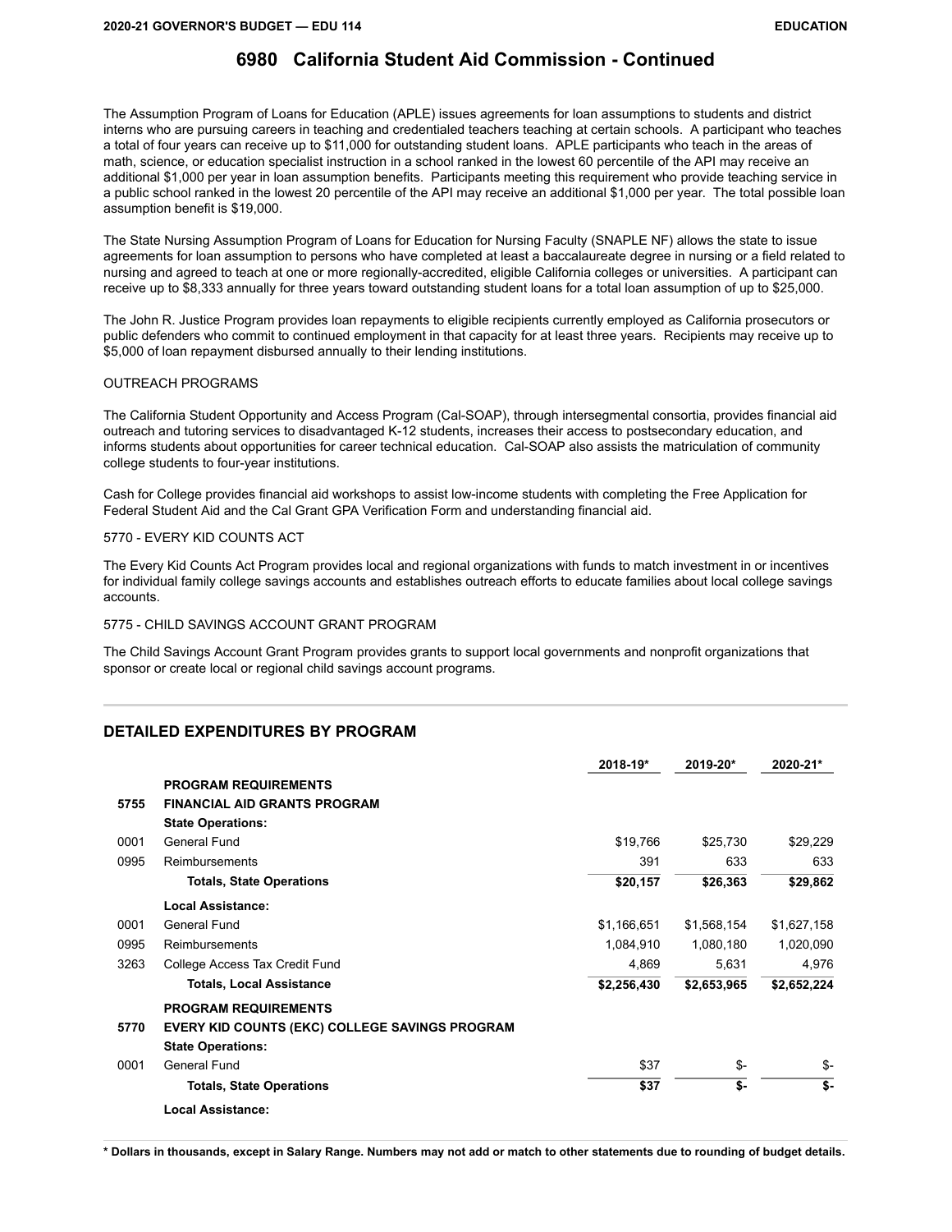## 6980 California Student Aid Commission - Continued

The Assumption Program of Loans for Education (APLE) issues agreements for loan assumptions to students and district interns who are pursuing careers in teaching and credentialed teachers teaching at certain schools. A participant who teaches a total of four years can receive up to $11,000 for outstanding student loans. APLE participants who teach in the areas of math, science, or education specialist instruction in a school ranked in the lowest 60 percentile of the API may receive an additional $1,000 per year in loan assumption benefits. Participants meeting this requirement who provide teaching service in a public school ranked in the lowest 20 percentile of the API may receive an additional $1,000 per year. The total possible loan assumption benefit is $19,000.

The State Nursing Assumption Program of Loans for Education for Nursing Faculty (SNAPLE NF) allows the state to issue agreements for loan assumption to persons who have completed at least a baccalaureate degree in nursing or a field related to nursing and agreed to teach at one or more regionally-accredited, eligible California colleges or universities. A participant can receive up to $8,333 annually for three years toward outstanding student loans for a total loan assumption of up to $25,000.

The John R. Justice Program provides loan repayments to eligible recipients currently employed as California prosecutors or public defenders who commit to continued employment in that capacity for at least three years. Recipients may receive up to $5,000 of loan repayment disbursed annually to their lending institutions.

OUTREACH PROGRAMS

The California Student Opportunity and Access Program (Cal-SOAP), through intersegmental consortia, provides financial aid outreach and tutoring services to disadvantaged K-12 students, increases their access to postsecondary education, and informs students about opportunities for career technical education. Cal-SOAP also assists the matriculation of community college students to four-year institutions.

Cash for College provides financial aid workshops to assist low-income students with completing the Free Application for Federal Student Aid and the Cal Grant GPA Verification Form and understanding financial aid.

5770 - EVERY KID COUNTS ACT

The Every Kid Counts Act Program provides local and regional organizations with funds to match investment in or incentives for individual family college savings accounts and establishes outreach efforts to educate families about local college savings accounts.

5775 - CHILD SAVINGS ACCOUNT GRANT PROGRAM

The Child Savings Account Grant Program provides grants to support local governments and nonprofit organizations that sponsor or create local or regional child savings account programs.

### DETAILED EXPENDITURES BY PROGRAM

| | | 2018-19* | 2019-20* | 2020-21* |
|---|---|---|---|---|
| | **PROGRAM REQUIREMENTS** | | | |
| 5755 | **FINANCIAL AID GRANTS PROGRAM** | | | |
| | **State Operations:** | | | |
| 0001 | General Fund | $19,766 | $25,730 | $29,229 |
| 0995 | Reimbursements | 391 | 633 | 633 |
| | **Totals, State Operations** | **$20,157** | **$26,363** | **$29,862** |
| | **Local Assistance:** | | | |
| 0001 | General Fund | $1,166,651 | $1,568,154 | $1,627,158 |
| 0995 | Reimbursements | 1,084,910 | 1,080,180 | 1,020,090 |
| 3263 | College Access Tax Credit Fund | 4,869 | 5,631 | 4,976 |
| | **Totals, Local Assistance** | **$2,256,430** | **$2,653,965** | **$2,652,224** |
| | **PROGRAM REQUIREMENTS** | | | |
| 5770 | **EVERY KID COUNTS (EKC) COLLEGE SAVINGS PROGRAM** | | | |
| | **State Operations:** | | | |
| 0001 | General Fund | $37 | $- | $- |
| | **Totals, State Operations** | **$37** | **$-** | **$-** |
| | **Local Assistance:** | | | |

**\* Dollars in thousands, except in Salary Range. Numbers may not add or match to other statements due to rounding of budget details.**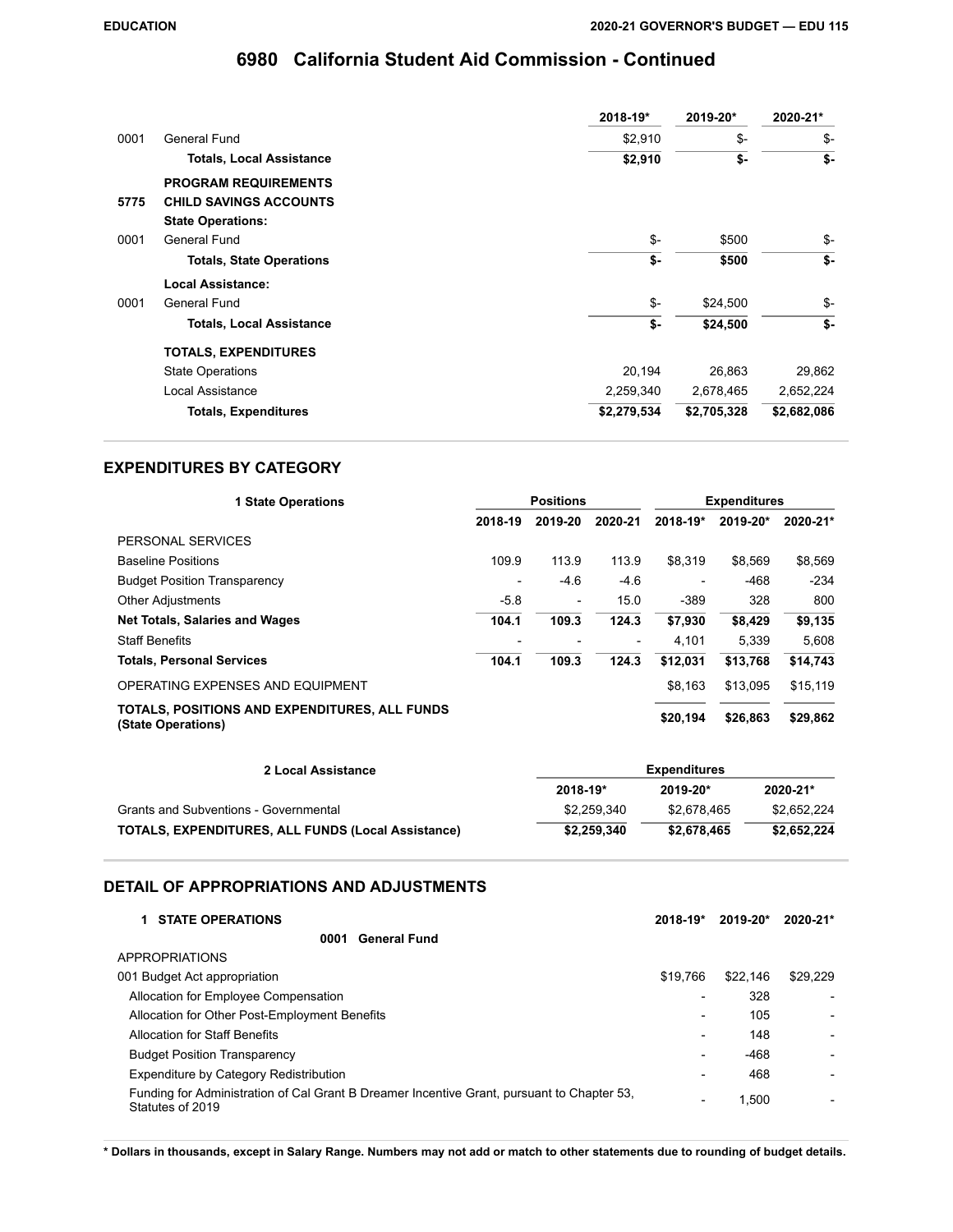# 6980 California Student Aid Commission - Continued

| | | 2018-19* | 2019-20* | 2020-21* |
|---|---|---|---|---|
| 0001 | General Fund | $2,910 | $- | $- |
| | **Totals, Local Assistance** | **$2,910** | **$-** | **$-** |
| | **PROGRAM REQUIREMENTS** | | | |
| 5775 | **CHILD SAVINGS ACCOUNTS** | | | |
| | **State Operations:** | | | |
| 0001 | General Fund | $- | $500 | $- |
| | **Totals, State Operations** | **$-** | **$500** | **$-** |
| | **Local Assistance:** | | | |
| 0001 | General Fund | $- | $24,500 | $- |
| | **Totals, Local Assistance** | **$-** | **$24,500** | **$-** |
| | **TOTALS, EXPENDITURES** | | | |
| | State Operations | 20,194 | 26,863 | 29,862 |
| | Local Assistance | 2,259,340 | 2,678,465 | 2,652,224 |
| | **Totals, Expenditures** | **$2,279,534** | **$2,705,328** | **$2,682,086** |

## EXPENDITURES BY CATEGORY

| **1 State Operations** | Positions | | | Expenditures | | |
|---|---|---|---|---|---|---|
| | **2018-19** | **2019-20** | **2020-21** | **2018-19*** | **2019-20*** | **2020-21*** |
| PERSONAL SERVICES | | | | | | |
| Baseline Positions | 109.9 | 113.9 | 113.9 | $8,319 | $8,569 | $8,569 |
| Budget Position Transparency | - | -4.6 | -4.6 | - | -468 | -234 |
| Other Adjustments | -5.8 | - | 15.0 | -389 | 328 | 800 |
| **Net Totals, Salaries and Wages** | **104.1** | **109.3** | **124.3** | **$7,930** | **$8,429** | **$9,135** |
| Staff Benefits | - | - | - | 4,101 | 5,339 | 5,608 |
| **Totals, Personal Services** | **104.1** | **109.3** | **124.3** | **$12,031** | **$13,768** | **$14,743** |
| OPERATING EXPENSES AND EQUIPMENT | | | | $8,163 | $13,095 | $15,119 |
| **TOTALS, POSITIONS AND EXPENDITURES, ALL FUNDS (State Operations)** | | | | **$20,194** | **$26,863** | **$29,862** |

| **2 Local Assistance** | Expenditures | | |
|---|---|---|---|
| | **2018-19*** | **2019-20*** | **2020-21*** |
| Grants and Subventions - Governmental | $2,259,340 | $2,678,465 | $2,652,224 |
| **TOTALS, EXPENDITURES, ALL FUNDS (Local Assistance)** | **$2,259,340** | **$2,678,465** | **$2,652,224** |

## DETAIL OF APPROPRIATIONS AND ADJUSTMENTS

| **1 STATE OPERATIONS** | **2018-19*** | **2019-20*** | **2020-21*** |
|---|---|---|---|
| **0001 General Fund** | | | |
| APPROPRIATIONS | | | |
| 001 Budget Act appropriation | $19,766 | $22,146 | $29,229 |
| Allocation for Employee Compensation | - | 328 | - |
| Allocation for Other Post-Employment Benefits | - | 105 | - |
| Allocation for Staff Benefits | - | 148 | - |
| Budget Position Transparency | - | -468 | - |
| Expenditure by Category Redistribution | - | 468 | - |
| Funding for Administration of Cal Grant B Dreamer Incentive Grant, pursuant to Chapter 53, Statutes of 2019 | - | 1,500 | - |

**\* Dollars in thousands, except in Salary Range. Numbers may not add or match to other statements due to rounding of budget details.**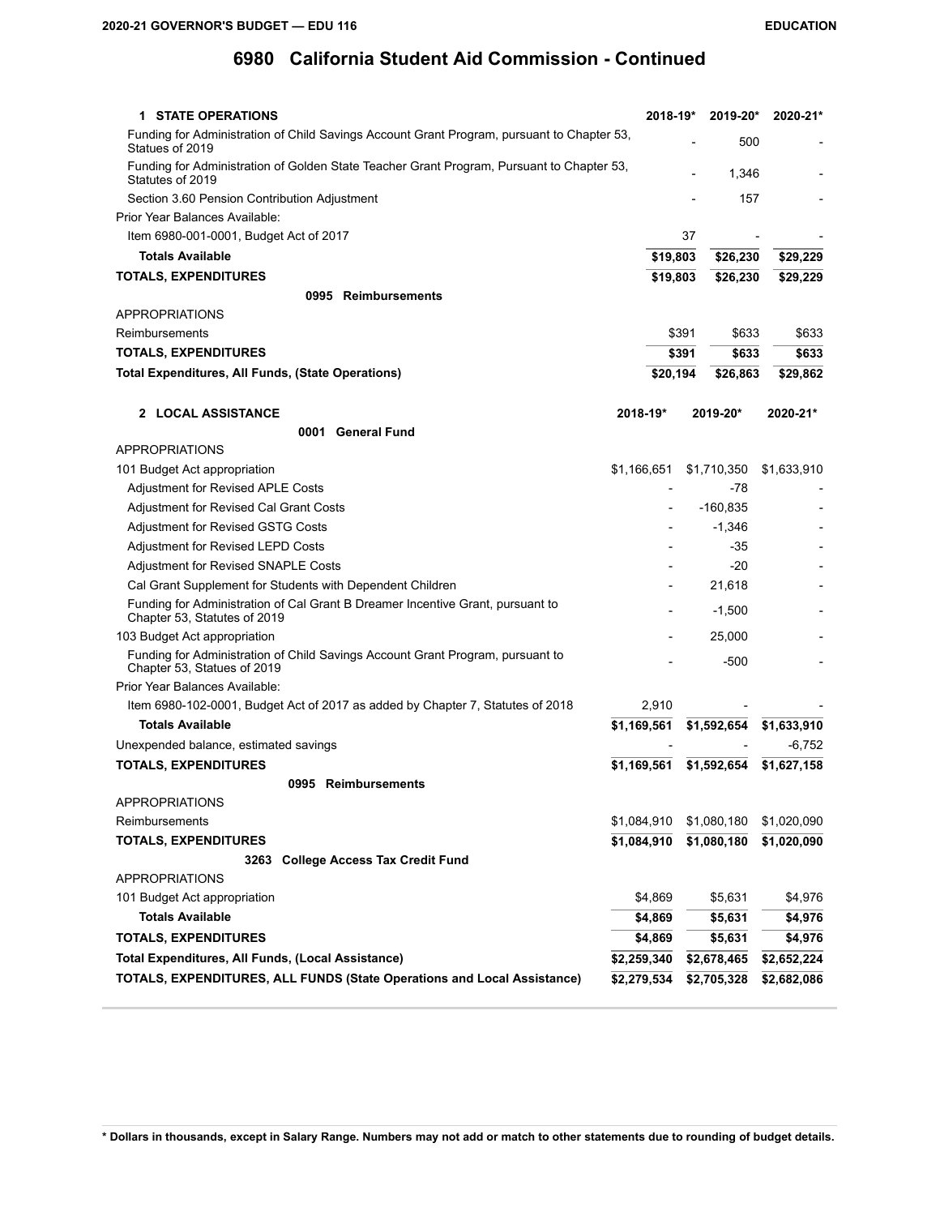## 6980 California Student Aid Commission - Continued

| 1 STATE OPERATIONS | 2018-19* | 2019-20* | 2020-21* |
|---|---|---|---|
| Funding for Administration of Child Savings Account Grant Program, pursuant to Chapter 53, Statues of 2019 | - | 500 | - |
| Funding for Administration of Golden State Teacher Grant Program, Pursuant to Chapter 53, Statutes of 2019 | - | 1,346 | - |
| Section 3.60 Pension Contribution Adjustment | - | 157 | - |
| Prior Year Balances Available: | | | |
| Item 6980-001-0001, Budget Act of 2017 | 37 | - | - |
| **Totals Available** | **$19,803** | **$26,230** | **$29,229** |
| **TOTALS, EXPENDITURES** | **$19,803** | **$26,230** | **$29,229** |
| **0995 Reimbursements** | | | |
| APPROPRIATIONS | | | |
| Reimbursements | $391 | $633 | $633 |
| **TOTALS, EXPENDITURES** | **$391** | **$633** | **$633** |
| **Total Expenditures, All Funds, (State Operations)** | **$20,194** | **$26,863** | **$29,862** |

| 2 LOCAL ASSISTANCE | 2018-19* | 2019-20* | 2020-21* |
|---|---|---|---|
| **0001 General Fund** | | | |
| APPROPRIATIONS | | | |
| 101 Budget Act appropriation | $1,166,651 | $1,710,350 | $1,633,910 |
| Adjustment for Revised APLE Costs | - | -78 | - |
| Adjustment for Revised Cal Grant Costs | - | -160,835 | - |
| Adjustment for Revised GSTG Costs | - | -1,346 | - |
| Adjustment for Revised LEPD Costs | - | -35 | - |
| Adjustment for Revised SNAPLE Costs | - | -20 | - |
| Cal Grant Supplement for Students with Dependent Children | - | 21,618 | - |
| Funding for Administration of Cal Grant B Dreamer Incentive Grant, pursuant to Chapter 53, Statutes of 2019 | - | -1,500 | - |
| 103 Budget Act appropriation | - | 25,000 | - |
| Funding for Administration of Child Savings Account Grant Program, pursuant to Chapter 53, Statues of 2019 | - | -500 | - |
| Prior Year Balances Available: | | | |
| Item 6980-102-0001, Budget Act of 2017 as added by Chapter 7, Statutes of 2018 | 2,910 | - | - |
| **Totals Available** | **$1,169,561** | **$1,592,654** | **$1,633,910** |
| Unexpended balance, estimated savings | - | - | -6,752 |
| **TOTALS, EXPENDITURES** | **$1,169,561** | **$1,592,654** | **$1,627,158** |
| **0995 Reimbursements** | | | |
| APPROPRIATIONS | | | |
| Reimbursements | $1,084,910 | $1,080,180 | $1,020,090 |
| **TOTALS, EXPENDITURES** | **$1,084,910** | **$1,080,180** | **$1,020,090** |
| **3263 College Access Tax Credit Fund** | | | |
| APPROPRIATIONS | | | |
| 101 Budget Act appropriation | $4,869 | $5,631 | $4,976 |
| **Totals Available** | **$4,869** | **$5,631** | **$4,976** |
| **TOTALS, EXPENDITURES** | **$4,869** | **$5,631** | **$4,976** |
| **Total Expenditures, All Funds, (Local Assistance)** | **$2,259,340** | **$2,678,465** | **$2,652,224** |
| **TOTALS, EXPENDITURES, ALL FUNDS (State Operations and Local Assistance)** | **$2,279,534** | **$2,705,328** | **$2,682,086** |

**\* Dollars in thousands, except in Salary Range. Numbers may not add or match to other statements due to rounding of budget details.**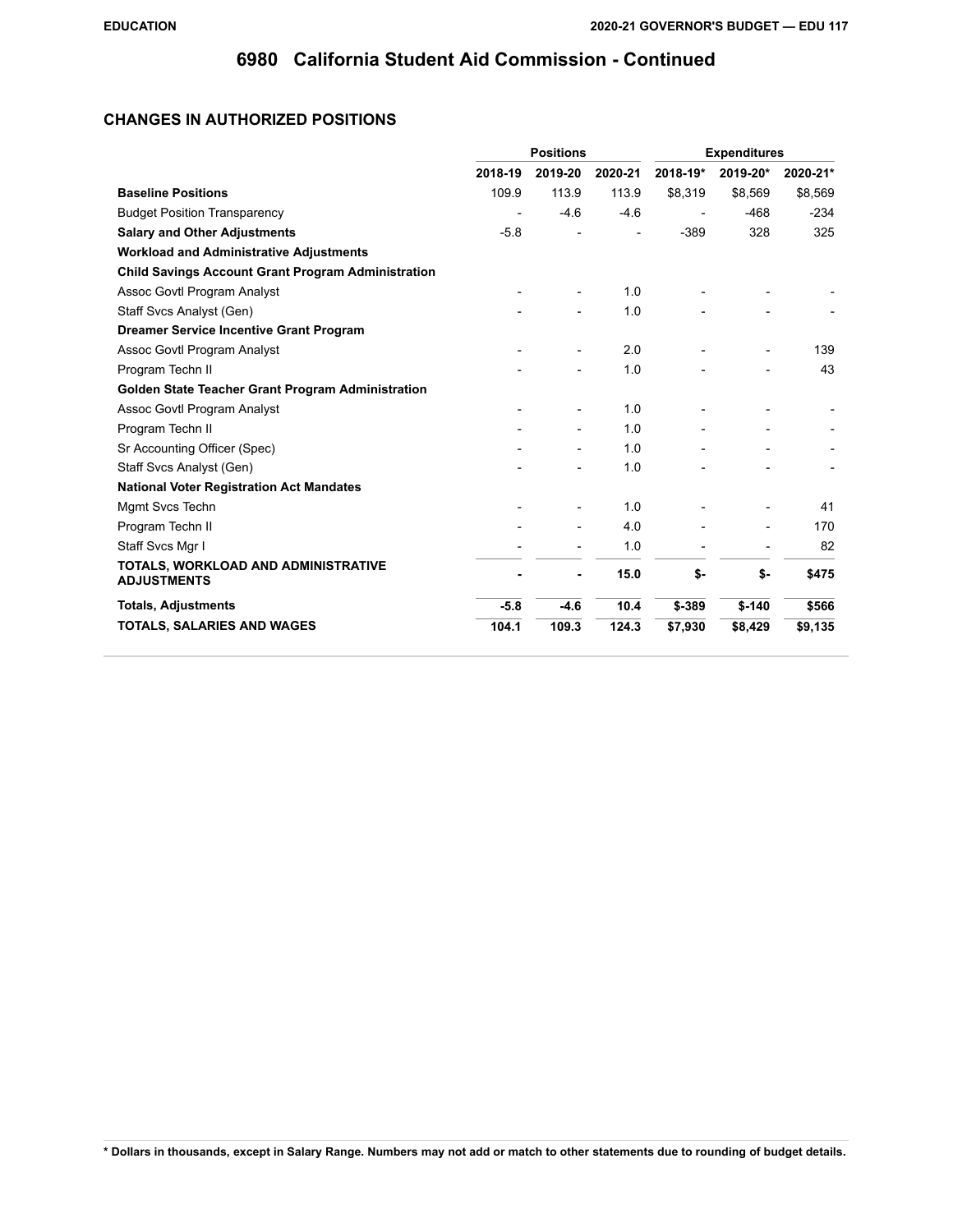# 6980 California Student Aid Commission - Continued

## CHANGES IN AUTHORIZED POSITIONS

| | Positions | | | Expenditures | | |
|---|---|---|---|---|---|---|
| | 2018-19 | 2019-20 | 2020-21 | 2018-19* | 2019-20* | 2020-21* |
| **Baseline Positions** | 109.9 | 113.9 | 113.9 | $8,319 | $8,569 | $8,569 |
| Budget Position Transparency | - | -4.6 | -4.6 | - | -468 | -234 |
| **Salary and Other Adjustments** | -5.8 | - | - | -389 | 328 | 325 |
| **Workload and Administrative Adjustments** | | | | | | |
| **Child Savings Account Grant Program Administration** | | | | | | |
| Assoc Govtl Program Analyst | - | - | 1.0 | - | - | - |
| Staff Svcs Analyst (Gen) | - | - | 1.0 | - | - | - |
| **Dreamer Service Incentive Grant Program** | | | | | | |
| Assoc Govtl Program Analyst | - | - | 2.0 | - | - | 139 |
| Program Techn II | - | - | 1.0 | - | - | 43 |
| **Golden State Teacher Grant Program Administration** | | | | | | |
| Assoc Govtl Program Analyst | - | - | 1.0 | - | - | - |
| Program Techn II | - | - | 1.0 | - | - | - |
| Sr Accounting Officer (Spec) | - | - | 1.0 | - | - | - |
| Staff Svcs Analyst (Gen) | - | - | 1.0 | - | - | - |
| **National Voter Registration Act Mandates** | | | | | | |
| Mgmt Svcs Techn | - | - | 1.0 | - | - | 41 |
| Program Techn II | - | - | 4.0 | - | - | 170 |
| Staff Svcs Mgr I | - | - | 1.0 | - | - | 82 |
| **TOTALS, WORKLOAD AND ADMINISTRATIVE ADJUSTMENTS** | **-** | **-** | **15.0** | **$-** | **$-** | **$475** |
| **Totals, Adjustments** | **-5.8** | **-4.6** | **10.4** | **$-389** | **$-140** | **$566** |
| **TOTALS, SALARIES AND WAGES** | **104.1** | **109.3** | **124.3** | **$7,930** | **$8,429** | **$9,135** |

**\* Dollars in thousands, except in Salary Range. Numbers may not add or match to other statements due to rounding of budget details.**